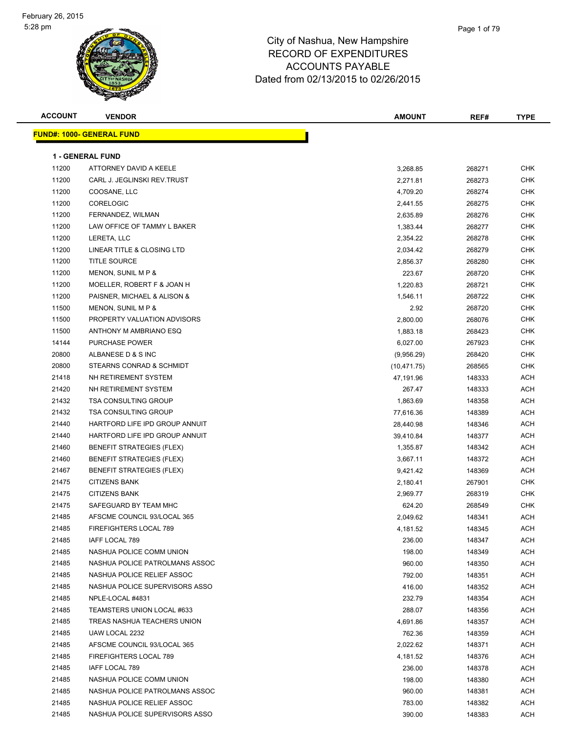February 26, 2015
5:28 pm

# City of Nashua, New Hampshire
## RECORD OF EXPENDITURES
## ACCOUNTS PAYABLE
## Dated from 02/13/2015 to 02/26/2015

**FUND#: 1000- GENERAL FUND**

**1 - GENERAL FUND**

| ACCOUNT | VENDOR | AMOUNT | REF# | TYPE |
|---|---|---|---|---|
| 11200 | ATTORNEY DAVID A KEELE | 3,268.85 | 268271 | CHK |
| 11200 | CARL J. JEGLINSKI REV.TRUST | 2,271.81 | 268273 | CHK |
| 11200 | COOSANE, LLC | 4,709.20 | 268274 | CHK |
| 11200 | CORELOGIC | 2,441.55 | 268275 | CHK |
| 11200 | FERNANDEZ, WILMAN | 2,635.89 | 268276 | CHK |
| 11200 | LAW OFFICE OF TAMMY L BAKER | 1,383.44 | 268277 | CHK |
| 11200 | LERETA, LLC | 2,354.22 | 268278 | CHK |
| 11200 | LINEAR TITLE & CLOSING LTD | 2,034.42 | 268279 | CHK |
| 11200 | TITLE SOURCE | 2,856.37 | 268280 | CHK |
| 11200 | MENON, SUNIL M P & | 223.67 | 268720 | CHK |
| 11200 | MOELLER, ROBERT F & JOAN H | 1,220.83 | 268721 | CHK |
| 11200 | PAISNER, MICHAEL & ALISON & | 1,546.11 | 268722 | CHK |
| 11500 | MENON, SUNIL M P & | 2.92 | 268720 | CHK |
| 11500 | PROPERTY VALUATION ADVISORS | 2,800.00 | 268076 | CHK |
| 11500 | ANTHONY M AMBRIANO ESQ | 1,883.18 | 268423 | CHK |
| 14144 | PURCHASE POWER | 6,027.00 | 267923 | CHK |
| 20800 | ALBANESE D & S INC | (9,956.29) | 268420 | CHK |
| 20800 | STEARNS CONRAD & SCHMIDT | (10,471.75) | 268565 | CHK |
| 21418 | NH RETIREMENT SYSTEM | 47,191.96 | 148333 | ACH |
| 21420 | NH RETIREMENT SYSTEM | 267.47 | 148333 | ACH |
| 21432 | TSA CONSULTING GROUP | 1,863.69 | 148358 | ACH |
| 21432 | TSA CONSULTING GROUP | 77,616.36 | 148389 | ACH |
| 21440 | HARTFORD LIFE IPD GROUP ANNUIT | 28,440.98 | 148346 | ACH |
| 21440 | HARTFORD LIFE IPD GROUP ANNUIT | 39,410.84 | 148377 | ACH |
| 21460 | BENEFIT STRATEGIES (FLEX) | 1,355.87 | 148342 | ACH |
| 21460 | BENEFIT STRATEGIES (FLEX) | 3,667.11 | 148372 | ACH |
| 21467 | BENEFIT STRATEGIES (FLEX) | 9,421.42 | 148369 | ACH |
| 21475 | CITIZENS BANK | 2,180.41 | 267901 | CHK |
| 21475 | CITIZENS BANK | 2,969.77 | 268319 | CHK |
| 21475 | SAFEGUARD BY TEAM MHC | 624.20 | 268549 | CHK |
| 21485 | AFSCME COUNCIL 93/LOCAL 365 | 2,049.62 | 148341 | ACH |
| 21485 | FIREFIGHTERS LOCAL 789 | 4,181.52 | 148345 | ACH |
| 21485 | IAFF LOCAL 789 | 236.00 | 148347 | ACH |
| 21485 | NASHUA POLICE COMM UNION | 198.00 | 148349 | ACH |
| 21485 | NASHUA POLICE PATROLMANS ASSOC | 960.00 | 148350 | ACH |
| 21485 | NASHUA POLICE RELIEF ASSOC | 792.00 | 148351 | ACH |
| 21485 | NASHUA POLICE SUPERVISORS ASSO | 416.00 | 148352 | ACH |
| 21485 | NPLE-LOCAL #4831 | 232.79 | 148354 | ACH |
| 21485 | TEAMSTERS UNION LOCAL #633 | 288.07 | 148356 | ACH |
| 21485 | TREAS NASHUA TEACHERS UNION | 4,691.86 | 148357 | ACH |
| 21485 | UAW LOCAL 2232 | 762.36 | 148359 | ACH |
| 21485 | AFSCME COUNCIL 93/LOCAL 365 | 2,022.62 | 148371 | ACH |
| 21485 | FIREFIGHTERS LOCAL 789 | 4,181.52 | 148376 | ACH |
| 21485 | IAFF LOCAL 789 | 236.00 | 148378 | ACH |
| 21485 | NASHUA POLICE COMM UNION | 198.00 | 148380 | ACH |
| 21485 | NASHUA POLICE PATROLMANS ASSOC | 960.00 | 148381 | ACH |
| 21485 | NASHUA POLICE RELIEF ASSOC | 783.00 | 148382 | ACH |
| 21485 | NASHUA POLICE SUPERVISORS ASSO | 390.00 | 148383 | ACH |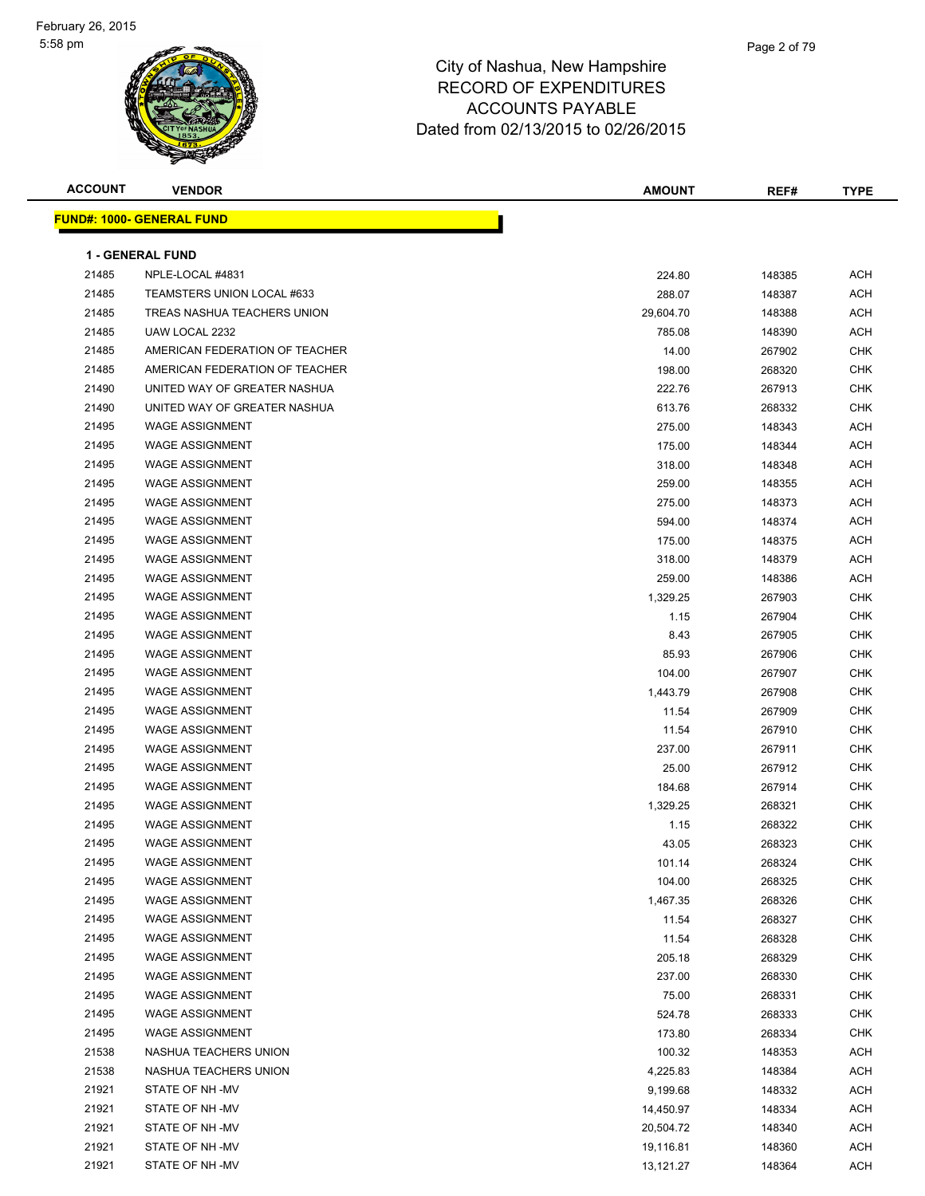City of Nashua, New Hampshire
RECORD OF EXPENDITURES
ACCOUNTS PAYABLE
Dated from 02/13/2015 to 02/26/2015

**FUND#: 1000- GENERAL FUND**

**1 - GENERAL FUND**

| ACCOUNT | VENDOR | AMOUNT | REF# | TYPE |
|---|---|---|---|---|
| 21485 | NPLE-LOCAL #4831 | 224.80 | 148385 | ACH |
| 21485 | TEAMSTERS UNION LOCAL #633 | 288.07 | 148387 | ACH |
| 21485 | TREAS NASHUA TEACHERS UNION | 29,604.70 | 148388 | ACH |
| 21485 | UAW LOCAL 2232 | 785.08 | 148390 | ACH |
| 21485 | AMERICAN FEDERATION OF TEACHER | 14.00 | 267902 | CHK |
| 21485 | AMERICAN FEDERATION OF TEACHER | 198.00 | 268320 | CHK |
| 21490 | UNITED WAY OF GREATER NASHUA | 222.76 | 267913 | CHK |
| 21490 | UNITED WAY OF GREATER NASHUA | 613.76 | 268332 | CHK |
| 21495 | WAGE ASSIGNMENT | 275.00 | 148343 | ACH |
| 21495 | WAGE ASSIGNMENT | 175.00 | 148344 | ACH |
| 21495 | WAGE ASSIGNMENT | 318.00 | 148348 | ACH |
| 21495 | WAGE ASSIGNMENT | 259.00 | 148355 | ACH |
| 21495 | WAGE ASSIGNMENT | 275.00 | 148373 | ACH |
| 21495 | WAGE ASSIGNMENT | 594.00 | 148374 | ACH |
| 21495 | WAGE ASSIGNMENT | 175.00 | 148375 | ACH |
| 21495 | WAGE ASSIGNMENT | 318.00 | 148379 | ACH |
| 21495 | WAGE ASSIGNMENT | 259.00 | 148386 | ACH |
| 21495 | WAGE ASSIGNMENT | 1,329.25 | 267903 | CHK |
| 21495 | WAGE ASSIGNMENT | 1.15 | 267904 | CHK |
| 21495 | WAGE ASSIGNMENT | 8.43 | 267905 | CHK |
| 21495 | WAGE ASSIGNMENT | 85.93 | 267906 | CHK |
| 21495 | WAGE ASSIGNMENT | 104.00 | 267907 | CHK |
| 21495 | WAGE ASSIGNMENT | 1,443.79 | 267908 | CHK |
| 21495 | WAGE ASSIGNMENT | 11.54 | 267909 | CHK |
| 21495 | WAGE ASSIGNMENT | 11.54 | 267910 | CHK |
| 21495 | WAGE ASSIGNMENT | 237.00 | 267911 | CHK |
| 21495 | WAGE ASSIGNMENT | 25.00 | 267912 | CHK |
| 21495 | WAGE ASSIGNMENT | 184.68 | 267914 | CHK |
| 21495 | WAGE ASSIGNMENT | 1,329.25 | 268321 | CHK |
| 21495 | WAGE ASSIGNMENT | 1.15 | 268322 | CHK |
| 21495 | WAGE ASSIGNMENT | 43.05 | 268323 | CHK |
| 21495 | WAGE ASSIGNMENT | 101.14 | 268324 | CHK |
| 21495 | WAGE ASSIGNMENT | 104.00 | 268325 | CHK |
| 21495 | WAGE ASSIGNMENT | 1,467.35 | 268326 | CHK |
| 21495 | WAGE ASSIGNMENT | 11.54 | 268327 | CHK |
| 21495 | WAGE ASSIGNMENT | 11.54 | 268328 | CHK |
| 21495 | WAGE ASSIGNMENT | 205.18 | 268329 | CHK |
| 21495 | WAGE ASSIGNMENT | 237.00 | 268330 | CHK |
| 21495 | WAGE ASSIGNMENT | 75.00 | 268331 | CHK |
| 21495 | WAGE ASSIGNMENT | 524.78 | 268333 | CHK |
| 21495 | WAGE ASSIGNMENT | 173.80 | 268334 | CHK |
| 21538 | NASHUA TEACHERS UNION | 100.32 | 148353 | ACH |
| 21538 | NASHUA TEACHERS UNION | 4,225.83 | 148384 | ACH |
| 21921 | STATE OF NH -MV | 9,199.68 | 148332 | ACH |
| 21921 | STATE OF NH -MV | 14,450.97 | 148334 | ACH |
| 21921 | STATE OF NH -MV | 20,504.72 | 148340 | ACH |
| 21921 | STATE OF NH -MV | 19,116.81 | 148360 | ACH |
| 21921 | STATE OF NH -MV | 13,121.27 | 148364 | ACH |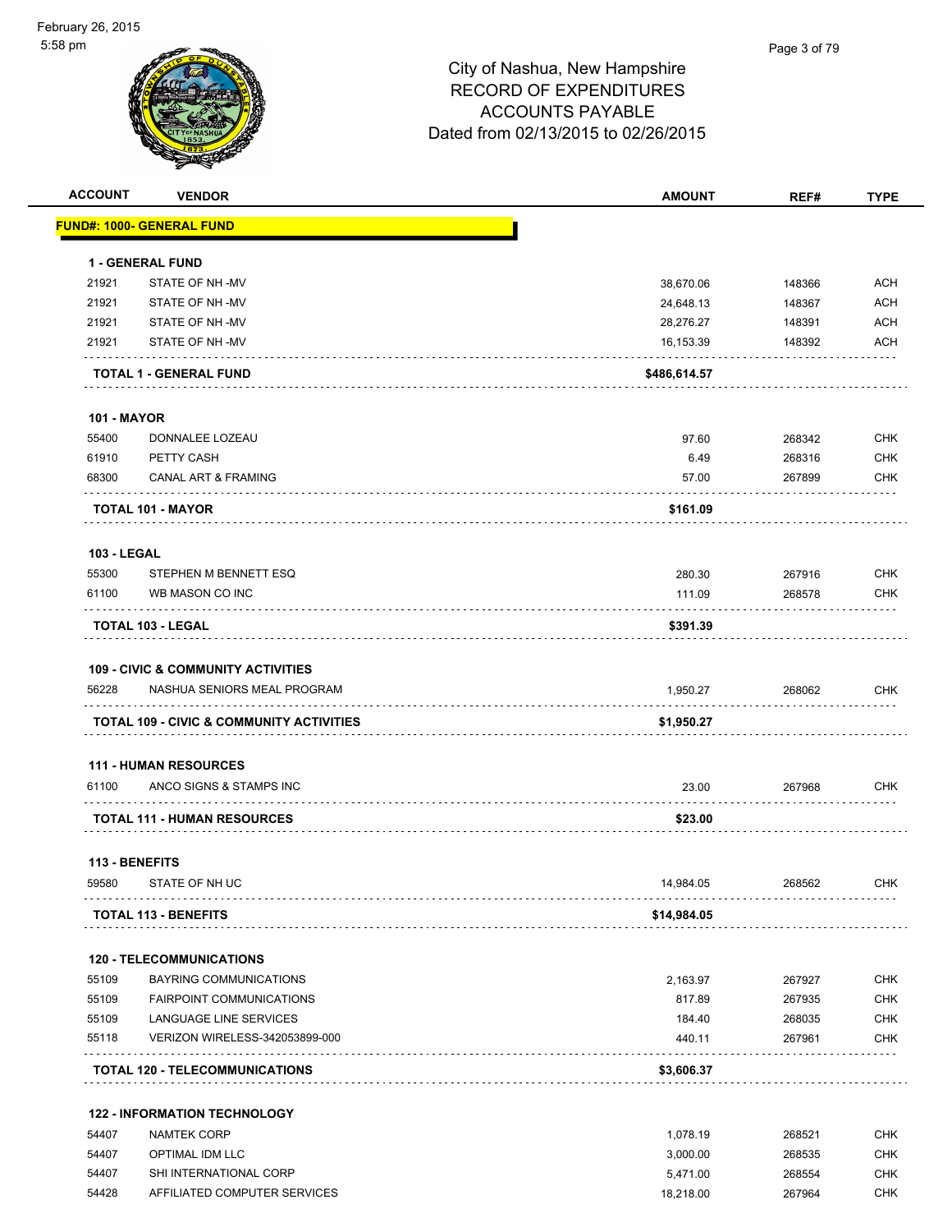City of Nashua, New Hampshire
RECORD OF EXPENDITURES
ACCOUNTS PAYABLE
Dated from 02/13/2015 to 02/26/2015

| ACCOUNT | VENDOR | AMOUNT | REF# | TYPE |
|---|---|---|---|---|
| **FUND#: 1000- GENERAL FUND** | | | | |
| **1 - GENERAL FUND** | | | | |
| 21921 | STATE OF NH -MV | 38,670.06 | 148366 | ACH |
| 21921 | STATE OF NH -MV | 24,648.13 | 148367 | ACH |
| 21921 | STATE OF NH -MV | 28,276.27 | 148391 | ACH |
| 21921 | STATE OF NH -MV | 16,153.39 | 148392 | ACH |
| **TOTAL 1 - GENERAL FUND** | | **$486,614.57** | | |
| **101 - MAYOR** | | | | |
| 55400 | DONNALEE LOZEAU | 97.60 | 268342 | CHK |
| 61910 | PETTY CASH | 6.49 | 268316 | CHK |
| 68300 | CANAL ART & FRAMING | 57.00 | 267899 | CHK |
| **TOTAL 101 - MAYOR** | | **$161.09** | | |
| **103 - LEGAL** | | | | |
| 55300 | STEPHEN M BENNETT ESQ | 280.30 | 267916 | CHK |
| 61100 | WB MASON CO INC | 111.09 | 268578 | CHK |
| **TOTAL 103 - LEGAL** | | **$391.39** | | |
| **109 - CIVIC & COMMUNITY ACTIVITIES** | | | | |
| 56228 | NASHUA SENIORS MEAL PROGRAM | 1,950.27 | 268062 | CHK |
| **TOTAL 109 - CIVIC & COMMUNITY ACTIVITIES** | | **$1,950.27** | | |
| **111 - HUMAN RESOURCES** | | | | |
| 61100 | ANCO SIGNS & STAMPS INC | 23.00 | 267968 | CHK |
| **TOTAL 111 - HUMAN RESOURCES** | | **$23.00** | | |
| **113 - BENEFITS** | | | | |
| 59580 | STATE OF NH UC | 14,984.05 | 268562 | CHK |
| **TOTAL 113 - BENEFITS** | | **$14,984.05** | | |
| **120 - TELECOMMUNICATIONS** | | | | |
| 55109 | BAYRING COMMUNICATIONS | 2,163.97 | 267927 | CHK |
| 55109 | FAIRPOINT COMMUNICATIONS | 817.89 | 267935 | CHK |
| 55109 | LANGUAGE LINE SERVICES | 184.40 | 268035 | CHK |
| 55118 | VERIZON WIRELESS-342053899-000 | 440.11 | 267961 | CHK |
| **TOTAL 120 - TELECOMMUNICATIONS** | | **$3,606.37** | | |
| **122 - INFORMATION TECHNOLOGY** | | | | |
| 54407 | NAMTEK CORP | 1,078.19 | 268521 | CHK |
| 54407 | OPTIMAL IDM LLC | 3,000.00 | 268535 | CHK |
| 54407 | SHI INTERNATIONAL CORP | 5,471.00 | 268554 | CHK |
| 54428 | AFFILIATED COMPUTER SERVICES | 18,218.00 | 267964 | CHK |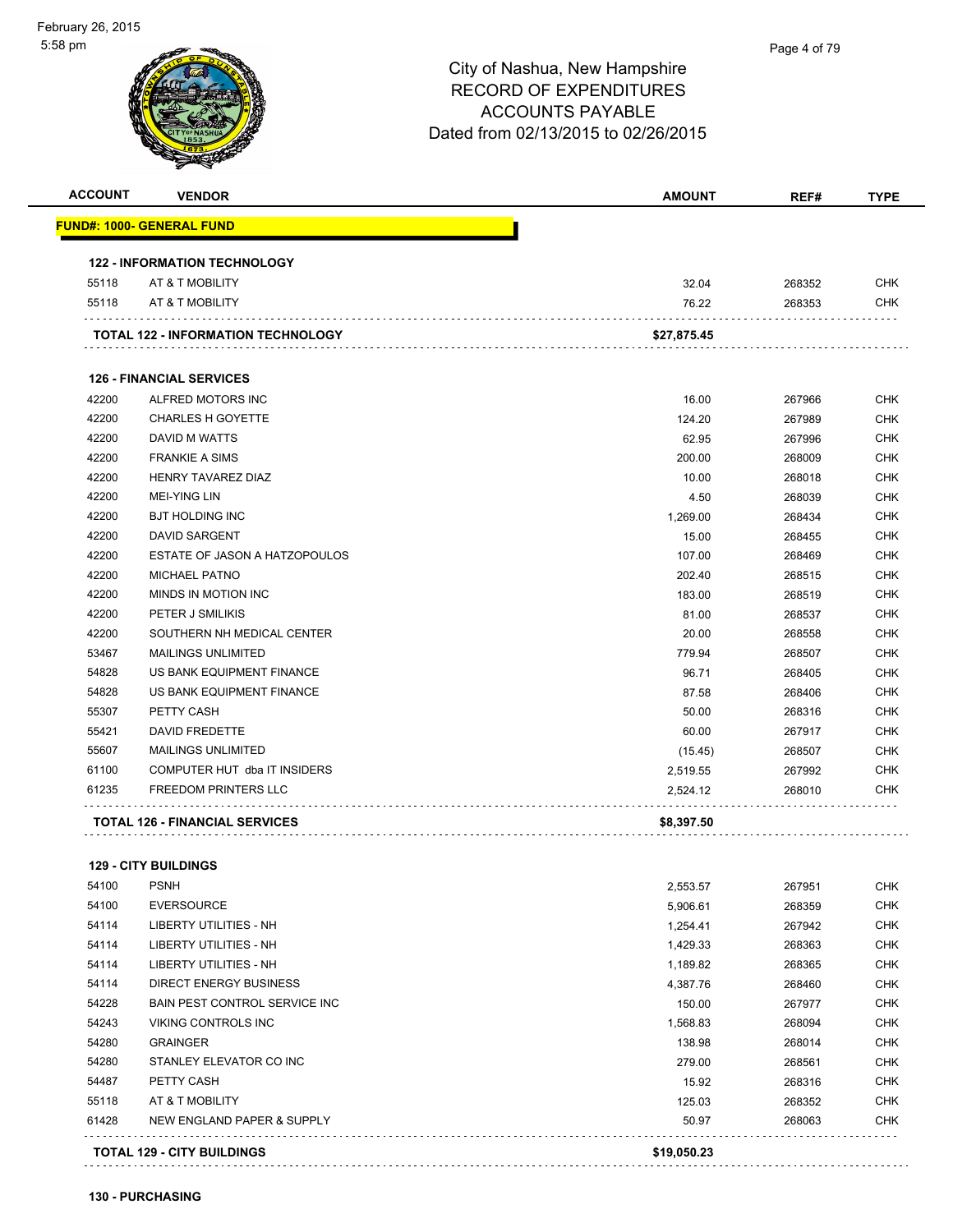City of Nashua, New Hampshire
RECORD OF EXPENDITURES
ACCOUNTS PAYABLE
Dated from 02/13/2015 to 02/26/2015

| ACCOUNT | VENDOR | AMOUNT | REF# | TYPE |
|---|---|---|---|---|
| **FUND#: 1000- GENERAL FUND** | | | | |
| **122 - INFORMATION TECHNOLOGY** | | | | |
| 55118 | AT & T MOBILITY | 32.04 | 268352 | CHK |
| 55118 | AT & T MOBILITY | 76.22 | 268353 | CHK |
| **TOTAL 122 - INFORMATION TECHNOLOGY** | | **$27,875.45** | | |
| **126 - FINANCIAL SERVICES** | | | | |
| 42200 | ALFRED MOTORS INC | 16.00 | 267966 | CHK |
| 42200 | CHARLES H GOYETTE | 124.20 | 267989 | CHK |
| 42200 | DAVID M WATTS | 62.95 | 267996 | CHK |
| 42200 | FRANKIE A SIMS | 200.00 | 268009 | CHK |
| 42200 | HENRY TAVAREZ DIAZ | 10.00 | 268018 | CHK |
| 42200 | MEI-YING LIN | 4.50 | 268039 | CHK |
| 42200 | BJT HOLDING INC | 1,269.00 | 268434 | CHK |
| 42200 | DAVID SARGENT | 15.00 | 268455 | CHK |
| 42200 | ESTATE OF JASON A HATZOPOULOS | 107.00 | 268469 | CHK |
| 42200 | MICHAEL PATNO | 202.40 | 268515 | CHK |
| 42200 | MINDS IN MOTION INC | 183.00 | 268519 | CHK |
| 42200 | PETER J SMILIKIS | 81.00 | 268537 | CHK |
| 42200 | SOUTHERN NH MEDICAL CENTER | 20.00 | 268558 | CHK |
| 53467 | MAILINGS UNLIMITED | 779.94 | 268507 | CHK |
| 54828 | US BANK EQUIPMENT FINANCE | 96.71 | 268405 | CHK |
| 54828 | US BANK EQUIPMENT FINANCE | 87.58 | 268406 | CHK |
| 55307 | PETTY CASH | 50.00 | 268316 | CHK |
| 55421 | DAVID FREDETTE | 60.00 | 267917 | CHK |
| 55607 | MAILINGS UNLIMITED | (15.45) | 268507 | CHK |
| 61100 | COMPUTER HUT dba IT INSIDERS | 2,519.55 | 267992 | CHK |
| 61235 | FREEDOM PRINTERS LLC | 2,524.12 | 268010 | CHK |
| **TOTAL 126 - FINANCIAL SERVICES** | | **$8,397.50** | | |
| **129 - CITY BUILDINGS** | | | | |
| 54100 | PSNH | 2,553.57 | 267951 | CHK |
| 54100 | EVERSOURCE | 5,906.61 | 268359 | CHK |
| 54114 | LIBERTY UTILITIES - NH | 1,254.41 | 267942 | CHK |
| 54114 | LIBERTY UTILITIES - NH | 1,429.33 | 268363 | CHK |
| 54114 | LIBERTY UTILITIES - NH | 1,189.82 | 268365 | CHK |
| 54114 | DIRECT ENERGY BUSINESS | 4,387.76 | 268460 | CHK |
| 54228 | BAIN PEST CONTROL SERVICE INC | 150.00 | 267977 | CHK |
| 54243 | VIKING CONTROLS INC | 1,568.83 | 268094 | CHK |
| 54280 | GRAINGER | 138.98 | 268014 | CHK |
| 54280 | STANLEY ELEVATOR CO INC | 279.00 | 268561 | CHK |
| 54487 | PETTY CASH | 15.92 | 268316 | CHK |
| 55118 | AT & T MOBILITY | 125.03 | 268352 | CHK |
| 61428 | NEW ENGLAND PAPER & SUPPLY | 50.97 | 268063 | CHK |
| **TOTAL 129 - CITY BUILDINGS** | | **$19,050.23** | | |

**130 - PURCHASING**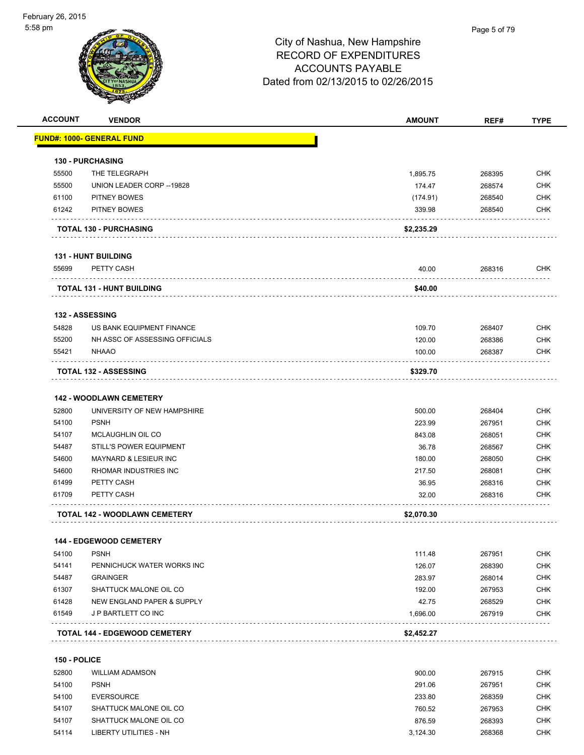# City of Nashua, New Hampshire
## RECORD OF EXPENDITURES
## ACCOUNTS PAYABLE
## Dated from 02/13/2015 to 02/26/2015

| ACCOUNT | VENDOR | AMOUNT | REF# | TYPE |
|---|---|---|---|---|
| **FUND#: 1000- GENERAL FUND** | | | | |
| **130 - PURCHASING** | | | | |
| 55500 | THE TELEGRAPH | 1,895.75 | 268395 | CHK |
| 55500 | UNION LEADER CORP --19828 | 174.47 | 268574 | CHK |
| 61100 | PITNEY BOWES | (174.91) | 268540 | CHK |
| 61242 | PITNEY BOWES | 339.98 | 268540 | CHK |
| **TOTAL 130 - PURCHASING** | | **$2,235.29** | | |
| **131 - HUNT BUILDING** | | | | |
| 55699 | PETTY CASH | 40.00 | 268316 | CHK |
| **TOTAL 131 - HUNT BUILDING** | | **$40.00** | | |
| **132 - ASSESSING** | | | | |
| 54828 | US BANK EQUIPMENT FINANCE | 109.70 | 268407 | CHK |
| 55200 | NH ASSC OF ASSESSING OFFICIALS | 120.00 | 268386 | CHK |
| 55421 | NHAAO | 100.00 | 268387 | CHK |
| **TOTAL 132 - ASSESSING** | | **$329.70** | | |
| **142 - WOODLAWN CEMETERY** | | | | |
| 52800 | UNIVERSITY OF NEW HAMPSHIRE | 500.00 | 268404 | CHK |
| 54100 | PSNH | 223.99 | 267951 | CHK |
| 54107 | MCLAUGHLIN OIL CO | 843.08 | 268051 | CHK |
| 54487 | STILL'S POWER EQUIPMENT | 36.78 | 268567 | CHK |
| 54600 | MAYNARD & LESIEUR INC | 180.00 | 268050 | CHK |
| 54600 | RHOMAR INDUSTRIES INC | 217.50 | 268081 | CHK |
| 61499 | PETTY CASH | 36.95 | 268316 | CHK |
| 61709 | PETTY CASH | 32.00 | 268316 | CHK |
| **TOTAL 142 - WOODLAWN CEMETERY** | | **$2,070.30** | | |
| **144 - EDGEWOOD CEMETERY** | | | | |
| 54100 | PSNH | 111.48 | 267951 | CHK |
| 54141 | PENNICHUCK WATER WORKS INC | 126.07 | 268390 | CHK |
| 54487 | GRAINGER | 283.97 | 268014 | CHK |
| 61307 | SHATTUCK MALONE OIL CO | 192.00 | 267953 | CHK |
| 61428 | NEW ENGLAND PAPER & SUPPLY | 42.75 | 268529 | CHK |
| 61549 | J P BARTLETT CO INC | 1,696.00 | 267919 | CHK |
| **TOTAL 144 - EDGEWOOD CEMETERY** | | **$2,452.27** | | |
| **150 - POLICE** | | | | |
| 52800 | WILLIAM ADAMSON | 900.00 | 267915 | CHK |
| 54100 | PSNH | 291.06 | 267951 | CHK |
| 54100 | EVERSOURCE | 233.80 | 268359 | CHK |
| 54107 | SHATTUCK MALONE OIL CO | 760.52 | 267953 | CHK |
| 54107 | SHATTUCK MALONE OIL CO | 876.59 | 268393 | CHK |
| 54114 | LIBERTY UTILITIES - NH | 3,124.30 | 268368 | CHK |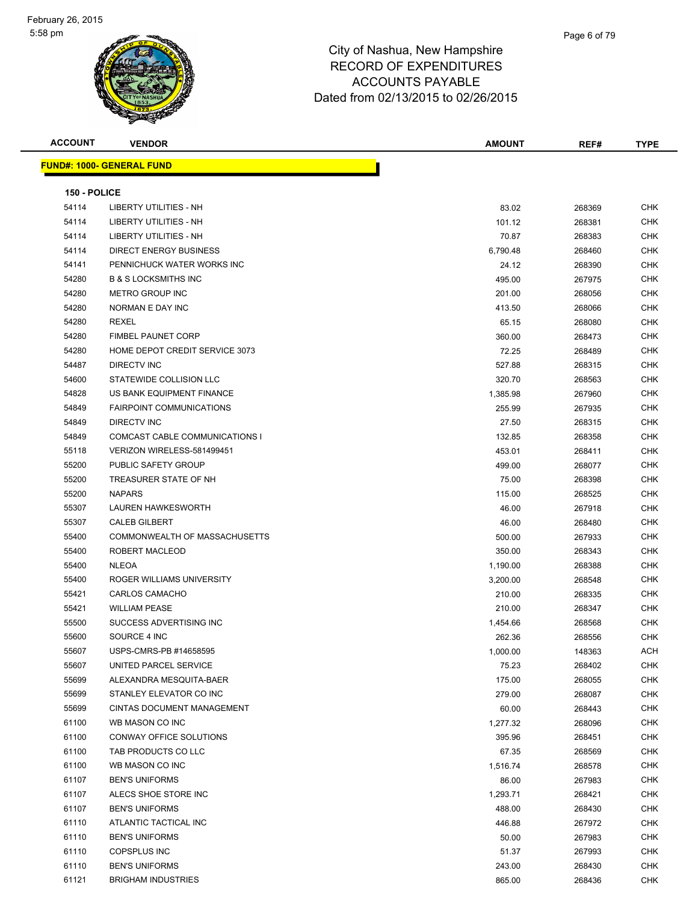City of Nashua, New Hampshire
RECORD OF EXPENDITURES
ACCOUNTS PAYABLE
Dated from 02/13/2015 to 02/26/2015

**FUND#: 1000- GENERAL FUND**

**150 - POLICE**

| ACCOUNT | VENDOR | AMOUNT | REF# | TYPE |
|---|---|---|---|---|
| 54114 | LIBERTY UTILITIES - NH | 83.02 | 268369 | CHK |
| 54114 | LIBERTY UTILITIES - NH | 101.12 | 268381 | CHK |
| 54114 | LIBERTY UTILITIES - NH | 70.87 | 268383 | CHK |
| 54114 | DIRECT ENERGY BUSINESS | 6,790.48 | 268460 | CHK |
| 54141 | PENNICHUCK WATER WORKS INC | 24.12 | 268390 | CHK |
| 54280 | B & S LOCKSMITHS INC | 495.00 | 267975 | CHK |
| 54280 | METRO GROUP INC | 201.00 | 268056 | CHK |
| 54280 | NORMAN E DAY INC | 413.50 | 268066 | CHK |
| 54280 | REXEL | 65.15 | 268080 | CHK |
| 54280 | FIMBEL PAUNET CORP | 360.00 | 268473 | CHK |
| 54280 | HOME DEPOT CREDIT SERVICE 3073 | 72.25 | 268489 | CHK |
| 54487 | DIRECTV INC | 527.88 | 268315 | CHK |
| 54600 | STATEWIDE COLLISION LLC | 320.70 | 268563 | CHK |
| 54828 | US BANK EQUIPMENT FINANCE | 1,385.98 | 267960 | CHK |
| 54849 | FAIRPOINT COMMUNICATIONS | 255.99 | 267935 | CHK |
| 54849 | DIRECTV INC | 27.50 | 268315 | CHK |
| 54849 | COMCAST CABLE COMMUNICATIONS I | 132.85 | 268358 | CHK |
| 55118 | VERIZON WIRELESS-581499451 | 453.01 | 268411 | CHK |
| 55200 | PUBLIC SAFETY GROUP | 499.00 | 268077 | CHK |
| 55200 | TREASURER STATE OF NH | 75.00 | 268398 | CHK |
| 55200 | NAPARS | 115.00 | 268525 | CHK |
| 55307 | LAUREN HAWKESWORTH | 46.00 | 267918 | CHK |
| 55307 | CALEB GILBERT | 46.00 | 268480 | CHK |
| 55400 | COMMONWEALTH OF MASSACHUSETTS | 500.00 | 267933 | CHK |
| 55400 | ROBERT MACLEOD | 350.00 | 268343 | CHK |
| 55400 | NLEOA | 1,190.00 | 268388 | CHK |
| 55400 | ROGER WILLIAMS UNIVERSITY | 3,200.00 | 268548 | CHK |
| 55421 | CARLOS CAMACHO | 210.00 | 268335 | CHK |
| 55421 | WILLIAM PEASE | 210.00 | 268347 | CHK |
| 55500 | SUCCESS ADVERTISING INC | 1,454.66 | 268568 | CHK |
| 55600 | SOURCE 4 INC | 262.36 | 268556 | CHK |
| 55607 | USPS-CMRS-PB #14658595 | 1,000.00 | 148363 | ACH |
| 55607 | UNITED PARCEL SERVICE | 75.23 | 268402 | CHK |
| 55699 | ALEXANDRA MESQUITA-BAER | 175.00 | 268055 | CHK |
| 55699 | STANLEY ELEVATOR CO INC | 279.00 | 268087 | CHK |
| 55699 | CINTAS DOCUMENT MANAGEMENT | 60.00 | 268443 | CHK |
| 61100 | WB MASON CO INC | 1,277.32 | 268096 | CHK |
| 61100 | CONWAY OFFICE SOLUTIONS | 395.96 | 268451 | CHK |
| 61100 | TAB PRODUCTS CO LLC | 67.35 | 268569 | CHK |
| 61100 | WB MASON CO INC | 1,516.74 | 268578 | CHK |
| 61107 | BEN'S UNIFORMS | 86.00 | 267983 | CHK |
| 61107 | ALECS SHOE STORE INC | 1,293.71 | 268421 | CHK |
| 61107 | BEN'S UNIFORMS | 488.00 | 268430 | CHK |
| 61110 | ATLANTIC TACTICAL INC | 446.88 | 267972 | CHK |
| 61110 | BEN'S UNIFORMS | 50.00 | 267983 | CHK |
| 61110 | COPSPLUS INC | 51.37 | 267993 | CHK |
| 61110 | BEN'S UNIFORMS | 243.00 | 268430 | CHK |
| 61121 | BRIGHAM INDUSTRIES | 865.00 | 268436 | CHK |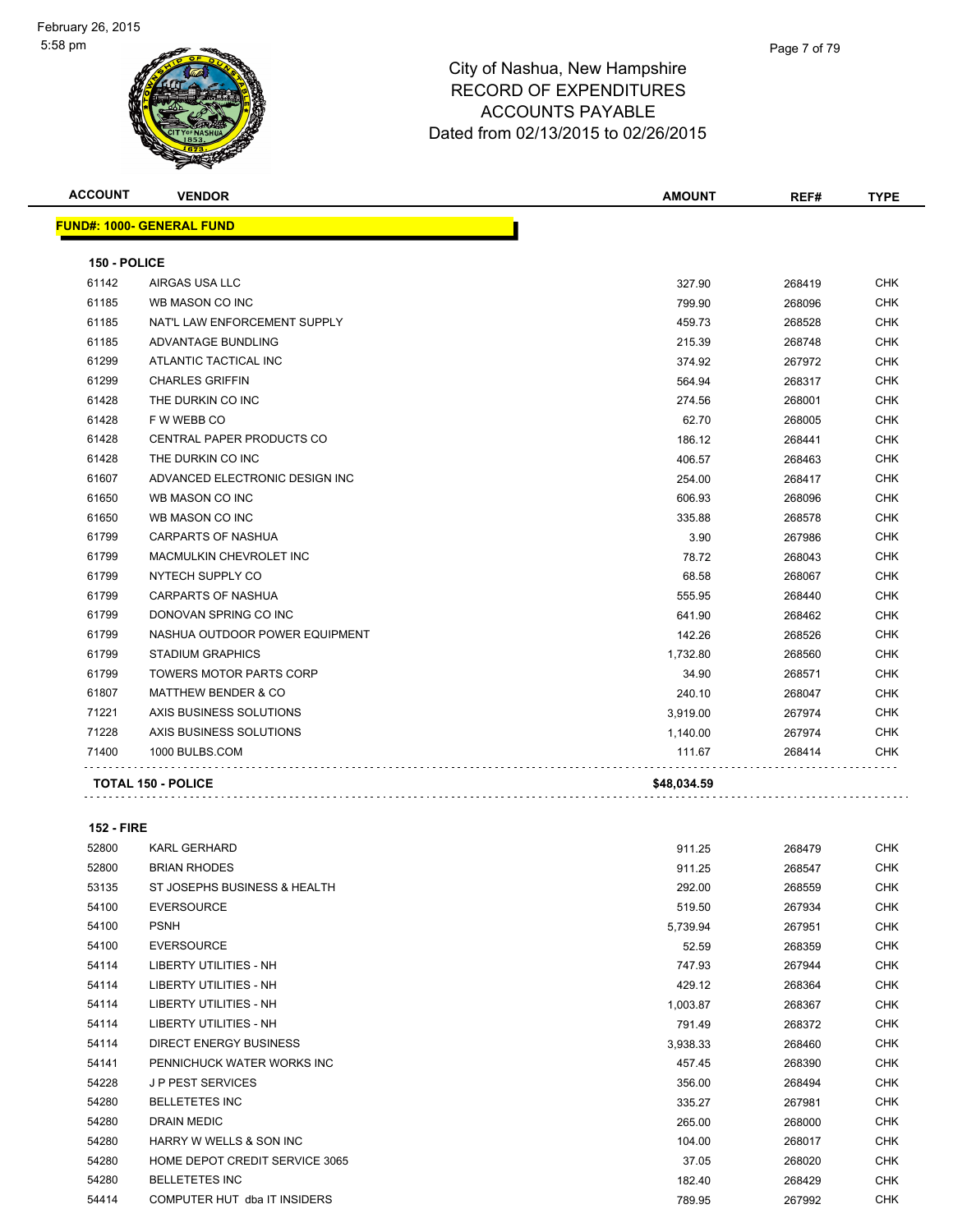City of Nashua, New Hampshire
RECORD OF EXPENDITURES
ACCOUNTS PAYABLE
Dated from 02/13/2015 to 02/26/2015

| ACCOUNT | VENDOR | AMOUNT | REF# | TYPE |
|---|---|---|---|---|
| **FUND#: 1000- GENERAL FUND** | | | | |
| **150 - POLICE** | | | | |
| 61142 | AIRGAS USA LLC | 327.90 | 268419 | CHK |
| 61185 | WB MASON CO INC | 799.90 | 268096 | CHK |
| 61185 | NAT'L LAW ENFORCEMENT SUPPLY | 459.73 | 268528 | CHK |
| 61185 | ADVANTAGE BUNDLING | 215.39 | 268748 | CHK |
| 61299 | ATLANTIC TACTICAL INC | 374.92 | 267972 | CHK |
| 61299 | CHARLES GRIFFIN | 564.94 | 268317 | CHK |
| 61428 | THE DURKIN CO INC | 274.56 | 268001 | CHK |
| 61428 | F W WEBB CO | 62.70 | 268005 | CHK |
| 61428 | CENTRAL PAPER PRODUCTS CO | 186.12 | 268441 | CHK |
| 61428 | THE DURKIN CO INC | 406.57 | 268463 | CHK |
| 61607 | ADVANCED ELECTRONIC DESIGN INC | 254.00 | 268417 | CHK |
| 61650 | WB MASON CO INC | 606.93 | 268096 | CHK |
| 61650 | WB MASON CO INC | 335.88 | 268578 | CHK |
| 61799 | CARPARTS OF NASHUA | 3.90 | 267986 | CHK |
| 61799 | MACMULKIN CHEVROLET INC | 78.72 | 268043 | CHK |
| 61799 | NYTECH SUPPLY CO | 68.58 | 268067 | CHK |
| 61799 | CARPARTS OF NASHUA | 555.95 | 268440 | CHK |
| 61799 | DONOVAN SPRING CO INC | 641.90 | 268462 | CHK |
| 61799 | NASHUA OUTDOOR POWER EQUIPMENT | 142.26 | 268526 | CHK |
| 61799 | STADIUM GRAPHICS | 1,732.80 | 268560 | CHK |
| 61799 | TOWERS MOTOR PARTS CORP | 34.90 | 268571 | CHK |
| 61807 | MATTHEW BENDER & CO | 240.10 | 268047 | CHK |
| 71221 | AXIS BUSINESS SOLUTIONS | 3,919.00 | 267974 | CHK |
| 71228 | AXIS BUSINESS SOLUTIONS | 1,140.00 | 267974 | CHK |
| 71400 | 1000 BULBS.COM | 111.67 | 268414 | CHK |
| **TOTAL 150 - POLICE** | | **$48,034.59** | | |
| **152 - FIRE** | | | | |
| 52800 | KARL GERHARD | 911.25 | 268479 | CHK |
| 52800 | BRIAN RHODES | 911.25 | 268547 | CHK |
| 53135 | ST JOSEPHS BUSINESS & HEALTH | 292.00 | 268559 | CHK |
| 54100 | EVERSOURCE | 519.50 | 267934 | CHK |
| 54100 | PSNH | 5,739.94 | 267951 | CHK |
| 54100 | EVERSOURCE | 52.59 | 268359 | CHK |
| 54114 | LIBERTY UTILITIES - NH | 747.93 | 267944 | CHK |
| 54114 | LIBERTY UTILITIES - NH | 429.12 | 268364 | CHK |
| 54114 | LIBERTY UTILITIES - NH | 1,003.87 | 268367 | CHK |
| 54114 | LIBERTY UTILITIES - NH | 791.49 | 268372 | CHK |
| 54114 | DIRECT ENERGY BUSINESS | 3,938.33 | 268460 | CHK |
| 54141 | PENNICHUCK WATER WORKS INC | 457.45 | 268390 | CHK |
| 54228 | J P PEST SERVICES | 356.00 | 268494 | CHK |
| 54280 | BELLETETES INC | 335.27 | 267981 | CHK |
| 54280 | DRAIN MEDIC | 265.00 | 268000 | CHK |
| 54280 | HARRY W WELLS & SON INC | 104.00 | 268017 | CHK |
| 54280 | HOME DEPOT CREDIT SERVICE 3065 | 37.05 | 268020 | CHK |
| 54280 | BELLETETES INC | 182.40 | 268429 | CHK |
| 54414 | COMPUTER HUT dba IT INSIDERS | 789.95 | 267992 | CHK |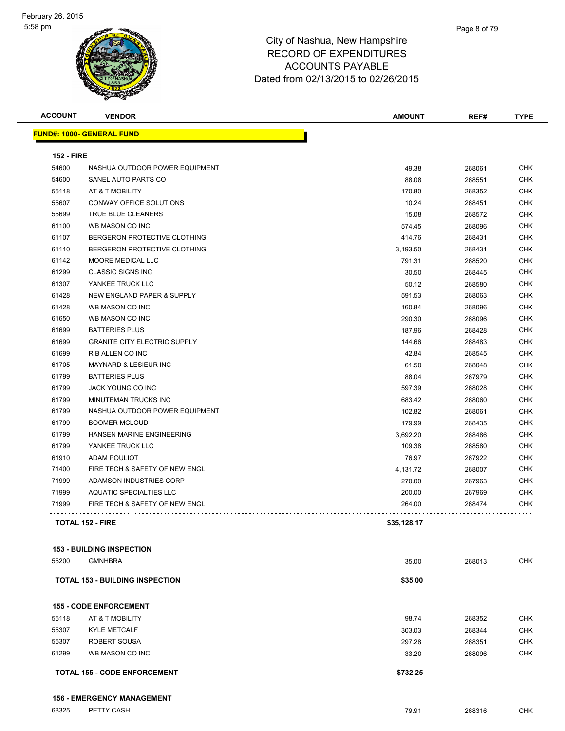# City of Nashua, New Hampshire
## RECORD OF EXPENDITURES
## ACCOUNTS PAYABLE
## Dated from 02/13/2015 to 02/26/2015

| ACCOUNT | VENDOR | AMOUNT | REF# | TYPE |
|---|---|---|---|---|
| **FUND#: 1000- GENERAL FUND** | | | | |
| **152 - FIRE** | | | | |
| 54600 | NASHUA OUTDOOR POWER EQUIPMENT | 49.38 | 268061 | CHK |
| 54600 | SANEL AUTO PARTS CO | 88.08 | 268551 | CHK |
| 55118 | AT & T MOBILITY | 170.80 | 268352 | CHK |
| 55607 | CONWAY OFFICE SOLUTIONS | 10.24 | 268451 | CHK |
| 55699 | TRUE BLUE CLEANERS | 15.08 | 268572 | CHK |
| 61100 | WB MASON CO INC | 574.45 | 268096 | CHK |
| 61107 | BERGERON PROTECTIVE CLOTHING | 414.76 | 268431 | CHK |
| 61110 | BERGERON PROTECTIVE CLOTHING | 3,193.50 | 268431 | CHK |
| 61142 | MOORE MEDICAL LLC | 791.31 | 268520 | CHK |
| 61299 | CLASSIC SIGNS INC | 30.50 | 268445 | CHK |
| 61307 | YANKEE TRUCK LLC | 50.12 | 268580 | CHK |
| 61428 | NEW ENGLAND PAPER & SUPPLY | 591.53 | 268063 | CHK |
| 61428 | WB MASON CO INC | 160.84 | 268096 | CHK |
| 61650 | WB MASON CO INC | 290.30 | 268096 | CHK |
| 61699 | BATTERIES PLUS | 187.96 | 268428 | CHK |
| 61699 | GRANITE CITY ELECTRIC SUPPLY | 144.66 | 268483 | CHK |
| 61699 | R B ALLEN CO INC | 42.84 | 268545 | CHK |
| 61705 | MAYNARD & LESIEUR INC | 61.50 | 268048 | CHK |
| 61799 | BATTERIES PLUS | 88.04 | 267979 | CHK |
| 61799 | JACK YOUNG CO INC | 597.39 | 268028 | CHK |
| 61799 | MINUTEMAN TRUCKS INC | 683.42 | 268060 | CHK |
| 61799 | NASHUA OUTDOOR POWER EQUIPMENT | 102.82 | 268061 | CHK |
| 61799 | BOOMER MCLOUD | 179.99 | 268435 | CHK |
| 61799 | HANSEN MARINE ENGINEERING | 3,692.20 | 268486 | CHK |
| 61799 | YANKEE TRUCK LLC | 109.38 | 268580 | CHK |
| 61910 | ADAM POULIOT | 76.97 | 267922 | CHK |
| 71400 | FIRE TECH & SAFETY OF NEW ENGL | 4,131.72 | 268007 | CHK |
| 71999 | ADAMSON INDUSTRIES CORP | 270.00 | 267963 | CHK |
| 71999 | AQUATIC SPECIALTIES LLC | 200.00 | 267969 | CHK |
| 71999 | FIRE TECH & SAFETY OF NEW ENGL | 264.00 | 268474 | CHK |
| **TOTAL 152 - FIRE** | | **$35,128.17** | | |
| **153 - BUILDING INSPECTION** | | | | |
| 55200 | GMNHBRA | 35.00 | 268013 | CHK |
| **TOTAL 153 - BUILDING INSPECTION** | | **$35.00** | | |
| **155 - CODE ENFORCEMENT** | | | | |
| 55118 | AT & T MOBILITY | 98.74 | 268352 | CHK |
| 55307 | KYLE METCALF | 303.03 | 268344 | CHK |
| 55307 | ROBERT SOUSA | 297.28 | 268351 | CHK |
| 61299 | WB MASON CO INC | 33.20 | 268096 | CHK |
| **TOTAL 155 - CODE ENFORCEMENT** | | **$732.25** | | |
| **156 - EMERGENCY MANAGEMENT** | | | | |
| 68325 | PETTY CASH | 79.91 | 268316 | CHK |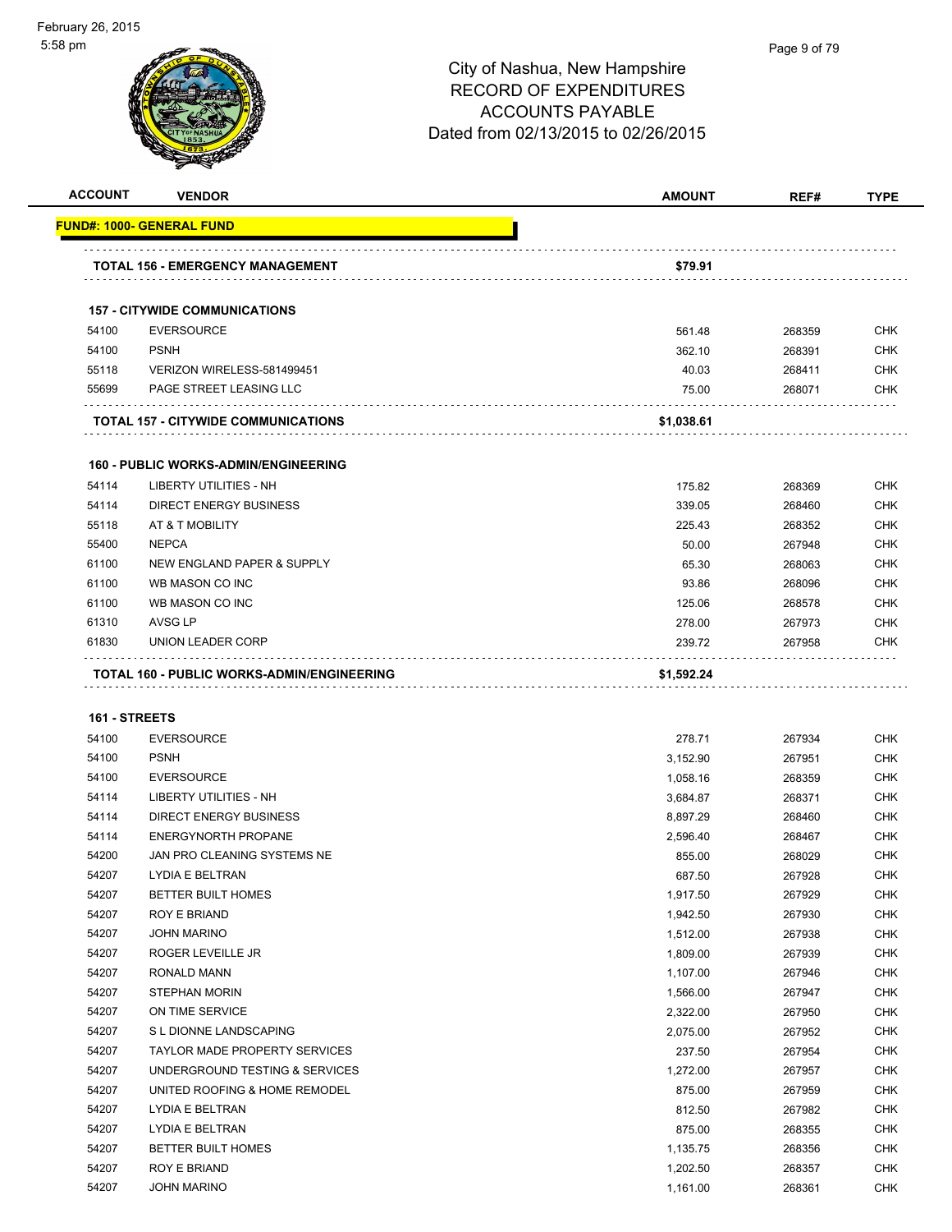City of Nashua, New Hampshire
RECORD OF EXPENDITURES
ACCOUNTS PAYABLE
Dated from 02/13/2015 to 02/26/2015

| ACCOUNT | VENDOR | AMOUNT | REF# | TYPE |
|---|---|---|---|---|
| **FUND#: 1000- GENERAL FUND** | | | | |
| | **TOTAL 156 - EMERGENCY MANAGEMENT** | **$79.91** | | |
| | **157 - CITYWIDE COMMUNICATIONS** | | | |
| 54100 | EVERSOURCE | 561.48 | 268359 | CHK |
| 54100 | PSNH | 362.10 | 268391 | CHK |
| 55118 | VERIZON WIRELESS-581499451 | 40.03 | 268411 | CHK |
| 55699 | PAGE STREET LEASING LLC | 75.00 | 268071 | CHK |
| | **TOTAL 157 - CITYWIDE COMMUNICATIONS** | **$1,038.61** | | |
| | **160 - PUBLIC WORKS-ADMIN/ENGINEERING** | | | |
| 54114 | LIBERTY UTILITIES - NH | 175.82 | 268369 | CHK |
| 54114 | DIRECT ENERGY BUSINESS | 339.05 | 268460 | CHK |
| 55118 | AT & T MOBILITY | 225.43 | 268352 | CHK |
| 55400 | NEPCA | 50.00 | 267948 | CHK |
| 61100 | NEW ENGLAND PAPER & SUPPLY | 65.30 | 268063 | CHK |
| 61100 | WB MASON CO INC | 93.86 | 268096 | CHK |
| 61100 | WB MASON CO INC | 125.06 | 268578 | CHK |
| 61310 | AVSG LP | 278.00 | 267973 | CHK |
| 61830 | UNION LEADER CORP | 239.72 | 267958 | CHK |
| | **TOTAL 160 - PUBLIC WORKS-ADMIN/ENGINEERING** | **$1,592.24** | | |
| | **161 - STREETS** | | | |
| 54100 | EVERSOURCE | 278.71 | 267934 | CHK |
| 54100 | PSNH | 3,152.90 | 267951 | CHK |
| 54100 | EVERSOURCE | 1,058.16 | 268359 | CHK |
| 54114 | LIBERTY UTILITIES - NH | 3,684.87 | 268371 | CHK |
| 54114 | DIRECT ENERGY BUSINESS | 8,897.29 | 268460 | CHK |
| 54114 | ENERGYNORTH PROPANE | 2,596.40 | 268467 | CHK |
| 54200 | JAN PRO CLEANING SYSTEMS NE | 855.00 | 268029 | CHK |
| 54207 | LYDIA E BELTRAN | 687.50 | 267928 | CHK |
| 54207 | BETTER BUILT HOMES | 1,917.50 | 267929 | CHK |
| 54207 | ROY E BRIAND | 1,942.50 | 267930 | CHK |
| 54207 | JOHN MARINO | 1,512.00 | 267938 | CHK |
| 54207 | ROGER LEVEILLE JR | 1,809.00 | 267939 | CHK |
| 54207 | RONALD MANN | 1,107.00 | 267946 | CHK |
| 54207 | STEPHAN MORIN | 1,566.00 | 267947 | CHK |
| 54207 | ON TIME SERVICE | 2,322.00 | 267950 | CHK |
| 54207 | S L DIONNE LANDSCAPING | 2,075.00 | 267952 | CHK |
| 54207 | TAYLOR MADE PROPERTY SERVICES | 237.50 | 267954 | CHK |
| 54207 | UNDERGROUND TESTING & SERVICES | 1,272.00 | 267957 | CHK |
| 54207 | UNITED ROOFING & HOME REMODEL | 875.00 | 267959 | CHK |
| 54207 | LYDIA E BELTRAN | 812.50 | 267982 | CHK |
| 54207 | LYDIA E BELTRAN | 875.00 | 268355 | CHK |
| 54207 | BETTER BUILT HOMES | 1,135.75 | 268356 | CHK |
| 54207 | ROY E BRIAND | 1,202.50 | 268357 | CHK |
| 54207 | JOHN MARINO | 1,161.00 | 268361 | CHK |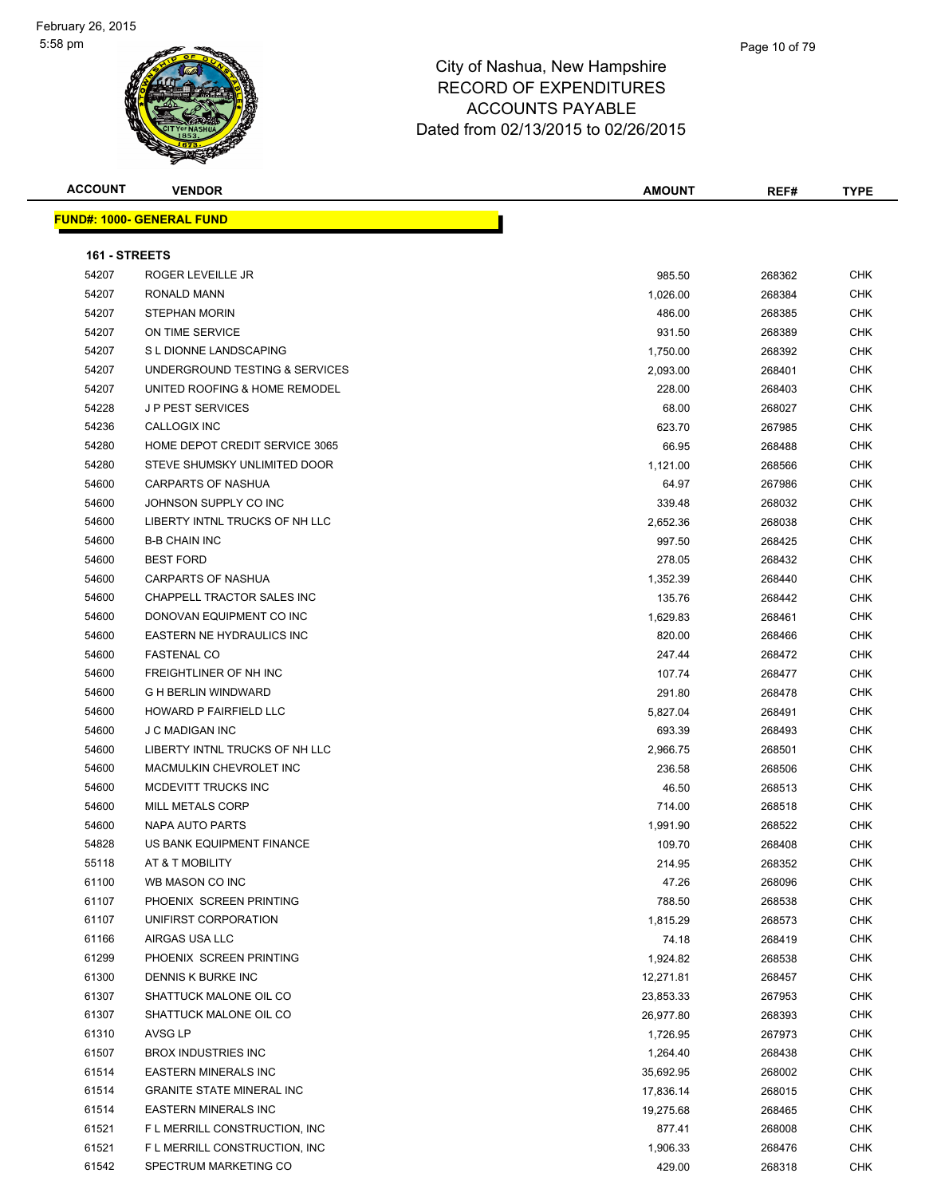City of Nashua, New Hampshire
RECORD OF EXPENDITURES
ACCOUNTS PAYABLE
Dated from 02/13/2015 to 02/26/2015

**FUND#: 1000- GENERAL FUND**

**161 - STREETS**

| ACCOUNT | VENDOR | AMOUNT | REF# | TYPE |
|---|---|---|---|---|
| 54207 | ROGER LEVEILLE JR | 985.50 | 268362 | CHK |
| 54207 | RONALD MANN | 1,026.00 | 268384 | CHK |
| 54207 | STEPHAN MORIN | 486.00 | 268385 | CHK |
| 54207 | ON TIME SERVICE | 931.50 | 268389 | CHK |
| 54207 | S L DIONNE LANDSCAPING | 1,750.00 | 268392 | CHK |
| 54207 | UNDERGROUND TESTING & SERVICES | 2,093.00 | 268401 | CHK |
| 54207 | UNITED ROOFING & HOME REMODEL | 228.00 | 268403 | CHK |
| 54228 | J P PEST SERVICES | 68.00 | 268027 | CHK |
| 54236 | CALLOGIX INC | 623.70 | 267985 | CHK |
| 54280 | HOME DEPOT CREDIT SERVICE 3065 | 66.95 | 268488 | CHK |
| 54280 | STEVE SHUMSKY UNLIMITED DOOR | 1,121.00 | 268566 | CHK |
| 54600 | CARPARTS OF NASHUA | 64.97 | 267986 | CHK |
| 54600 | JOHNSON SUPPLY CO INC | 339.48 | 268032 | CHK |
| 54600 | LIBERTY INTNL TRUCKS OF NH LLC | 2,652.36 | 268038 | CHK |
| 54600 | B-B CHAIN INC | 997.50 | 268425 | CHK |
| 54600 | BEST FORD | 278.05 | 268432 | CHK |
| 54600 | CARPARTS OF NASHUA | 1,352.39 | 268440 | CHK |
| 54600 | CHAPPELL TRACTOR SALES INC | 135.76 | 268442 | CHK |
| 54600 | DONOVAN EQUIPMENT CO INC | 1,629.83 | 268461 | CHK |
| 54600 | EASTERN NE HYDRAULICS INC | 820.00 | 268466 | CHK |
| 54600 | FASTENAL CO | 247.44 | 268472 | CHK |
| 54600 | FREIGHTLINER OF NH INC | 107.74 | 268477 | CHK |
| 54600 | G H BERLIN WINDWARD | 291.80 | 268478 | CHK |
| 54600 | HOWARD P FAIRFIELD LLC | 5,827.04 | 268491 | CHK |
| 54600 | J C MADIGAN INC | 693.39 | 268493 | CHK |
| 54600 | LIBERTY INTNL TRUCKS OF NH LLC | 2,966.75 | 268501 | CHK |
| 54600 | MACMULKIN CHEVROLET INC | 236.58 | 268506 | CHK |
| 54600 | MCDEVITT TRUCKS INC | 46.50 | 268513 | CHK |
| 54600 | MILL METALS CORP | 714.00 | 268518 | CHK |
| 54600 | NAPA AUTO PARTS | 1,991.90 | 268522 | CHK |
| 54828 | US BANK EQUIPMENT FINANCE | 109.70 | 268408 | CHK |
| 55118 | AT & T MOBILITY | 214.95 | 268352 | CHK |
| 61100 | WB MASON CO INC | 47.26 | 268096 | CHK |
| 61107 | PHOENIX SCREEN PRINTING | 788.50 | 268538 | CHK |
| 61107 | UNIFIRST CORPORATION | 1,815.29 | 268573 | CHK |
| 61166 | AIRGAS USA LLC | 74.18 | 268419 | CHK |
| 61299 | PHOENIX SCREEN PRINTING | 1,924.82 | 268538 | CHK |
| 61300 | DENNIS K BURKE INC | 12,271.81 | 268457 | CHK |
| 61307 | SHATTUCK MALONE OIL CO | 23,853.33 | 267953 | CHK |
| 61307 | SHATTUCK MALONE OIL CO | 26,977.80 | 268393 | CHK |
| 61310 | AVSG LP | 1,726.95 | 267973 | CHK |
| 61507 | BROX INDUSTRIES INC | 1,264.40 | 268438 | CHK |
| 61514 | EASTERN MINERALS INC | 35,692.95 | 268002 | CHK |
| 61514 | GRANITE STATE MINERAL INC | 17,836.14 | 268015 | CHK |
| 61514 | EASTERN MINERALS INC | 19,275.68 | 268465 | CHK |
| 61521 | F L MERRILL CONSTRUCTION, INC | 877.41 | 268008 | CHK |
| 61521 | F L MERRILL CONSTRUCTION, INC | 1,906.33 | 268476 | CHK |
| 61542 | SPECTRUM MARKETING CO | 429.00 | 268318 | CHK |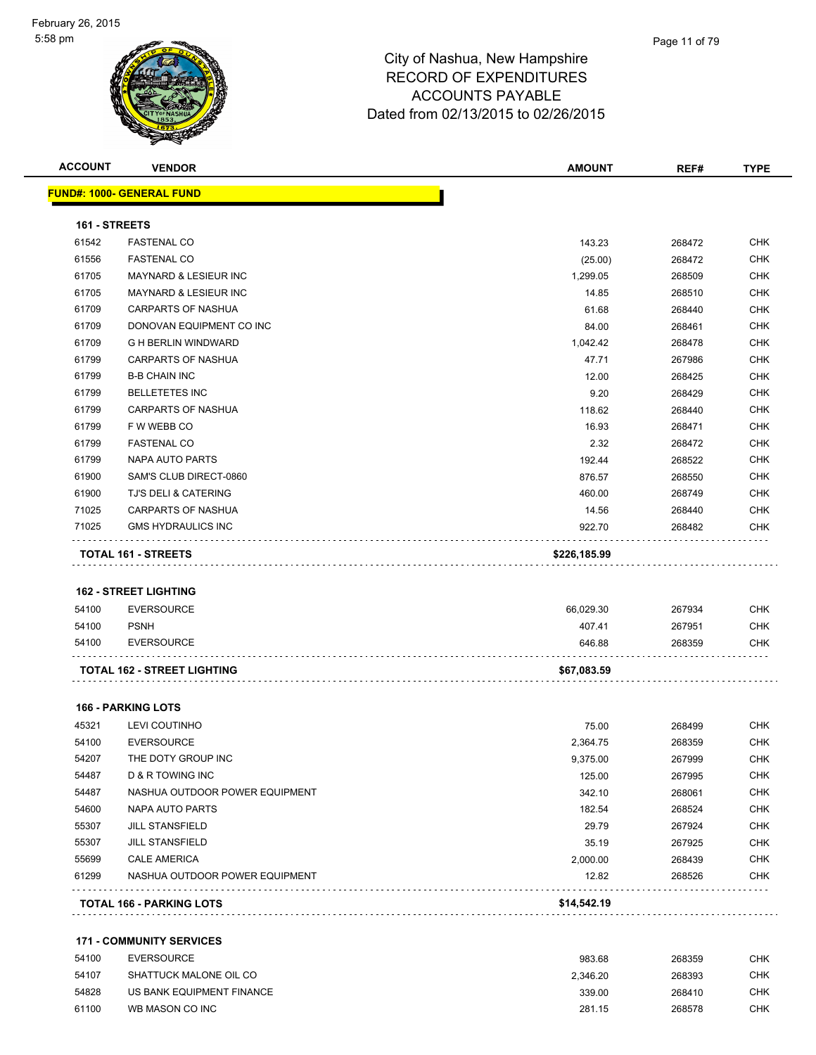February 26, 2015
5:58 pm

# City of Nashua, New Hampshire
## RECORD OF EXPENDITURES
## ACCOUNTS PAYABLE
## Dated from 02/13/2015 to 02/26/2015

| ACCOUNT | VENDOR | AMOUNT | REF# | TYPE |
|---|---|---|---|---|
| **FUND#: 1000- GENERAL FUND** | | | | |
| **161 - STREETS** | | | | |
| 61542 | FASTENAL CO | 143.23 | 268472 | CHK |
| 61556 | FASTENAL CO | (25.00) | 268472 | CHK |
| 61705 | MAYNARD & LESIEUR INC | 1,299.05 | 268509 | CHK |
| 61705 | MAYNARD & LESIEUR INC | 14.85 | 268510 | CHK |
| 61709 | CARPARTS OF NASHUA | 61.68 | 268440 | CHK |
| 61709 | DONOVAN EQUIPMENT CO INC | 84.00 | 268461 | CHK |
| 61709 | G H BERLIN WINDWARD | 1,042.42 | 268478 | CHK |
| 61799 | CARPARTS OF NASHUA | 47.71 | 267986 | CHK |
| 61799 | B-B CHAIN INC | 12.00 | 268425 | CHK |
| 61799 | BELLETETES INC | 9.20 | 268429 | CHK |
| 61799 | CARPARTS OF NASHUA | 118.62 | 268440 | CHK |
| 61799 | F W WEBB CO | 16.93 | 268471 | CHK |
| 61799 | FASTENAL CO | 2.32 | 268472 | CHK |
| 61799 | NAPA AUTO PARTS | 192.44 | 268522 | CHK |
| 61900 | SAM'S CLUB DIRECT-0860 | 876.57 | 268550 | CHK |
| 61900 | TJ'S DELI & CATERING | 460.00 | 268749 | CHK |
| 71025 | CARPARTS OF NASHUA | 14.56 | 268440 | CHK |
| 71025 | GMS HYDRAULICS INC | 922.70 | 268482 | CHK |
| **TOTAL 161 - STREETS** | | **$226,185.99** | | |
| **162 - STREET LIGHTING** | | | | |
| 54100 | EVERSOURCE | 66,029.30 | 267934 | CHK |
| 54100 | PSNH | 407.41 | 267951 | CHK |
| 54100 | EVERSOURCE | 646.88 | 268359 | CHK |
| **TOTAL 162 - STREET LIGHTING** | | **$67,083.59** | | |
| **166 - PARKING LOTS** | | | | |
| 45321 | LEVI COUTINHO | 75.00 | 268499 | CHK |
| 54100 | EVERSOURCE | 2,364.75 | 268359 | CHK |
| 54207 | THE DOTY GROUP INC | 9,375.00 | 267999 | CHK |
| 54487 | D & R TOWING INC | 125.00 | 267995 | CHK |
| 54487 | NASHUA OUTDOOR POWER EQUIPMENT | 342.10 | 268061 | CHK |
| 54600 | NAPA AUTO PARTS | 182.54 | 268524 | CHK |
| 55307 | JILL STANSFIELD | 29.79 | 267924 | CHK |
| 55307 | JILL STANSFIELD | 35.19 | 267925 | CHK |
| 55699 | CALE AMERICA | 2,000.00 | 268439 | CHK |
| 61299 | NASHUA OUTDOOR POWER EQUIPMENT | 12.82 | 268526 | CHK |
| **TOTAL 166 - PARKING LOTS** | | **$14,542.19** | | |
| **171 - COMMUNITY SERVICES** | | | | |
| 54100 | EVERSOURCE | 983.68 | 268359 | CHK |
| 54107 | SHATTUCK MALONE OIL CO | 2,346.20 | 268393 | CHK |
| 54828 | US BANK EQUIPMENT FINANCE | 339.00 | 268410 | CHK |
| 61100 | WB MASON CO INC | 281.15 | 268578 | CHK |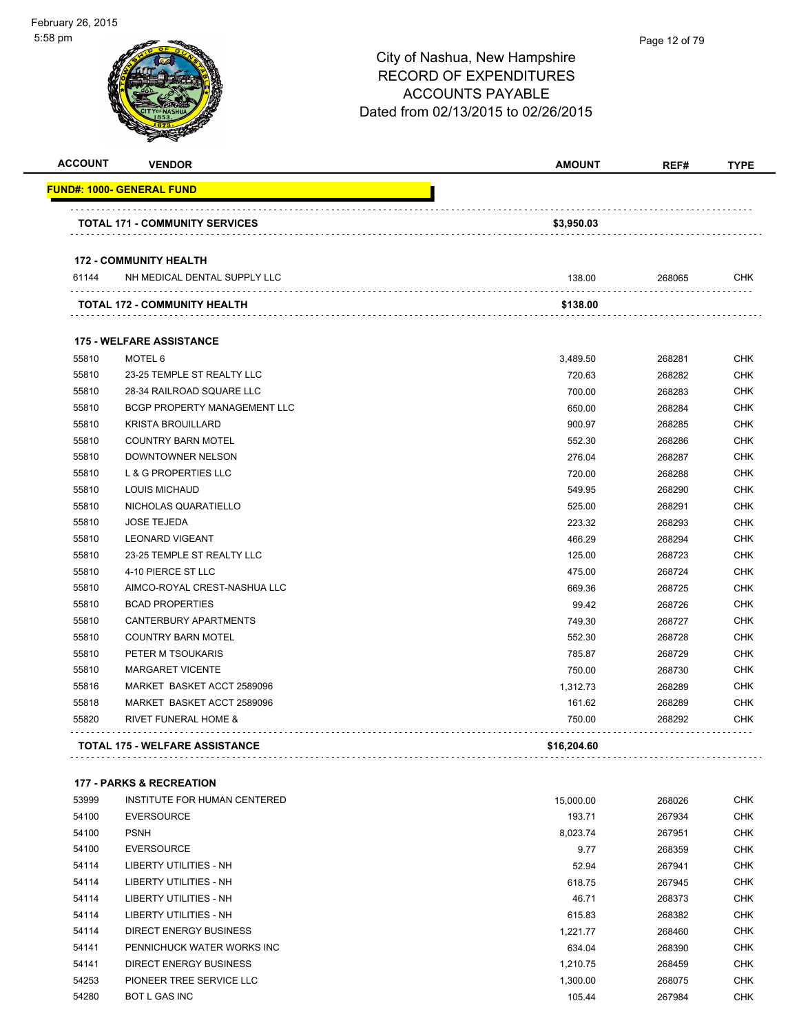# City of Nashua, New Hampshire
# RECORD OF EXPENDITURES
# ACCOUNTS PAYABLE
# Dated from 02/13/2015 to 02/26/2015

| ACCOUNT | VENDOR | AMOUNT | REF# | TYPE |
|---|---|---|---|---|
| **FUND#: 1000- GENERAL FUND** | | | | |
| | **TOTAL 171 - COMMUNITY SERVICES** | **$3,950.03** | | |
| **172 - COMMUNITY HEALTH** | | | | |
| 61144 | NH MEDICAL DENTAL SUPPLY LLC | 138.00 | 268065 | CHK |
| | **TOTAL 172 - COMMUNITY HEALTH** | **$138.00** | | |
| **175 - WELFARE ASSISTANCE** | | | | |
| 55810 | MOTEL 6 | 3,489.50 | 268281 | CHK |
| 55810 | 23-25 TEMPLE ST REALTY LLC | 720.63 | 268282 | CHK |
| 55810 | 28-34 RAILROAD SQUARE LLC | 700.00 | 268283 | CHK |
| 55810 | BCGP PROPERTY MANAGEMENT LLC | 650.00 | 268284 | CHK |
| 55810 | KRISTA BROUILLARD | 900.97 | 268285 | CHK |
| 55810 | COUNTRY BARN MOTEL | 552.30 | 268286 | CHK |
| 55810 | DOWNTOWNER NELSON | 276.04 | 268287 | CHK |
| 55810 | L & G PROPERTIES LLC | 720.00 | 268288 | CHK |
| 55810 | LOUIS MICHAUD | 549.95 | 268290 | CHK |
| 55810 | NICHOLAS QUARATIELLO | 525.00 | 268291 | CHK |
| 55810 | JOSE TEJEDA | 223.32 | 268293 | CHK |
| 55810 | LEONARD VIGEANT | 466.29 | 268294 | CHK |
| 55810 | 23-25 TEMPLE ST REALTY LLC | 125.00 | 268723 | CHK |
| 55810 | 4-10 PIERCE ST LLC | 475.00 | 268724 | CHK |
| 55810 | AIMCO-ROYAL CREST-NASHUA LLC | 669.36 | 268725 | CHK |
| 55810 | BCAD PROPERTIES | 99.42 | 268726 | CHK |
| 55810 | CANTERBURY APARTMENTS | 749.30 | 268727 | CHK |
| 55810 | COUNTRY BARN MOTEL | 552.30 | 268728 | CHK |
| 55810 | PETER M TSOUKARIS | 785.87 | 268729 | CHK |
| 55810 | MARGARET VICENTE | 750.00 | 268730 | CHK |
| 55816 | MARKET BASKET ACCT 2589096 | 1,312.73 | 268289 | CHK |
| 55818 | MARKET BASKET ACCT 2589096 | 161.62 | 268289 | CHK |
| 55820 | RIVET FUNERAL HOME & | 750.00 | 268292 | CHK |
| | **TOTAL 175 - WELFARE ASSISTANCE** | **$16,204.60** | | |
| **177 - PARKS & RECREATION** | | | | |
| 53999 | INSTITUTE FOR HUMAN CENTERED | 15,000.00 | 268026 | CHK |
| 54100 | EVERSOURCE | 193.71 | 267934 | CHK |
| 54100 | PSNH | 8,023.74 | 267951 | CHK |
| 54100 | EVERSOURCE | 9.77 | 268359 | CHK |
| 54114 | LIBERTY UTILITIES - NH | 52.94 | 267941 | CHK |
| 54114 | LIBERTY UTILITIES - NH | 618.75 | 267945 | CHK |
| 54114 | LIBERTY UTILITIES - NH | 46.71 | 268373 | CHK |
| 54114 | LIBERTY UTILITIES - NH | 615.83 | 268382 | CHK |
| 54114 | DIRECT ENERGY BUSINESS | 1,221.77 | 268460 | CHK |
| 54141 | PENNICHUCK WATER WORKS INC | 634.04 | 268390 | CHK |
| 54141 | DIRECT ENERGY BUSINESS | 1,210.75 | 268459 | CHK |
| 54253 | PIONEER TREE SERVICE LLC | 1,300.00 | 268075 | CHK |
| 54280 | BOT L GAS INC | 105.44 | 267984 | CHK |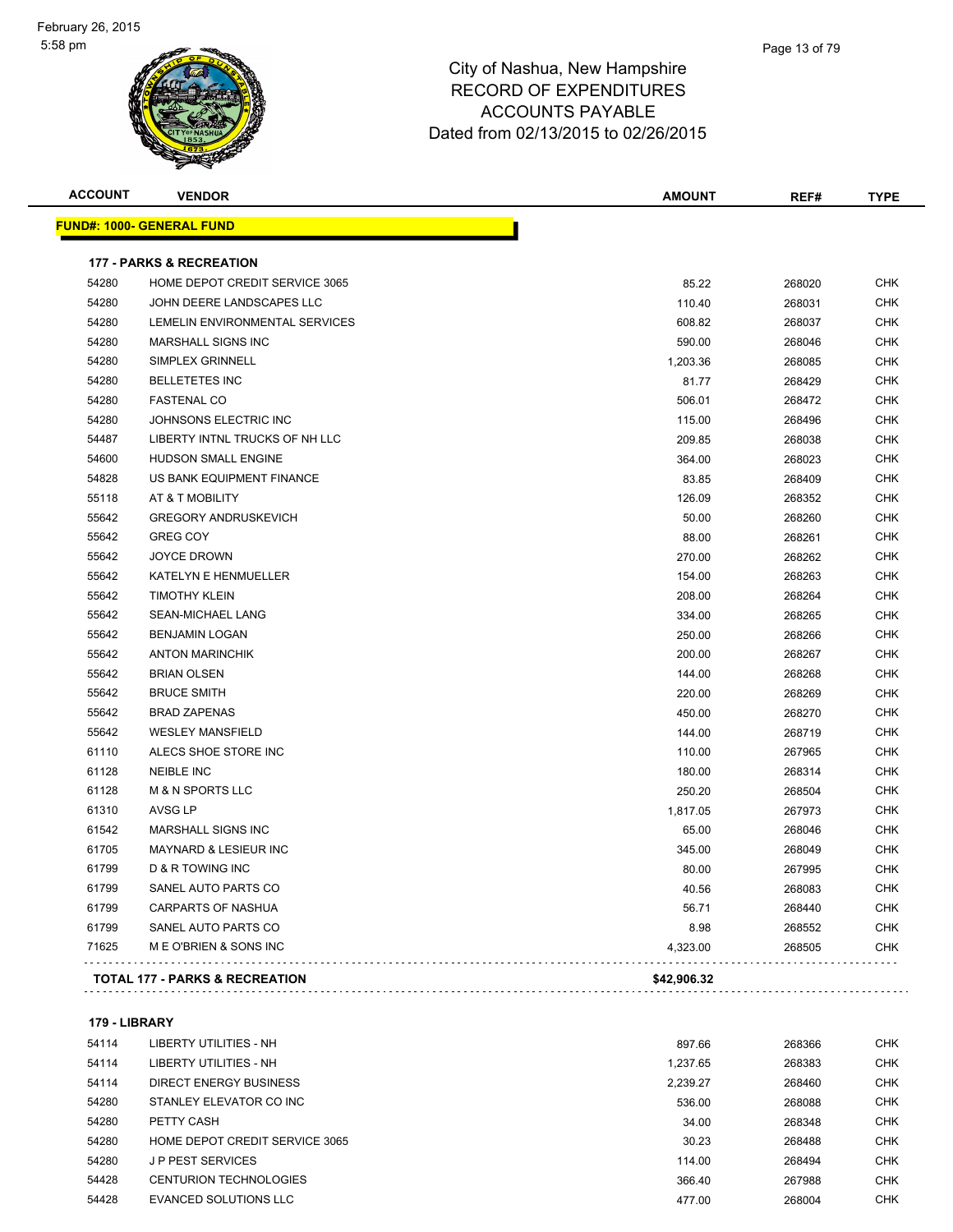# City of Nashua, New Hampshire
## RECORD OF EXPENDITURES
## ACCOUNTS PAYABLE
## Dated from 02/13/2015 to 02/26/2015

| ACCOUNT | VENDOR | AMOUNT | REF# | TYPE |
|---|---|---|---|---|
| **FUND#: 1000- GENERAL FUND** | | | | |
| **177 - PARKS & RECREATION** | | | | |
| 54280 | HOME DEPOT CREDIT SERVICE 3065 | 85.22 | 268020 | CHK |
| 54280 | JOHN DEERE LANDSCAPES LLC | 110.40 | 268031 | CHK |
| 54280 | LEMELIN ENVIRONMENTAL SERVICES | 608.82 | 268037 | CHK |
| 54280 | MARSHALL SIGNS INC | 590.00 | 268046 | CHK |
| 54280 | SIMPLEX GRINNELL | 1,203.36 | 268085 | CHK |
| 54280 | BELLETETES INC | 81.77 | 268429 | CHK |
| 54280 | FASTENAL CO | 506.01 | 268472 | CHK |
| 54280 | JOHNSONS ELECTRIC INC | 115.00 | 268496 | CHK |
| 54487 | LIBERTY INTNL TRUCKS OF NH LLC | 209.85 | 268038 | CHK |
| 54600 | HUDSON SMALL ENGINE | 364.00 | 268023 | CHK |
| 54828 | US BANK EQUIPMENT FINANCE | 83.85 | 268409 | CHK |
| 55118 | AT & T MOBILITY | 126.09 | 268352 | CHK |
| 55642 | GREGORY ANDRUSKEVICH | 50.00 | 268260 | CHK |
| 55642 | GREG COY | 88.00 | 268261 | CHK |
| 55642 | JOYCE DROWN | 270.00 | 268262 | CHK |
| 55642 | KATELYN E HENMUELLER | 154.00 | 268263 | CHK |
| 55642 | TIMOTHY KLEIN | 208.00 | 268264 | CHK |
| 55642 | SEAN-MICHAEL LANG | 334.00 | 268265 | CHK |
| 55642 | BENJAMIN LOGAN | 250.00 | 268266 | CHK |
| 55642 | ANTON MARINCHIK | 200.00 | 268267 | CHK |
| 55642 | BRIAN OLSEN | 144.00 | 268268 | CHK |
| 55642 | BRUCE SMITH | 220.00 | 268269 | CHK |
| 55642 | BRAD ZAPENAS | 450.00 | 268270 | CHK |
| 55642 | WESLEY MANSFIELD | 144.00 | 268719 | CHK |
| 61110 | ALECS SHOE STORE INC | 110.00 | 267965 | CHK |
| 61128 | NEIBLE INC | 180.00 | 268314 | CHK |
| 61128 | M & N SPORTS LLC | 250.20 | 268504 | CHK |
| 61310 | AVSG LP | 1,817.05 | 267973 | CHK |
| 61542 | MARSHALL SIGNS INC | 65.00 | 268046 | CHK |
| 61705 | MAYNARD & LESIEUR INC | 345.00 | 268049 | CHK |
| 61799 | D & R TOWING INC | 80.00 | 267995 | CHK |
| 61799 | SANEL AUTO PARTS CO | 40.56 | 268083 | CHK |
| 61799 | CARPARTS OF NASHUA | 56.71 | 268440 | CHK |
| 61799 | SANEL AUTO PARTS CO | 8.98 | 268552 | CHK |
| 71625 | M E O'BRIEN & SONS INC | 4,323.00 | 268505 | CHK |
| **TOTAL 177 - PARKS & RECREATION** | | **$42,906.32** | | |
| **179 - LIBRARY** | | | | |
| 54114 | LIBERTY UTILITIES - NH | 897.66 | 268366 | CHK |
| 54114 | LIBERTY UTILITIES - NH | 1,237.65 | 268383 | CHK |
| 54114 | DIRECT ENERGY BUSINESS | 2,239.27 | 268460 | CHK |
| 54280 | STANLEY ELEVATOR CO INC | 536.00 | 268088 | CHK |
| 54280 | PETTY CASH | 34.00 | 268348 | CHK |
| 54280 | HOME DEPOT CREDIT SERVICE 3065 | 30.23 | 268488 | CHK |
| 54280 | J P PEST SERVICES | 114.00 | 268494 | CHK |
| 54428 | CENTURION TECHNOLOGIES | 366.40 | 267988 | CHK |
| 54428 | EVANCED SOLUTIONS LLC | 477.00 | 268004 | CHK |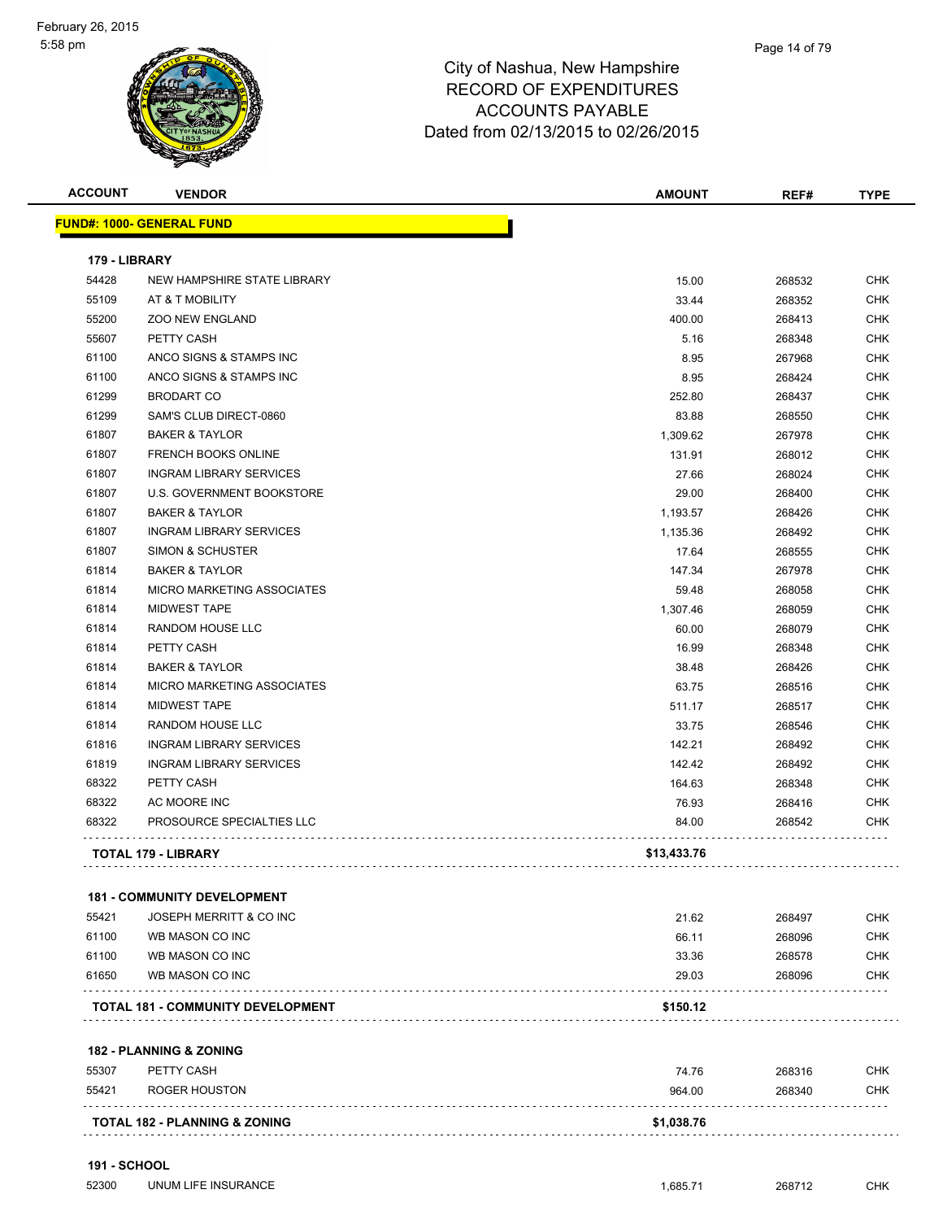February 26, 2015
5:58 pm

# City of Nashua, New Hampshire
## RECORD OF EXPENDITURES
## ACCOUNTS PAYABLE
## Dated from 02/13/2015 to 02/26/2015

| ACCOUNT | VENDOR | AMOUNT | REF# | TYPE |
|---|---|---|---|---|
| **FUND#: 1000- GENERAL FUND** | | | | |
| **179 - LIBRARY** | | | | |
| 54428 | NEW HAMPSHIRE STATE LIBRARY | 15.00 | 268532 | CHK |
| 55109 | AT & T MOBILITY | 33.44 | 268352 | CHK |
| 55200 | ZOO NEW ENGLAND | 400.00 | 268413 | CHK |
| 55607 | PETTY CASH | 5.16 | 268348 | CHK |
| 61100 | ANCO SIGNS & STAMPS INC | 8.95 | 267968 | CHK |
| 61100 | ANCO SIGNS & STAMPS INC | 8.95 | 268424 | CHK |
| 61299 | BRODART CO | 252.80 | 268437 | CHK |
| 61299 | SAM'S CLUB DIRECT-0860 | 83.88 | 268550 | CHK |
| 61807 | BAKER & TAYLOR | 1,309.62 | 267978 | CHK |
| 61807 | FRENCH BOOKS ONLINE | 131.91 | 268012 | CHK |
| 61807 | INGRAM LIBRARY SERVICES | 27.66 | 268024 | CHK |
| 61807 | U.S. GOVERNMENT BOOKSTORE | 29.00 | 268400 | CHK |
| 61807 | BAKER & TAYLOR | 1,193.57 | 268426 | CHK |
| 61807 | INGRAM LIBRARY SERVICES | 1,135.36 | 268492 | CHK |
| 61807 | SIMON & SCHUSTER | 17.64 | 268555 | CHK |
| 61814 | BAKER & TAYLOR | 147.34 | 267978 | CHK |
| 61814 | MICRO MARKETING ASSOCIATES | 59.48 | 268058 | CHK |
| 61814 | MIDWEST TAPE | 1,307.46 | 268059 | CHK |
| 61814 | RANDOM HOUSE LLC | 60.00 | 268079 | CHK |
| 61814 | PETTY CASH | 16.99 | 268348 | CHK |
| 61814 | BAKER & TAYLOR | 38.48 | 268426 | CHK |
| 61814 | MICRO MARKETING ASSOCIATES | 63.75 | 268516 | CHK |
| 61814 | MIDWEST TAPE | 511.17 | 268517 | CHK |
| 61814 | RANDOM HOUSE LLC | 33.75 | 268546 | CHK |
| 61816 | INGRAM LIBRARY SERVICES | 142.21 | 268492 | CHK |
| 61819 | INGRAM LIBRARY SERVICES | 142.42 | 268492 | CHK |
| 68322 | PETTY CASH | 164.63 | 268348 | CHK |
| 68322 | AC MOORE INC | 76.93 | 268416 | CHK |
| 68322 | PROSOURCE SPECIALTIES LLC | 84.00 | 268542 | CHK |
| **TOTAL 179 - LIBRARY** | | **$13,433.76** | | |
| **181 - COMMUNITY DEVELOPMENT** | | | | |
| 55421 | JOSEPH MERRITT & CO INC | 21.62 | 268497 | CHK |
| 61100 | WB MASON CO INC | 66.11 | 268096 | CHK |
| 61100 | WB MASON CO INC | 33.36 | 268578 | CHK |
| 61650 | WB MASON CO INC | 29.03 | 268096 | CHK |
| **TOTAL 181 - COMMUNITY DEVELOPMENT** | | **$150.12** | | |
| **182 - PLANNING & ZONING** | | | | |
| 55307 | PETTY CASH | 74.76 | 268316 | CHK |
| 55421 | ROGER HOUSTON | 964.00 | 268340 | CHK |
| **TOTAL 182 - PLANNING & ZONING** | | **$1,038.76** | | |
| **191 - SCHOOL** | | | | |
| 52300 | UNUM LIFE INSURANCE | 1,685.71 | 268712 | CHK |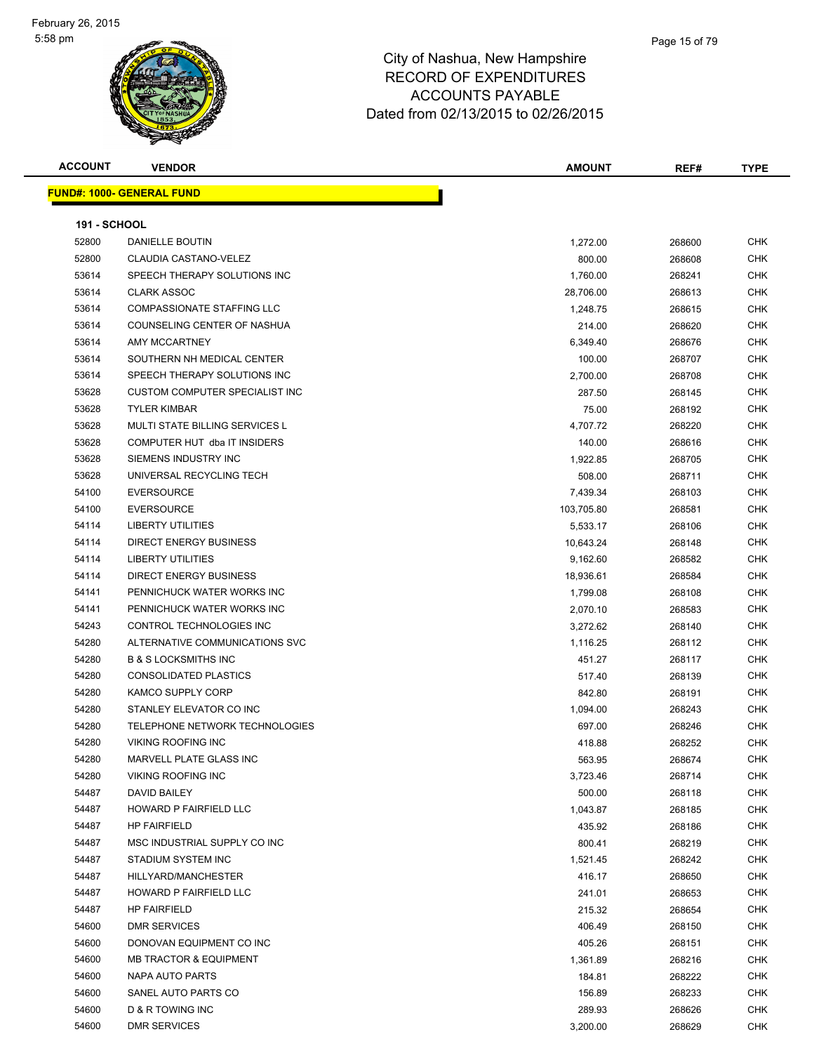# City of Nashua, New Hampshire
## RECORD OF EXPENDITURES
## ACCOUNTS PAYABLE
## Dated from 02/13/2015 to 02/26/2015

| ACCOUNT | VENDOR | AMOUNT | REF# | TYPE |
|---|---|---|---|---|
| **FUND#: 1000- GENERAL FUND** | | | | |
| **191 - SCHOOL** | | | | |
| 52800 | DANIELLE BOUTIN | 1,272.00 | 268600 | CHK |
| 52800 | CLAUDIA CASTANO-VELEZ | 800.00 | 268608 | CHK |
| 53614 | SPEECH THERAPY SOLUTIONS INC | 1,760.00 | 268241 | CHK |
| 53614 | CLARK ASSOC | 28,706.00 | 268613 | CHK |
| 53614 | COMPASSIONATE STAFFING LLC | 1,248.75 | 268615 | CHK |
| 53614 | COUNSELING CENTER OF NASHUA | 214.00 | 268620 | CHK |
| 53614 | AMY MCCARTNEY | 6,349.40 | 268676 | CHK |
| 53614 | SOUTHERN NH MEDICAL CENTER | 100.00 | 268707 | CHK |
| 53614 | SPEECH THERAPY SOLUTIONS INC | 2,700.00 | 268708 | CHK |
| 53628 | CUSTOM COMPUTER SPECIALIST INC | 287.50 | 268145 | CHK |
| 53628 | TYLER KIMBAR | 75.00 | 268192 | CHK |
| 53628 | MULTI STATE BILLING SERVICES L | 4,707.72 | 268220 | CHK |
| 53628 | COMPUTER HUT dba IT INSIDERS | 140.00 | 268616 | CHK |
| 53628 | SIEMENS INDUSTRY INC | 1,922.85 | 268705 | CHK |
| 53628 | UNIVERSAL RECYCLING TECH | 508.00 | 268711 | CHK |
| 54100 | EVERSOURCE | 7,439.34 | 268103 | CHK |
| 54100 | EVERSOURCE | 103,705.80 | 268581 | CHK |
| 54114 | LIBERTY UTILITIES | 5,533.17 | 268106 | CHK |
| 54114 | DIRECT ENERGY BUSINESS | 10,643.24 | 268148 | CHK |
| 54114 | LIBERTY UTILITIES | 9,162.60 | 268582 | CHK |
| 54114 | DIRECT ENERGY BUSINESS | 18,936.61 | 268584 | CHK |
| 54141 | PENNICHUCK WATER WORKS INC | 1,799.08 | 268108 | CHK |
| 54141 | PENNICHUCK WATER WORKS INC | 2,070.10 | 268583 | CHK |
| 54243 | CONTROL TECHNOLOGIES INC | 3,272.62 | 268140 | CHK |
| 54280 | ALTERNATIVE COMMUNICATIONS SVC | 1,116.25 | 268112 | CHK |
| 54280 | B & S LOCKSMITHS INC | 451.27 | 268117 | CHK |
| 54280 | CONSOLIDATED PLASTICS | 517.40 | 268139 | CHK |
| 54280 | KAMCO SUPPLY CORP | 842.80 | 268191 | CHK |
| 54280 | STANLEY ELEVATOR CO INC | 1,094.00 | 268243 | CHK |
| 54280 | TELEPHONE NETWORK TECHNOLOGIES | 697.00 | 268246 | CHK |
| 54280 | VIKING ROOFING INC | 418.88 | 268252 | CHK |
| 54280 | MARVELL PLATE GLASS INC | 563.95 | 268674 | CHK |
| 54280 | VIKING ROOFING INC | 3,723.46 | 268714 | CHK |
| 54487 | DAVID BAILEY | 500.00 | 268118 | CHK |
| 54487 | HOWARD P FAIRFIELD LLC | 1,043.87 | 268185 | CHK |
| 54487 | HP FAIRFIELD | 435.92 | 268186 | CHK |
| 54487 | MSC INDUSTRIAL SUPPLY CO INC | 800.41 | 268219 | CHK |
| 54487 | STADIUM SYSTEM INC | 1,521.45 | 268242 | CHK |
| 54487 | HILLYARD/MANCHESTER | 416.17 | 268650 | CHK |
| 54487 | HOWARD P FAIRFIELD LLC | 241.01 | 268653 | CHK |
| 54487 | HP FAIRFIELD | 215.32 | 268654 | CHK |
| 54600 | DMR SERVICES | 406.49 | 268150 | CHK |
| 54600 | DONOVAN EQUIPMENT CO INC | 405.26 | 268151 | CHK |
| 54600 | MB TRACTOR & EQUIPMENT | 1,361.89 | 268216 | CHK |
| 54600 | NAPA AUTO PARTS | 184.81 | 268222 | CHK |
| 54600 | SANEL AUTO PARTS CO | 156.89 | 268233 | CHK |
| 54600 | D & R TOWING INC | 289.93 | 268626 | CHK |
| 54600 | DMR SERVICES | 3,200.00 | 268629 | CHK |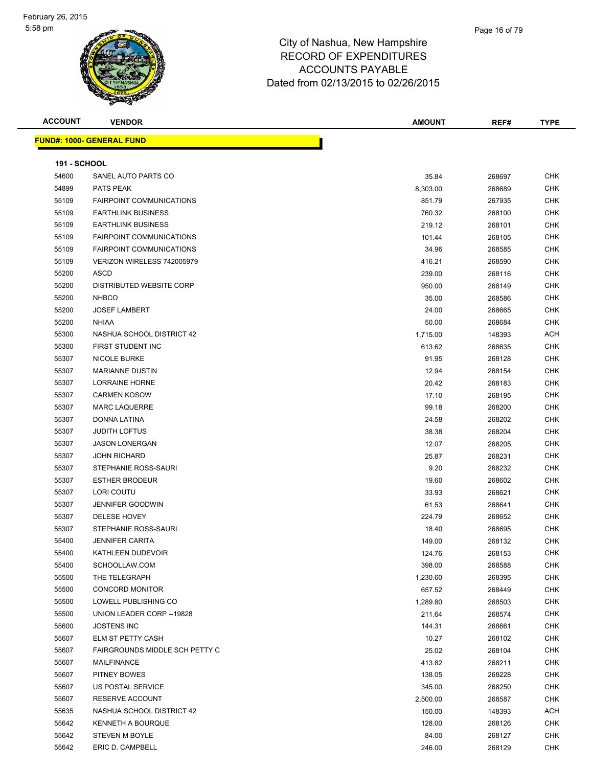# City of Nashua, New Hampshire
## RECORD OF EXPENDITURES
## ACCOUNTS PAYABLE
## Dated from 02/13/2015 to 02/26/2015

| ACCOUNT | VENDOR | AMOUNT | REF# | TYPE |
|---|---|---|---|---|

**FUND#: 1000- GENERAL FUND**

**191 - SCHOOL**

| ACCOUNT | VENDOR | AMOUNT | REF# | TYPE |
|---|---|---|---|---|
| 54600 | SANEL AUTO PARTS CO | 35.84 | 268697 | CHK |
| 54899 | PATS PEAK | 8,303.00 | 268689 | CHK |
| 55109 | FAIRPOINT COMMUNICATIONS | 851.79 | 267935 | CHK |
| 55109 | EARTHLINK BUSINESS | 760.32 | 268100 | CHK |
| 55109 | EARTHLINK BUSINESS | 219.12 | 268101 | CHK |
| 55109 | FAIRPOINT COMMUNICATIONS | 101.44 | 268105 | CHK |
| 55109 | FAIRPOINT COMMUNICATIONS | 34.96 | 268585 | CHK |
| 55109 | VERIZON WIRELESS 742005979 | 416.21 | 268590 | CHK |
| 55200 | ASCD | 239.00 | 268116 | CHK |
| 55200 | DISTRIBUTED WEBSITE CORP | 950.00 | 268149 | CHK |
| 55200 | NHBCO | 35.00 | 268586 | CHK |
| 55200 | JOSEF LAMBERT | 24.00 | 268665 | CHK |
| 55200 | NHIAA | 50.00 | 268684 | CHK |
| 55300 | NASHUA SCHOOL DISTRICT 42 | 1,715.00 | 148393 | ACH |
| 55300 | FIRST STUDENT INC | 613.62 | 268635 | CHK |
| 55307 | NICOLE BURKE | 91.95 | 268128 | CHK |
| 55307 | MARIANNE DUSTIN | 12.94 | 268154 | CHK |
| 55307 | LORRAINE HORNE | 20.42 | 268183 | CHK |
| 55307 | CARMEN KOSOW | 17.10 | 268195 | CHK |
| 55307 | MARC LAQUERRE | 99.18 | 268200 | CHK |
| 55307 | DONNA LATINA | 24.58 | 268202 | CHK |
| 55307 | JUDITH LOFTUS | 38.38 | 268204 | CHK |
| 55307 | JASON LONERGAN | 12.07 | 268205 | CHK |
| 55307 | JOHN RICHARD | 25.87 | 268231 | CHK |
| 55307 | STEPHANIE ROSS-SAURI | 9.20 | 268232 | CHK |
| 55307 | ESTHER BRODEUR | 19.60 | 268602 | CHK |
| 55307 | LORI COUTU | 33.93 | 268621 | CHK |
| 55307 | JENNIFER GOODWIN | 61.53 | 268641 | CHK |
| 55307 | DELESE HOVEY | 224.79 | 268652 | CHK |
| 55307 | STEPHANIE ROSS-SAURI | 18.40 | 268695 | CHK |
| 55400 | JENNIFER CARITA | 149.00 | 268132 | CHK |
| 55400 | KATHLEEN DUDEVOIR | 124.76 | 268153 | CHK |
| 55400 | SCHOOLLAW.COM | 398.00 | 268588 | CHK |
| 55500 | THE TELEGRAPH | 1,230.60 | 268395 | CHK |
| 55500 | CONCORD MONITOR | 657.52 | 268449 | CHK |
| 55500 | LOWELL PUBLISHING CO | 1,289.80 | 268503 | CHK |
| 55500 | UNION LEADER CORP --19828 | 211.64 | 268574 | CHK |
| 55600 | JOSTENS INC | 144.31 | 268661 | CHK |
| 55607 | ELM ST PETTY CASH | 10.27 | 268102 | CHK |
| 55607 | FAIRGROUNDS MIDDLE SCH PETTY C | 25.02 | 268104 | CHK |
| 55607 | MAILFINANCE | 413.82 | 268211 | CHK |
| 55607 | PITNEY BOWES | 138.05 | 268228 | CHK |
| 55607 | US POSTAL SERVICE | 345.00 | 268250 | CHK |
| 55607 | RESERVE ACCOUNT | 2,500.00 | 268587 | CHK |
| 55635 | NASHUA SCHOOL DISTRICT 42 | 150.00 | 148393 | ACH |
| 55642 | KENNETH A BOURQUE | 128.00 | 268126 | CHK |
| 55642 | STEVEN M BOYLE | 84.00 | 268127 | CHK |
| 55642 | ERIC D. CAMPBELL | 246.00 | 268129 | CHK |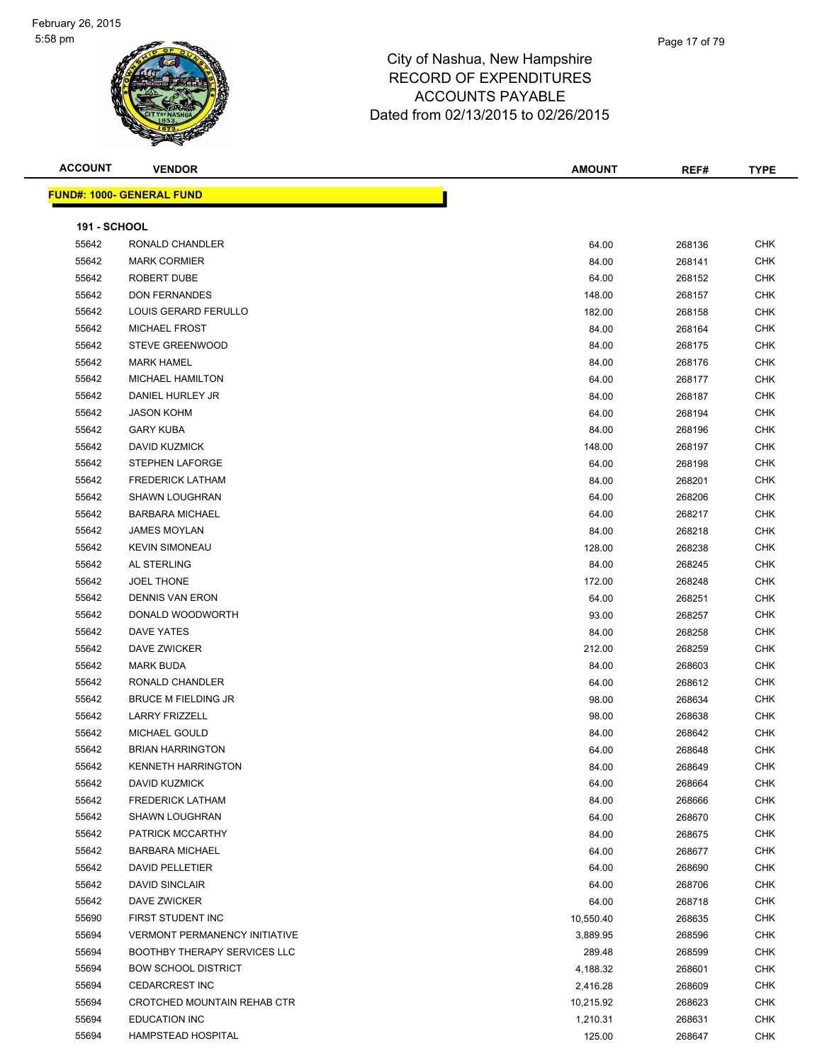# City of Nashua, New Hampshire
## RECORD OF EXPENDITURES
## ACCOUNTS PAYABLE
## Dated from 02/13/2015 to 02/26/2015

February 26, 2015
5:58 pm

| ACCOUNT | VENDOR | AMOUNT | REF# | TYPE |
|---|---|---|---|---|
| **FUND#: 1000- GENERAL FUND** | | | | |
| **191 - SCHOOL** | | | | |
| 55642 | RONALD CHANDLER | 64.00 | 268136 | CHK |
| 55642 | MARK CORMIER | 84.00 | 268141 | CHK |
| 55642 | ROBERT DUBE | 64.00 | 268152 | CHK |
| 55642 | DON FERNANDES | 148.00 | 268157 | CHK |
| 55642 | LOUIS GERARD FERULLO | 182.00 | 268158 | CHK |
| 55642 | MICHAEL FROST | 84.00 | 268164 | CHK |
| 55642 | STEVE GREENWOOD | 84.00 | 268175 | CHK |
| 55642 | MARK HAMEL | 84.00 | 268176 | CHK |
| 55642 | MICHAEL HAMILTON | 64.00 | 268177 | CHK |
| 55642 | DANIEL HURLEY JR | 84.00 | 268187 | CHK |
| 55642 | JASON KOHM | 64.00 | 268194 | CHK |
| 55642 | GARY KUBA | 84.00 | 268196 | CHK |
| 55642 | DAVID KUZMICK | 148.00 | 268197 | CHK |
| 55642 | STEPHEN LAFORGE | 64.00 | 268198 | CHK |
| 55642 | FREDERICK LATHAM | 84.00 | 268201 | CHK |
| 55642 | SHAWN LOUGHRAN | 64.00 | 268206 | CHK |
| 55642 | BARBARA MICHAEL | 64.00 | 268217 | CHK |
| 55642 | JAMES MOYLAN | 84.00 | 268218 | CHK |
| 55642 | KEVIN SIMONEAU | 128.00 | 268238 | CHK |
| 55642 | AL STERLING | 84.00 | 268245 | CHK |
| 55642 | JOEL THONE | 172.00 | 268248 | CHK |
| 55642 | DENNIS VAN ERON | 64.00 | 268251 | CHK |
| 55642 | DONALD WOODWORTH | 93.00 | 268257 | CHK |
| 55642 | DAVE YATES | 84.00 | 268258 | CHK |
| 55642 | DAVE ZWICKER | 212.00 | 268259 | CHK |
| 55642 | MARK BUDA | 84.00 | 268603 | CHK |
| 55642 | RONALD CHANDLER | 64.00 | 268612 | CHK |
| 55642 | BRUCE M FIELDING JR | 98.00 | 268634 | CHK |
| 55642 | LARRY FRIZZELL | 98.00 | 268638 | CHK |
| 55642 | MICHAEL GOULD | 84.00 | 268642 | CHK |
| 55642 | BRIAN HARRINGTON | 64.00 | 268648 | CHK |
| 55642 | KENNETH HARRINGTON | 84.00 | 268649 | CHK |
| 55642 | DAVID KUZMICK | 64.00 | 268664 | CHK |
| 55642 | FREDERICK LATHAM | 84.00 | 268666 | CHK |
| 55642 | SHAWN LOUGHRAN | 64.00 | 268670 | CHK |
| 55642 | PATRICK MCCARTHY | 84.00 | 268675 | CHK |
| 55642 | BARBARA MICHAEL | 64.00 | 268677 | CHK |
| 55642 | DAVID PELLETIER | 64.00 | 268690 | CHK |
| 55642 | DAVID SINCLAIR | 64.00 | 268706 | CHK |
| 55642 | DAVE ZWICKER | 64.00 | 268718 | CHK |
| 55690 | FIRST STUDENT INC | 10,550.40 | 268635 | CHK |
| 55694 | VERMONT PERMANENCY INITIATIVE | 3,889.95 | 268596 | CHK |
| 55694 | BOOTHBY THERAPY SERVICES LLC | 289.48 | 268599 | CHK |
| 55694 | BOW SCHOOL DISTRICT | 4,188.32 | 268601 | CHK |
| 55694 | CEDARCREST INC | 2,416.28 | 268609 | CHK |
| 55694 | CROTCHED MOUNTAIN REHAB CTR | 10,215.92 | 268623 | CHK |
| 55694 | EDUCATION INC | 1,210.31 | 268631 | CHK |
| 55694 | HAMPSTEAD HOSPITAL | 125.00 | 268647 | CHK |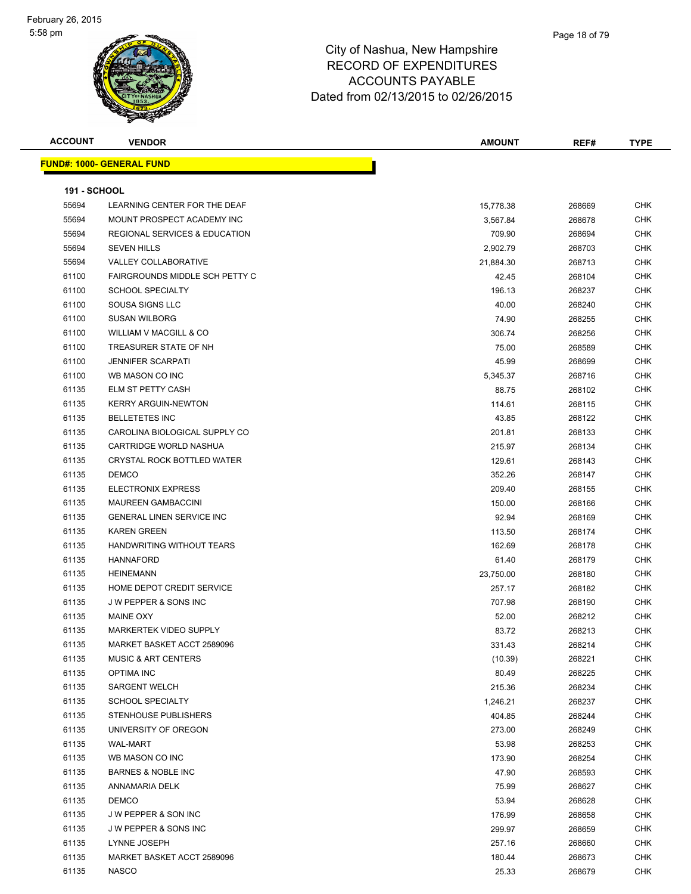# City of Nashua, New Hampshire
## RECORD OF EXPENDITURES
## ACCOUNTS PAYABLE
## Dated from 02/13/2015 to 02/26/2015

**FUND#: 1000- GENERAL FUND**

**191 - SCHOOL**

| ACCOUNT | VENDOR | AMOUNT | REF# | TYPE |
|---|---|---|---|---|
| 55694 | LEARNING CENTER FOR THE DEAF | 15,778.38 | 268669 | CHK |
| 55694 | MOUNT PROSPECT ACADEMY INC | 3,567.84 | 268678 | CHK |
| 55694 | REGIONAL SERVICES & EDUCATION | 709.90 | 268694 | CHK |
| 55694 | SEVEN HILLS | 2,902.79 | 268703 | CHK |
| 55694 | VALLEY COLLABORATIVE | 21,884.30 | 268713 | CHK |
| 61100 | FAIRGROUNDS MIDDLE SCH PETTY C | 42.45 | 268104 | CHK |
| 61100 | SCHOOL SPECIALTY | 196.13 | 268237 | CHK |
| 61100 | SOUSA SIGNS LLC | 40.00 | 268240 | CHK |
| 61100 | SUSAN WILBORG | 74.90 | 268255 | CHK |
| 61100 | WILLIAM V MACGILL & CO | 306.74 | 268256 | CHK |
| 61100 | TREASURER STATE OF NH | 75.00 | 268589 | CHK |
| 61100 | JENNIFER SCARPATI | 45.99 | 268699 | CHK |
| 61100 | WB MASON CO INC | 5,345.37 | 268716 | CHK |
| 61135 | ELM ST PETTY CASH | 88.75 | 268102 | CHK |
| 61135 | KERRY ARGUIN-NEWTON | 114.61 | 268115 | CHK |
| 61135 | BELLETETES INC | 43.85 | 268122 | CHK |
| 61135 | CAROLINA BIOLOGICAL SUPPLY CO | 201.81 | 268133 | CHK |
| 61135 | CARTRIDGE WORLD NASHUA | 215.97 | 268134 | CHK |
| 61135 | CRYSTAL ROCK BOTTLED WATER | 129.61 | 268143 | CHK |
| 61135 | DEMCO | 352.26 | 268147 | CHK |
| 61135 | ELECTRONIX EXPRESS | 209.40 | 268155 | CHK |
| 61135 | MAUREEN GAMBACCINI | 150.00 | 268166 | CHK |
| 61135 | GENERAL LINEN SERVICE INC | 92.94 | 268169 | CHK |
| 61135 | KAREN GREEN | 113.50 | 268174 | CHK |
| 61135 | HANDWRITING WITHOUT TEARS | 162.69 | 268178 | CHK |
| 61135 | HANNAFORD | 61.40 | 268179 | CHK |
| 61135 | HEINEMANN | 23,750.00 | 268180 | CHK |
| 61135 | HOME DEPOT CREDIT SERVICE | 257.17 | 268182 | CHK |
| 61135 | J W PEPPER & SONS INC | 707.98 | 268190 | CHK |
| 61135 | MAINE OXY | 52.00 | 268212 | CHK |
| 61135 | MARKERTEK VIDEO SUPPLY | 83.72 | 268213 | CHK |
| 61135 | MARKET BASKET ACCT 2589096 | 331.43 | 268214 | CHK |
| 61135 | MUSIC & ART CENTERS | (10.39) | 268221 | CHK |
| 61135 | OPTIMA INC | 80.49 | 268225 | CHK |
| 61135 | SARGENT WELCH | 215.36 | 268234 | CHK |
| 61135 | SCHOOL SPECIALTY | 1,246.21 | 268237 | CHK |
| 61135 | STENHOUSE PUBLISHERS | 404.85 | 268244 | CHK |
| 61135 | UNIVERSITY OF OREGON | 273.00 | 268249 | CHK |
| 61135 | WAL-MART | 53.98 | 268253 | CHK |
| 61135 | WB MASON CO INC | 173.90 | 268254 | CHK |
| 61135 | BARNES & NOBLE INC | 47.90 | 268593 | CHK |
| 61135 | ANNAMARIA DELK | 75.99 | 268627 | CHK |
| 61135 | DEMCO | 53.94 | 268628 | CHK |
| 61135 | J W PEPPER & SON INC | 176.99 | 268658 | CHK |
| 61135 | J W PEPPER & SONS INC | 299.97 | 268659 | CHK |
| 61135 | LYNNE JOSEPH | 257.16 | 268660 | CHK |
| 61135 | MARKET BASKET ACCT 2589096 | 180.44 | 268673 | CHK |
| 61135 | NASCO | 25.33 | 268679 | CHK |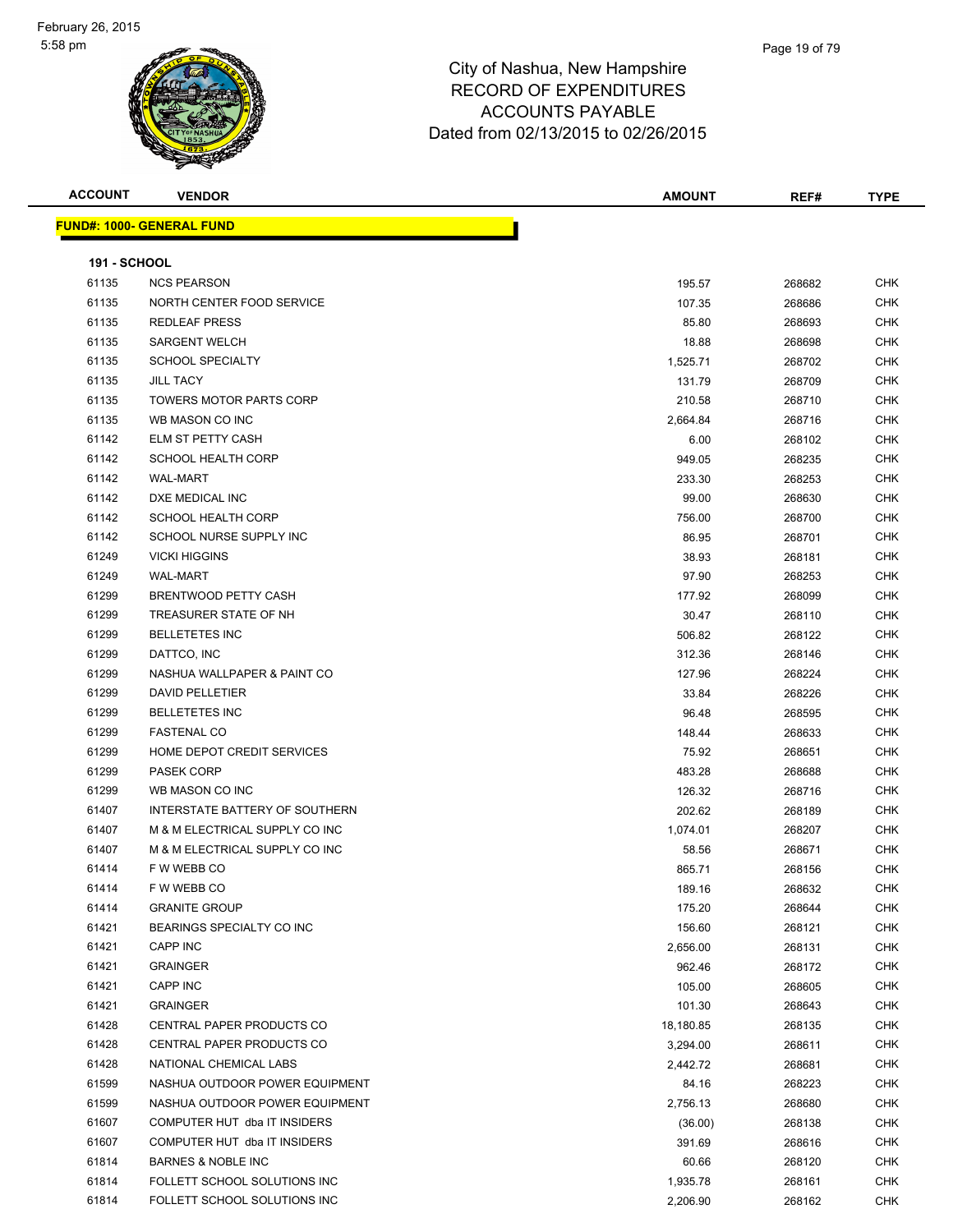# City of Nashua, New Hampshire
## RECORD OF EXPENDITURES
## ACCOUNTS PAYABLE
## Dated from 02/13/2015 to 02/26/2015

| ACCOUNT | VENDOR | AMOUNT | REF# | TYPE |
|---|---|---|---|---|

**FUND#: 1000- GENERAL FUND**

**191 - SCHOOL**

| ACCOUNT | VENDOR | AMOUNT | REF# | TYPE |
|---|---|---|---|---|
| 61135 | NCS PEARSON | 195.57 | 268682 | CHK |
| 61135 | NORTH CENTER FOOD SERVICE | 107.35 | 268686 | CHK |
| 61135 | REDLEAF PRESS | 85.80 | 268693 | CHK |
| 61135 | SARGENT WELCH | 18.88 | 268698 | CHK |
| 61135 | SCHOOL SPECIALTY | 1,525.71 | 268702 | CHK |
| 61135 | JILL TACY | 131.79 | 268709 | CHK |
| 61135 | TOWERS MOTOR PARTS CORP | 210.58 | 268710 | CHK |
| 61135 | WB MASON CO INC | 2,664.84 | 268716 | CHK |
| 61142 | ELM ST PETTY CASH | 6.00 | 268102 | CHK |
| 61142 | SCHOOL HEALTH CORP | 949.05 | 268235 | CHK |
| 61142 | WAL-MART | 233.30 | 268253 | CHK |
| 61142 | DXE MEDICAL INC | 99.00 | 268630 | CHK |
| 61142 | SCHOOL HEALTH CORP | 756.00 | 268700 | CHK |
| 61142 | SCHOOL NURSE SUPPLY INC | 86.95 | 268701 | CHK |
| 61249 | VICKI HIGGINS | 38.93 | 268181 | CHK |
| 61249 | WAL-MART | 97.90 | 268253 | CHK |
| 61299 | BRENTWOOD PETTY CASH | 177.92 | 268099 | CHK |
| 61299 | TREASURER STATE OF NH | 30.47 | 268110 | CHK |
| 61299 | BELLETETES INC | 506.82 | 268122 | CHK |
| 61299 | DATTCO, INC | 312.36 | 268146 | CHK |
| 61299 | NASHUA WALLPAPER & PAINT CO | 127.96 | 268224 | CHK |
| 61299 | DAVID PELLETIER | 33.84 | 268226 | CHK |
| 61299 | BELLETETES INC | 96.48 | 268595 | CHK |
| 61299 | FASTENAL CO | 148.44 | 268633 | CHK |
| 61299 | HOME DEPOT CREDIT SERVICES | 75.92 | 268651 | CHK |
| 61299 | PASEK CORP | 483.28 | 268688 | CHK |
| 61299 | WB MASON CO INC | 126.32 | 268716 | CHK |
| 61407 | INTERSTATE BATTERY OF SOUTHERN | 202.62 | 268189 | CHK |
| 61407 | M & M ELECTRICAL SUPPLY CO INC | 1,074.01 | 268207 | CHK |
| 61407 | M & M ELECTRICAL SUPPLY CO INC | 58.56 | 268671 | CHK |
| 61414 | F W WEBB CO | 865.71 | 268156 | CHK |
| 61414 | F W WEBB CO | 189.16 | 268632 | CHK |
| 61414 | GRANITE GROUP | 175.20 | 268644 | CHK |
| 61421 | BEARINGS SPECIALTY CO INC | 156.60 | 268121 | CHK |
| 61421 | CAPP INC | 2,656.00 | 268131 | CHK |
| 61421 | GRAINGER | 962.46 | 268172 | CHK |
| 61421 | CAPP INC | 105.00 | 268605 | CHK |
| 61421 | GRAINGER | 101.30 | 268643 | CHK |
| 61428 | CENTRAL PAPER PRODUCTS CO | 18,180.85 | 268135 | CHK |
| 61428 | CENTRAL PAPER PRODUCTS CO | 3,294.00 | 268611 | CHK |
| 61428 | NATIONAL CHEMICAL LABS | 2,442.72 | 268681 | CHK |
| 61599 | NASHUA OUTDOOR POWER EQUIPMENT | 84.16 | 268223 | CHK |
| 61599 | NASHUA OUTDOOR POWER EQUIPMENT | 2,756.13 | 268680 | CHK |
| 61607 | COMPUTER HUT dba IT INSIDERS | (36.00) | 268138 | CHK |
| 61607 | COMPUTER HUT dba IT INSIDERS | 391.69 | 268616 | CHK |
| 61814 | BARNES & NOBLE INC | 60.66 | 268120 | CHK |
| 61814 | FOLLETT SCHOOL SOLUTIONS INC | 1,935.78 | 268161 | CHK |
| 61814 | FOLLETT SCHOOL SOLUTIONS INC | 2,206.90 | 268162 | CHK |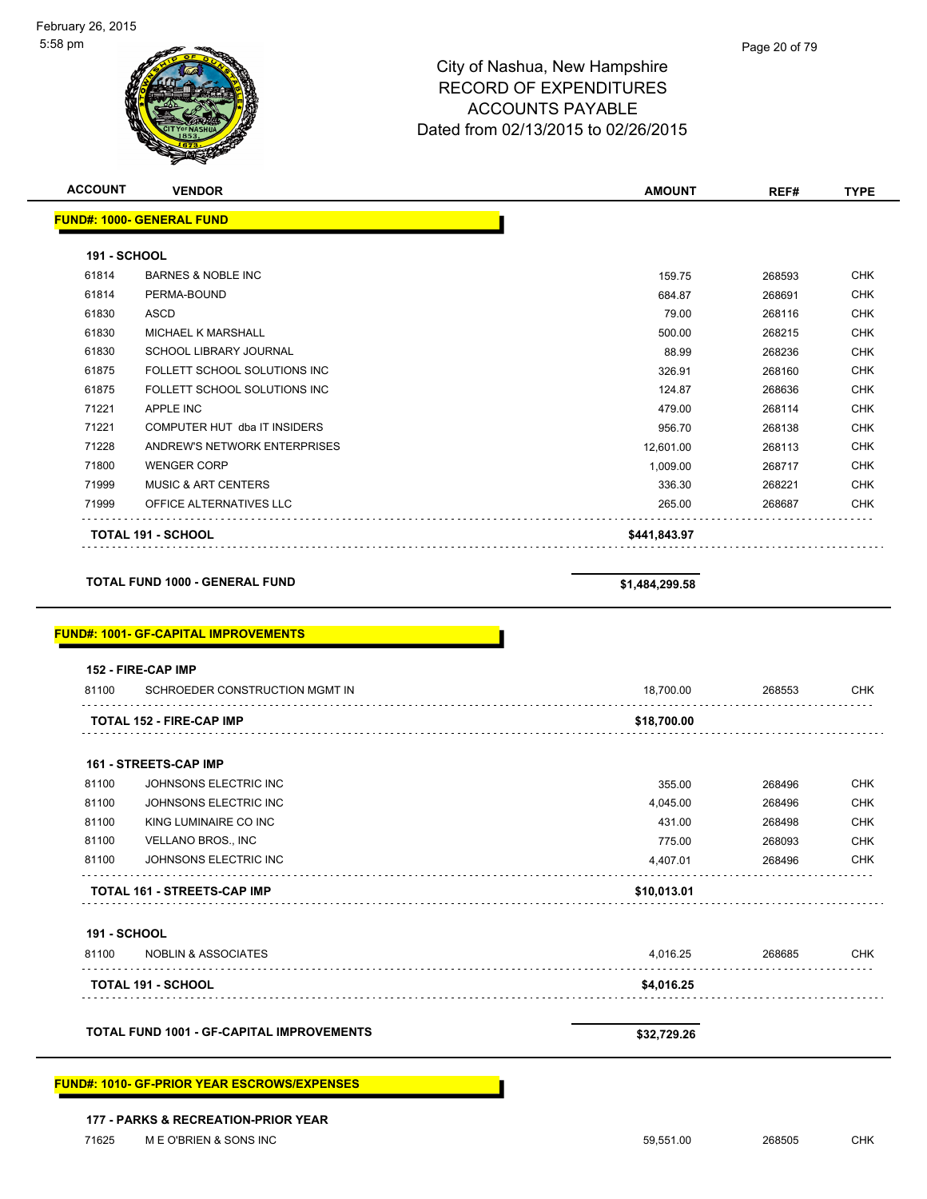# City of Nashua, New Hampshire
## RECORD OF EXPENDITURES
## ACCOUNTS PAYABLE
## Dated from 02/13/2015 to 02/26/2015

| ACCOUNT | VENDOR | AMOUNT | REF# | TYPE |
|---|---|---|---|---|
| **FUND#: 1000- GENERAL FUND** | | | | |
| **191 - SCHOOL** | | | | |
| 61814 | BARNES & NOBLE INC | 159.75 | 268593 | CHK |
| 61814 | PERMA-BOUND | 684.87 | 268691 | CHK |
| 61830 | ASCD | 79.00 | 268116 | CHK |
| 61830 | MICHAEL K MARSHALL | 500.00 | 268215 | CHK |
| 61830 | SCHOOL LIBRARY JOURNAL | 88.99 | 268236 | CHK |
| 61875 | FOLLETT SCHOOL SOLUTIONS INC | 326.91 | 268160 | CHK |
| 61875 | FOLLETT SCHOOL SOLUTIONS INC | 124.87 | 268636 | CHK |
| 71221 | APPLE INC | 479.00 | 268114 | CHK |
| 71221 | COMPUTER HUT dba IT INSIDERS | 956.70 | 268138 | CHK |
| 71228 | ANDREW'S NETWORK ENTERPRISES | 12,601.00 | 268113 | CHK |
| 71800 | WENGER CORP | 1,009.00 | 268717 | CHK |
| 71999 | MUSIC & ART CENTERS | 336.30 | 268221 | CHK |
| 71999 | OFFICE ALTERNATIVES LLC | 265.00 | 268687 | CHK |
| **TOTAL 191 - SCHOOL** | | **$441,843.97** | | |
| **TOTAL FUND 1000 - GENERAL FUND** | | **$1,484,299.58** | | |
| **FUND#: 1001- GF-CAPITAL IMPROVEMENTS** | | | | |
| **152 - FIRE-CAP IMP** | | | | |
| 81100 | SCHROEDER CONSTRUCTION MGMT IN | 18,700.00 | 268553 | CHK |
| **TOTAL 152 - FIRE-CAP IMP** | | **$18,700.00** | | |
| **161 - STREETS-CAP IMP** | | | | |
| 81100 | JOHNSONS ELECTRIC INC | 355.00 | 268496 | CHK |
| 81100 | JOHNSONS ELECTRIC INC | 4,045.00 | 268496 | CHK |
| 81100 | KING LUMINAIRE CO INC | 431.00 | 268498 | CHK |
| 81100 | VELLANO BROS., INC | 775.00 | 268093 | CHK |
| 81100 | JOHNSONS ELECTRIC INC | 4,407.01 | 268496 | CHK |
| **TOTAL 161 - STREETS-CAP IMP** | | **$10,013.01** | | |
| **191 - SCHOOL** | | | | |
| 81100 | NOBLIN & ASSOCIATES | 4,016.25 | 268685 | CHK |
| **TOTAL 191 - SCHOOL** | | **$4,016.25** | | |
| **TOTAL FUND 1001 - GF-CAPITAL IMPROVEMENTS** | | **$32,729.26** | | |
| **FUND#: 1010- GF-PRIOR YEAR ESCROWS/EXPENSES** | | | | |
| **177 - PARKS & RECREATION-PRIOR YEAR** | | | | |
| 71625 | M E O'BRIEN & SONS INC | 59,551.00 | 268505 | CHK |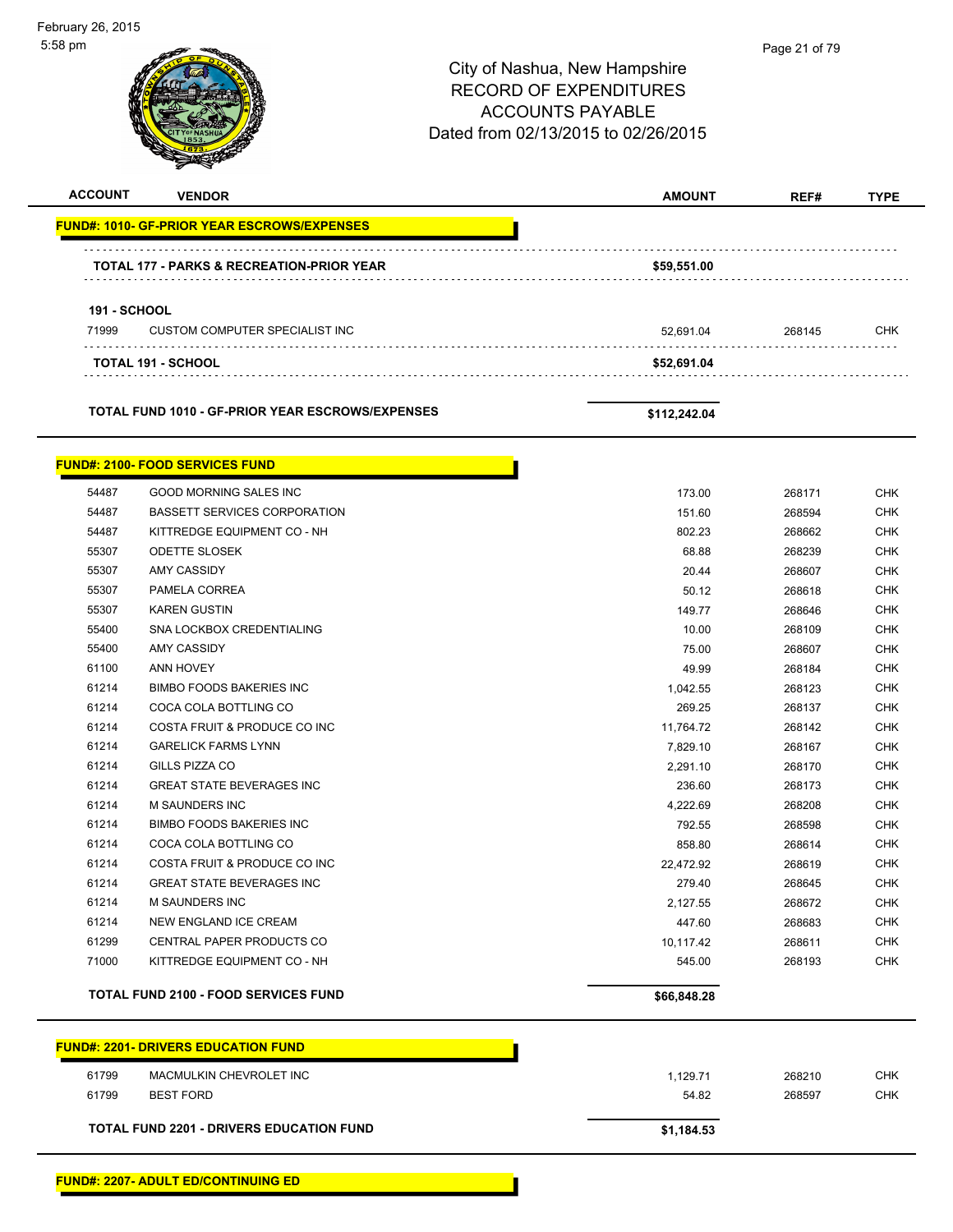# City of Nashua, New Hampshire
## RECORD OF EXPENDITURES
## ACCOUNTS PAYABLE
## Dated from 02/13/2015 to 02/26/2015

February 26, 2015
5:58 pm

| ACCOUNT | VENDOR | AMOUNT | REF# | TYPE |
|---|---|---|---|---|
| **FUND#: 1010- GF-PRIOR YEAR ESCROWS/EXPENSES** | | | | |
| | **TOTAL 177 - PARKS & RECREATION-PRIOR YEAR** | **$59,551.00** | | |
| **191 - SCHOOL** | | | | |
| 71999 | CUSTOM COMPUTER SPECIALIST INC | 52,691.04 | 268145 | CHK |
| | **TOTAL 191 - SCHOOL** | **$52,691.04** | | |
| | **TOTAL FUND 1010 - GF-PRIOR YEAR ESCROWS/EXPENSES** | **$112,242.04** | | |
| **FUND#: 2100- FOOD SERVICES FUND** | | | | |
| 54487 | GOOD MORNING SALES INC | 173.00 | 268171 | CHK |
| 54487 | BASSETT SERVICES CORPORATION | 151.60 | 268594 | CHK |
| 54487 | KITTREDGE EQUIPMENT CO - NH | 802.23 | 268662 | CHK |
| 55307 | ODETTE SLOSEK | 68.88 | 268239 | CHK |
| 55307 | AMY CASSIDY | 20.44 | 268607 | CHK |
| 55307 | PAMELA CORREA | 50.12 | 268618 | CHK |
| 55307 | KAREN GUSTIN | 149.77 | 268646 | CHK |
| 55400 | SNA LOCKBOX CREDENTIALING | 10.00 | 268109 | CHK |
| 55400 | AMY CASSIDY | 75.00 | 268607 | CHK |
| 61100 | ANN HOVEY | 49.99 | 268184 | CHK |
| 61214 | BIMBO FOODS BAKERIES INC | 1,042.55 | 268123 | CHK |
| 61214 | COCA COLA BOTTLING CO | 269.25 | 268137 | CHK |
| 61214 | COSTA FRUIT & PRODUCE CO INC | 11,764.72 | 268142 | CHK |
| 61214 | GARELICK FARMS LYNN | 7,829.10 | 268167 | CHK |
| 61214 | GILLS PIZZA CO | 2,291.10 | 268170 | CHK |
| 61214 | GREAT STATE BEVERAGES INC | 236.60 | 268173 | CHK |
| 61214 | M SAUNDERS INC | 4,222.69 | 268208 | CHK |
| 61214 | BIMBO FOODS BAKERIES INC | 792.55 | 268598 | CHK |
| 61214 | COCA COLA BOTTLING CO | 858.80 | 268614 | CHK |
| 61214 | COSTA FRUIT & PRODUCE CO INC | 22,472.92 | 268619 | CHK |
| 61214 | GREAT STATE BEVERAGES INC | 279.40 | 268645 | CHK |
| 61214 | M SAUNDERS INC | 2,127.55 | 268672 | CHK |
| 61214 | NEW ENGLAND ICE CREAM | 447.60 | 268683 | CHK |
| 61299 | CENTRAL PAPER PRODUCTS CO | 10,117.42 | 268611 | CHK |
| 71000 | KITTREDGE EQUIPMENT CO - NH | 545.00 | 268193 | CHK |
| | **TOTAL FUND 2100 - FOOD SERVICES FUND** | **$66,848.28** | | |
| **FUND#: 2201- DRIVERS EDUCATION FUND** | | | | |
| 61799 | MACMULKIN CHEVROLET INC | 1,129.71 | 268210 | CHK |
| 61799 | BEST FORD | 54.82 | 268597 | CHK |
| | **TOTAL FUND 2201 - DRIVERS EDUCATION FUND** | **$1,184.53** | | |
| **FUND#: 2207- ADULT ED/CONTINUING ED** | | | | |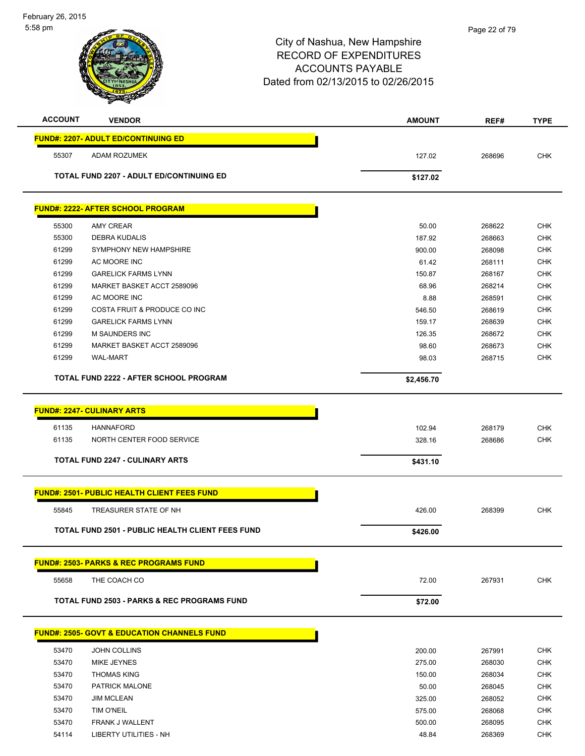City of Nashua, New Hampshire
RECORD OF EXPENDITURES
ACCOUNTS PAYABLE
Dated from 02/13/2015 to 02/26/2015

| ACCOUNT | VENDOR | AMOUNT | REF# | TYPE |
|---|---|---|---|---|
| **FUND#: 2207- ADULT ED/CONTINUING ED** | | | | |
| 55307 | ADAM ROZUMEK | 127.02 | 268696 | CHK |
| | **TOTAL FUND 2207 - ADULT ED/CONTINUING ED** | **$127.02** | | |
| **FUND#: 2222- AFTER SCHOOL PROGRAM** | | | | |
| 55300 | AMY CREAR | 50.00 | 268622 | CHK |
| 55300 | DEBRA KUDALIS | 187.92 | 268663 | CHK |
| 61299 | SYMPHONY NEW HAMPSHIRE | 900.00 | 268098 | CHK |
| 61299 | AC MOORE INC | 61.42 | 268111 | CHK |
| 61299 | GARELICK FARMS LYNN | 150.87 | 268167 | CHK |
| 61299 | MARKET BASKET ACCT 2589096 | 68.96 | 268214 | CHK |
| 61299 | AC MOORE INC | 8.88 | 268591 | CHK |
| 61299 | COSTA FRUIT & PRODUCE CO INC | 546.50 | 268619 | CHK |
| 61299 | GARELICK FARMS LYNN | 159.17 | 268639 | CHK |
| 61299 | M SAUNDERS INC | 126.35 | 268672 | CHK |
| 61299 | MARKET BASKET ACCT 2589096 | 98.60 | 268673 | CHK |
| 61299 | WAL-MART | 98.03 | 268715 | CHK |
| | **TOTAL FUND 2222 - AFTER SCHOOL PROGRAM** | **$2,456.70** | | |
| **FUND#: 2247- CULINARY ARTS** | | | | |
| 61135 | HANNAFORD | 102.94 | 268179 | CHK |
| 61135 | NORTH CENTER FOOD SERVICE | 328.16 | 268686 | CHK |
| | **TOTAL FUND 2247 - CULINARY ARTS** | **$431.10** | | |
| **FUND#: 2501- PUBLIC HEALTH CLIENT FEES FUND** | | | | |
| 55845 | TREASURER STATE OF NH | 426.00 | 268399 | CHK |
| | **TOTAL FUND 2501 - PUBLIC HEALTH CLIENT FEES FUND** | **$426.00** | | |
| **FUND#: 2503- PARKS & REC PROGRAMS FUND** | | | | |
| 55658 | THE COACH CO | 72.00 | 267931 | CHK |
| | **TOTAL FUND 2503 - PARKS & REC PROGRAMS FUND** | **$72.00** | | |
| **FUND#: 2505- GOVT & EDUCATION CHANNELS FUND** | | | | |
| 53470 | JOHN COLLINS | 200.00 | 267991 | CHK |
| 53470 | MIKE JEYNES | 275.00 | 268030 | CHK |
| 53470 | THOMAS KING | 150.00 | 268034 | CHK |
| 53470 | PATRICK MALONE | 50.00 | 268045 | CHK |
| 53470 | JIM MCLEAN | 325.00 | 268052 | CHK |
| 53470 | TIM O'NEIL | 575.00 | 268068 | CHK |
| 53470 | FRANK J WALLENT | 500.00 | 268095 | CHK |
| 54114 | LIBERTY UTILITIES - NH | 48.84 | 268369 | CHK |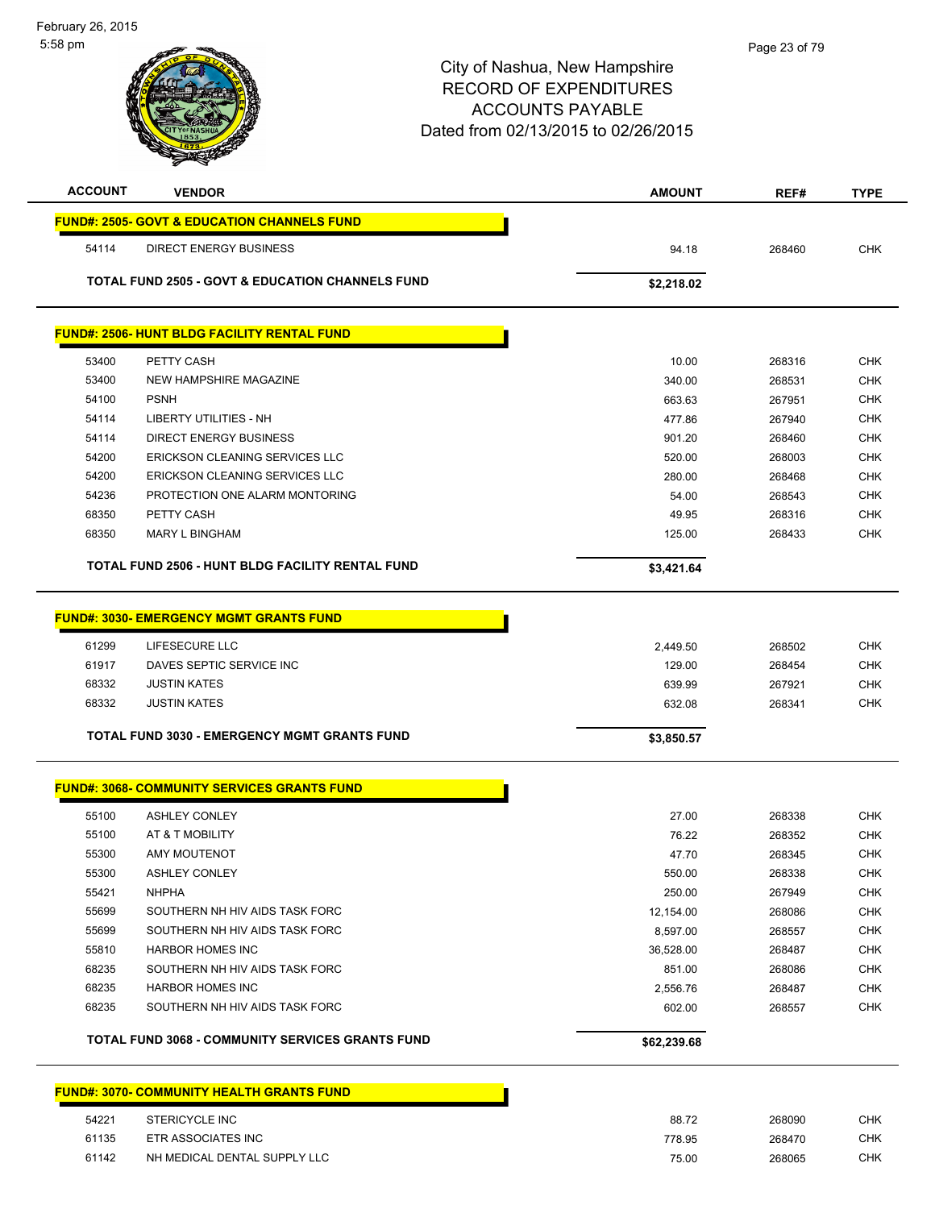City of Nashua, New Hampshire
RECORD OF EXPENDITURES
ACCOUNTS PAYABLE
Dated from 02/13/2015 to 02/26/2015

| ACCOUNT | VENDOR | AMOUNT | REF# | TYPE |
|---|---|---|---|---|
| **FUND#: 2505- GOVT & EDUCATION CHANNELS FUND** | | | | |
| 54114 | DIRECT ENERGY BUSINESS | 94.18 | 268460 | CHK |
| | **TOTAL FUND 2505 - GOVT & EDUCATION CHANNELS FUND** | **$2,218.02** | | |
| **FUND#: 2506- HUNT BLDG FACILITY RENTAL FUND** | | | | |
| 53400 | PETTY CASH | 10.00 | 268316 | CHK |
| 53400 | NEW HAMPSHIRE MAGAZINE | 340.00 | 268531 | CHK |
| 54100 | PSNH | 663.63 | 267951 | CHK |
| 54114 | LIBERTY UTILITIES - NH | 477.86 | 267940 | CHK |
| 54114 | DIRECT ENERGY BUSINESS | 901.20 | 268460 | CHK |
| 54200 | ERICKSON CLEANING SERVICES LLC | 520.00 | 268003 | CHK |
| 54200 | ERICKSON CLEANING SERVICES LLC | 280.00 | 268468 | CHK |
| 54236 | PROTECTION ONE ALARM MONTORING | 54.00 | 268543 | CHK |
| 68350 | PETTY CASH | 49.95 | 268316 | CHK |
| 68350 | MARY L BINGHAM | 125.00 | 268433 | CHK |
| | **TOTAL FUND 2506 - HUNT BLDG FACILITY RENTAL FUND** | **$3,421.64** | | |
| **FUND#: 3030- EMERGENCY MGMT GRANTS FUND** | | | | |
| 61299 | LIFESECURE LLC | 2,449.50 | 268502 | CHK |
| 61917 | DAVES SEPTIC SERVICE INC | 129.00 | 268454 | CHK |
| 68332 | JUSTIN KATES | 639.99 | 267921 | CHK |
| 68332 | JUSTIN KATES | 632.08 | 268341 | CHK |
| | **TOTAL FUND 3030 - EMERGENCY MGMT GRANTS FUND** | **$3,850.57** | | |
| **FUND#: 3068- COMMUNITY SERVICES GRANTS FUND** | | | | |
| 55100 | ASHLEY CONLEY | 27.00 | 268338 | CHK |
| 55100 | AT & T MOBILITY | 76.22 | 268352 | CHK |
| 55300 | AMY MOUTENOT | 47.70 | 268345 | CHK |
| 55300 | ASHLEY CONLEY | 550.00 | 268338 | CHK |
| 55421 | NHPHA | 250.00 | 267949 | CHK |
| 55699 | SOUTHERN NH HIV AIDS TASK FORC | 12,154.00 | 268086 | CHK |
| 55699 | SOUTHERN NH HIV AIDS TASK FORC | 8,597.00 | 268557 | CHK |
| 55810 | HARBOR HOMES INC | 36,528.00 | 268487 | CHK |
| 68235 | SOUTHERN NH HIV AIDS TASK FORC | 851.00 | 268086 | CHK |
| 68235 | HARBOR HOMES INC | 2,556.76 | 268487 | CHK |
| 68235 | SOUTHERN NH HIV AIDS TASK FORC | 602.00 | 268557 | CHK |
| | **TOTAL FUND 3068 - COMMUNITY SERVICES GRANTS FUND** | **$62,239.68** | | |
| **FUND#: 3070- COMMUNITY HEALTH GRANTS FUND** | | | | |
| 54221 | STERICYCLE INC | 88.72 | 268090 | CHK |
| 61135 | ETR ASSOCIATES INC | 778.95 | 268470 | CHK |
| 61142 | NH MEDICAL DENTAL SUPPLY LLC | 75.00 | 268065 | CHK |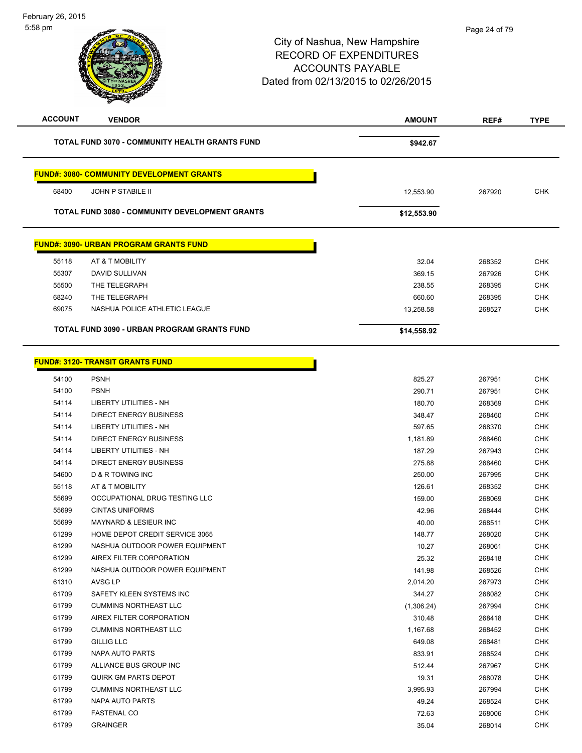City of Nashua, New Hampshire
RECORD OF EXPENDITURES
ACCOUNTS PAYABLE
Dated from 02/13/2015 to 02/26/2015

| ACCOUNT | VENDOR | AMOUNT | REF# | TYPE |
|---|---|---|---|---|
| | **TOTAL FUND 3070 - COMMUNITY HEALTH GRANTS FUND** | **$942.67** | | |

**FUND#: 3080- COMMUNITY DEVELOPMENT GRANTS**

| ACCOUNT | VENDOR | AMOUNT | REF# | TYPE |
|---|---|---|---|---|
| 68400 | JOHN P STABILE II | 12,553.90 | 267920 | CHK |
| | **TOTAL FUND 3080 - COMMUNITY DEVELOPMENT GRANTS** | **$12,553.90** | | |

**FUND#: 3090- URBAN PROGRAM GRANTS FUND**

| ACCOUNT | VENDOR | AMOUNT | REF# | TYPE |
|---|---|---|---|---|
| 55118 | AT & T MOBILITY | 32.04 | 268352 | CHK |
| 55307 | DAVID SULLIVAN | 369.15 | 267926 | CHK |
| 55500 | THE TELEGRAPH | 238.55 | 268395 | CHK |
| 68240 | THE TELEGRAPH | 660.60 | 268395 | CHK |
| 69075 | NASHUA POLICE ATHLETIC LEAGUE | 13,258.58 | 268527 | CHK |
| | **TOTAL FUND 3090 - URBAN PROGRAM GRANTS FUND** | **$14,558.92** | | |

**FUND#: 3120- TRANSIT GRANTS FUND**

| ACCOUNT | VENDOR | AMOUNT | REF# | TYPE |
|---|---|---|---|---|
| 54100 | PSNH | 825.27 | 267951 | CHK |
| 54100 | PSNH | 290.71 | 267951 | CHK |
| 54114 | LIBERTY UTILITIES - NH | 180.70 | 268369 | CHK |
| 54114 | DIRECT ENERGY BUSINESS | 348.47 | 268460 | CHK |
| 54114 | LIBERTY UTILITIES - NH | 597.65 | 268370 | CHK |
| 54114 | DIRECT ENERGY BUSINESS | 1,181.89 | 268460 | CHK |
| 54114 | LIBERTY UTILITIES - NH | 187.29 | 267943 | CHK |
| 54114 | DIRECT ENERGY BUSINESS | 275.88 | 268460 | CHK |
| 54600 | D & R TOWING INC | 250.00 | 267995 | CHK |
| 55118 | AT & T MOBILITY | 126.61 | 268352 | CHK |
| 55699 | OCCUPATIONAL DRUG TESTING LLC | 159.00 | 268069 | CHK |
| 55699 | CINTAS UNIFORMS | 42.96 | 268444 | CHK |
| 55699 | MAYNARD & LESIEUR INC | 40.00 | 268511 | CHK |
| 61299 | HOME DEPOT CREDIT SERVICE 3065 | 148.77 | 268020 | CHK |
| 61299 | NASHUA OUTDOOR POWER EQUIPMENT | 10.27 | 268061 | CHK |
| 61299 | AIREX FILTER CORPORATION | 25.32 | 268418 | CHK |
| 61299 | NASHUA OUTDOOR POWER EQUIPMENT | 141.98 | 268526 | CHK |
| 61310 | AVSG LP | 2,014.20 | 267973 | CHK |
| 61709 | SAFETY KLEEN SYSTEMS INC | 344.27 | 268082 | CHK |
| 61799 | CUMMINS NORTHEAST LLC | (1,306.24) | 267994 | CHK |
| 61799 | AIREX FILTER CORPORATION | 310.48 | 268418 | CHK |
| 61799 | CUMMINS NORTHEAST LLC | 1,167.68 | 268452 | CHK |
| 61799 | GILLIG LLC | 649.08 | 268481 | CHK |
| 61799 | NAPA AUTO PARTS | 833.91 | 268524 | CHK |
| 61799 | ALLIANCE BUS GROUP INC | 512.44 | 267967 | CHK |
| 61799 | QUIRK GM PARTS DEPOT | 19.31 | 268078 | CHK |
| 61799 | CUMMINS NORTHEAST LLC | 3,995.93 | 267994 | CHK |
| 61799 | NAPA AUTO PARTS | 49.24 | 268524 | CHK |
| 61799 | FASTENAL CO | 72.63 | 268006 | CHK |
| 61799 | GRAINGER | 35.04 | 268014 | CHK |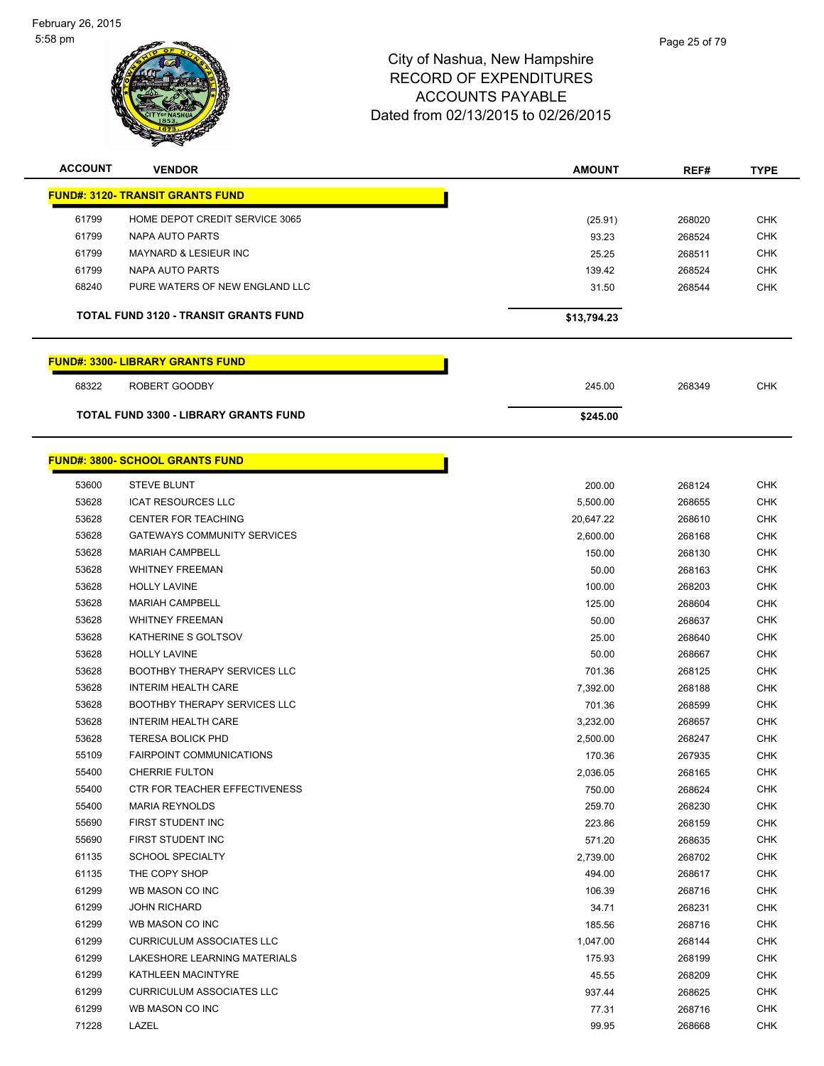City of Nashua, New Hampshire
RECORD OF EXPENDITURES
ACCOUNTS PAYABLE
Dated from 02/13/2015 to 02/26/2015

| ACCOUNT | VENDOR | AMOUNT | REF# | TYPE |
|---|---|---|---|---|
| **FUND#: 3120- TRANSIT GRANTS FUND** | | | | |
| 61799 | HOME DEPOT CREDIT SERVICE 3065 | (25.91) | 268020 | CHK |
| 61799 | NAPA AUTO PARTS | 93.23 | 268524 | CHK |
| 61799 | MAYNARD & LESIEUR INC | 25.25 | 268511 | CHK |
| 61799 | NAPA AUTO PARTS | 139.42 | 268524 | CHK |
| 68240 | PURE WATERS OF NEW ENGLAND LLC | 31.50 | 268544 | CHK |
| | **TOTAL FUND 3120 - TRANSIT GRANTS FUND** | **$13,794.23** | | |
| **FUND#: 3300- LIBRARY GRANTS FUND** | | | | |
| 68322 | ROBERT GOODBY | 245.00 | 268349 | CHK |
| | **TOTAL FUND 3300 - LIBRARY GRANTS FUND** | **$245.00** | | |
| **FUND#: 3800- SCHOOL GRANTS FUND** | | | | |
| 53600 | STEVE BLUNT | 200.00 | 268124 | CHK |
| 53628 | ICAT RESOURCES LLC | 5,500.00 | 268655 | CHK |
| 53628 | CENTER FOR TEACHING | 20,647.22 | 268610 | CHK |
| 53628 | GATEWAYS COMMUNITY SERVICES | 2,600.00 | 268168 | CHK |
| 53628 | MARIAH CAMPBELL | 150.00 | 268130 | CHK |
| 53628 | WHITNEY FREEMAN | 50.00 | 268163 | CHK |
| 53628 | HOLLY LAVINE | 100.00 | 268203 | CHK |
| 53628 | MARIAH CAMPBELL | 125.00 | 268604 | CHK |
| 53628 | WHITNEY FREEMAN | 50.00 | 268637 | CHK |
| 53628 | KATHERINE S GOLTSOV | 25.00 | 268640 | CHK |
| 53628 | HOLLY LAVINE | 50.00 | 268667 | CHK |
| 53628 | BOOTHBY THERAPY SERVICES LLC | 701.36 | 268125 | CHK |
| 53628 | INTERIM HEALTH CARE | 7,392.00 | 268188 | CHK |
| 53628 | BOOTHBY THERAPY SERVICES LLC | 701.36 | 268599 | CHK |
| 53628 | INTERIM HEALTH CARE | 3,232.00 | 268657 | CHK |
| 53628 | TERESA BOLICK PHD | 2,500.00 | 268247 | CHK |
| 55109 | FAIRPOINT COMMUNICATIONS | 170.36 | 267935 | CHK |
| 55400 | CHERRIE FULTON | 2,036.05 | 268165 | CHK |
| 55400 | CTR FOR TEACHER EFFECTIVENESS | 750.00 | 268624 | CHK |
| 55400 | MARIA REYNOLDS | 259.70 | 268230 | CHK |
| 55690 | FIRST STUDENT INC | 223.86 | 268159 | CHK |
| 55690 | FIRST STUDENT INC | 571.20 | 268635 | CHK |
| 61135 | SCHOOL SPECIALTY | 2,739.00 | 268702 | CHK |
| 61135 | THE COPY SHOP | 494.00 | 268617 | CHK |
| 61299 | WB MASON CO INC | 106.39 | 268716 | CHK |
| 61299 | JOHN RICHARD | 34.71 | 268231 | CHK |
| 61299 | WB MASON CO INC | 185.56 | 268716 | CHK |
| 61299 | CURRICULUM ASSOCIATES LLC | 1,047.00 | 268144 | CHK |
| 61299 | LAKESHORE LEARNING MATERIALS | 175.93 | 268199 | CHK |
| 61299 | KATHLEEN MACINTYRE | 45.55 | 268209 | CHK |
| 61299 | CURRICULUM ASSOCIATES LLC | 937.44 | 268625 | CHK |
| 61299 | WB MASON CO INC | 77.31 | 268716 | CHK |
| 71228 | LAZEL | 99.95 | 268668 | CHK |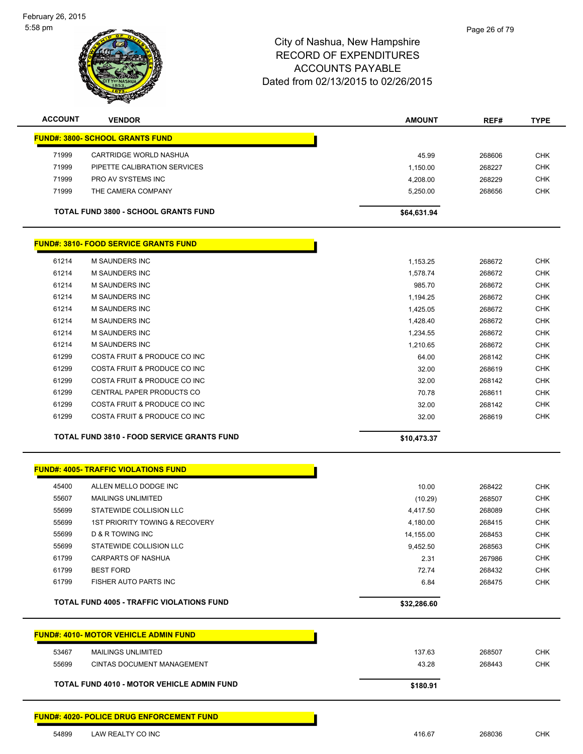# City of Nashua, New Hampshire
## RECORD OF EXPENDITURES
## ACCOUNTS PAYABLE
## Dated from 02/13/2015 to 02/26/2015

| ACCOUNT | VENDOR | AMOUNT | REF# | TYPE |
|---|---|---|---|---|
| **FUND#: 3800- SCHOOL GRANTS FUND** | | | | |
| 71999 | CARTRIDGE WORLD NASHUA | 45.99 | 268606 | CHK |
| 71999 | PIPETTE CALIBRATION SERVICES | 1,150.00 | 268227 | CHK |
| 71999 | PRO AV SYSTEMS INC | 4,208.00 | 268229 | CHK |
| 71999 | THE CAMERA COMPANY | 5,250.00 | 268656 | CHK |
| | **TOTAL FUND 3800 - SCHOOL GRANTS FUND** | **$64,631.94** | | |
| **FUND#: 3810- FOOD SERVICE GRANTS FUND** | | | | |
| 61214 | M SAUNDERS INC | 1,153.25 | 268672 | CHK |
| 61214 | M SAUNDERS INC | 1,578.74 | 268672 | CHK |
| 61214 | M SAUNDERS INC | 985.70 | 268672 | CHK |
| 61214 | M SAUNDERS INC | 1,194.25 | 268672 | CHK |
| 61214 | M SAUNDERS INC | 1,425.05 | 268672 | CHK |
| 61214 | M SAUNDERS INC | 1,428.40 | 268672 | CHK |
| 61214 | M SAUNDERS INC | 1,234.55 | 268672 | CHK |
| 61214 | M SAUNDERS INC | 1,210.65 | 268672 | CHK |
| 61299 | COSTA FRUIT & PRODUCE CO INC | 64.00 | 268142 | CHK |
| 61299 | COSTA FRUIT & PRODUCE CO INC | 32.00 | 268619 | CHK |
| 61299 | COSTA FRUIT & PRODUCE CO INC | 32.00 | 268142 | CHK |
| 61299 | CENTRAL PAPER PRODUCTS CO | 70.78 | 268611 | CHK |
| 61299 | COSTA FRUIT & PRODUCE CO INC | 32.00 | 268142 | CHK |
| 61299 | COSTA FRUIT & PRODUCE CO INC | 32.00 | 268619 | CHK |
| | **TOTAL FUND 3810 - FOOD SERVICE GRANTS FUND** | **$10,473.37** | | |
| **FUND#: 4005- TRAFFIC VIOLATIONS FUND** | | | | |
| 45400 | ALLEN MELLO DODGE INC | 10.00 | 268422 | CHK |
| 55607 | MAILINGS UNLIMITED | (10.29) | 268507 | CHK |
| 55699 | STATEWIDE COLLISION LLC | 4,417.50 | 268089 | CHK |
| 55699 | 1ST PRIORITY TOWING & RECOVERY | 4,180.00 | 268415 | CHK |
| 55699 | D & R TOWING INC | 14,155.00 | 268453 | CHK |
| 55699 | STATEWIDE COLLISION LLC | 9,452.50 | 268563 | CHK |
| 61799 | CARPARTS OF NASHUA | 2.31 | 267986 | CHK |
| 61799 | BEST FORD | 72.74 | 268432 | CHK |
| 61799 | FISHER AUTO PARTS INC | 6.84 | 268475 | CHK |
| | **TOTAL FUND 4005 - TRAFFIC VIOLATIONS FUND** | **$32,286.60** | | |
| **FUND#: 4010- MOTOR VEHICLE ADMIN FUND** | | | | |
| 53467 | MAILINGS UNLIMITED | 137.63 | 268507 | CHK |
| 55699 | CINTAS DOCUMENT MANAGEMENT | 43.28 | 268443 | CHK |
| | **TOTAL FUND 4010 - MOTOR VEHICLE ADMIN FUND** | **$180.91** | | |
| **FUND#: 4020- POLICE DRUG ENFORCEMENT FUND** | | | | |
| 54899 | LAW REALTY CO INC | 416.67 | 268036 | CHK |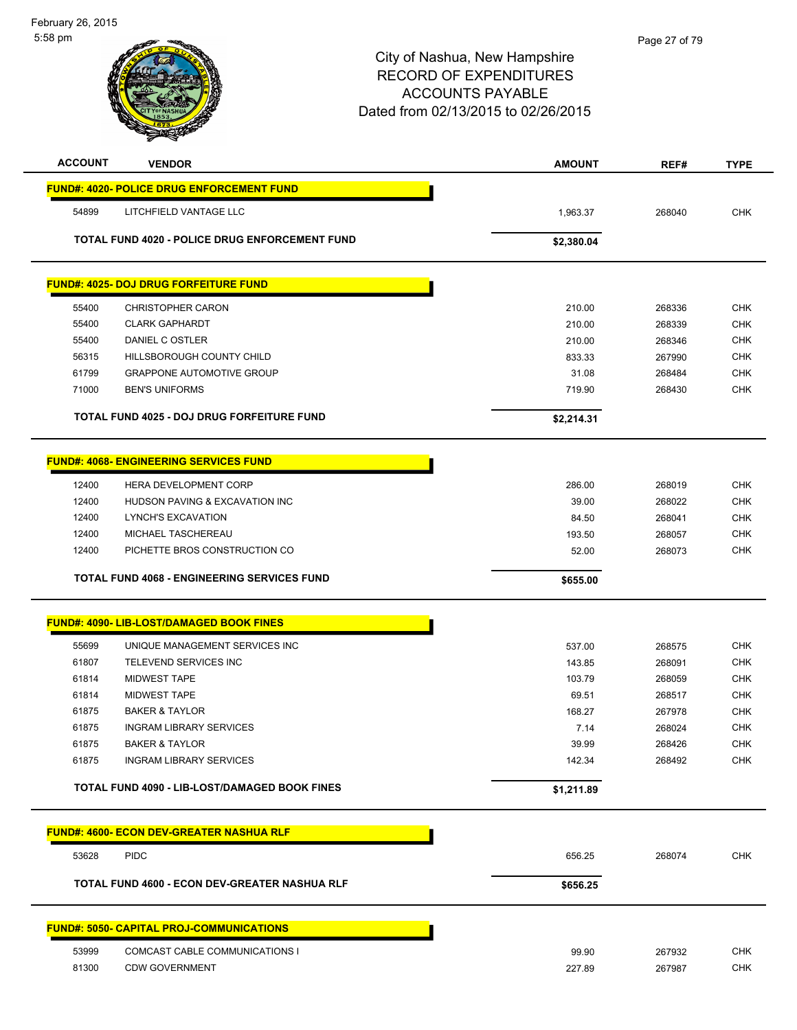City of Nashua, New Hampshire
RECORD OF EXPENDITURES
ACCOUNTS PAYABLE
Dated from 02/13/2015 to 02/26/2015

| ACCOUNT | VENDOR | AMOUNT | REF# | TYPE |
|---|---|---|---|---|
| **FUND#: 4020- POLICE DRUG ENFORCEMENT FUND** | | | | |
| 54899 | LITCHFIELD VANTAGE LLC | 1,963.37 | 268040 | CHK |
| | **TOTAL FUND 4020 - POLICE DRUG ENFORCEMENT FUND** | **$2,380.04** | | |
| **FUND#: 4025- DOJ DRUG FORFEITURE FUND** | | | | |
| 55400 | CHRISTOPHER CARON | 210.00 | 268336 | CHK |
| 55400 | CLARK GAPHARDT | 210.00 | 268339 | CHK |
| 55400 | DANIEL C OSTLER | 210.00 | 268346 | CHK |
| 56315 | HILLSBOROUGH COUNTY CHILD | 833.33 | 267990 | CHK |
| 61799 | GRAPPONE AUTOMOTIVE GROUP | 31.08 | 268484 | CHK |
| 71000 | BEN'S UNIFORMS | 719.90 | 268430 | CHK |
| | **TOTAL FUND 4025 - DOJ DRUG FORFEITURE FUND** | **$2,214.31** | | |
| **FUND#: 4068- ENGINEERING SERVICES FUND** | | | | |
| 12400 | HERA DEVELOPMENT CORP | 286.00 | 268019 | CHK |
| 12400 | HUDSON PAVING & EXCAVATION INC | 39.00 | 268022 | CHK |
| 12400 | LYNCH'S EXCAVATION | 84.50 | 268041 | CHK |
| 12400 | MICHAEL TASCHEREAU | 193.50 | 268057 | CHK |
| 12400 | PICHETTE BROS CONSTRUCTION CO | 52.00 | 268073 | CHK |
| | **TOTAL FUND 4068 - ENGINEERING SERVICES FUND** | **$655.00** | | |
| **FUND#: 4090- LIB-LOST/DAMAGED BOOK FINES** | | | | |
| 55699 | UNIQUE MANAGEMENT SERVICES INC | 537.00 | 268575 | CHK |
| 61807 | TELEVEND SERVICES INC | 143.85 | 268091 | CHK |
| 61814 | MIDWEST TAPE | 103.79 | 268059 | CHK |
| 61814 | MIDWEST TAPE | 69.51 | 268517 | CHK |
| 61875 | BAKER & TAYLOR | 168.27 | 267978 | CHK |
| 61875 | INGRAM LIBRARY SERVICES | 7.14 | 268024 | CHK |
| 61875 | BAKER & TAYLOR | 39.99 | 268426 | CHK |
| 61875 | INGRAM LIBRARY SERVICES | 142.34 | 268492 | CHK |
| | **TOTAL FUND 4090 - LIB-LOST/DAMAGED BOOK FINES** | **$1,211.89** | | |
| **FUND#: 4600- ECON DEV-GREATER NASHUA RLF** | | | | |
| 53628 | PIDC | 656.25 | 268074 | CHK |
| | **TOTAL FUND 4600 - ECON DEV-GREATER NASHUA RLF** | **$656.25** | | |
| **FUND#: 5050- CAPITAL PROJ-COMMUNICATIONS** | | | | |
| 53999 | COMCAST CABLE COMMUNICATIONS I | 99.90 | 267932 | CHK |
| 81300 | CDW GOVERNMENT | 227.89 | 267987 | CHK |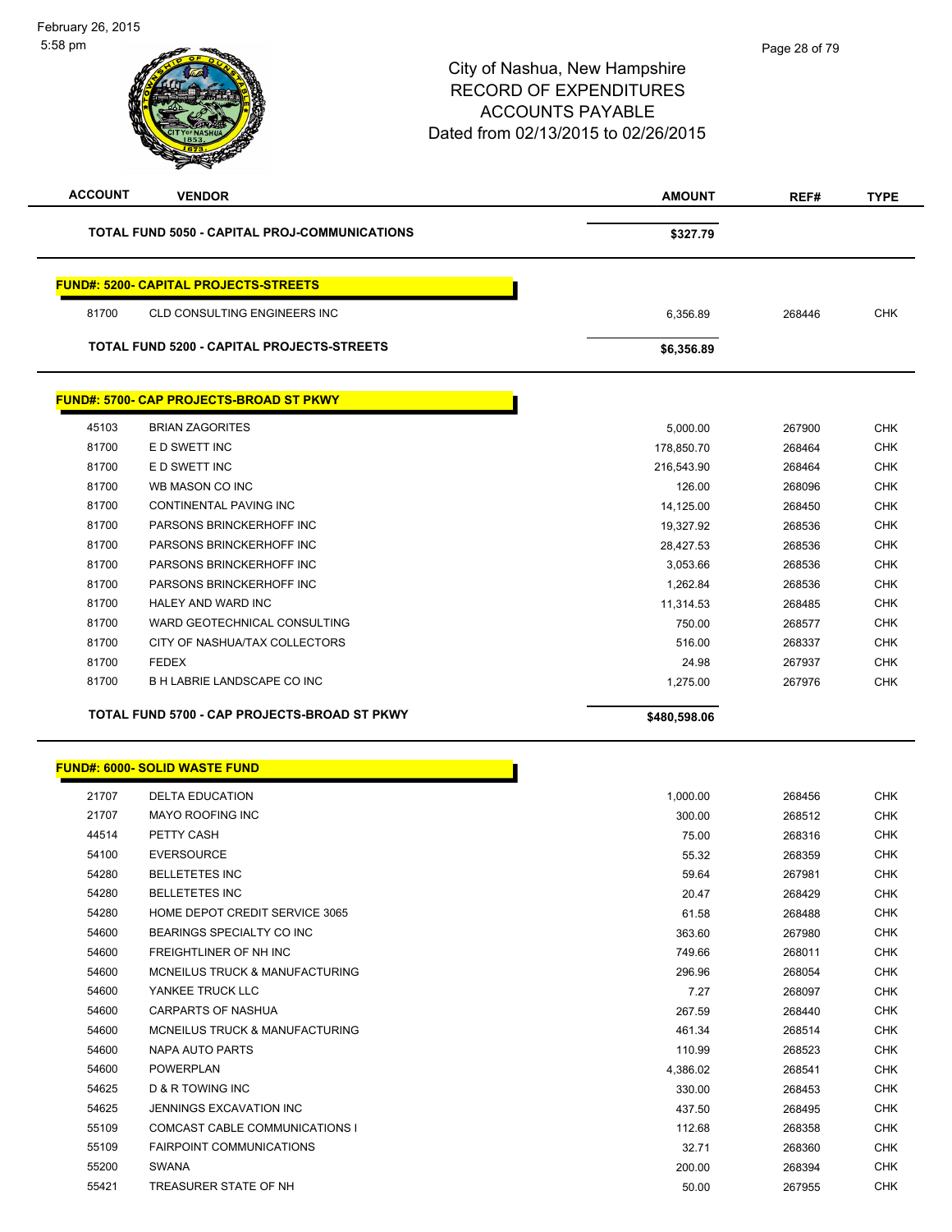City of Nashua, New Hampshire
RECORD OF EXPENDITURES
ACCOUNTS PAYABLE
Dated from 02/13/2015 to 02/26/2015

| ACCOUNT | VENDOR | AMOUNT | REF# | TYPE |
|---|---|---|---|---|
| | **TOTAL FUND 5050 - CAPITAL PROJ-COMMUNICATIONS** | **$327.79** | | |
| | **FUND#: 5200- CAPITAL PROJECTS-STREETS** | | | |
| 81700 | CLD CONSULTING ENGINEERS INC | 6,356.89 | 268446 | CHK |
| | **TOTAL FUND 5200 - CAPITAL PROJECTS-STREETS** | **$6,356.89** | | |
| | **FUND#: 5700- CAP PROJECTS-BROAD ST PKWY** | | | |
| 45103 | BRIAN ZAGORITES | 5,000.00 | 267900 | CHK |
| 81700 | E D SWETT INC | 178,850.70 | 268464 | CHK |
| 81700 | E D SWETT INC | 216,543.90 | 268464 | CHK |
| 81700 | WB MASON CO INC | 126.00 | 268096 | CHK |
| 81700 | CONTINENTAL PAVING INC | 14,125.00 | 268450 | CHK |
| 81700 | PARSONS BRINCKERHOFF INC | 19,327.92 | 268536 | CHK |
| 81700 | PARSONS BRINCKERHOFF INC | 28,427.53 | 268536 | CHK |
| 81700 | PARSONS BRINCKERHOFF INC | 3,053.66 | 268536 | CHK |
| 81700 | PARSONS BRINCKERHOFF INC | 1,262.84 | 268536 | CHK |
| 81700 | HALEY AND WARD INC | 11,314.53 | 268485 | CHK |
| 81700 | WARD GEOTECHNICAL CONSULTING | 750.00 | 268577 | CHK |
| 81700 | CITY OF NASHUA/TAX COLLECTORS | 516.00 | 268337 | CHK |
| 81700 | FEDEX | 24.98 | 267937 | CHK |
| 81700 | B H LABRIE LANDSCAPE CO INC | 1,275.00 | 267976 | CHK |
| | **TOTAL FUND 5700 - CAP PROJECTS-BROAD ST PKWY** | **$480,598.06** | | |
| | **FUND#: 6000- SOLID WASTE FUND** | | | |
| 21707 | DELTA EDUCATION | 1,000.00 | 268456 | CHK |
| 21707 | MAYO ROOFING INC | 300.00 | 268512 | CHK |
| 44514 | PETTY CASH | 75.00 | 268316 | CHK |
| 54100 | EVERSOURCE | 55.32 | 268359 | CHK |
| 54280 | BELLETETES INC | 59.64 | 267981 | CHK |
| 54280 | BELLETETES INC | 20.47 | 268429 | CHK |
| 54280 | HOME DEPOT CREDIT SERVICE 3065 | 61.58 | 268488 | CHK |
| 54600 | BEARINGS SPECIALTY CO INC | 363.60 | 267980 | CHK |
| 54600 | FREIGHTLINER OF NH INC | 749.66 | 268011 | CHK |
| 54600 | MCNEILUS TRUCK & MANUFACTURING | 296.96 | 268054 | CHK |
| 54600 | YANKEE TRUCK LLC | 7.27 | 268097 | CHK |
| 54600 | CARPARTS OF NASHUA | 267.59 | 268440 | CHK |
| 54600 | MCNEILUS TRUCK & MANUFACTURING | 461.34 | 268514 | CHK |
| 54600 | NAPA AUTO PARTS | 110.99 | 268523 | CHK |
| 54600 | POWERPLAN | 4,386.02 | 268541 | CHK |
| 54625 | D & R TOWING INC | 330.00 | 268453 | CHK |
| 54625 | JENNINGS EXCAVATION INC | 437.50 | 268495 | CHK |
| 55109 | COMCAST CABLE COMMUNICATIONS I | 112.68 | 268358 | CHK |
| 55109 | FAIRPOINT COMMUNICATIONS | 32.71 | 268360 | CHK |
| 55200 | SWANA | 200.00 | 268394 | CHK |
| 55421 | TREASURER STATE OF NH | 50.00 | 267955 | CHK |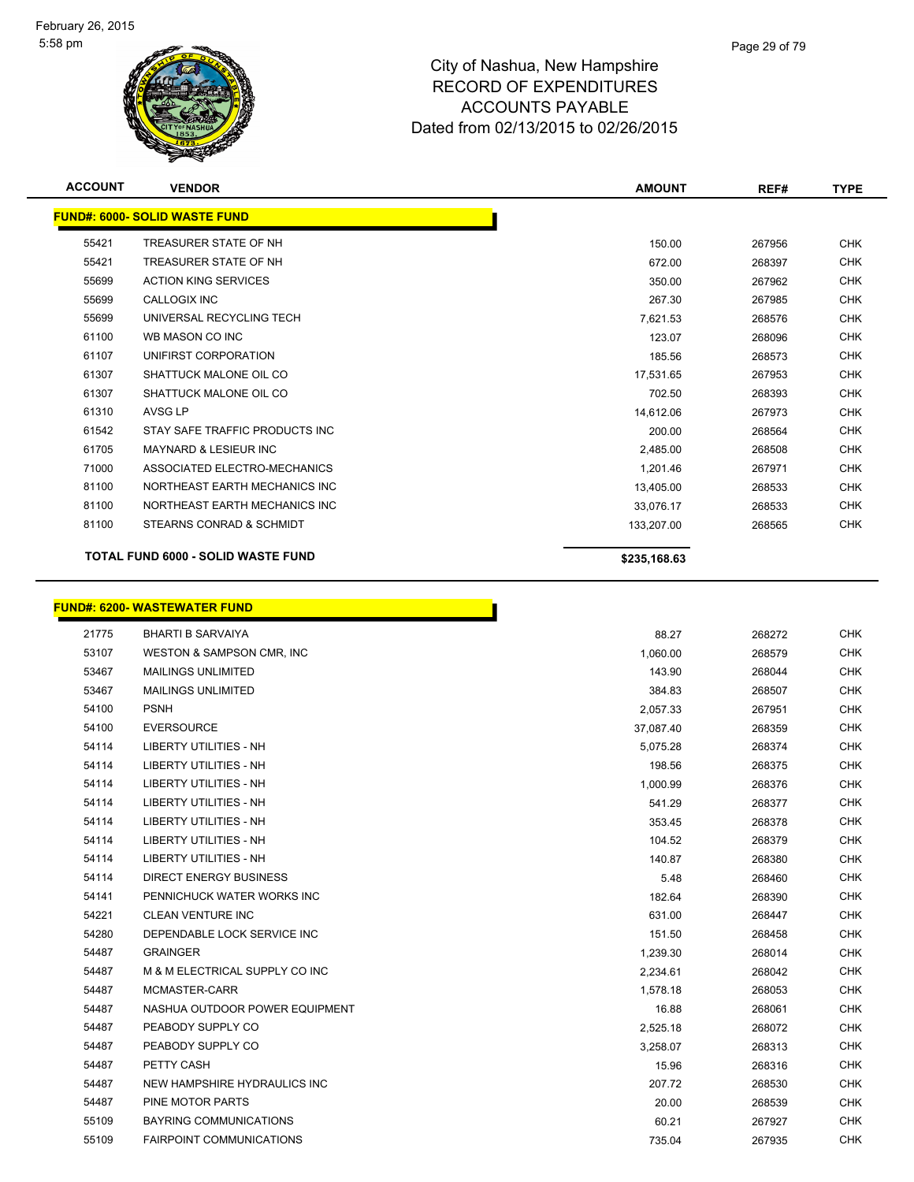February 26, 2015
5:58 pm

# City of Nashua, New Hampshire
# RECORD OF EXPENDITURES
# ACCOUNTS PAYABLE
# Dated from 02/13/2015 to 02/26/2015

| ACCOUNT | VENDOR | AMOUNT | REF# | TYPE |
|---|---|---|---|---|
| **FUND#: 6000- SOLID WASTE FUND** | | | | |
| 55421 | TREASURER STATE OF NH | 150.00 | 267956 | CHK |
| 55421 | TREASURER STATE OF NH | 672.00 | 268397 | CHK |
| 55699 | ACTION KING SERVICES | 350.00 | 267962 | CHK |
| 55699 | CALLOGIX INC | 267.30 | 267985 | CHK |
| 55699 | UNIVERSAL RECYCLING TECH | 7,621.53 | 268576 | CHK |
| 61100 | WB MASON CO INC | 123.07 | 268096 | CHK |
| 61107 | UNIFIRST CORPORATION | 185.56 | 268573 | CHK |
| 61307 | SHATTUCK MALONE OIL CO | 17,531.65 | 267953 | CHK |
| 61307 | SHATTUCK MALONE OIL CO | 702.50 | 268393 | CHK |
| 61310 | AVSG LP | 14,612.06 | 267973 | CHK |
| 61542 | STAY SAFE TRAFFIC PRODUCTS INC | 200.00 | 268564 | CHK |
| 61705 | MAYNARD & LESIEUR INC | 2,485.00 | 268508 | CHK |
| 71000 | ASSOCIATED ELECTRO-MECHANICS | 1,201.46 | 267971 | CHK |
| 81100 | NORTHEAST EARTH MECHANICS INC | 13,405.00 | 268533 | CHK |
| 81100 | NORTHEAST EARTH MECHANICS INC | 33,076.17 | 268533 | CHK |
| 81100 | STEARNS CONRAD & SCHMIDT | 133,207.00 | 268565 | CHK |
| **TOTAL FUND 6000 - SOLID WASTE FUND** | | **$235,168.63** | | |

| ACCOUNT | VENDOR | AMOUNT | REF# | TYPE |
|---|---|---|---|---|
| **FUND#: 6200- WASTEWATER FUND** | | | | |
| 21775 | BHARTI B SARVAIYA | 88.27 | 268272 | CHK |
| 53107 | WESTON & SAMPSON CMR, INC | 1,060.00 | 268579 | CHK |
| 53467 | MAILINGS UNLIMITED | 143.90 | 268044 | CHK |
| 53467 | MAILINGS UNLIMITED | 384.83 | 268507 | CHK |
| 54100 | PSNH | 2,057.33 | 267951 | CHK |
| 54100 | EVERSOURCE | 37,087.40 | 268359 | CHK |
| 54114 | LIBERTY UTILITIES - NH | 5,075.28 | 268374 | CHK |
| 54114 | LIBERTY UTILITIES - NH | 198.56 | 268375 | CHK |
| 54114 | LIBERTY UTILITIES - NH | 1,000.99 | 268376 | CHK |
| 54114 | LIBERTY UTILITIES - NH | 541.29 | 268377 | CHK |
| 54114 | LIBERTY UTILITIES - NH | 353.45 | 268378 | CHK |
| 54114 | LIBERTY UTILITIES - NH | 104.52 | 268379 | CHK |
| 54114 | LIBERTY UTILITIES - NH | 140.87 | 268380 | CHK |
| 54114 | DIRECT ENERGY BUSINESS | 5.48 | 268460 | CHK |
| 54141 | PENNICHUCK WATER WORKS INC | 182.64 | 268390 | CHK |
| 54221 | CLEAN VENTURE INC | 631.00 | 268447 | CHK |
| 54280 | DEPENDABLE LOCK SERVICE INC | 151.50 | 268458 | CHK |
| 54487 | GRAINGER | 1,239.30 | 268014 | CHK |
| 54487 | M & M ELECTRICAL SUPPLY CO INC | 2,234.61 | 268042 | CHK |
| 54487 | MCMASTER-CARR | 1,578.18 | 268053 | CHK |
| 54487 | NASHUA OUTDOOR POWER EQUIPMENT | 16.88 | 268061 | CHK |
| 54487 | PEABODY SUPPLY CO | 2,525.18 | 268072 | CHK |
| 54487 | PEABODY SUPPLY CO | 3,258.07 | 268313 | CHK |
| 54487 | PETTY CASH | 15.96 | 268316 | CHK |
| 54487 | NEW HAMPSHIRE HYDRAULICS INC | 207.72 | 268530 | CHK |
| 54487 | PINE MOTOR PARTS | 20.00 | 268539 | CHK |
| 55109 | BAYRING COMMUNICATIONS | 60.21 | 267927 | CHK |
| 55109 | FAIRPOINT COMMUNICATIONS | 735.04 | 267935 | CHK |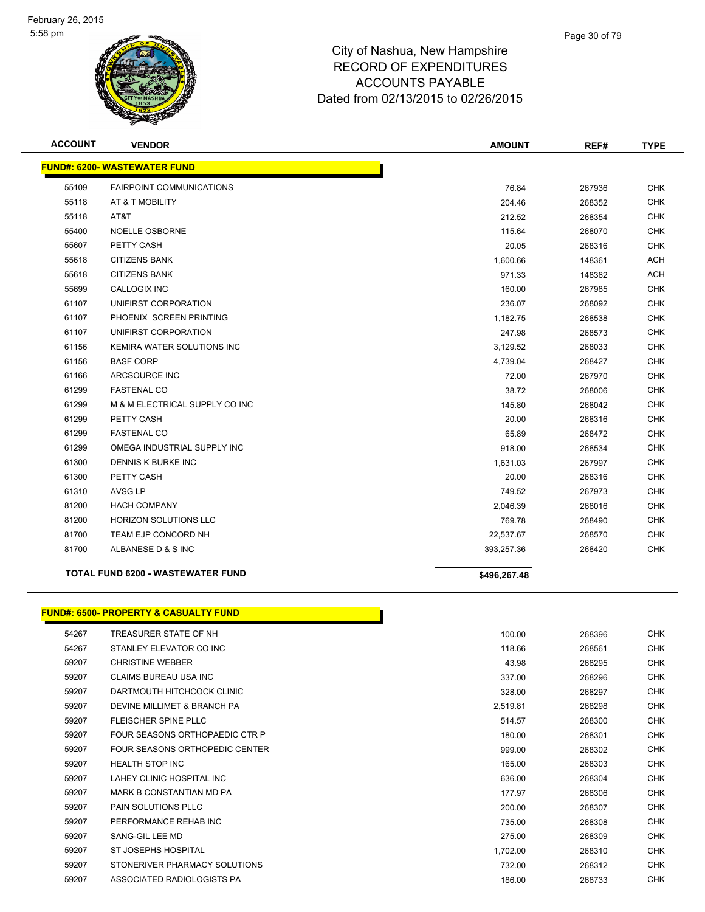City of Nashua, New Hampshire
RECORD OF EXPENDITURES
ACCOUNTS PAYABLE
Dated from 02/13/2015 to 02/26/2015

| ACCOUNT | VENDOR | AMOUNT | REF# | TYPE |
|---|---|---|---|---|
| **FUND#: 6200- WASTEWATER FUND** | | | | |
| 55109 | FAIRPOINT COMMUNICATIONS | 76.84 | 267936 | CHK |
| 55118 | AT & T MOBILITY | 204.46 | 268352 | CHK |
| 55118 | AT&T | 212.52 | 268354 | CHK |
| 55400 | NOELLE OSBORNE | 115.64 | 268070 | CHK |
| 55607 | PETTY CASH | 20.05 | 268316 | CHK |
| 55618 | CITIZENS BANK | 1,600.66 | 148361 | ACH |
| 55618 | CITIZENS BANK | 971.33 | 148362 | ACH |
| 55699 | CALLOGIX INC | 160.00 | 267985 | CHK |
| 61107 | UNIFIRST CORPORATION | 236.07 | 268092 | CHK |
| 61107 | PHOENIX SCREEN PRINTING | 1,182.75 | 268538 | CHK |
| 61107 | UNIFIRST CORPORATION | 247.98 | 268573 | CHK |
| 61156 | KEMIRA WATER SOLUTIONS INC | 3,129.52 | 268033 | CHK |
| 61156 | BASF CORP | 4,739.04 | 268427 | CHK |
| 61166 | ARCSOURCE INC | 72.00 | 267970 | CHK |
| 61299 | FASTENAL CO | 38.72 | 268006 | CHK |
| 61299 | M & M ELECTRICAL SUPPLY CO INC | 145.80 | 268042 | CHK |
| 61299 | PETTY CASH | 20.00 | 268316 | CHK |
| 61299 | FASTENAL CO | 65.89 | 268472 | CHK |
| 61299 | OMEGA INDUSTRIAL SUPPLY INC | 918.00 | 268534 | CHK |
| 61300 | DENNIS K BURKE INC | 1,631.03 | 267997 | CHK |
| 61300 | PETTY CASH | 20.00 | 268316 | CHK |
| 61310 | AVSG LP | 749.52 | 267973 | CHK |
| 81200 | HACH COMPANY | 2,046.39 | 268016 | CHK |
| 81200 | HORIZON SOLUTIONS LLC | 769.78 | 268490 | CHK |
| 81700 | TEAM EJP CONCORD NH | 22,537.67 | 268570 | CHK |
| 81700 | ALBANESE D & S INC | 393,257.36 | 268420 | CHK |
| **TOTAL FUND 6200 - WASTEWATER FUND** | | **$496,267.48** | | |

| ACCOUNT | VENDOR | AMOUNT | REF# | TYPE |
|---|---|---|---|---|
| **FUND#: 6500- PROPERTY & CASUALTY FUND** | | | | |
| 54267 | TREASURER STATE OF NH | 100.00 | 268396 | CHK |
| 54267 | STANLEY ELEVATOR CO INC | 118.66 | 268561 | CHK |
| 59207 | CHRISTINE WEBBER | 43.98 | 268295 | CHK |
| 59207 | CLAIMS BUREAU USA INC | 337.00 | 268296 | CHK |
| 59207 | DARTMOUTH HITCHCOCK CLINIC | 328.00 | 268297 | CHK |
| 59207 | DEVINE MILLIMET & BRANCH PA | 2,519.81 | 268298 | CHK |
| 59207 | FLEISCHER SPINE PLLC | 514.57 | 268300 | CHK |
| 59207 | FOUR SEASONS ORTHOPAEDIC CTR P | 180.00 | 268301 | CHK |
| 59207 | FOUR SEASONS ORTHOPEDIC CENTER | 999.00 | 268302 | CHK |
| 59207 | HEALTH STOP INC | 165.00 | 268303 | CHK |
| 59207 | LAHEY CLINIC HOSPITAL INC | 636.00 | 268304 | CHK |
| 59207 | MARK B CONSTANTIAN MD PA | 177.97 | 268306 | CHK |
| 59207 | PAIN SOLUTIONS PLLC | 200.00 | 268307 | CHK |
| 59207 | PERFORMANCE REHAB INC | 735.00 | 268308 | CHK |
| 59207 | SANG-GIL LEE MD | 275.00 | 268309 | CHK |
| 59207 | ST JOSEPHS HOSPITAL | 1,702.00 | 268310 | CHK |
| 59207 | STONERIVER PHARMACY SOLUTIONS | 732.00 | 268312 | CHK |
| 59207 | ASSOCIATED RADIOLOGISTS PA | 186.00 | 268733 | CHK |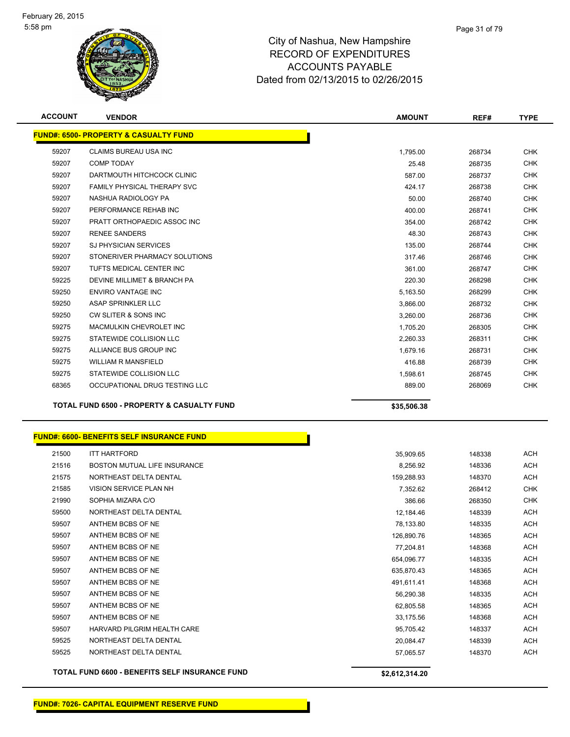City of Nashua, New Hampshire
RECORD OF EXPENDITURES
ACCOUNTS PAYABLE
Dated from 02/13/2015 to 02/26/2015

| ACCOUNT | VENDOR | AMOUNT | REF# | TYPE |
|---|---|---|---|---|
| **FUND#: 6500- PROPERTY & CASUALTY FUND** | | | | |
| 59207 | CLAIMS BUREAU USA INC | 1,795.00 | 268734 | CHK |
| 59207 | COMP TODAY | 25.48 | 268735 | CHK |
| 59207 | DARTMOUTH HITCHCOCK CLINIC | 587.00 | 268737 | CHK |
| 59207 | FAMILY PHYSICAL THERAPY SVC | 424.17 | 268738 | CHK |
| 59207 | NASHUA RADIOLOGY PA | 50.00 | 268740 | CHK |
| 59207 | PERFORMANCE REHAB INC | 400.00 | 268741 | CHK |
| 59207 | PRATT ORTHOPAEDIC ASSOC INC | 354.00 | 268742 | CHK |
| 59207 | RENEE SANDERS | 48.30 | 268743 | CHK |
| 59207 | SJ PHYSICIAN SERVICES | 135.00 | 268744 | CHK |
| 59207 | STONERIVER PHARMACY SOLUTIONS | 317.46 | 268746 | CHK |
| 59207 | TUFTS MEDICAL CENTER INC | 361.00 | 268747 | CHK |
| 59225 | DEVINE MILLIMET & BRANCH PA | 220.30 | 268298 | CHK |
| 59250 | ENVIRO VANTAGE INC | 5,163.50 | 268299 | CHK |
| 59250 | ASAP SPRINKLER LLC | 3,866.00 | 268732 | CHK |
| 59250 | CW SLITER & SONS INC | 3,260.00 | 268736 | CHK |
| 59275 | MACMULKIN CHEVROLET INC | 1,705.20 | 268305 | CHK |
| 59275 | STATEWIDE COLLISION LLC | 2,260.33 | 268311 | CHK |
| 59275 | ALLIANCE BUS GROUP INC | 1,679.16 | 268731 | CHK |
| 59275 | WILLIAM R MANSFIELD | 416.88 | 268739 | CHK |
| 59275 | STATEWIDE COLLISION LLC | 1,598.61 | 268745 | CHK |
| 68365 | OCCUPATIONAL DRUG TESTING LLC | 889.00 | 268069 | CHK |
| | **TOTAL FUND 6500 - PROPERTY & CASUALTY FUND** | **$35,506.38** | | |

| ACCOUNT | VENDOR | AMOUNT | REF# | TYPE |
|---|---|---|---|---|
| **FUND#: 6600- BENEFITS SELF INSURANCE FUND** | | | | |
| 21500 | ITT HARTFORD | 35,909.65 | 148338 | ACH |
| 21516 | BOSTON MUTUAL LIFE INSURANCE | 8,256.92 | 148336 | ACH |
| 21575 | NORTHEAST DELTA DENTAL | 159,288.93 | 148370 | ACH |
| 21585 | VISION SERVICE PLAN NH | 7,352.62 | 268412 | CHK |
| 21990 | SOPHIA MIZARA C/O | 386.66 | 268350 | CHK |
| 59500 | NORTHEAST DELTA DENTAL | 12,184.46 | 148339 | ACH |
| 59507 | ANTHEM BCBS OF NE | 78,133.80 | 148335 | ACH |
| 59507 | ANTHEM BCBS OF NE | 126,890.76 | 148365 | ACH |
| 59507 | ANTHEM BCBS OF NE | 77,204.81 | 148368 | ACH |
| 59507 | ANTHEM BCBS OF NE | 654,096.77 | 148335 | ACH |
| 59507 | ANTHEM BCBS OF NE | 635,870.43 | 148365 | ACH |
| 59507 | ANTHEM BCBS OF NE | 491,611.41 | 148368 | ACH |
| 59507 | ANTHEM BCBS OF NE | 56,290.38 | 148335 | ACH |
| 59507 | ANTHEM BCBS OF NE | 62,805.58 | 148365 | ACH |
| 59507 | ANTHEM BCBS OF NE | 33,175.56 | 148368 | ACH |
| 59507 | HARVARD PILGRIM HEALTH CARE | 95,705.42 | 148337 | ACH |
| 59525 | NORTHEAST DELTA DENTAL | 20,084.47 | 148339 | ACH |
| 59525 | NORTHEAST DELTA DENTAL | 57,065.57 | 148370 | ACH |
| | **TOTAL FUND 6600 - BENEFITS SELF INSURANCE FUND** | **$2,612,314.20** | | |

**FUND#: 7026- CAPITAL EQUIPMENT RESERVE FUND**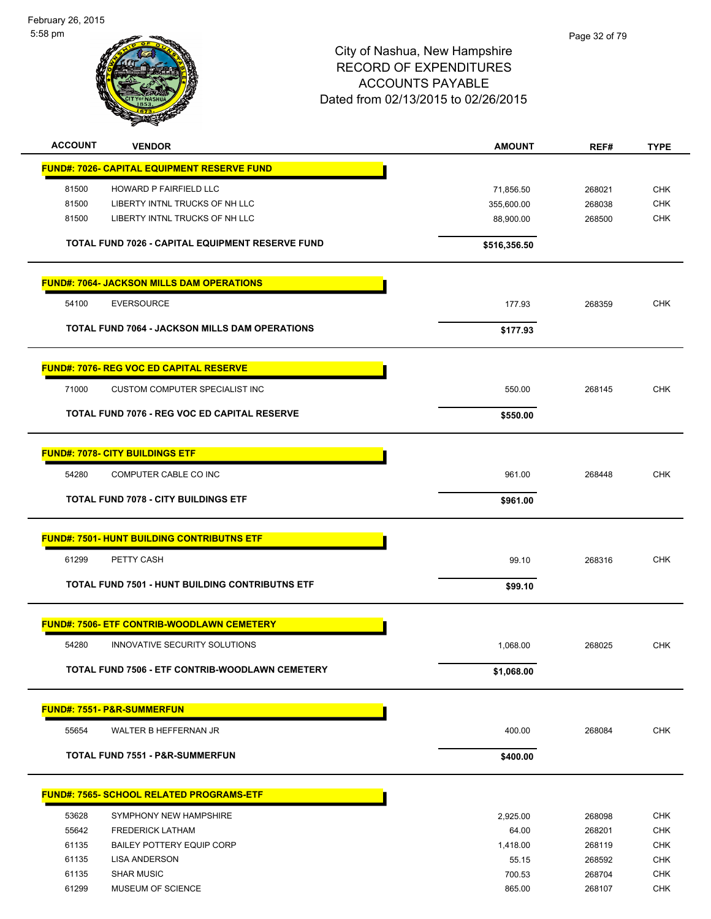# City of Nashua, New Hampshire
## RECORD OF EXPENDITURES
## ACCOUNTS PAYABLE
## Dated from 02/13/2015 to 02/26/2015

| ACCOUNT | VENDOR | AMOUNT | REF# | TYPE |
|---|---|---|---|---|
| **FUND#: 7026- CAPITAL EQUIPMENT RESERVE FUND** | | | | |
| 81500 | HOWARD P FAIRFIELD LLC | 71,856.50 | 268021 | CHK |
| 81500 | LIBERTY INTNL TRUCKS OF NH LLC | 355,600.00 | 268038 | CHK |
| 81500 | LIBERTY INTNL TRUCKS OF NH LLC | 88,900.00 | 268500 | CHK |
| | **TOTAL FUND 7026 - CAPITAL EQUIPMENT RESERVE FUND** | **$516,356.50** | | |
| **FUND#: 7064- JACKSON MILLS DAM OPERATIONS** | | | | |
| 54100 | EVERSOURCE | 177.93 | 268359 | CHK |
| | **TOTAL FUND 7064 - JACKSON MILLS DAM OPERATIONS** | **$177.93** | | |
| **FUND#: 7076- REG VOC ED CAPITAL RESERVE** | | | | |
| 71000 | CUSTOM COMPUTER SPECIALIST INC | 550.00 | 268145 | CHK |
| | **TOTAL FUND 7076 - REG VOC ED CAPITAL RESERVE** | **$550.00** | | |
| **FUND#: 7078- CITY BUILDINGS ETF** | | | | |
| 54280 | COMPUTER CABLE CO INC | 961.00 | 268448 | CHK |
| | **TOTAL FUND 7078 - CITY BUILDINGS ETF** | **$961.00** | | |
| **FUND#: 7501- HUNT BUILDING CONTRIBUTNS ETF** | | | | |
| 61299 | PETTY CASH | 99.10 | 268316 | CHK |
| | **TOTAL FUND 7501 - HUNT BUILDING CONTRIBUTNS ETF** | **$99.10** | | |
| **FUND#: 7506- ETF CONTRIB-WOODLAWN CEMETERY** | | | | |
| 54280 | INNOVATIVE SECURITY SOLUTIONS | 1,068.00 | 268025 | CHK |
| | **TOTAL FUND 7506 - ETF CONTRIB-WOODLAWN CEMETERY** | **$1,068.00** | | |
| **FUND#: 7551- P&R-SUMMERFUN** | | | | |
| 55654 | WALTER B HEFFERNAN JR | 400.00 | 268084 | CHK |
| | **TOTAL FUND 7551 - P&R-SUMMERFUN** | **$400.00** | | |
| **FUND#: 7565- SCHOOL RELATED PROGRAMS-ETF** | | | | |
| 53628 | SYMPHONY NEW HAMPSHIRE | 2,925.00 | 268098 | CHK |
| 55642 | FREDERICK LATHAM | 64.00 | 268201 | CHK |
| 61135 | BAILEY POTTERY EQUIP CORP | 1,418.00 | 268119 | CHK |
| 61135 | LISA ANDERSON | 55.15 | 268592 | CHK |
| 61135 | SHAR MUSIC | 700.53 | 268704 | CHK |
| 61299 | MUSEUM OF SCIENCE | 865.00 | 268107 | CHK |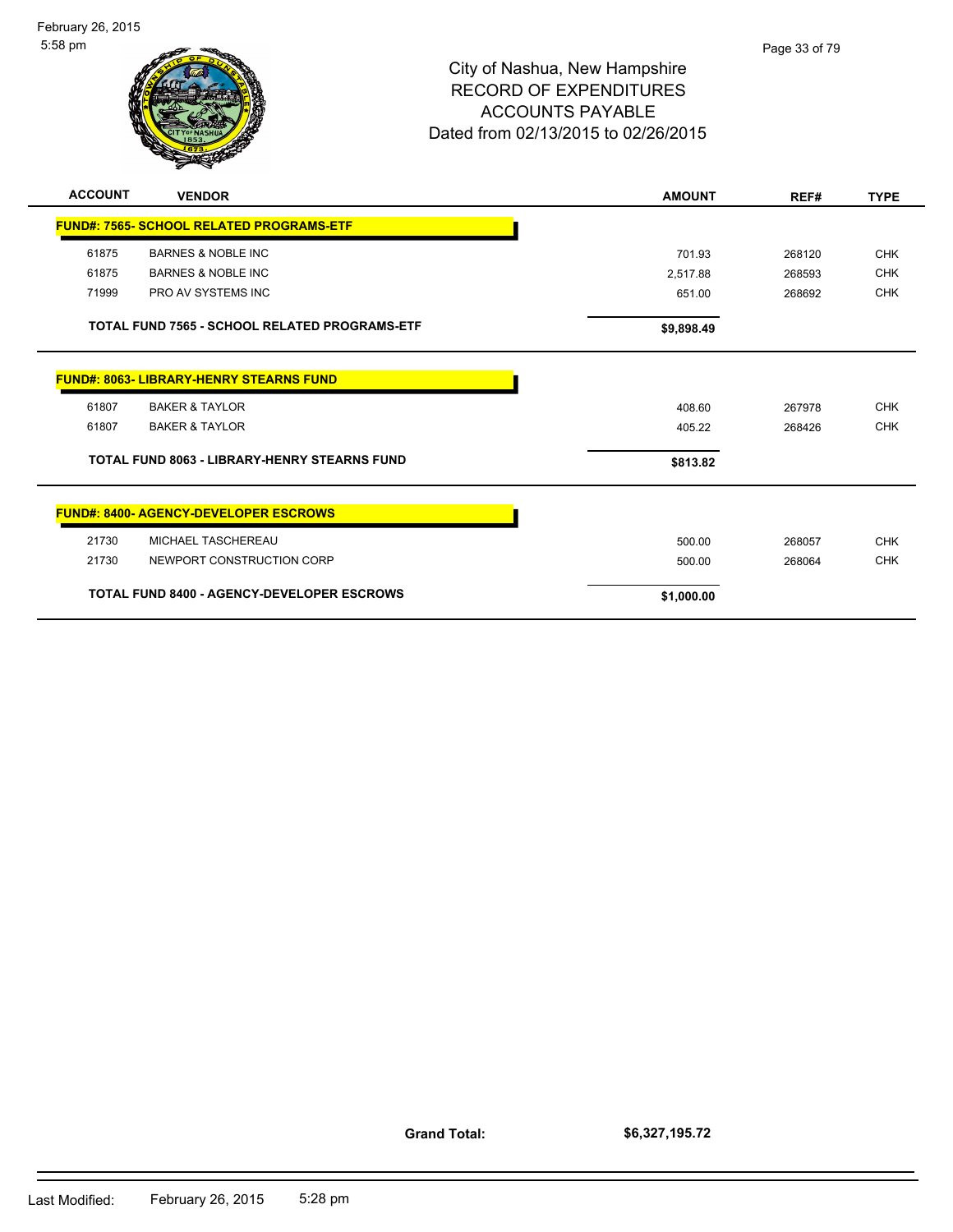# City of Nashua, New Hampshire
## RECORD OF EXPENDITURES
## ACCOUNTS PAYABLE
## Dated from 02/13/2015 to 02/26/2015

| ACCOUNT | VENDOR | AMOUNT | REF# | TYPE |
|---|---|---|---|---|
| **FUND#: 7565- SCHOOL RELATED PROGRAMS-ETF** | | | | |
| 61875 | BARNES & NOBLE INC | 701.93 | 268120 | CHK |
| 61875 | BARNES & NOBLE INC | 2,517.88 | 268593 | CHK |
| 71999 | PRO AV SYSTEMS INC | 651.00 | 268692 | CHK |
| **TOTAL FUND 7565 - SCHOOL RELATED PROGRAMS-ETF** | | **$9,898.49** | | |
| **FUND#: 8063- LIBRARY-HENRY STEARNS FUND** | | | | |
| 61807 | BAKER & TAYLOR | 408.60 | 267978 | CHK |
| 61807 | BAKER & TAYLOR | 405.22 | 268426 | CHK |
| **TOTAL FUND 8063 - LIBRARY-HENRY STEARNS FUND** | | **$813.82** | | |
| **FUND#: 8400- AGENCY-DEVELOPER ESCROWS** | | | | |
| 21730 | MICHAEL TASCHEREAU | 500.00 | 268057 | CHK |
| 21730 | NEWPORT CONSTRUCTION CORP | 500.00 | 268064 | CHK |
| **TOTAL FUND 8400 - AGENCY-DEVELOPER ESCROWS** | | **$1,000.00** | | |

**Grand Total: $6,327,195.72**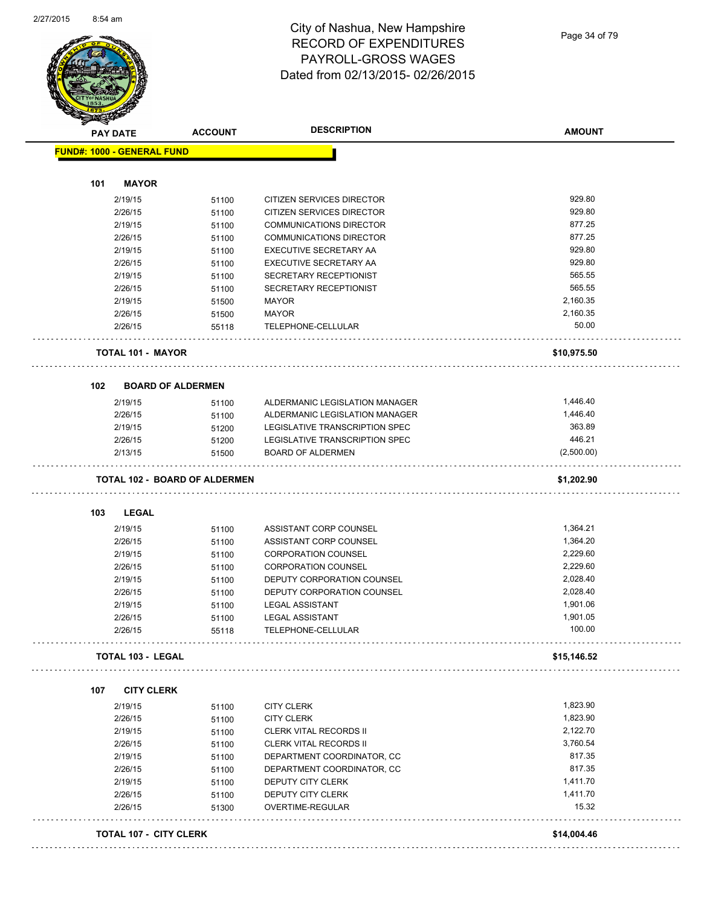# City of Nashua, New Hampshire
# RECORD OF EXPENDITURES
# PAYROLL-GROSS WAGES
# Dated from 02/13/2015- 02/26/2015

| PAY DATE | ACCOUNT | DESCRIPTION | AMOUNT |
|---|---|---|---|
| **FUND#: 1000 - GENERAL FUND** | | | |
| **101 MAYOR** | | | |
| 2/19/15 | 51100 | CITIZEN SERVICES DIRECTOR | 929.80 |
| 2/26/15 | 51100 | CITIZEN SERVICES DIRECTOR | 929.80 |
| 2/19/15 | 51100 | COMMUNICATIONS DIRECTOR | 877.25 |
| 2/26/15 | 51100 | COMMUNICATIONS DIRECTOR | 877.25 |
| 2/19/15 | 51100 | EXECUTIVE SECRETARY AA | 929.80 |
| 2/26/15 | 51100 | EXECUTIVE SECRETARY AA | 929.80 |
| 2/19/15 | 51100 | SECRETARY RECEPTIONIST | 565.55 |
| 2/26/15 | 51100 | SECRETARY RECEPTIONIST | 565.55 |
| 2/19/15 | 51500 | MAYOR | 2,160.35 |
| 2/26/15 | 51500 | MAYOR | 2,160.35 |
| 2/26/15 | 55118 | TELEPHONE-CELLULAR | 50.00 |
| **TOTAL 101 - MAYOR** | | | **$10,975.50** |
| **102 BOARD OF ALDERMEN** | | | |
| 2/19/15 | 51100 | ALDERMANIC LEGISLATION MANAGER | 1,446.40 |
| 2/26/15 | 51100 | ALDERMANIC LEGISLATION MANAGER | 1,446.40 |
| 2/19/15 | 51200 | LEGISLATIVE TRANSCRIPTION SPEC | 363.89 |
| 2/26/15 | 51200 | LEGISLATIVE TRANSCRIPTION SPEC | 446.21 |
| 2/13/15 | 51500 | BOARD OF ALDERMEN | (2,500.00) |
| **TOTAL 102 - BOARD OF ALDERMEN** | | | **$1,202.90** |
| **103 LEGAL** | | | |
| 2/19/15 | 51100 | ASSISTANT CORP COUNSEL | 1,364.21 |
| 2/26/15 | 51100 | ASSISTANT CORP COUNSEL | 1,364.20 |
| 2/19/15 | 51100 | CORPORATION COUNSEL | 2,229.60 |
| 2/26/15 | 51100 | CORPORATION COUNSEL | 2,229.60 |
| 2/19/15 | 51100 | DEPUTY CORPORATION COUNSEL | 2,028.40 |
| 2/26/15 | 51100 | DEPUTY CORPORATION COUNSEL | 2,028.40 |
| 2/19/15 | 51100 | LEGAL ASSISTANT | 1,901.06 |
| 2/26/15 | 51100 | LEGAL ASSISTANT | 1,901.05 |
| 2/26/15 | 55118 | TELEPHONE-CELLULAR | 100.00 |
| **TOTAL 103 - LEGAL** | | | **$15,146.52** |
| **107 CITY CLERK** | | | |
| 2/19/15 | 51100 | CITY CLERK | 1,823.90 |
| 2/26/15 | 51100 | CITY CLERK | 1,823.90 |
| 2/19/15 | 51100 | CLERK VITAL RECORDS II | 2,122.70 |
| 2/26/15 | 51100 | CLERK VITAL RECORDS II | 3,760.54 |
| 2/19/15 | 51100 | DEPARTMENT COORDINATOR, CC | 817.35 |
| 2/26/15 | 51100 | DEPARTMENT COORDINATOR, CC | 817.35 |
| 2/19/15 | 51100 | DEPUTY CITY CLERK | 1,411.70 |
| 2/26/15 | 51100 | DEPUTY CITY CLERK | 1,411.70 |
| 2/26/15 | 51300 | OVERTIME-REGULAR | 15.32 |
| **TOTAL 107 - CITY CLERK** | | | **$14,004.46** |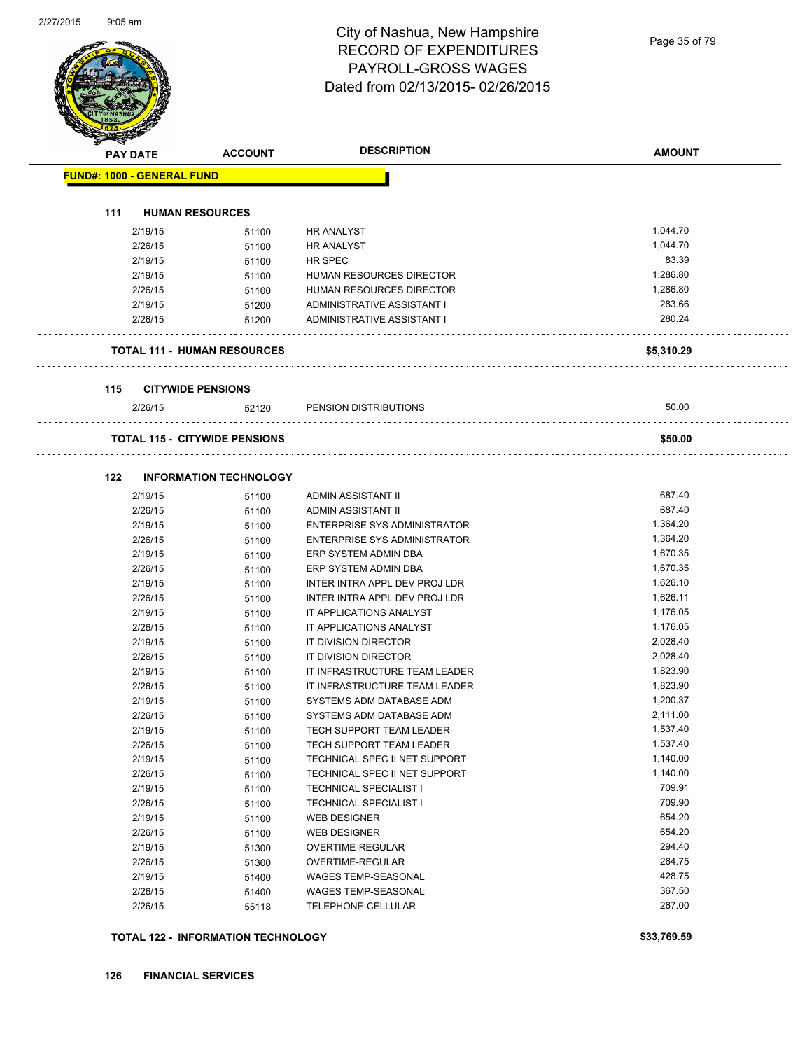# City of Nashua, New Hampshire
## RECORD OF EXPENDITURES
## PAYROLL-GROSS WAGES
## Dated from 02/13/2015- 02/26/2015

| PAY DATE | ACCOUNT | DESCRIPTION | AMOUNT |
|---|---|---|---|
| **FUND#: 1000 - GENERAL FUND** | | | |
| **111 HUMAN RESOURCES** | | | |
| 2/19/15 | 51100 | HR ANALYST | 1,044.70 |
| 2/26/15 | 51100 | HR ANALYST | 1,044.70 |
| 2/19/15 | 51100 | HR SPEC | 83.39 |
| 2/19/15 | 51100 | HUMAN RESOURCES DIRECTOR | 1,286.80 |
| 2/26/15 | 51100 | HUMAN RESOURCES DIRECTOR | 1,286.80 |
| 2/19/15 | 51200 | ADMINISTRATIVE ASSISTANT I | 283.66 |
| 2/26/15 | 51200 | ADMINISTRATIVE ASSISTANT I | 280.24 |
| **TOTAL 111 - HUMAN RESOURCES** | | | **$5,310.29** |
| **115 CITYWIDE PENSIONS** | | | |
| 2/26/15 | 52120 | PENSION DISTRIBUTIONS | 50.00 |
| **TOTAL 115 - CITYWIDE PENSIONS** | | | **$50.00** |
| **122 INFORMATION TECHNOLOGY** | | | |
| 2/19/15 | 51100 | ADMIN ASSISTANT II | 687.40 |
| 2/26/15 | 51100 | ADMIN ASSISTANT II | 687.40 |
| 2/19/15 | 51100 | ENTERPRISE SYS ADMINISTRATOR | 1,364.20 |
| 2/26/15 | 51100 | ENTERPRISE SYS ADMINISTRATOR | 1,364.20 |
| 2/19/15 | 51100 | ERP SYSTEM ADMIN DBA | 1,670.35 |
| 2/26/15 | 51100 | ERP SYSTEM ADMIN DBA | 1,670.35 |
| 2/19/15 | 51100 | INTER INTRA APPL DEV PROJ LDR | 1,626.10 |
| 2/26/15 | 51100 | INTER INTRA APPL DEV PROJ LDR | 1,626.11 |
| 2/19/15 | 51100 | IT APPLICATIONS ANALYST | 1,176.05 |
| 2/26/15 | 51100 | IT APPLICATIONS ANALYST | 1,176.05 |
| 2/19/15 | 51100 | IT DIVISION DIRECTOR | 2,028.40 |
| 2/26/15 | 51100 | IT DIVISION DIRECTOR | 2,028.40 |
| 2/19/15 | 51100 | IT INFRASTRUCTURE TEAM LEADER | 1,823.90 |
| 2/26/15 | 51100 | IT INFRASTRUCTURE TEAM LEADER | 1,823.90 |
| 2/19/15 | 51100 | SYSTEMS ADM DATABASE ADM | 1,200.37 |
| 2/26/15 | 51100 | SYSTEMS ADM DATABASE ADM | 2,111.00 |
| 2/19/15 | 51100 | TECH SUPPORT TEAM LEADER | 1,537.40 |
| 2/26/15 | 51100 | TECH SUPPORT TEAM LEADER | 1,537.40 |
| 2/19/15 | 51100 | TECHNICAL SPEC II NET SUPPORT | 1,140.00 |
| 2/26/15 | 51100 | TECHNICAL SPEC II NET SUPPORT | 1,140.00 |
| 2/19/15 | 51100 | TECHNICAL SPECIALIST I | 709.91 |
| 2/26/15 | 51100 | TECHNICAL SPECIALIST I | 709.90 |
| 2/19/15 | 51100 | WEB DESIGNER | 654.20 |
| 2/26/15 | 51100 | WEB DESIGNER | 654.20 |
| 2/19/15 | 51300 | OVERTIME-REGULAR | 294.40 |
| 2/26/15 | 51300 | OVERTIME-REGULAR | 264.75 |
| 2/19/15 | 51400 | WAGES TEMP-SEASONAL | 428.75 |
| 2/26/15 | 51400 | WAGES TEMP-SEASONAL | 367.50 |
| 2/26/15 | 55118 | TELEPHONE-CELLULAR | 267.00 |
| **TOTAL 122 - INFORMATION TECHNOLOGY** | | | **$33,769.59** |
| **126 FINANCIAL SERVICES** | | | |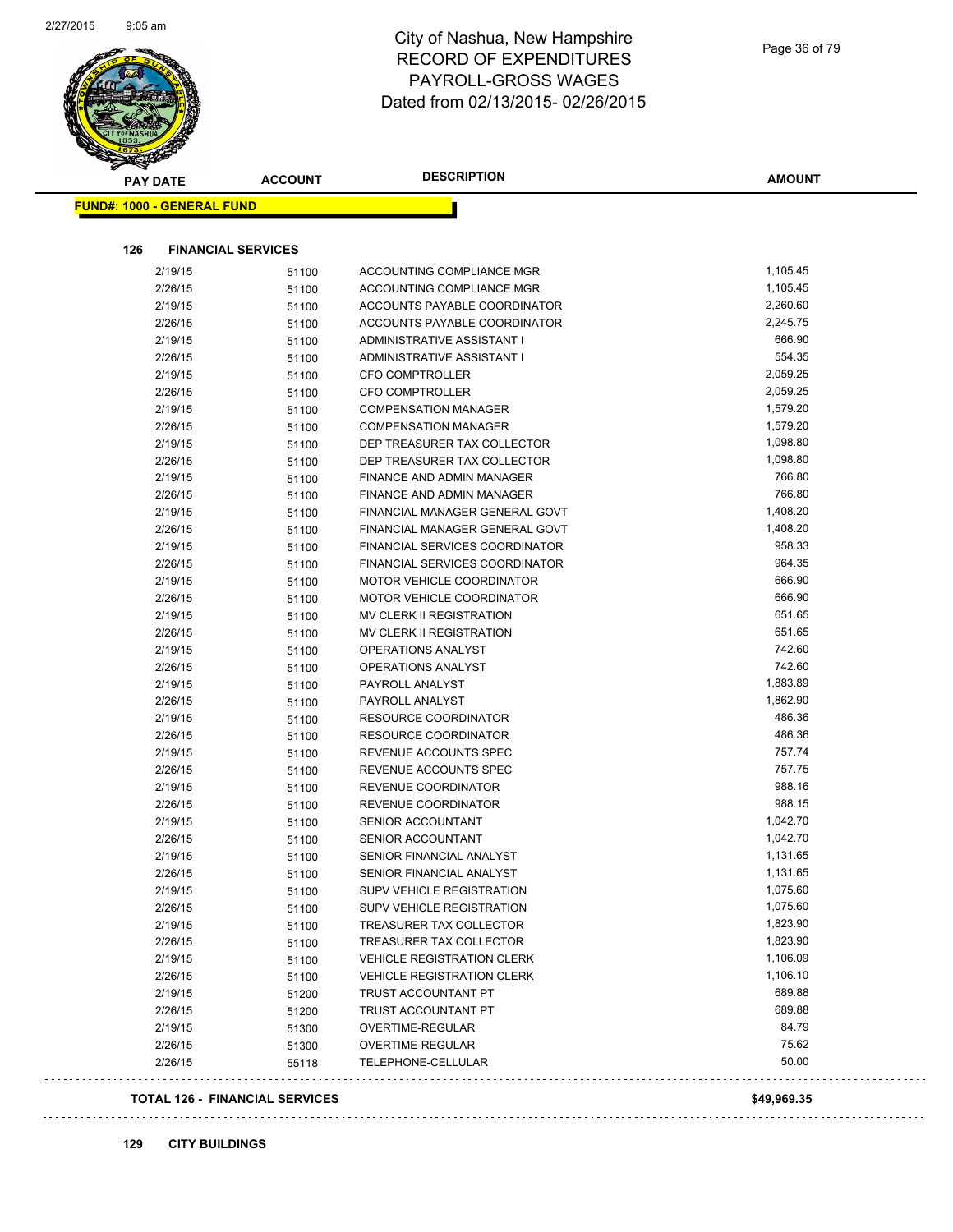# City of Nashua, New Hampshire
# RECORD OF EXPENDITURES
# PAYROLL-GROSS WAGES
# Dated from 02/13/2015- 02/26/2015

**FUND#: 1000 - GENERAL FUND**

### 126 FINANCIAL SERVICES

| PAY DATE | ACCOUNT | DESCRIPTION | AMOUNT |
|---|---|---|---|
| 2/19/15 | 51100 | ACCOUNTING COMPLIANCE MGR | 1,105.45 |
| 2/26/15 | 51100 | ACCOUNTING COMPLIANCE MGR | 1,105.45 |
| 2/19/15 | 51100 | ACCOUNTS PAYABLE COORDINATOR | 2,260.60 |
| 2/26/15 | 51100 | ACCOUNTS PAYABLE COORDINATOR | 2,245.75 |
| 2/19/15 | 51100 | ADMINISTRATIVE ASSISTANT I | 666.90 |
| 2/26/15 | 51100 | ADMINISTRATIVE ASSISTANT I | 554.35 |
| 2/19/15 | 51100 | CFO COMPTROLLER | 2,059.25 |
| 2/26/15 | 51100 | CFO COMPTROLLER | 2,059.25 |
| 2/19/15 | 51100 | COMPENSATION MANAGER | 1,579.20 |
| 2/26/15 | 51100 | COMPENSATION MANAGER | 1,579.20 |
| 2/19/15 | 51100 | DEP TREASURER TAX COLLECTOR | 1,098.80 |
| 2/26/15 | 51100 | DEP TREASURER TAX COLLECTOR | 1,098.80 |
| 2/19/15 | 51100 | FINANCE AND ADMIN MANAGER | 766.80 |
| 2/26/15 | 51100 | FINANCE AND ADMIN MANAGER | 766.80 |
| 2/19/15 | 51100 | FINANCIAL MANAGER GENERAL GOVT | 1,408.20 |
| 2/26/15 | 51100 | FINANCIAL MANAGER GENERAL GOVT | 1,408.20 |
| 2/19/15 | 51100 | FINANCIAL SERVICES COORDINATOR | 958.33 |
| 2/26/15 | 51100 | FINANCIAL SERVICES COORDINATOR | 964.35 |
| 2/19/15 | 51100 | MOTOR VEHICLE COORDINATOR | 666.90 |
| 2/26/15 | 51100 | MOTOR VEHICLE COORDINATOR | 666.90 |
| 2/19/15 | 51100 | MV CLERK II REGISTRATION | 651.65 |
| 2/26/15 | 51100 | MV CLERK II REGISTRATION | 651.65 |
| 2/19/15 | 51100 | OPERATIONS ANALYST | 742.60 |
| 2/26/15 | 51100 | OPERATIONS ANALYST | 742.60 |
| 2/19/15 | 51100 | PAYROLL ANALYST | 1,883.89 |
| 2/26/15 | 51100 | PAYROLL ANALYST | 1,862.90 |
| 2/19/15 | 51100 | RESOURCE COORDINATOR | 486.36 |
| 2/26/15 | 51100 | RESOURCE COORDINATOR | 486.36 |
| 2/19/15 | 51100 | REVENUE ACCOUNTS SPEC | 757.74 |
| 2/26/15 | 51100 | REVENUE ACCOUNTS SPEC | 757.75 |
| 2/19/15 | 51100 | REVENUE COORDINATOR | 988.16 |
| 2/26/15 | 51100 | REVENUE COORDINATOR | 988.15 |
| 2/19/15 | 51100 | SENIOR ACCOUNTANT | 1,042.70 |
| 2/26/15 | 51100 | SENIOR ACCOUNTANT | 1,042.70 |
| 2/19/15 | 51100 | SENIOR FINANCIAL ANALYST | 1,131.65 |
| 2/26/15 | 51100 | SENIOR FINANCIAL ANALYST | 1,131.65 |
| 2/19/15 | 51100 | SUPV VEHICLE REGISTRATION | 1,075.60 |
| 2/26/15 | 51100 | SUPV VEHICLE REGISTRATION | 1,075.60 |
| 2/19/15 | 51100 | TREASURER TAX COLLECTOR | 1,823.90 |
| 2/26/15 | 51100 | TREASURER TAX COLLECTOR | 1,823.90 |
| 2/19/15 | 51100 | VEHICLE REGISTRATION CLERK | 1,106.09 |
| 2/26/15 | 51100 | VEHICLE REGISTRATION CLERK | 1,106.10 |
| 2/19/15 | 51200 | TRUST ACCOUNTANT PT | 689.88 |
| 2/26/15 | 51200 | TRUST ACCOUNTANT PT | 689.88 |
| 2/19/15 | 51300 | OVERTIME-REGULAR | 84.79 |
| 2/26/15 | 51300 | OVERTIME-REGULAR | 75.62 |
| 2/26/15 | 55118 | TELEPHONE-CELLULAR | 50.00 |

**TOTAL 126 - FINANCIAL SERVICES** **$49,969.35**

### 129 CITY BUILDINGS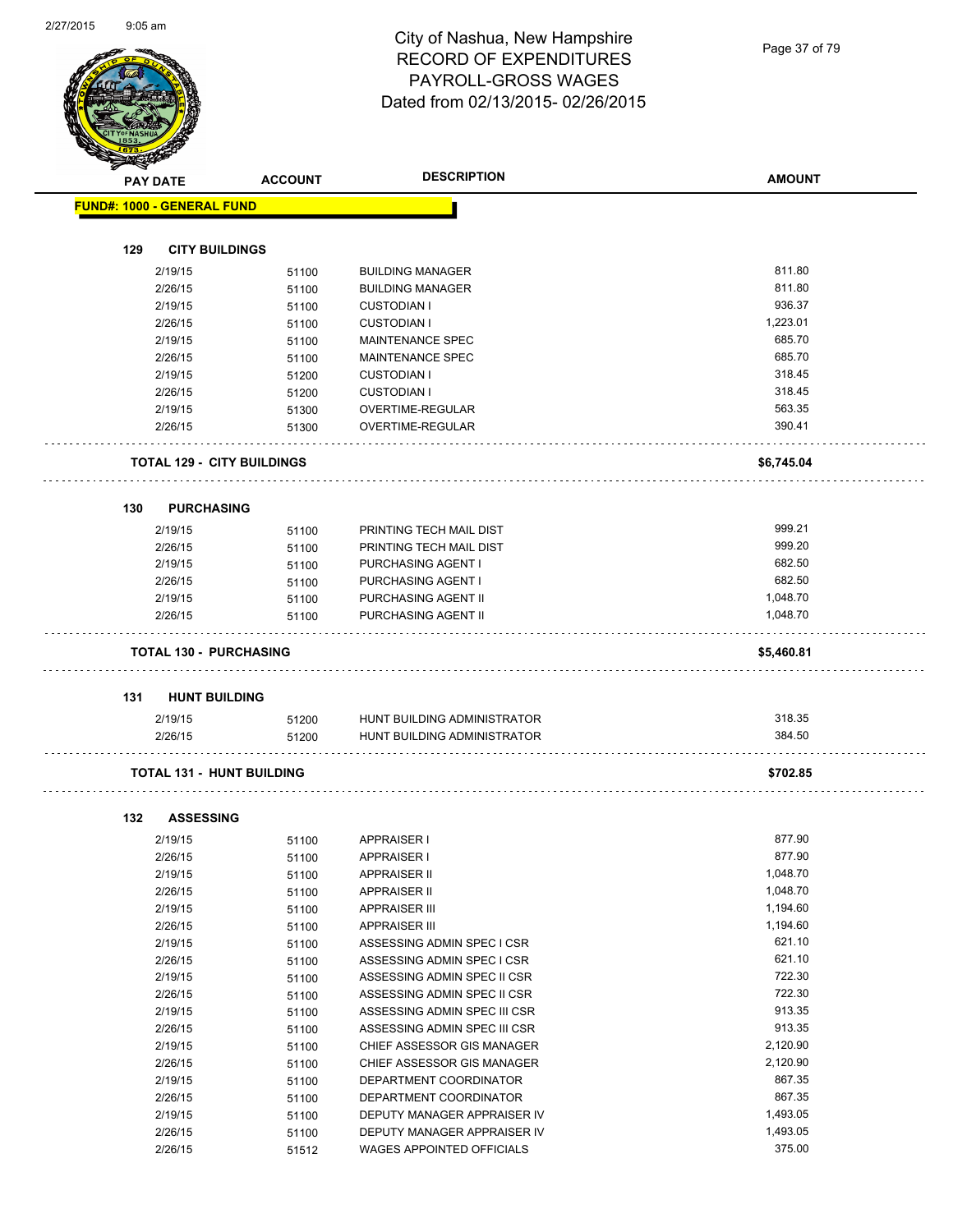# City of Nashua, New Hampshire
## RECORD OF EXPENDITURES
## PAYROLL-GROSS WAGES
## Dated from 02/13/2015- 02/26/2015

| PAY DATE | ACCOUNT | DESCRIPTION | AMOUNT |
|---|---|---|---|
| **FUND#: 1000 - GENERAL FUND** | | | |
| **129 CITY BUILDINGS** | | | |
| 2/19/15 | 51100 | BUILDING MANAGER | 811.80 |
| 2/26/15 | 51100 | BUILDING MANAGER | 811.80 |
| 2/19/15 | 51100 | CUSTODIAN I | 936.37 |
| 2/26/15 | 51100 | CUSTODIAN I | 1,223.01 |
| 2/19/15 | 51100 | MAINTENANCE SPEC | 685.70 |
| 2/26/15 | 51100 | MAINTENANCE SPEC | 685.70 |
| 2/19/15 | 51200 | CUSTODIAN I | 318.45 |
| 2/26/15 | 51200 | CUSTODIAN I | 318.45 |
| 2/19/15 | 51300 | OVERTIME-REGULAR | 563.35 |
| 2/26/15 | 51300 | OVERTIME-REGULAR | 390.41 |
| **TOTAL 129 - CITY BUILDINGS** | | | **$6,745.04** |
| **130 PURCHASING** | | | |
| 2/19/15 | 51100 | PRINTING TECH MAIL DIST | 999.21 |
| 2/26/15 | 51100 | PRINTING TECH MAIL DIST | 999.20 |
| 2/19/15 | 51100 | PURCHASING AGENT I | 682.50 |
| 2/26/15 | 51100 | PURCHASING AGENT I | 682.50 |
| 2/19/15 | 51100 | PURCHASING AGENT II | 1,048.70 |
| 2/26/15 | 51100 | PURCHASING AGENT II | 1,048.70 |
| **TOTAL 130 - PURCHASING** | | | **$5,460.81** |
| **131 HUNT BUILDING** | | | |
| 2/19/15 | 51200 | HUNT BUILDING ADMINISTRATOR | 318.35 |
| 2/26/15 | 51200 | HUNT BUILDING ADMINISTRATOR | 384.50 |
| **TOTAL 131 - HUNT BUILDING** | | | **$702.85** |
| **132 ASSESSING** | | | |
| 2/19/15 | 51100 | APPRAISER I | 877.90 |
| 2/26/15 | 51100 | APPRAISER I | 877.90 |
| 2/19/15 | 51100 | APPRAISER II | 1,048.70 |
| 2/26/15 | 51100 | APPRAISER II | 1,048.70 |
| 2/19/15 | 51100 | APPRAISER III | 1,194.60 |
| 2/26/15 | 51100 | APPRAISER III | 1,194.60 |
| 2/19/15 | 51100 | ASSESSING ADMIN SPEC I CSR | 621.10 |
| 2/26/15 | 51100 | ASSESSING ADMIN SPEC I CSR | 621.10 |
| 2/19/15 | 51100 | ASSESSING ADMIN SPEC II CSR | 722.30 |
| 2/26/15 | 51100 | ASSESSING ADMIN SPEC II CSR | 722.30 |
| 2/19/15 | 51100 | ASSESSING ADMIN SPEC III CSR | 913.35 |
| 2/26/15 | 51100 | ASSESSING ADMIN SPEC III CSR | 913.35 |
| 2/19/15 | 51100 | CHIEF ASSESSOR GIS MANAGER | 2,120.90 |
| 2/26/15 | 51100 | CHIEF ASSESSOR GIS MANAGER | 2,120.90 |
| 2/19/15 | 51100 | DEPARTMENT COORDINATOR | 867.35 |
| 2/26/15 | 51100 | DEPARTMENT COORDINATOR | 867.35 |
| 2/19/15 | 51100 | DEPUTY MANAGER APPRAISER IV | 1,493.05 |
| 2/26/15 | 51100 | DEPUTY MANAGER APPRAISER IV | 1,493.05 |
| 2/26/15 | 51512 | WAGES APPOINTED OFFICIALS | 375.00 |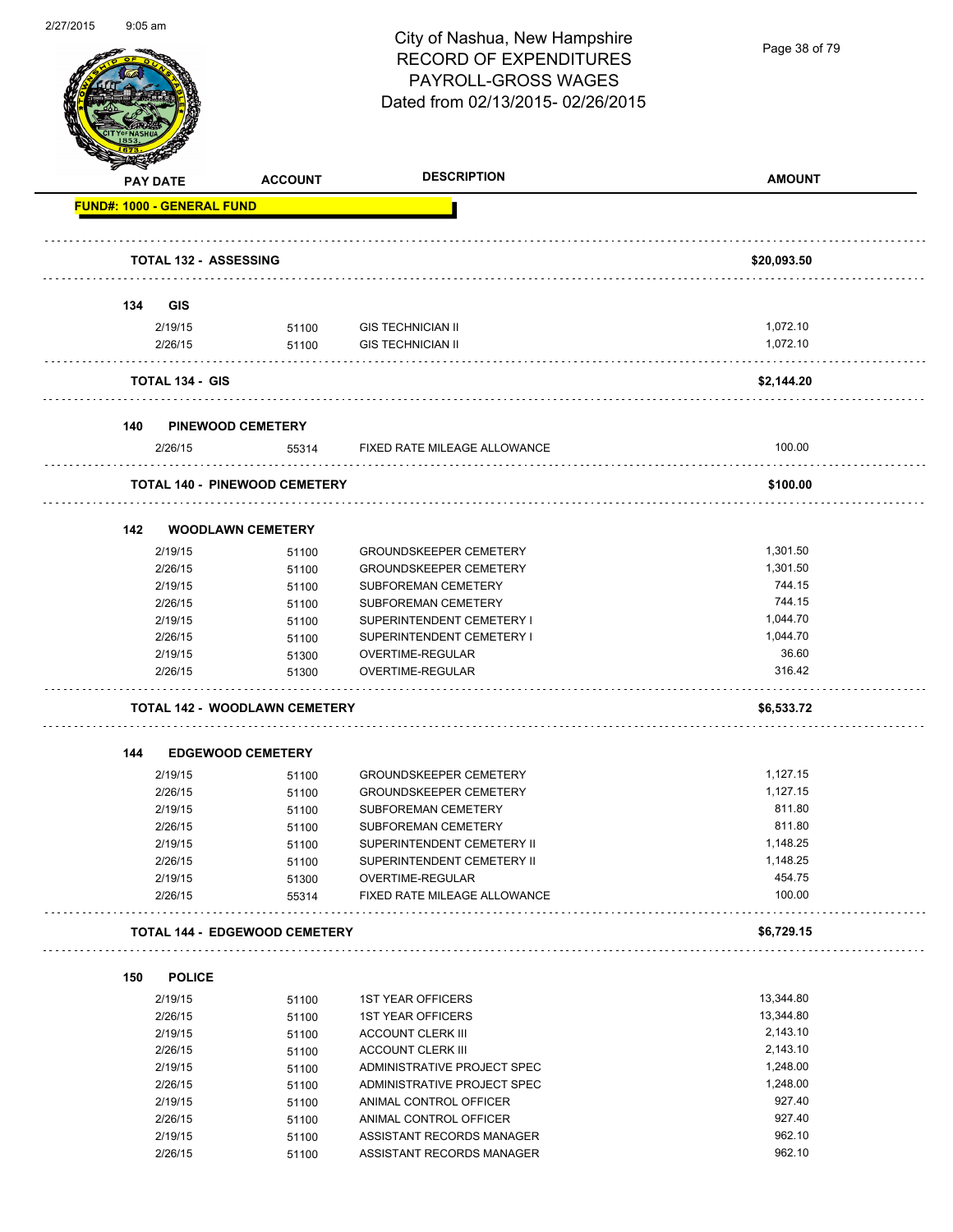City of Nashua, New Hampshire
RECORD OF EXPENDITURES
PAYROLL-GROSS WAGES
Dated from 02/13/2015- 02/26/2015

| PAY DATE | ACCOUNT | DESCRIPTION | AMOUNT |
|---|---|---|---|
| **FUND#: 1000 - GENERAL FUND** | | | |
| **TOTAL 132 - ASSESSING** | | | **$20,093.50** |
| **134 GIS** | | | |
| 2/19/15 | 51100 | GIS TECHNICIAN II | 1,072.10 |
| 2/26/15 | 51100 | GIS TECHNICIAN II | 1,072.10 |
| **TOTAL 134 - GIS** | | | **$2,144.20** |
| **140 PINEWOOD CEMETERY** | | | |
| 2/26/15 | 55314 | FIXED RATE MILEAGE ALLOWANCE | 100.00 |
| **TOTAL 140 - PINEWOOD CEMETERY** | | | **$100.00** |
| **142 WOODLAWN CEMETERY** | | | |
| 2/19/15 | 51100 | GROUNDSKEEPER CEMETERY | 1,301.50 |
| 2/26/15 | 51100 | GROUNDSKEEPER CEMETERY | 1,301.50 |
| 2/19/15 | 51100 | SUBFOREMAN CEMETERY | 744.15 |
| 2/26/15 | 51100 | SUBFOREMAN CEMETERY | 744.15 |
| 2/19/15 | 51100 | SUPERINTENDENT CEMETERY I | 1,044.70 |
| 2/26/15 | 51100 | SUPERINTENDENT CEMETERY I | 1,044.70 |
| 2/19/15 | 51300 | OVERTIME-REGULAR | 36.60 |
| 2/26/15 | 51300 | OVERTIME-REGULAR | 316.42 |
| **TOTAL 142 - WOODLAWN CEMETERY** | | | **$6,533.72** |
| **144 EDGEWOOD CEMETERY** | | | |
| 2/19/15 | 51100 | GROUNDSKEEPER CEMETERY | 1,127.15 |
| 2/26/15 | 51100 | GROUNDSKEEPER CEMETERY | 1,127.15 |
| 2/19/15 | 51100 | SUBFOREMAN CEMETERY | 811.80 |
| 2/26/15 | 51100 | SUBFOREMAN CEMETERY | 811.80 |
| 2/19/15 | 51100 | SUPERINTENDENT CEMETERY II | 1,148.25 |
| 2/26/15 | 51100 | SUPERINTENDENT CEMETERY II | 1,148.25 |
| 2/19/15 | 51300 | OVERTIME-REGULAR | 454.75 |
| 2/26/15 | 55314 | FIXED RATE MILEAGE ALLOWANCE | 100.00 |
| **TOTAL 144 - EDGEWOOD CEMETERY** | | | **$6,729.15** |
| **150 POLICE** | | | |
| 2/19/15 | 51100 | 1ST YEAR OFFICERS | 13,344.80 |
| 2/26/15 | 51100 | 1ST YEAR OFFICERS | 13,344.80 |
| 2/19/15 | 51100 | ACCOUNT CLERK III | 2,143.10 |
| 2/26/15 | 51100 | ACCOUNT CLERK III | 2,143.10 |
| 2/19/15 | 51100 | ADMINISTRATIVE PROJECT SPEC | 1,248.00 |
| 2/26/15 | 51100 | ADMINISTRATIVE PROJECT SPEC | 1,248.00 |
| 2/19/15 | 51100 | ANIMAL CONTROL OFFICER | 927.40 |
| 2/26/15 | 51100 | ANIMAL CONTROL OFFICER | 927.40 |
| 2/19/15 | 51100 | ASSISTANT RECORDS MANAGER | 962.10 |
| 2/26/15 | 51100 | ASSISTANT RECORDS MANAGER | 962.10 |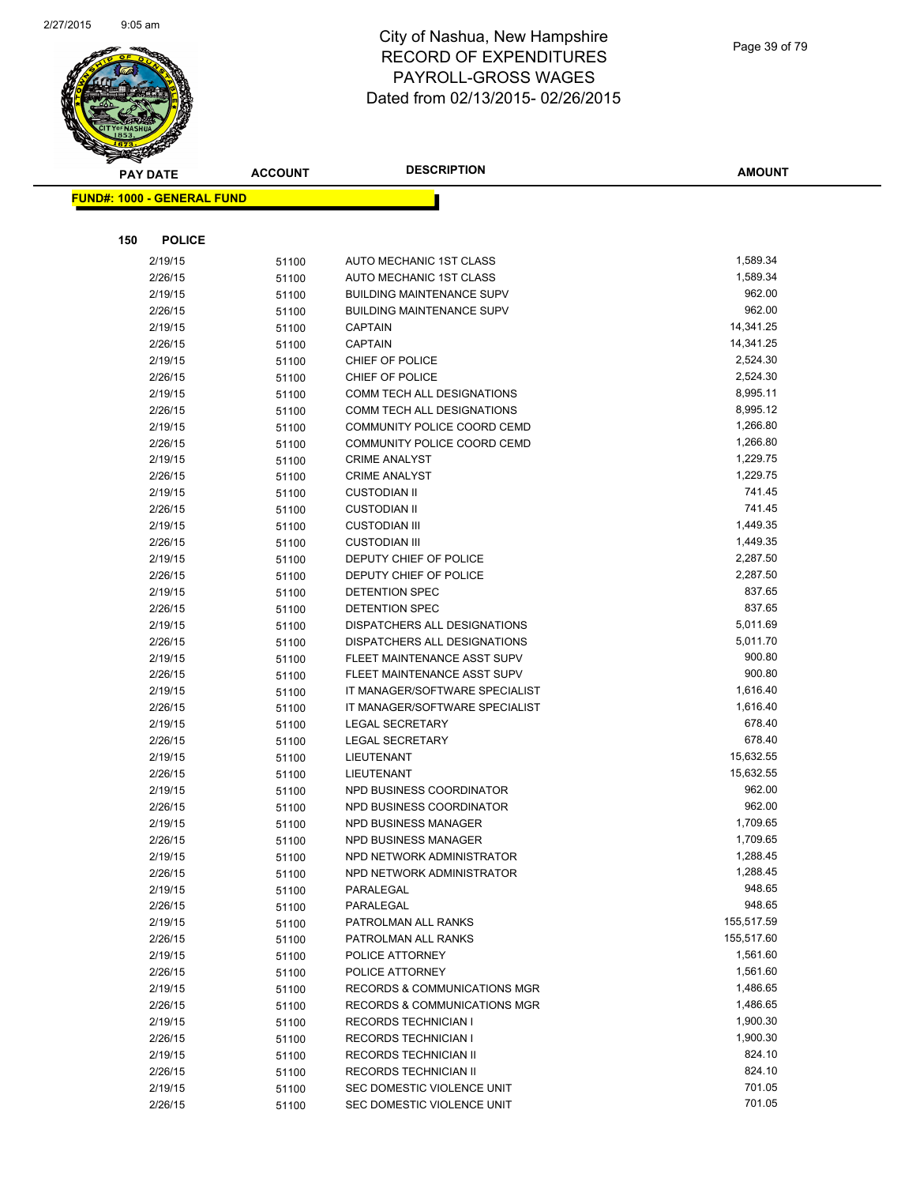# City of Nashua, New Hampshire
## RECORD OF EXPENDITURES
## PAYROLL-GROSS WAGES
## Dated from 02/13/2015- 02/26/2015

| PAY DATE | ACCOUNT | DESCRIPTION | AMOUNT |
|---|---|---|---|

**FUND#: 1000 - GENERAL FUND**

**150 POLICE**

| PAY DATE | ACCOUNT | DESCRIPTION | AMOUNT |
|---|---|---|---|
| 2/19/15 | 51100 | AUTO MECHANIC 1ST CLASS | 1,589.34 |
| 2/26/15 | 51100 | AUTO MECHANIC 1ST CLASS | 1,589.34 |
| 2/19/15 | 51100 | BUILDING MAINTENANCE SUPV | 962.00 |
| 2/26/15 | 51100 | BUILDING MAINTENANCE SUPV | 962.00 |
| 2/19/15 | 51100 | CAPTAIN | 14,341.25 |
| 2/26/15 | 51100 | CAPTAIN | 14,341.25 |
| 2/19/15 | 51100 | CHIEF OF POLICE | 2,524.30 |
| 2/26/15 | 51100 | CHIEF OF POLICE | 2,524.30 |
| 2/19/15 | 51100 | COMM TECH ALL DESIGNATIONS | 8,995.11 |
| 2/26/15 | 51100 | COMM TECH ALL DESIGNATIONS | 8,995.12 |
| 2/19/15 | 51100 | COMMUNITY POLICE COORD CEMD | 1,266.80 |
| 2/26/15 | 51100 | COMMUNITY POLICE COORD CEMD | 1,266.80 |
| 2/19/15 | 51100 | CRIME ANALYST | 1,229.75 |
| 2/26/15 | 51100 | CRIME ANALYST | 1,229.75 |
| 2/19/15 | 51100 | CUSTODIAN II | 741.45 |
| 2/26/15 | 51100 | CUSTODIAN II | 741.45 |
| 2/19/15 | 51100 | CUSTODIAN III | 1,449.35 |
| 2/26/15 | 51100 | CUSTODIAN III | 1,449.35 |
| 2/19/15 | 51100 | DEPUTY CHIEF OF POLICE | 2,287.50 |
| 2/26/15 | 51100 | DEPUTY CHIEF OF POLICE | 2,287.50 |
| 2/19/15 | 51100 | DETENTION SPEC | 837.65 |
| 2/26/15 | 51100 | DETENTION SPEC | 837.65 |
| 2/19/15 | 51100 | DISPATCHERS ALL DESIGNATIONS | 5,011.69 |
| 2/26/15 | 51100 | DISPATCHERS ALL DESIGNATIONS | 5,011.70 |
| 2/19/15 | 51100 | FLEET MAINTENANCE ASST SUPV | 900.80 |
| 2/26/15 | 51100 | FLEET MAINTENANCE ASST SUPV | 900.80 |
| 2/19/15 | 51100 | IT MANAGER/SOFTWARE SPECIALIST | 1,616.40 |
| 2/26/15 | 51100 | IT MANAGER/SOFTWARE SPECIALIST | 1,616.40 |
| 2/19/15 | 51100 | LEGAL SECRETARY | 678.40 |
| 2/26/15 | 51100 | LEGAL SECRETARY | 678.40 |
| 2/19/15 | 51100 | LIEUTENANT | 15,632.55 |
| 2/26/15 | 51100 | LIEUTENANT | 15,632.55 |
| 2/19/15 | 51100 | NPD BUSINESS COORDINATOR | 962.00 |
| 2/26/15 | 51100 | NPD BUSINESS COORDINATOR | 962.00 |
| 2/19/15 | 51100 | NPD BUSINESS MANAGER | 1,709.65 |
| 2/26/15 | 51100 | NPD BUSINESS MANAGER | 1,709.65 |
| 2/19/15 | 51100 | NPD NETWORK ADMINISTRATOR | 1,288.45 |
| 2/26/15 | 51100 | NPD NETWORK ADMINISTRATOR | 1,288.45 |
| 2/19/15 | 51100 | PARALEGAL | 948.65 |
| 2/26/15 | 51100 | PARALEGAL | 948.65 |
| 2/19/15 | 51100 | PATROLMAN ALL RANKS | 155,517.59 |
| 2/26/15 | 51100 | PATROLMAN ALL RANKS | 155,517.60 |
| 2/19/15 | 51100 | POLICE ATTORNEY | 1,561.60 |
| 2/26/15 | 51100 | POLICE ATTORNEY | 1,561.60 |
| 2/19/15 | 51100 | RECORDS & COMMUNICATIONS MGR | 1,486.65 |
| 2/26/15 | 51100 | RECORDS & COMMUNICATIONS MGR | 1,486.65 |
| 2/19/15 | 51100 | RECORDS TECHNICIAN I | 1,900.30 |
| 2/26/15 | 51100 | RECORDS TECHNICIAN I | 1,900.30 |
| 2/19/15 | 51100 | RECORDS TECHNICIAN II | 824.10 |
| 2/26/15 | 51100 | RECORDS TECHNICIAN II | 824.10 |
| 2/19/15 | 51100 | SEC DOMESTIC VIOLENCE UNIT | 701.05 |
| 2/26/15 | 51100 | SEC DOMESTIC VIOLENCE UNIT | 701.05 |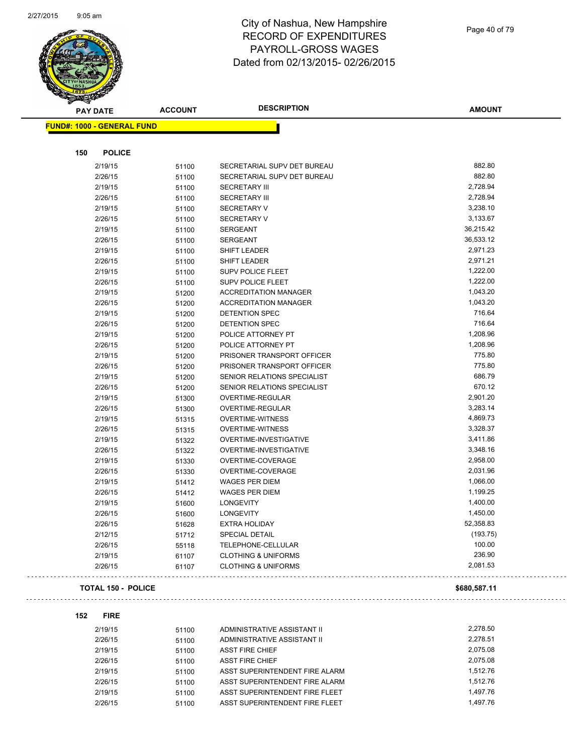City of Nashua, New Hampshire
RECORD OF EXPENDITURES
PAYROLL-GROSS WAGES
Dated from 02/13/2015- 02/26/2015

| PAY DATE | ACCOUNT | DESCRIPTION | AMOUNT |
|---|---|---|---|
| **FUND#: 1000 - GENERAL FUND** | | | |
| **150 POLICE** | | | |
| 2/19/15 | 51100 | SECRETARIAL SUPV DET BUREAU | 882.80 |
| 2/26/15 | 51100 | SECRETARIAL SUPV DET BUREAU | 882.80 |
| 2/19/15 | 51100 | SECRETARY III | 2,728.94 |
| 2/26/15 | 51100 | SECRETARY III | 2,728.94 |
| 2/19/15 | 51100 | SECRETARY V | 3,238.10 |
| 2/26/15 | 51100 | SECRETARY V | 3,133.67 |
| 2/19/15 | 51100 | SERGEANT | 36,215.42 |
| 2/26/15 | 51100 | SERGEANT | 36,533.12 |
| 2/19/15 | 51100 | SHIFT LEADER | 2,971.23 |
| 2/26/15 | 51100 | SHIFT LEADER | 2,971.21 |
| 2/19/15 | 51100 | SUPV POLICE FLEET | 1,222.00 |
| 2/26/15 | 51100 | SUPV POLICE FLEET | 1,222.00 |
| 2/19/15 | 51200 | ACCREDITATION MANAGER | 1,043.20 |
| 2/26/15 | 51200 | ACCREDITATION MANAGER | 1,043.20 |
| 2/19/15 | 51200 | DETENTION SPEC | 716.64 |
| 2/26/15 | 51200 | DETENTION SPEC | 716.64 |
| 2/19/15 | 51200 | POLICE ATTORNEY PT | 1,208.96 |
| 2/26/15 | 51200 | POLICE ATTORNEY PT | 1,208.96 |
| 2/19/15 | 51200 | PRISONER TRANSPORT OFFICER | 775.80 |
| 2/26/15 | 51200 | PRISONER TRANSPORT OFFICER | 775.80 |
| 2/19/15 | 51200 | SENIOR RELATIONS SPECIALIST | 686.79 |
| 2/26/15 | 51200 | SENIOR RELATIONS SPECIALIST | 670.12 |
| 2/19/15 | 51300 | OVERTIME-REGULAR | 2,901.20 |
| 2/26/15 | 51300 | OVERTIME-REGULAR | 3,283.14 |
| 2/19/15 | 51315 | OVERTIME-WITNESS | 4,869.73 |
| 2/26/15 | 51315 | OVERTIME-WITNESS | 3,328.37 |
| 2/19/15 | 51322 | OVERTIME-INVESTIGATIVE | 3,411.86 |
| 2/26/15 | 51322 | OVERTIME-INVESTIGATIVE | 3,348.16 |
| 2/19/15 | 51330 | OVERTIME-COVERAGE | 2,958.00 |
| 2/26/15 | 51330 | OVERTIME-COVERAGE | 2,031.96 |
| 2/19/15 | 51412 | WAGES PER DIEM | 1,066.00 |
| 2/26/15 | 51412 | WAGES PER DIEM | 1,199.25 |
| 2/19/15 | 51600 | LONGEVITY | 1,400.00 |
| 2/26/15 | 51600 | LONGEVITY | 1,450.00 |
| 2/26/15 | 51628 | EXTRA HOLIDAY | 52,358.83 |
| 2/12/15 | 51712 | SPECIAL DETAIL | (193.75) |
| 2/26/15 | 55118 | TELEPHONE-CELLULAR | 100.00 |
| 2/19/15 | 61107 | CLOTHING & UNIFORMS | 236.90 |
| 2/26/15 | 61107 | CLOTHING & UNIFORMS | 2,081.53 |
| **TOTAL 150 - POLICE** | | | **$680,587.11** |
| **152 FIRE** | | | |
| 2/19/15 | 51100 | ADMINISTRATIVE ASSISTANT II | 2,278.50 |
| 2/26/15 | 51100 | ADMINISTRATIVE ASSISTANT II | 2,278.51 |
| 2/19/15 | 51100 | ASST FIRE CHIEF | 2,075.08 |
| 2/26/15 | 51100 | ASST FIRE CHIEF | 2,075.08 |
| 2/19/15 | 51100 | ASST SUPERINTENDENT FIRE ALARM | 1,512.76 |
| 2/26/15 | 51100 | ASST SUPERINTENDENT FIRE ALARM | 1,512.76 |
| 2/19/15 | 51100 | ASST SUPERINTENDENT FIRE FLEET | 1,497.76 |
| 2/26/15 | 51100 | ASST SUPERINTENDENT FIRE FLEET | 1,497.76 |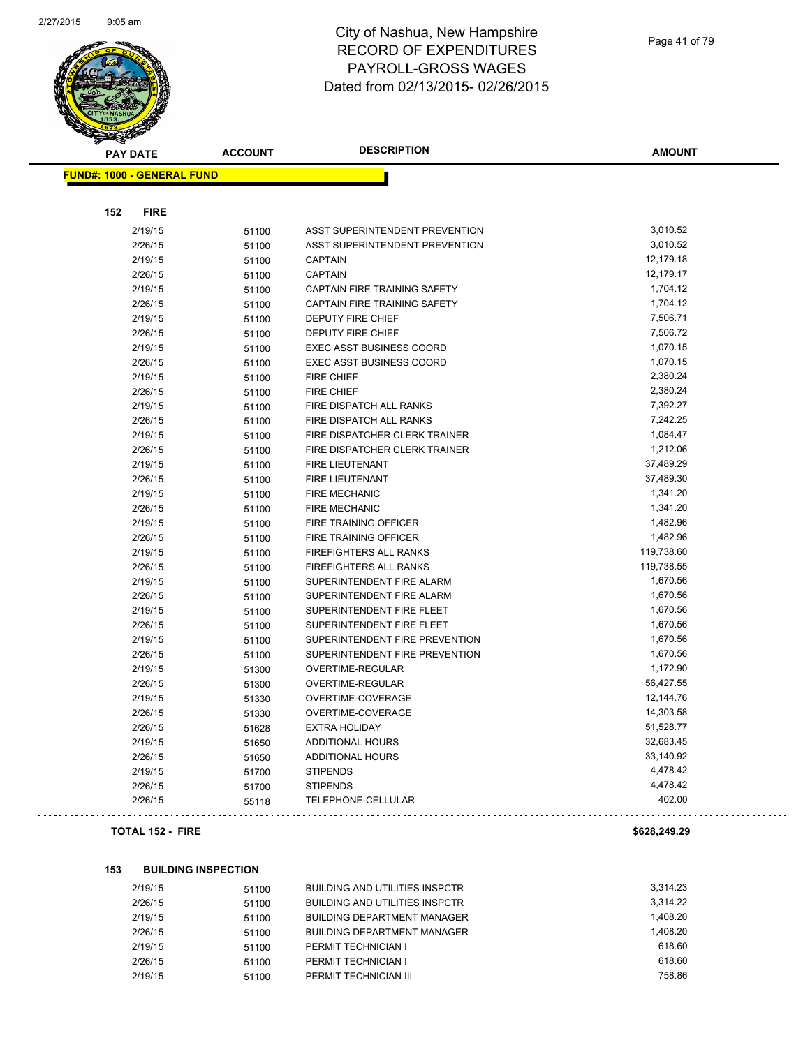# City of Nashua, New Hampshire
## RECORD OF EXPENDITURES
## PAYROLL-GROSS WAGES
## Dated from 02/13/2015- 02/26/2015

**FUND#: 1000 - GENERAL FUND**

### 152 FIRE

| PAY DATE | ACCOUNT | DESCRIPTION | AMOUNT |
|---|---|---|---|
| 2/19/15 | 51100 | ASST SUPERINTENDENT PREVENTION | 3,010.52 |
| 2/26/15 | 51100 | ASST SUPERINTENDENT PREVENTION | 3,010.52 |
| 2/19/15 | 51100 | CAPTAIN | 12,179.18 |
| 2/26/15 | 51100 | CAPTAIN | 12,179.17 |
| 2/19/15 | 51100 | CAPTAIN FIRE TRAINING SAFETY | 1,704.12 |
| 2/26/15 | 51100 | CAPTAIN FIRE TRAINING SAFETY | 1,704.12 |
| 2/19/15 | 51100 | DEPUTY FIRE CHIEF | 7,506.71 |
| 2/26/15 | 51100 | DEPUTY FIRE CHIEF | 7,506.72 |
| 2/19/15 | 51100 | EXEC ASST BUSINESS COORD | 1,070.15 |
| 2/26/15 | 51100 | EXEC ASST BUSINESS COORD | 1,070.15 |
| 2/19/15 | 51100 | FIRE CHIEF | 2,380.24 |
| 2/26/15 | 51100 | FIRE CHIEF | 2,380.24 |
| 2/19/15 | 51100 | FIRE DISPATCH ALL RANKS | 7,392.27 |
| 2/26/15 | 51100 | FIRE DISPATCH ALL RANKS | 7,242.25 |
| 2/19/15 | 51100 | FIRE DISPATCHER CLERK TRAINER | 1,084.47 |
| 2/26/15 | 51100 | FIRE DISPATCHER CLERK TRAINER | 1,212.06 |
| 2/19/15 | 51100 | FIRE LIEUTENANT | 37,489.29 |
| 2/26/15 | 51100 | FIRE LIEUTENANT | 37,489.30 |
| 2/19/15 | 51100 | FIRE MECHANIC | 1,341.20 |
| 2/26/15 | 51100 | FIRE MECHANIC | 1,341.20 |
| 2/19/15 | 51100 | FIRE TRAINING OFFICER | 1,482.96 |
| 2/26/15 | 51100 | FIRE TRAINING OFFICER | 1,482.96 |
| 2/19/15 | 51100 | FIREFIGHTERS ALL RANKS | 119,738.60 |
| 2/26/15 | 51100 | FIREFIGHTERS ALL RANKS | 119,738.55 |
| 2/19/15 | 51100 | SUPERINTENDENT FIRE ALARM | 1,670.56 |
| 2/26/15 | 51100 | SUPERINTENDENT FIRE ALARM | 1,670.56 |
| 2/19/15 | 51100 | SUPERINTENDENT FIRE FLEET | 1,670.56 |
| 2/26/15 | 51100 | SUPERINTENDENT FIRE FLEET | 1,670.56 |
| 2/19/15 | 51100 | SUPERINTENDENT FIRE PREVENTION | 1,670.56 |
| 2/26/15 | 51100 | SUPERINTENDENT FIRE PREVENTION | 1,670.56 |
| 2/19/15 | 51300 | OVERTIME-REGULAR | 1,172.90 |
| 2/26/15 | 51300 | OVERTIME-REGULAR | 56,427.55 |
| 2/19/15 | 51330 | OVERTIME-COVERAGE | 12,144.76 |
| 2/26/15 | 51330 | OVERTIME-COVERAGE | 14,303.58 |
| 2/26/15 | 51628 | EXTRA HOLIDAY | 51,528.77 |
| 2/19/15 | 51650 | ADDITIONAL HOURS | 32,683.45 |
| 2/26/15 | 51650 | ADDITIONAL HOURS | 33,140.92 |
| 2/19/15 | 51700 | STIPENDS | 4,478.42 |
| 2/26/15 | 51700 | STIPENDS | 4,478.42 |
| 2/26/15 | 55118 | TELEPHONE-CELLULAR | 402.00 |

**TOTAL 152 - FIRE** **$628,249.29**

### 153 BUILDING INSPECTION

| PAY DATE | ACCOUNT | DESCRIPTION | AMOUNT |
|---|---|---|---|
| 2/19/15 | 51100 | BUILDING AND UTILITIES INSPCTR | 3,314.23 |
| 2/26/15 | 51100 | BUILDING AND UTILITIES INSPCTR | 3,314.22 |
| 2/19/15 | 51100 | BUILDING DEPARTMENT MANAGER | 1,408.20 |
| 2/26/15 | 51100 | BUILDING DEPARTMENT MANAGER | 1,408.20 |
| 2/19/15 | 51100 | PERMIT TECHNICIAN I | 618.60 |
| 2/26/15 | 51100 | PERMIT TECHNICIAN I | 618.60 |
| 2/19/15 | 51100 | PERMIT TECHNICIAN III | 758.86 |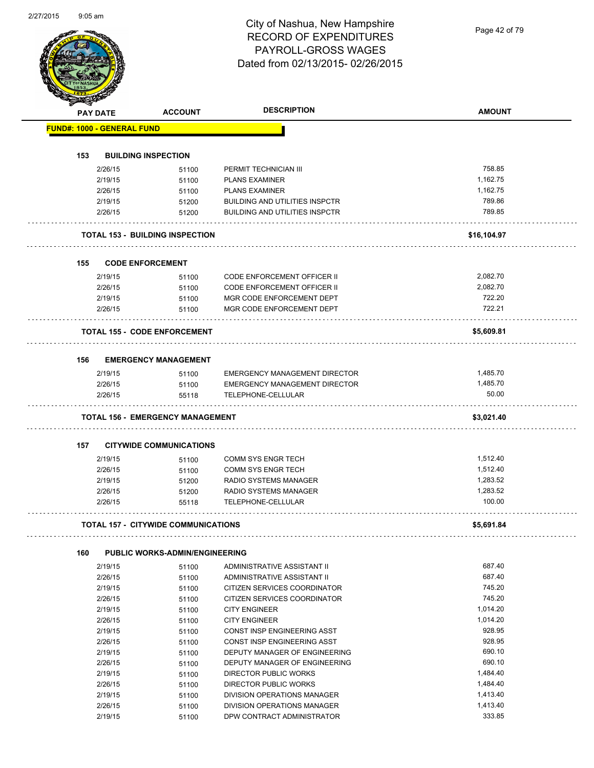# City of Nashua, New Hampshire
## RECORD OF EXPENDITURES
## PAYROLL-GROSS WAGES
## Dated from 02/13/2015- 02/26/2015

| PAY DATE | ACCOUNT | DESCRIPTION | AMOUNT |
|---|---|---|---|
| **FUND#: 1000 - GENERAL FUND** | | | |
| **153 BUILDING INSPECTION** | | | |
| 2/26/15 | 51100 | PERMIT TECHNICIAN III | 758.85 |
| 2/19/15 | 51100 | PLANS EXAMINER | 1,162.75 |
| 2/26/15 | 51100 | PLANS EXAMINER | 1,162.75 |
| 2/19/15 | 51200 | BUILDING AND UTILITIES INSPCTR | 789.86 |
| 2/26/15 | 51200 | BUILDING AND UTILITIES INSPCTR | 789.85 |
| **TOTAL 153 - BUILDING INSPECTION** | | | **$16,104.97** |
| **155 CODE ENFORCEMENT** | | | |
| 2/19/15 | 51100 | CODE ENFORCEMENT OFFICER II | 2,082.70 |
| 2/26/15 | 51100 | CODE ENFORCEMENT OFFICER II | 2,082.70 |
| 2/19/15 | 51100 | MGR CODE ENFORCEMENT DEPT | 722.20 |
| 2/26/15 | 51100 | MGR CODE ENFORCEMENT DEPT | 722.21 |
| **TOTAL 155 - CODE ENFORCEMENT** | | | **$5,609.81** |
| **156 EMERGENCY MANAGEMENT** | | | |
| 2/19/15 | 51100 | EMERGENCY MANAGEMENT DIRECTOR | 1,485.70 |
| 2/26/15 | 51100 | EMERGENCY MANAGEMENT DIRECTOR | 1,485.70 |
| 2/26/15 | 55118 | TELEPHONE-CELLULAR | 50.00 |
| **TOTAL 156 - EMERGENCY MANAGEMENT** | | | **$3,021.40** |
| **157 CITYWIDE COMMUNICATIONS** | | | |
| 2/19/15 | 51100 | COMM SYS ENGR TECH | 1,512.40 |
| 2/26/15 | 51100 | COMM SYS ENGR TECH | 1,512.40 |
| 2/19/15 | 51200 | RADIO SYSTEMS MANAGER | 1,283.52 |
| 2/26/15 | 51200 | RADIO SYSTEMS MANAGER | 1,283.52 |
| 2/26/15 | 55118 | TELEPHONE-CELLULAR | 100.00 |
| **TOTAL 157 - CITYWIDE COMMUNICATIONS** | | | **$5,691.84** |
| **160 PUBLIC WORKS-ADMIN/ENGINEERING** | | | |
| 2/19/15 | 51100 | ADMINISTRATIVE ASSISTANT II | 687.40 |
| 2/26/15 | 51100 | ADMINISTRATIVE ASSISTANT II | 687.40 |
| 2/19/15 | 51100 | CITIZEN SERVICES COORDINATOR | 745.20 |
| 2/26/15 | 51100 | CITIZEN SERVICES COORDINATOR | 745.20 |
| 2/19/15 | 51100 | CITY ENGINEER | 1,014.20 |
| 2/26/15 | 51100 | CITY ENGINEER | 1,014.20 |
| 2/19/15 | 51100 | CONST INSP ENGINEERING ASST | 928.95 |
| 2/26/15 | 51100 | CONST INSP ENGINEERING ASST | 928.95 |
| 2/19/15 | 51100 | DEPUTY MANAGER OF ENGINEERING | 690.10 |
| 2/26/15 | 51100 | DEPUTY MANAGER OF ENGINEERING | 690.10 |
| 2/19/15 | 51100 | DIRECTOR PUBLIC WORKS | 1,484.40 |
| 2/26/15 | 51100 | DIRECTOR PUBLIC WORKS | 1,484.40 |
| 2/19/15 | 51100 | DIVISION OPERATIONS MANAGER | 1,413.40 |
| 2/26/15 | 51100 | DIVISION OPERATIONS MANAGER | 1,413.40 |
| 2/19/15 | 51100 | DPW CONTRACT ADMINISTRATOR | 333.85 |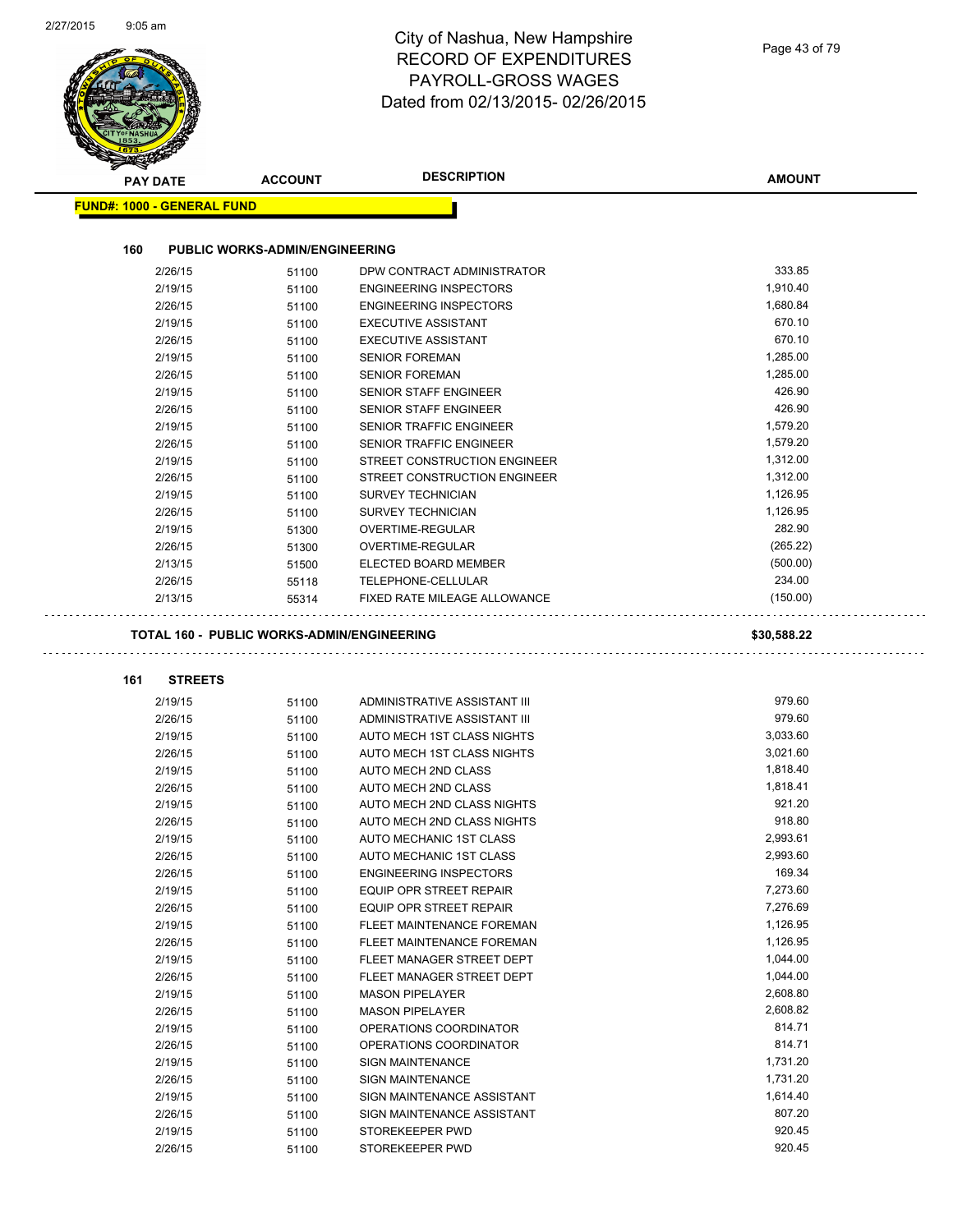# City of Nashua, New Hampshire
# RECORD OF EXPENDITURES
# PAYROLL-GROSS WAGES
# Dated from 02/13/2015- 02/26/2015

| PAY DATE | ACCOUNT | DESCRIPTION | AMOUNT |
|---|---|---|---|

**FUND#: 1000 - GENERAL FUND**

**160 PUBLIC WORKS-ADMIN/ENGINEERING**

| PAY DATE | ACCOUNT | DESCRIPTION | AMOUNT |
|---|---|---|---|
| 2/26/15 | 51100 | DPW CONTRACT ADMINISTRATOR | 333.85 |
| 2/19/15 | 51100 | ENGINEERING INSPECTORS | 1,910.40 |
| 2/26/15 | 51100 | ENGINEERING INSPECTORS | 1,680.84 |
| 2/19/15 | 51100 | EXECUTIVE ASSISTANT | 670.10 |
| 2/26/15 | 51100 | EXECUTIVE ASSISTANT | 670.10 |
| 2/19/15 | 51100 | SENIOR FOREMAN | 1,285.00 |
| 2/26/15 | 51100 | SENIOR FOREMAN | 1,285.00 |
| 2/19/15 | 51100 | SENIOR STAFF ENGINEER | 426.90 |
| 2/26/15 | 51100 | SENIOR STAFF ENGINEER | 426.90 |
| 2/19/15 | 51100 | SENIOR TRAFFIC ENGINEER | 1,579.20 |
| 2/26/15 | 51100 | SENIOR TRAFFIC ENGINEER | 1,579.20 |
| 2/19/15 | 51100 | STREET CONSTRUCTION ENGINEER | 1,312.00 |
| 2/26/15 | 51100 | STREET CONSTRUCTION ENGINEER | 1,312.00 |
| 2/19/15 | 51100 | SURVEY TECHNICIAN | 1,126.95 |
| 2/26/15 | 51100 | SURVEY TECHNICIAN | 1,126.95 |
| 2/19/15 | 51300 | OVERTIME-REGULAR | 282.90 |
| 2/26/15 | 51300 | OVERTIME-REGULAR | (265.22) |
| 2/13/15 | 51500 | ELECTED BOARD MEMBER | (500.00) |
| 2/26/15 | 55118 | TELEPHONE-CELLULAR | 234.00 |
| 2/13/15 | 55314 | FIXED RATE MILEAGE ALLOWANCE | (150.00) |

**TOTAL 160 - PUBLIC WORKS-ADMIN/ENGINEERING** **$30,588.22**

**161 STREETS**

| PAY DATE | ACCOUNT | DESCRIPTION | AMOUNT |
|---|---|---|---|
| 2/19/15 | 51100 | ADMINISTRATIVE ASSISTANT III | 979.60 |
| 2/26/15 | 51100 | ADMINISTRATIVE ASSISTANT III | 979.60 |
| 2/19/15 | 51100 | AUTO MECH 1ST CLASS NIGHTS | 3,033.60 |
| 2/26/15 | 51100 | AUTO MECH 1ST CLASS NIGHTS | 3,021.60 |
| 2/19/15 | 51100 | AUTO MECH 2ND CLASS | 1,818.40 |
| 2/26/15 | 51100 | AUTO MECH 2ND CLASS | 1,818.41 |
| 2/19/15 | 51100 | AUTO MECH 2ND CLASS NIGHTS | 921.20 |
| 2/26/15 | 51100 | AUTO MECH 2ND CLASS NIGHTS | 918.80 |
| 2/19/15 | 51100 | AUTO MECHANIC 1ST CLASS | 2,993.61 |
| 2/26/15 | 51100 | AUTO MECHANIC 1ST CLASS | 2,993.60 |
| 2/26/15 | 51100 | ENGINEERING INSPECTORS | 169.34 |
| 2/19/15 | 51100 | EQUIP OPR STREET REPAIR | 7,273.60 |
| 2/26/15 | 51100 | EQUIP OPR STREET REPAIR | 7,276.69 |
| 2/19/15 | 51100 | FLEET MAINTENANCE FOREMAN | 1,126.95 |
| 2/26/15 | 51100 | FLEET MAINTENANCE FOREMAN | 1,126.95 |
| 2/19/15 | 51100 | FLEET MANAGER STREET DEPT | 1,044.00 |
| 2/26/15 | 51100 | FLEET MANAGER STREET DEPT | 1,044.00 |
| 2/19/15 | 51100 | MASON PIPELAYER | 2,608.80 |
| 2/26/15 | 51100 | MASON PIPELAYER | 2,608.82 |
| 2/19/15 | 51100 | OPERATIONS COORDINATOR | 814.71 |
| 2/26/15 | 51100 | OPERATIONS COORDINATOR | 814.71 |
| 2/19/15 | 51100 | SIGN MAINTENANCE | 1,731.20 |
| 2/26/15 | 51100 | SIGN MAINTENANCE | 1,731.20 |
| 2/19/15 | 51100 | SIGN MAINTENANCE ASSISTANT | 1,614.40 |
| 2/26/15 | 51100 | SIGN MAINTENANCE ASSISTANT | 807.20 |
| 2/19/15 | 51100 | STOREKEEPER PWD | 920.45 |
| 2/26/15 | 51100 | STOREKEEPER PWD | 920.45 |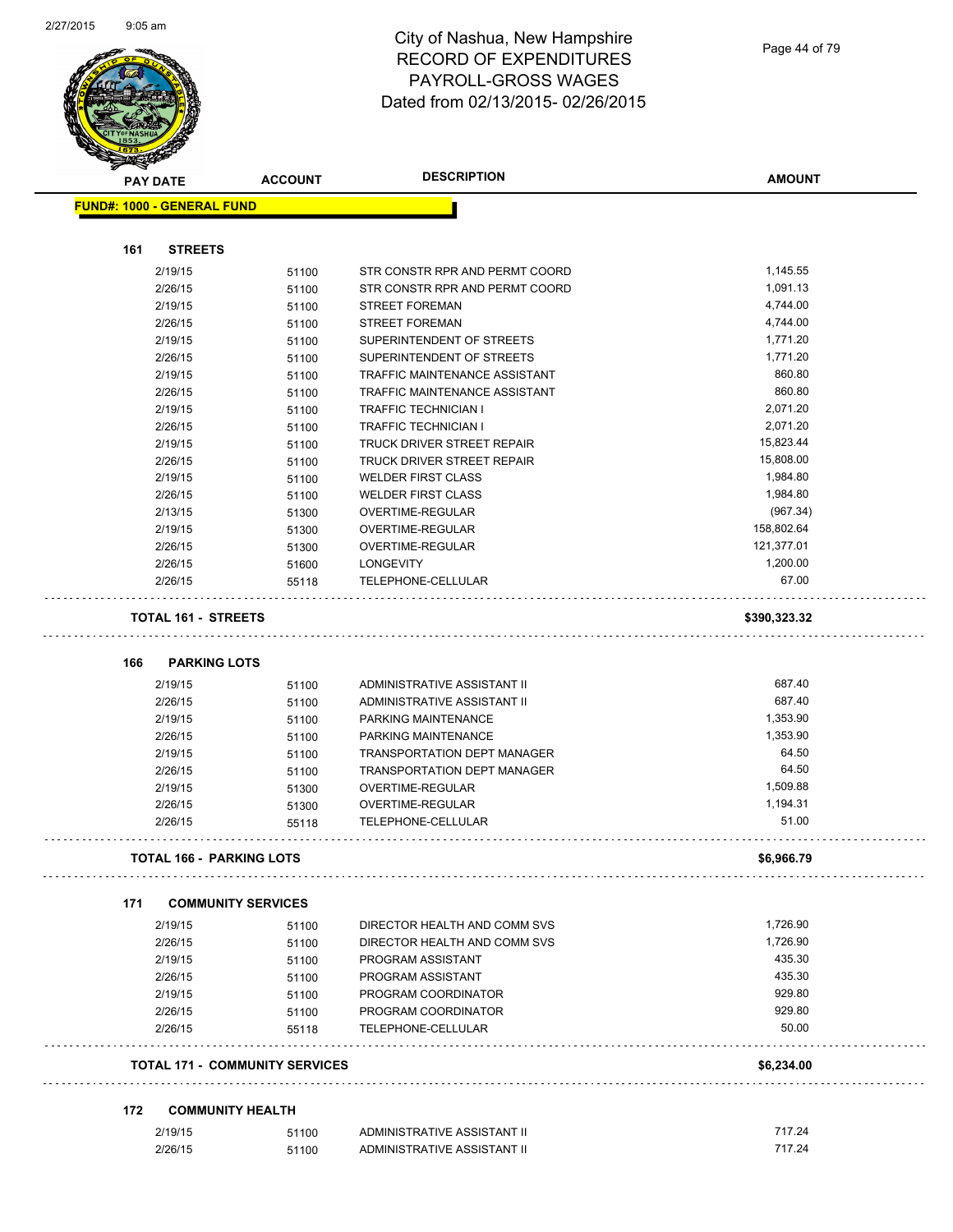City of Nashua, New Hampshire
RECORD OF EXPENDITURES
PAYROLL-GROSS WAGES
Dated from 02/13/2015- 02/26/2015

| PAY DATE | ACCOUNT | DESCRIPTION | AMOUNT |
|---|---|---|---|
| **FUND#: 1000 - GENERAL FUND** | | | |
| **161 STREETS** | | | |
| 2/19/15 | 51100 | STR CONSTR RPR AND PERMT COORD | 1,145.55 |
| 2/26/15 | 51100 | STR CONSTR RPR AND PERMT COORD | 1,091.13 |
| 2/19/15 | 51100 | STREET FOREMAN | 4,744.00 |
| 2/26/15 | 51100 | STREET FOREMAN | 4,744.00 |
| 2/19/15 | 51100 | SUPERINTENDENT OF STREETS | 1,771.20 |
| 2/26/15 | 51100 | SUPERINTENDENT OF STREETS | 1,771.20 |
| 2/19/15 | 51100 | TRAFFIC MAINTENANCE ASSISTANT | 860.80 |
| 2/26/15 | 51100 | TRAFFIC MAINTENANCE ASSISTANT | 860.80 |
| 2/19/15 | 51100 | TRAFFIC TECHNICIAN I | 2,071.20 |
| 2/26/15 | 51100 | TRAFFIC TECHNICIAN I | 2,071.20 |
| 2/19/15 | 51100 | TRUCK DRIVER STREET REPAIR | 15,823.44 |
| 2/26/15 | 51100 | TRUCK DRIVER STREET REPAIR | 15,808.00 |
| 2/19/15 | 51100 | WELDER FIRST CLASS | 1,984.80 |
| 2/26/15 | 51100 | WELDER FIRST CLASS | 1,984.80 |
| 2/13/15 | 51300 | OVERTIME-REGULAR | (967.34) |
| 2/19/15 | 51300 | OVERTIME-REGULAR | 158,802.64 |
| 2/26/15 | 51300 | OVERTIME-REGULAR | 121,377.01 |
| 2/26/15 | 51600 | LONGEVITY | 1,200.00 |
| 2/26/15 | 55118 | TELEPHONE-CELLULAR | 67.00 |
| **TOTAL 161 - STREETS** | | | **$390,323.32** |
| **166 PARKING LOTS** | | | |
| 2/19/15 | 51100 | ADMINISTRATIVE ASSISTANT II | 687.40 |
| 2/26/15 | 51100 | ADMINISTRATIVE ASSISTANT II | 687.40 |
| 2/19/15 | 51100 | PARKING MAINTENANCE | 1,353.90 |
| 2/26/15 | 51100 | PARKING MAINTENANCE | 1,353.90 |
| 2/19/15 | 51100 | TRANSPORTATION DEPT MANAGER | 64.50 |
| 2/26/15 | 51100 | TRANSPORTATION DEPT MANAGER | 64.50 |
| 2/19/15 | 51300 | OVERTIME-REGULAR | 1,509.88 |
| 2/26/15 | 51300 | OVERTIME-REGULAR | 1,194.31 |
| 2/26/15 | 55118 | TELEPHONE-CELLULAR | 51.00 |
| **TOTAL 166 - PARKING LOTS** | | | **$6,966.79** |
| **171 COMMUNITY SERVICES** | | | |
| 2/19/15 | 51100 | DIRECTOR HEALTH AND COMM SVS | 1,726.90 |
| 2/26/15 | 51100 | DIRECTOR HEALTH AND COMM SVS | 1,726.90 |
| 2/19/15 | 51100 | PROGRAM ASSISTANT | 435.30 |
| 2/26/15 | 51100 | PROGRAM ASSISTANT | 435.30 |
| 2/19/15 | 51100 | PROGRAM COORDINATOR | 929.80 |
| 2/26/15 | 51100 | PROGRAM COORDINATOR | 929.80 |
| 2/26/15 | 55118 | TELEPHONE-CELLULAR | 50.00 |
| **TOTAL 171 - COMMUNITY SERVICES** | | | **$6,234.00** |
| **172 COMMUNITY HEALTH** | | | |
| 2/19/15 | 51100 | ADMINISTRATIVE ASSISTANT II | 717.24 |
| 2/26/15 | 51100 | ADMINISTRATIVE ASSISTANT II | 717.24 |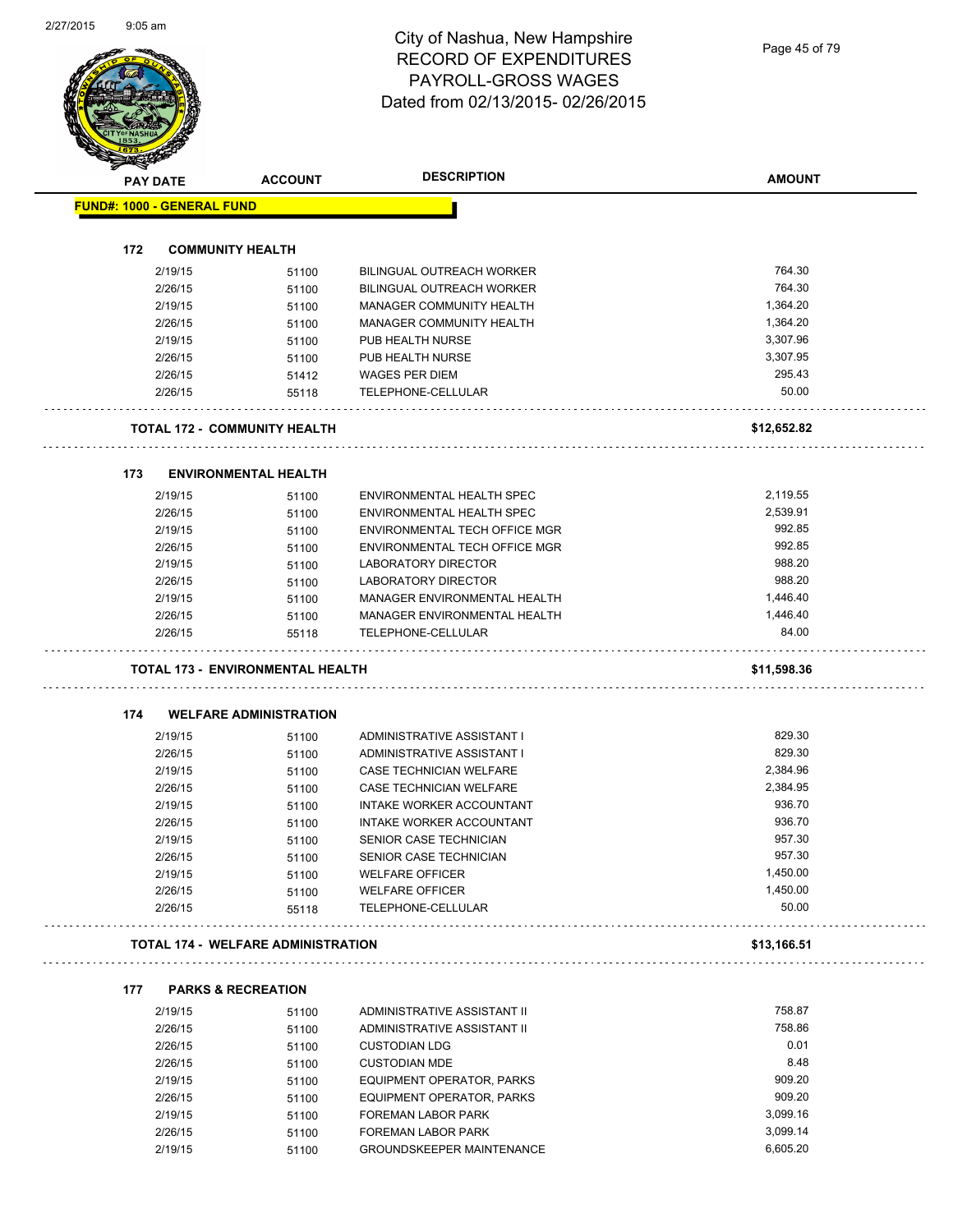# City of Nashua, New Hampshire
## RECORD OF EXPENDITURES
## PAYROLL-GROSS WAGES
## Dated from 02/13/2015- 02/26/2015

| PAY DATE | ACCOUNT | DESCRIPTION | AMOUNT |
|---|---|---|---|
| **FUND#: 1000 - GENERAL FUND** | | | |
| **172 COMMUNITY HEALTH** | | | |
| 2/19/15 | 51100 | BILINGUAL OUTREACH WORKER | 764.30 |
| 2/26/15 | 51100 | BILINGUAL OUTREACH WORKER | 764.30 |
| 2/19/15 | 51100 | MANAGER COMMUNITY HEALTH | 1,364.20 |
| 2/26/15 | 51100 | MANAGER COMMUNITY HEALTH | 1,364.20 |
| 2/19/15 | 51100 | PUB HEALTH NURSE | 3,307.96 |
| 2/26/15 | 51100 | PUB HEALTH NURSE | 3,307.95 |
| 2/26/15 | 51412 | WAGES PER DIEM | 295.43 |
| 2/26/15 | 55118 | TELEPHONE-CELLULAR | 50.00 |
| **TOTAL 172 - COMMUNITY HEALTH** | | | **$12,652.82** |
| **173 ENVIRONMENTAL HEALTH** | | | |
| 2/19/15 | 51100 | ENVIRONMENTAL HEALTH SPEC | 2,119.55 |
| 2/26/15 | 51100 | ENVIRONMENTAL HEALTH SPEC | 2,539.91 |
| 2/19/15 | 51100 | ENVIRONMENTAL TECH OFFICE MGR | 992.85 |
| 2/26/15 | 51100 | ENVIRONMENTAL TECH OFFICE MGR | 992.85 |
| 2/19/15 | 51100 | LABORATORY DIRECTOR | 988.20 |
| 2/26/15 | 51100 | LABORATORY DIRECTOR | 988.20 |
| 2/19/15 | 51100 | MANAGER ENVIRONMENTAL HEALTH | 1,446.40 |
| 2/26/15 | 51100 | MANAGER ENVIRONMENTAL HEALTH | 1,446.40 |
| 2/26/15 | 55118 | TELEPHONE-CELLULAR | 84.00 |
| **TOTAL 173 - ENVIRONMENTAL HEALTH** | | | **$11,598.36** |
| **174 WELFARE ADMINISTRATION** | | | |
| 2/19/15 | 51100 | ADMINISTRATIVE ASSISTANT I | 829.30 |
| 2/26/15 | 51100 | ADMINISTRATIVE ASSISTANT I | 829.30 |
| 2/19/15 | 51100 | CASE TECHNICIAN WELFARE | 2,384.96 |
| 2/26/15 | 51100 | CASE TECHNICIAN WELFARE | 2,384.95 |
| 2/19/15 | 51100 | INTAKE WORKER ACCOUNTANT | 936.70 |
| 2/26/15 | 51100 | INTAKE WORKER ACCOUNTANT | 936.70 |
| 2/19/15 | 51100 | SENIOR CASE TECHNICIAN | 957.30 |
| 2/26/15 | 51100 | SENIOR CASE TECHNICIAN | 957.30 |
| 2/19/15 | 51100 | WELFARE OFFICER | 1,450.00 |
| 2/26/15 | 51100 | WELFARE OFFICER | 1,450.00 |
| 2/26/15 | 55118 | TELEPHONE-CELLULAR | 50.00 |
| **TOTAL 174 - WELFARE ADMINISTRATION** | | | **$13,166.51** |
| **177 PARKS & RECREATION** | | | |
| 2/19/15 | 51100 | ADMINISTRATIVE ASSISTANT II | 758.87 |
| 2/26/15 | 51100 | ADMINISTRATIVE ASSISTANT II | 758.86 |
| 2/26/15 | 51100 | CUSTODIAN LDG | 0.01 |
| 2/26/15 | 51100 | CUSTODIAN MDE | 8.48 |
| 2/19/15 | 51100 | EQUIPMENT OPERATOR, PARKS | 909.20 |
| 2/26/15 | 51100 | EQUIPMENT OPERATOR, PARKS | 909.20 |
| 2/19/15 | 51100 | FOREMAN LABOR PARK | 3,099.16 |
| 2/26/15 | 51100 | FOREMAN LABOR PARK | 3,099.14 |
| 2/19/15 | 51100 | GROUNDSKEEPER MAINTENANCE | 6,605.20 |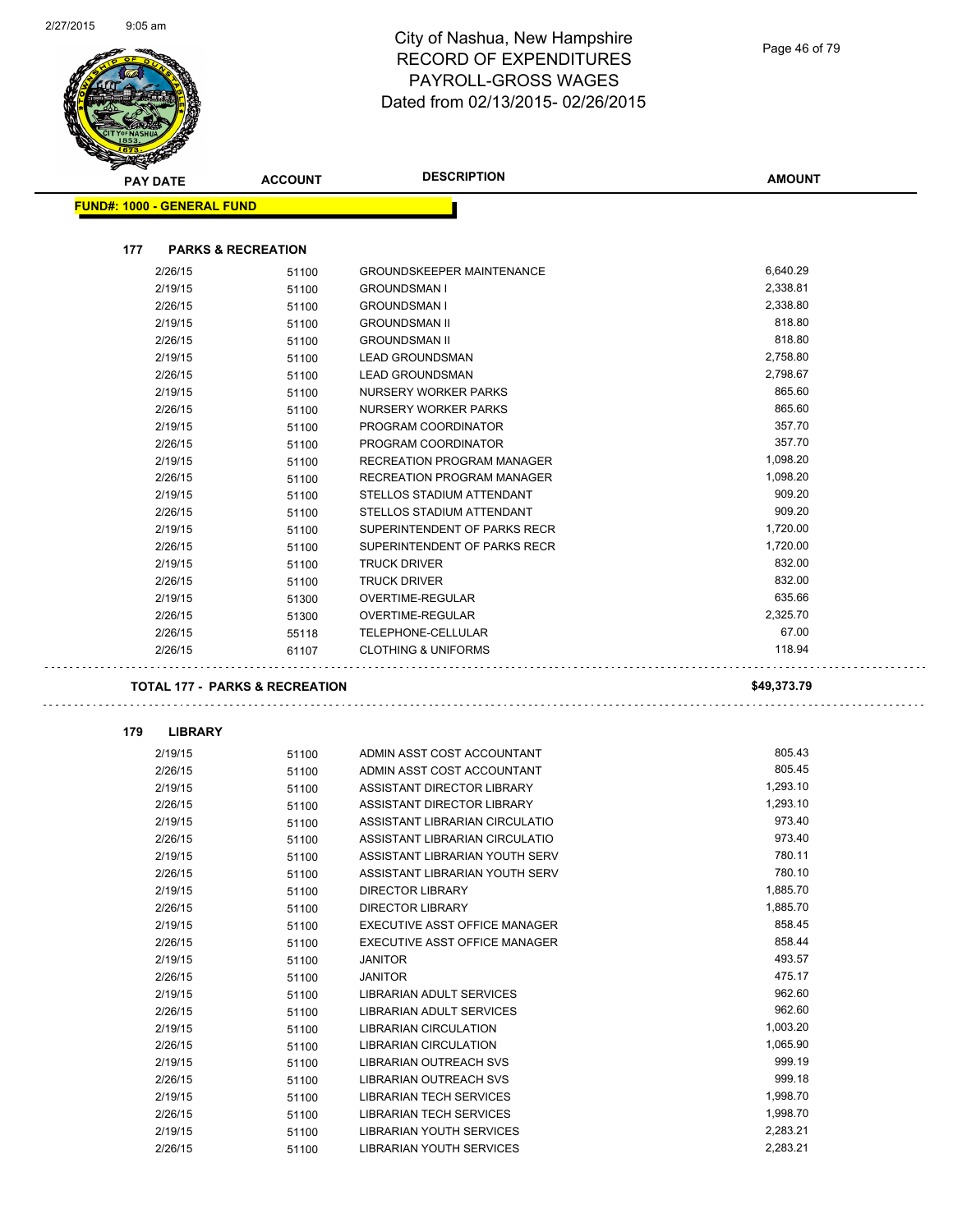# City of Nashua, New Hampshire
# RECORD OF EXPENDITURES
# PAYROLL-GROSS WAGES
# Dated from 02/13/2015- 02/26/2015

| PAY DATE | ACCOUNT | DESCRIPTION | AMOUNT |
|---|---|---|---|

**FUND#: 1000 - GENERAL FUND**

### 177 PARKS & RECREATION

| PAY DATE | ACCOUNT | DESCRIPTION | AMOUNT |
|---|---|---|---|
| 2/26/15 | 51100 | GROUNDSKEEPER MAINTENANCE | 6,640.29 |
| 2/19/15 | 51100 | GROUNDSMAN I | 2,338.81 |
| 2/26/15 | 51100 | GROUNDSMAN I | 2,338.80 |
| 2/19/15 | 51100 | GROUNDSMAN II | 818.80 |
| 2/26/15 | 51100 | GROUNDSMAN II | 818.80 |
| 2/19/15 | 51100 | LEAD GROUNDSMAN | 2,758.80 |
| 2/26/15 | 51100 | LEAD GROUNDSMAN | 2,798.67 |
| 2/19/15 | 51100 | NURSERY WORKER PARKS | 865.60 |
| 2/26/15 | 51100 | NURSERY WORKER PARKS | 865.60 |
| 2/19/15 | 51100 | PROGRAM COORDINATOR | 357.70 |
| 2/26/15 | 51100 | PROGRAM COORDINATOR | 357.70 |
| 2/19/15 | 51100 | RECREATION PROGRAM MANAGER | 1,098.20 |
| 2/26/15 | 51100 | RECREATION PROGRAM MANAGER | 1,098.20 |
| 2/19/15 | 51100 | STELLOS STADIUM ATTENDANT | 909.20 |
| 2/26/15 | 51100 | STELLOS STADIUM ATTENDANT | 909.20 |
| 2/19/15 | 51100 | SUPERINTENDENT OF PARKS RECR | 1,720.00 |
| 2/26/15 | 51100 | SUPERINTENDENT OF PARKS RECR | 1,720.00 |
| 2/19/15 | 51100 | TRUCK DRIVER | 832.00 |
| 2/26/15 | 51100 | TRUCK DRIVER | 832.00 |
| 2/19/15 | 51300 | OVERTIME-REGULAR | 635.66 |
| 2/26/15 | 51300 | OVERTIME-REGULAR | 2,325.70 |
| 2/26/15 | 55118 | TELEPHONE-CELLULAR | 67.00 |
| 2/26/15 | 61107 | CLOTHING & UNIFORMS | 118.94 |

**TOTAL 177 - PARKS & RECREATION** **$49,373.79**

### 179 LIBRARY

| PAY DATE | ACCOUNT | DESCRIPTION | AMOUNT |
|---|---|---|---|
| 2/19/15 | 51100 | ADMIN ASST COST ACCOUNTANT | 805.43 |
| 2/26/15 | 51100 | ADMIN ASST COST ACCOUNTANT | 805.45 |
| 2/19/15 | 51100 | ASSISTANT DIRECTOR LIBRARY | 1,293.10 |
| 2/26/15 | 51100 | ASSISTANT DIRECTOR LIBRARY | 1,293.10 |
| 2/19/15 | 51100 | ASSISTANT LIBRARIAN CIRCULATIO | 973.40 |
| 2/26/15 | 51100 | ASSISTANT LIBRARIAN CIRCULATIO | 973.40 |
| 2/19/15 | 51100 | ASSISTANT LIBRARIAN YOUTH SERV | 780.11 |
| 2/26/15 | 51100 | ASSISTANT LIBRARIAN YOUTH SERV | 780.10 |
| 2/19/15 | 51100 | DIRECTOR LIBRARY | 1,885.70 |
| 2/26/15 | 51100 | DIRECTOR LIBRARY | 1,885.70 |
| 2/19/15 | 51100 | EXECUTIVE ASST OFFICE MANAGER | 858.45 |
| 2/26/15 | 51100 | EXECUTIVE ASST OFFICE MANAGER | 858.44 |
| 2/19/15 | 51100 | JANITOR | 493.57 |
| 2/26/15 | 51100 | JANITOR | 475.17 |
| 2/19/15 | 51100 | LIBRARIAN ADULT SERVICES | 962.60 |
| 2/26/15 | 51100 | LIBRARIAN ADULT SERVICES | 962.60 |
| 2/19/15 | 51100 | LIBRARIAN CIRCULATION | 1,003.20 |
| 2/26/15 | 51100 | LIBRARIAN CIRCULATION | 1,065.90 |
| 2/19/15 | 51100 | LIBRARIAN OUTREACH SVS | 999.19 |
| 2/26/15 | 51100 | LIBRARIAN OUTREACH SVS | 999.18 |
| 2/19/15 | 51100 | LIBRARIAN TECH SERVICES | 1,998.70 |
| 2/26/15 | 51100 | LIBRARIAN TECH SERVICES | 1,998.70 |
| 2/19/15 | 51100 | LIBRARIAN YOUTH SERVICES | 2,283.21 |
| 2/26/15 | 51100 | LIBRARIAN YOUTH SERVICES | 2,283.21 |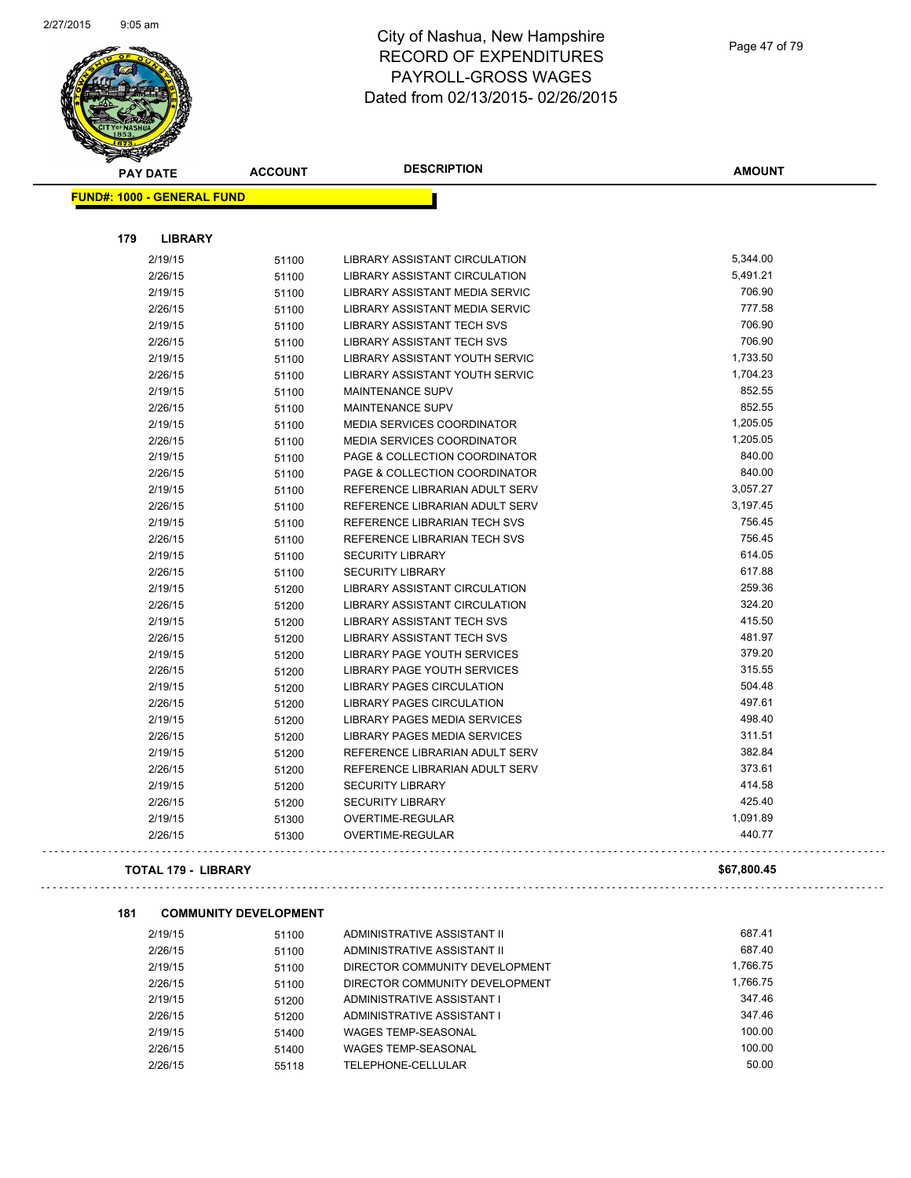# City of Nashua, New Hampshire
## RECORD OF EXPENDITURES
## PAYROLL-GROSS WAGES
## Dated from 02/13/2015- 02/26/2015

**FUND#: 1000 - GENERAL FUND**

### 179 LIBRARY

| PAY DATE | ACCOUNT | DESCRIPTION | AMOUNT |
|---|---|---|---|
| 2/19/15 | 51100 | LIBRARY ASSISTANT CIRCULATION | 5,344.00 |
| 2/26/15 | 51100 | LIBRARY ASSISTANT CIRCULATION | 5,491.21 |
| 2/19/15 | 51100 | LIBRARY ASSISTANT MEDIA SERVIC | 706.90 |
| 2/26/15 | 51100 | LIBRARY ASSISTANT MEDIA SERVIC | 777.58 |
| 2/19/15 | 51100 | LIBRARY ASSISTANT TECH SVS | 706.90 |
| 2/26/15 | 51100 | LIBRARY ASSISTANT TECH SVS | 706.90 |
| 2/19/15 | 51100 | LIBRARY ASSISTANT YOUTH SERVIC | 1,733.50 |
| 2/26/15 | 51100 | LIBRARY ASSISTANT YOUTH SERVIC | 1,704.23 |
| 2/19/15 | 51100 | MAINTENANCE SUPV | 852.55 |
| 2/26/15 | 51100 | MAINTENANCE SUPV | 852.55 |
| 2/19/15 | 51100 | MEDIA SERVICES COORDINATOR | 1,205.05 |
| 2/26/15 | 51100 | MEDIA SERVICES COORDINATOR | 1,205.05 |
| 2/19/15 | 51100 | PAGE & COLLECTION COORDINATOR | 840.00 |
| 2/26/15 | 51100 | PAGE & COLLECTION COORDINATOR | 840.00 |
| 2/19/15 | 51100 | REFERENCE LIBRARIAN ADULT SERV | 3,057.27 |
| 2/26/15 | 51100 | REFERENCE LIBRARIAN ADULT SERV | 3,197.45 |
| 2/19/15 | 51100 | REFERENCE LIBRARIAN TECH SVS | 756.45 |
| 2/26/15 | 51100 | REFERENCE LIBRARIAN TECH SVS | 756.45 |
| 2/19/15 | 51100 | SECURITY LIBRARY | 614.05 |
| 2/26/15 | 51100 | SECURITY LIBRARY | 617.88 |
| 2/19/15 | 51200 | LIBRARY ASSISTANT CIRCULATION | 259.36 |
| 2/26/15 | 51200 | LIBRARY ASSISTANT CIRCULATION | 324.20 |
| 2/19/15 | 51200 | LIBRARY ASSISTANT TECH SVS | 415.50 |
| 2/26/15 | 51200 | LIBRARY ASSISTANT TECH SVS | 481.97 |
| 2/19/15 | 51200 | LIBRARY PAGE YOUTH SERVICES | 379.20 |
| 2/26/15 | 51200 | LIBRARY PAGE YOUTH SERVICES | 315.55 |
| 2/19/15 | 51200 | LIBRARY PAGES CIRCULATION | 504.48 |
| 2/26/15 | 51200 | LIBRARY PAGES CIRCULATION | 497.61 |
| 2/19/15 | 51200 | LIBRARY PAGES MEDIA SERVICES | 498.40 |
| 2/26/15 | 51200 | LIBRARY PAGES MEDIA SERVICES | 311.51 |
| 2/19/15 | 51200 | REFERENCE LIBRARIAN ADULT SERV | 382.84 |
| 2/26/15 | 51200 | REFERENCE LIBRARIAN ADULT SERV | 373.61 |
| 2/19/15 | 51200 | SECURITY LIBRARY | 414.58 |
| 2/26/15 | 51200 | SECURITY LIBRARY | 425.40 |
| 2/19/15 | 51300 | OVERTIME-REGULAR | 1,091.89 |
| 2/26/15 | 51300 | OVERTIME-REGULAR | 440.77 |

**TOTAL 179 - LIBRARY** **$67,800.45**

### 181 COMMUNITY DEVELOPMENT

| PAY DATE | ACCOUNT | DESCRIPTION | AMOUNT |
|---|---|---|---|
| 2/19/15 | 51100 | ADMINISTRATIVE ASSISTANT II | 687.41 |
| 2/26/15 | 51100 | ADMINISTRATIVE ASSISTANT II | 687.40 |
| 2/19/15 | 51100 | DIRECTOR COMMUNITY DEVELOPMENT | 1,766.75 |
| 2/26/15 | 51100 | DIRECTOR COMMUNITY DEVELOPMENT | 1,766.75 |
| 2/19/15 | 51200 | ADMINISTRATIVE ASSISTANT I | 347.46 |
| 2/26/15 | 51200 | ADMINISTRATIVE ASSISTANT I | 347.46 |
| 2/19/15 | 51400 | WAGES TEMP-SEASONAL | 100.00 |
| 2/26/15 | 51400 | WAGES TEMP-SEASONAL | 100.00 |
| 2/26/15 | 55118 | TELEPHONE-CELLULAR | 50.00 |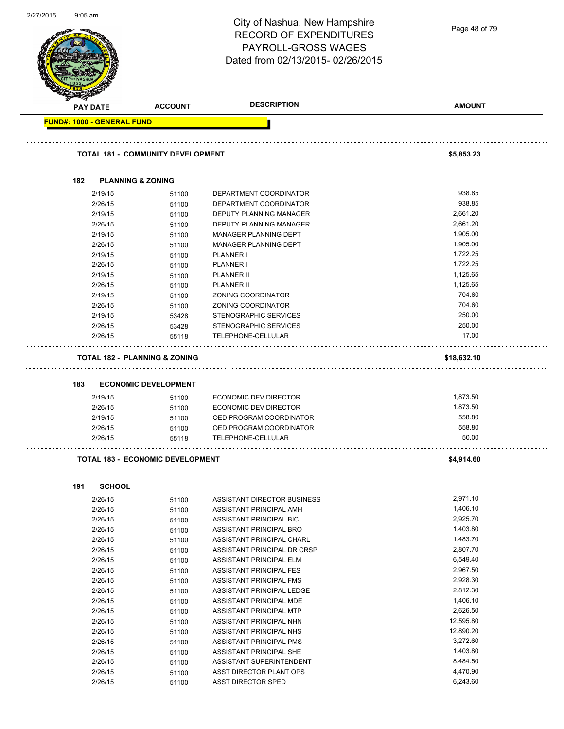# City of Nashua, New Hampshire
## RECORD OF EXPENDITURES
## PAYROLL-GROSS WAGES
## Dated from 02/13/2015- 02/26/2015

| PAY DATE | ACCOUNT | DESCRIPTION | AMOUNT |
|---|---|---|---|
| **FUND#: 1000 - GENERAL FUND** | | | |
| **TOTAL 181 - COMMUNITY DEVELOPMENT** | | | **$5,853.23** |
| **182 PLANNING & ZONING** | | | |
| 2/19/15 | 51100 | DEPARTMENT COORDINATOR | 938.85 |
| 2/26/15 | 51100 | DEPARTMENT COORDINATOR | 938.85 |
| 2/19/15 | 51100 | DEPUTY PLANNING MANAGER | 2,661.20 |
| 2/26/15 | 51100 | DEPUTY PLANNING MANAGER | 2,661.20 |
| 2/19/15 | 51100 | MANAGER PLANNING DEPT | 1,905.00 |
| 2/26/15 | 51100 | MANAGER PLANNING DEPT | 1,905.00 |
| 2/19/15 | 51100 | PLANNER I | 1,722.25 |
| 2/26/15 | 51100 | PLANNER I | 1,722.25 |
| 2/19/15 | 51100 | PLANNER II | 1,125.65 |
| 2/26/15 | 51100 | PLANNER II | 1,125.65 |
| 2/19/15 | 51100 | ZONING COORDINATOR | 704.60 |
| 2/26/15 | 51100 | ZONING COORDINATOR | 704.60 |
| 2/19/15 | 53428 | STENOGRAPHIC SERVICES | 250.00 |
| 2/26/15 | 53428 | STENOGRAPHIC SERVICES | 250.00 |
| 2/26/15 | 55118 | TELEPHONE-CELLULAR | 17.00 |
| **TOTAL 182 - PLANNING & ZONING** | | | **$18,632.10** |
| **183 ECONOMIC DEVELOPMENT** | | | |
| 2/19/15 | 51100 | ECONOMIC DEV DIRECTOR | 1,873.50 |
| 2/26/15 | 51100 | ECONOMIC DEV DIRECTOR | 1,873.50 |
| 2/19/15 | 51100 | OED PROGRAM COORDINATOR | 558.80 |
| 2/26/15 | 51100 | OED PROGRAM COORDINATOR | 558.80 |
| 2/26/15 | 55118 | TELEPHONE-CELLULAR | 50.00 |
| **TOTAL 183 - ECONOMIC DEVELOPMENT** | | | **$4,914.60** |
| **191 SCHOOL** | | | |
| 2/26/15 | 51100 | ASSISTANT DIRECTOR BUSINESS | 2,971.10 |
| 2/26/15 | 51100 | ASSISTANT PRINCIPAL AMH | 1,406.10 |
| 2/26/15 | 51100 | ASSISTANT PRINCIPAL BIC | 2,925.70 |
| 2/26/15 | 51100 | ASSISTANT PRINCIPAL BRO | 1,403.80 |
| 2/26/15 | 51100 | ASSISTANT PRINCIPAL CHARL | 1,483.70 |
| 2/26/15 | 51100 | ASSISTANT PRINCIPAL DR CRSP | 2,807.70 |
| 2/26/15 | 51100 | ASSISTANT PRINCIPAL ELM | 6,549.40 |
| 2/26/15 | 51100 | ASSISTANT PRINCIPAL FES | 2,967.50 |
| 2/26/15 | 51100 | ASSISTANT PRINCIPAL FMS | 2,928.30 |
| 2/26/15 | 51100 | ASSISTANT PRINCIPAL LEDGE | 2,812.30 |
| 2/26/15 | 51100 | ASSISTANT PRINCIPAL MDE | 1,406.10 |
| 2/26/15 | 51100 | ASSISTANT PRINCIPAL MTP | 2,626.50 |
| 2/26/15 | 51100 | ASSISTANT PRINCIPAL NHN | 12,595.80 |
| 2/26/15 | 51100 | ASSISTANT PRINCIPAL NHS | 12,890.20 |
| 2/26/15 | 51100 | ASSISTANT PRINCIPAL PMS | 3,272.60 |
| 2/26/15 | 51100 | ASSISTANT PRINCIPAL SHE | 1,403.80 |
| 2/26/15 | 51100 | ASSISTANT SUPERINTENDENT | 8,484.50 |
| 2/26/15 | 51100 | ASST DIRECTOR PLANT OPS | 4,470.90 |
| 2/26/15 | 51100 | ASST DIRECTOR SPED | 6,243.60 |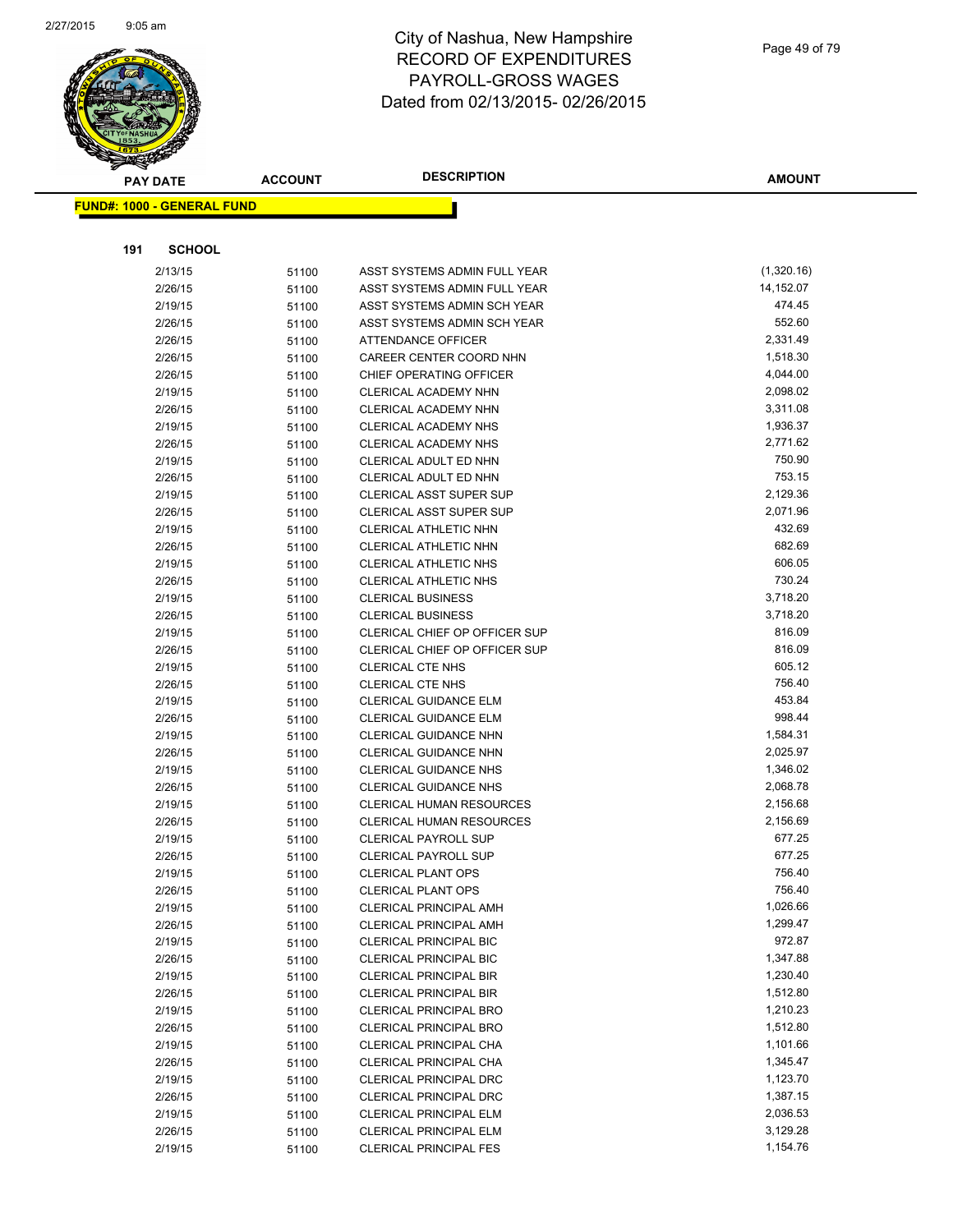# City of Nashua, New Hampshire
## RECORD OF EXPENDITURES
## PAYROLL-GROSS WAGES
## Dated from 02/13/2015- 02/26/2015

**FUND#: 1000 - GENERAL FUND**

**191 SCHOOL**

| PAY DATE | ACCOUNT | DESCRIPTION | AMOUNT |
|---|---|---|---|
| 2/13/15 | 51100 | ASST SYSTEMS ADMIN FULL YEAR | (1,320.16) |
| 2/26/15 | 51100 | ASST SYSTEMS ADMIN FULL YEAR | 14,152.07 |
| 2/19/15 | 51100 | ASST SYSTEMS ADMIN SCH YEAR | 474.45 |
| 2/26/15 | 51100 | ASST SYSTEMS ADMIN SCH YEAR | 552.60 |
| 2/26/15 | 51100 | ATTENDANCE OFFICER | 2,331.49 |
| 2/26/15 | 51100 | CAREER CENTER COORD NHN | 1,518.30 |
| 2/26/15 | 51100 | CHIEF OPERATING OFFICER | 4,044.00 |
| 2/19/15 | 51100 | CLERICAL ACADEMY NHN | 2,098.02 |
| 2/26/15 | 51100 | CLERICAL ACADEMY NHN | 3,311.08 |
| 2/19/15 | 51100 | CLERICAL ACADEMY NHS | 1,936.37 |
| 2/26/15 | 51100 | CLERICAL ACADEMY NHS | 2,771.62 |
| 2/19/15 | 51100 | CLERICAL ADULT ED NHN | 750.90 |
| 2/26/15 | 51100 | CLERICAL ADULT ED NHN | 753.15 |
| 2/19/15 | 51100 | CLERICAL ASST SUPER SUP | 2,129.36 |
| 2/26/15 | 51100 | CLERICAL ASST SUPER SUP | 2,071.96 |
| 2/19/15 | 51100 | CLERICAL ATHLETIC NHN | 432.69 |
| 2/26/15 | 51100 | CLERICAL ATHLETIC NHN | 682.69 |
| 2/19/15 | 51100 | CLERICAL ATHLETIC NHS | 606.05 |
| 2/26/15 | 51100 | CLERICAL ATHLETIC NHS | 730.24 |
| 2/19/15 | 51100 | CLERICAL BUSINESS | 3,718.20 |
| 2/26/15 | 51100 | CLERICAL BUSINESS | 3,718.20 |
| 2/19/15 | 51100 | CLERICAL CHIEF OP OFFICER SUP | 816.09 |
| 2/26/15 | 51100 | CLERICAL CHIEF OP OFFICER SUP | 816.09 |
| 2/19/15 | 51100 | CLERICAL CTE NHS | 605.12 |
| 2/26/15 | 51100 | CLERICAL CTE NHS | 756.40 |
| 2/19/15 | 51100 | CLERICAL GUIDANCE ELM | 453.84 |
| 2/26/15 | 51100 | CLERICAL GUIDANCE ELM | 998.44 |
| 2/19/15 | 51100 | CLERICAL GUIDANCE NHN | 1,584.31 |
| 2/26/15 | 51100 | CLERICAL GUIDANCE NHN | 2,025.97 |
| 2/19/15 | 51100 | CLERICAL GUIDANCE NHS | 1,346.02 |
| 2/26/15 | 51100 | CLERICAL GUIDANCE NHS | 2,068.78 |
| 2/19/15 | 51100 | CLERICAL HUMAN RESOURCES | 2,156.68 |
| 2/26/15 | 51100 | CLERICAL HUMAN RESOURCES | 2,156.69 |
| 2/19/15 | 51100 | CLERICAL PAYROLL SUP | 677.25 |
| 2/26/15 | 51100 | CLERICAL PAYROLL SUP | 677.25 |
| 2/19/15 | 51100 | CLERICAL PLANT OPS | 756.40 |
| 2/26/15 | 51100 | CLERICAL PLANT OPS | 756.40 |
| 2/19/15 | 51100 | CLERICAL PRINCIPAL AMH | 1,026.66 |
| 2/26/15 | 51100 | CLERICAL PRINCIPAL AMH | 1,299.47 |
| 2/19/15 | 51100 | CLERICAL PRINCIPAL BIC | 972.87 |
| 2/26/15 | 51100 | CLERICAL PRINCIPAL BIC | 1,347.88 |
| 2/19/15 | 51100 | CLERICAL PRINCIPAL BIR | 1,230.40 |
| 2/26/15 | 51100 | CLERICAL PRINCIPAL BIR | 1,512.80 |
| 2/19/15 | 51100 | CLERICAL PRINCIPAL BRO | 1,210.23 |
| 2/26/15 | 51100 | CLERICAL PRINCIPAL BRO | 1,512.80 |
| 2/19/15 | 51100 | CLERICAL PRINCIPAL CHA | 1,101.66 |
| 2/26/15 | 51100 | CLERICAL PRINCIPAL CHA | 1,345.47 |
| 2/19/15 | 51100 | CLERICAL PRINCIPAL DRC | 1,123.70 |
| 2/26/15 | 51100 | CLERICAL PRINCIPAL DRC | 1,387.15 |
| 2/19/15 | 51100 | CLERICAL PRINCIPAL ELM | 2,036.53 |
| 2/26/15 | 51100 | CLERICAL PRINCIPAL ELM | 3,129.28 |
| 2/19/15 | 51100 | CLERICAL PRINCIPAL FES | 1,154.76 |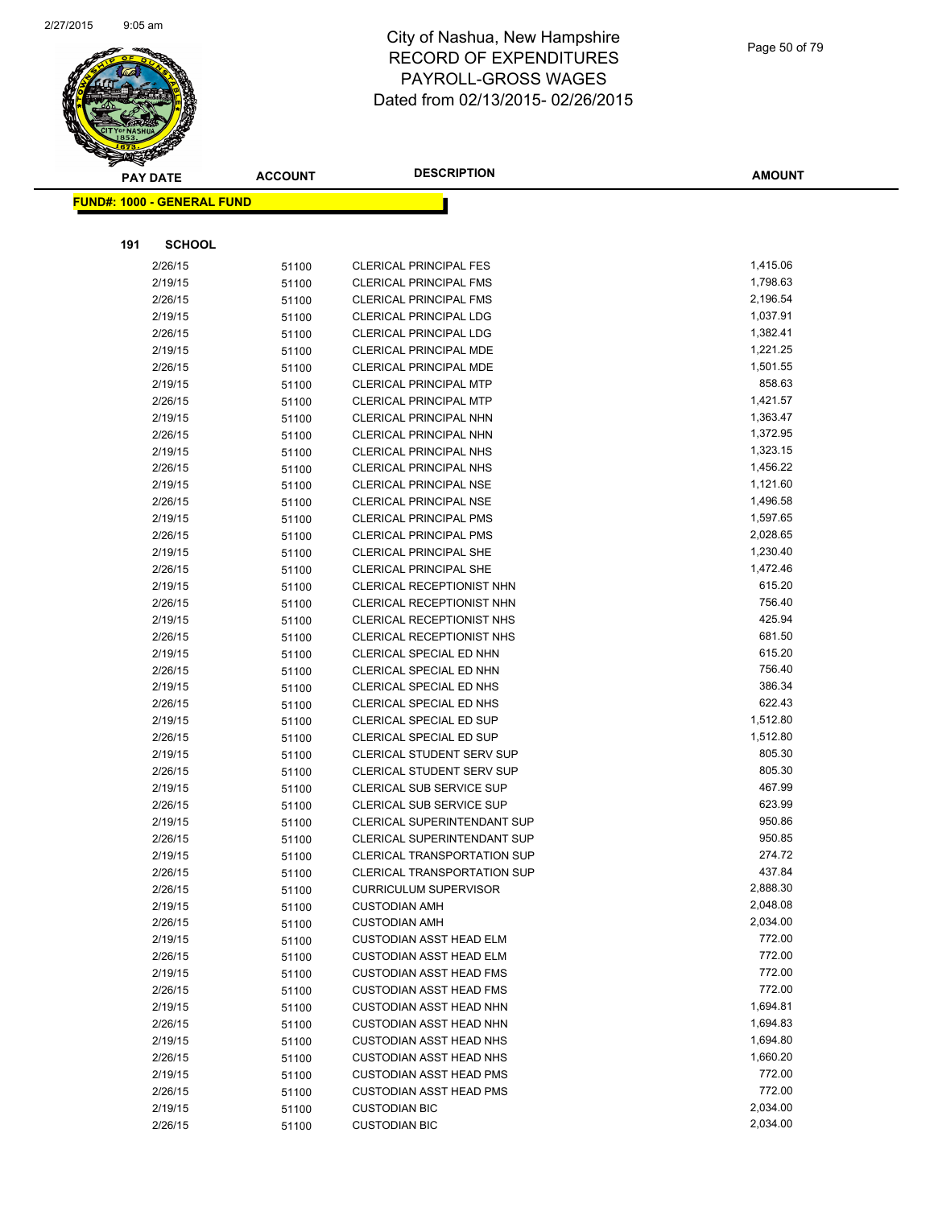# City of Nashua, New Hampshire
# RECORD OF EXPENDITURES
# PAYROLL-GROSS WAGES
# Dated from 02/13/2015- 02/26/2015

**FUND#: 1000 - GENERAL FUND**

**191 SCHOOL**

| PAY DATE | ACCOUNT | DESCRIPTION | AMOUNT |
|---|---|---|---|
| 2/26/15 | 51100 | CLERICAL PRINCIPAL FES | 1,415.06 |
| 2/19/15 | 51100 | CLERICAL PRINCIPAL FMS | 1,798.63 |
| 2/26/15 | 51100 | CLERICAL PRINCIPAL FMS | 2,196.54 |
| 2/19/15 | 51100 | CLERICAL PRINCIPAL LDG | 1,037.91 |
| 2/26/15 | 51100 | CLERICAL PRINCIPAL LDG | 1,382.41 |
| 2/19/15 | 51100 | CLERICAL PRINCIPAL MDE | 1,221.25 |
| 2/26/15 | 51100 | CLERICAL PRINCIPAL MDE | 1,501.55 |
| 2/19/15 | 51100 | CLERICAL PRINCIPAL MTP | 858.63 |
| 2/26/15 | 51100 | CLERICAL PRINCIPAL MTP | 1,421.57 |
| 2/19/15 | 51100 | CLERICAL PRINCIPAL NHN | 1,363.47 |
| 2/26/15 | 51100 | CLERICAL PRINCIPAL NHN | 1,372.95 |
| 2/19/15 | 51100 | CLERICAL PRINCIPAL NHS | 1,323.15 |
| 2/26/15 | 51100 | CLERICAL PRINCIPAL NHS | 1,456.22 |
| 2/19/15 | 51100 | CLERICAL PRINCIPAL NSE | 1,121.60 |
| 2/26/15 | 51100 | CLERICAL PRINCIPAL NSE | 1,496.58 |
| 2/19/15 | 51100 | CLERICAL PRINCIPAL PMS | 1,597.65 |
| 2/26/15 | 51100 | CLERICAL PRINCIPAL PMS | 2,028.65 |
| 2/19/15 | 51100 | CLERICAL PRINCIPAL SHE | 1,230.40 |
| 2/26/15 | 51100 | CLERICAL PRINCIPAL SHE | 1,472.46 |
| 2/19/15 | 51100 | CLERICAL RECEPTIONIST NHN | 615.20 |
| 2/26/15 | 51100 | CLERICAL RECEPTIONIST NHN | 756.40 |
| 2/19/15 | 51100 | CLERICAL RECEPTIONIST NHS | 425.94 |
| 2/26/15 | 51100 | CLERICAL RECEPTIONIST NHS | 681.50 |
| 2/19/15 | 51100 | CLERICAL SPECIAL ED NHN | 615.20 |
| 2/26/15 | 51100 | CLERICAL SPECIAL ED NHN | 756.40 |
| 2/19/15 | 51100 | CLERICAL SPECIAL ED NHS | 386.34 |
| 2/26/15 | 51100 | CLERICAL SPECIAL ED NHS | 622.43 |
| 2/19/15 | 51100 | CLERICAL SPECIAL ED SUP | 1,512.80 |
| 2/26/15 | 51100 | CLERICAL SPECIAL ED SUP | 1,512.80 |
| 2/19/15 | 51100 | CLERICAL STUDENT SERV SUP | 805.30 |
| 2/26/15 | 51100 | CLERICAL STUDENT SERV SUP | 805.30 |
| 2/19/15 | 51100 | CLERICAL SUB SERVICE SUP | 467.99 |
| 2/26/15 | 51100 | CLERICAL SUB SERVICE SUP | 623.99 |
| 2/19/15 | 51100 | CLERICAL SUPERINTENDANT SUP | 950.86 |
| 2/26/15 | 51100 | CLERICAL SUPERINTENDANT SUP | 950.85 |
| 2/19/15 | 51100 | CLERICAL TRANSPORTATION SUP | 274.72 |
| 2/26/15 | 51100 | CLERICAL TRANSPORTATION SUP | 437.84 |
| 2/26/15 | 51100 | CURRICULUM SUPERVISOR | 2,888.30 |
| 2/19/15 | 51100 | CUSTODIAN AMH | 2,048.08 |
| 2/26/15 | 51100 | CUSTODIAN AMH | 2,034.00 |
| 2/19/15 | 51100 | CUSTODIAN ASST HEAD ELM | 772.00 |
| 2/26/15 | 51100 | CUSTODIAN ASST HEAD ELM | 772.00 |
| 2/19/15 | 51100 | CUSTODIAN ASST HEAD FMS | 772.00 |
| 2/26/15 | 51100 | CUSTODIAN ASST HEAD FMS | 772.00 |
| 2/19/15 | 51100 | CUSTODIAN ASST HEAD NHN | 1,694.81 |
| 2/26/15 | 51100 | CUSTODIAN ASST HEAD NHN | 1,694.83 |
| 2/19/15 | 51100 | CUSTODIAN ASST HEAD NHS | 1,694.80 |
| 2/26/15 | 51100 | CUSTODIAN ASST HEAD NHS | 1,660.20 |
| 2/19/15 | 51100 | CUSTODIAN ASST HEAD PMS | 772.00 |
| 2/26/15 | 51100 | CUSTODIAN ASST HEAD PMS | 772.00 |
| 2/19/15 | 51100 | CUSTODIAN BIC | 2,034.00 |
| 2/26/15 | 51100 | CUSTODIAN BIC | 2,034.00 |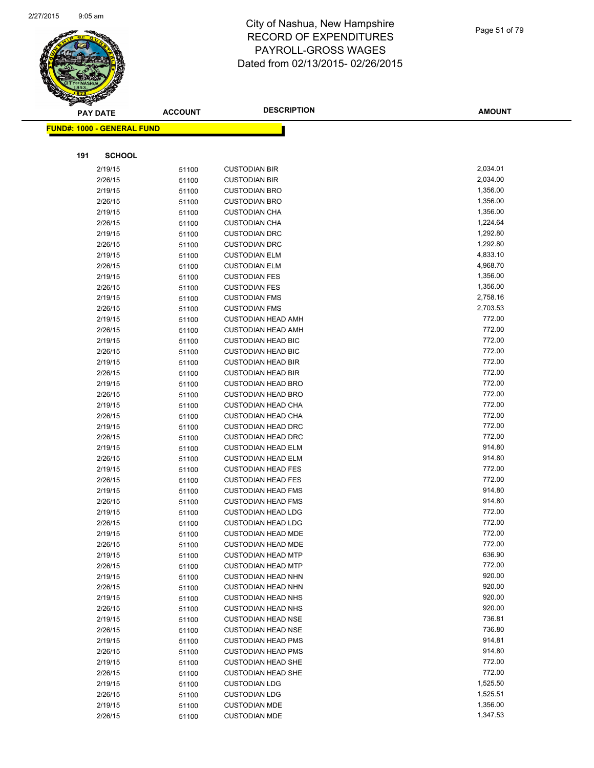# City of Nashua, New Hampshire
# RECORD OF EXPENDITURES
# PAYROLL-GROSS WAGES
# Dated from 02/13/2015- 02/26/2015

| PAY DATE | ACCOUNT | DESCRIPTION | AMOUNT |
|---|---|---|---|

**FUND#: 1000 - GENERAL FUND**

**191 SCHOOL**

| PAY DATE | ACCOUNT | DESCRIPTION | AMOUNT |
|---|---|---|---|
| 2/19/15 | 51100 | CUSTODIAN BIR | 2,034.01 |
| 2/26/15 | 51100 | CUSTODIAN BIR | 2,034.00 |
| 2/19/15 | 51100 | CUSTODIAN BRO | 1,356.00 |
| 2/26/15 | 51100 | CUSTODIAN BRO | 1,356.00 |
| 2/19/15 | 51100 | CUSTODIAN CHA | 1,356.00 |
| 2/26/15 | 51100 | CUSTODIAN CHA | 1,224.64 |
| 2/19/15 | 51100 | CUSTODIAN DRC | 1,292.80 |
| 2/26/15 | 51100 | CUSTODIAN DRC | 1,292.80 |
| 2/19/15 | 51100 | CUSTODIAN ELM | 4,833.10 |
| 2/26/15 | 51100 | CUSTODIAN ELM | 4,968.70 |
| 2/19/15 | 51100 | CUSTODIAN FES | 1,356.00 |
| 2/26/15 | 51100 | CUSTODIAN FES | 1,356.00 |
| 2/19/15 | 51100 | CUSTODIAN FMS | 2,758.16 |
| 2/26/15 | 51100 | CUSTODIAN FMS | 2,703.53 |
| 2/19/15 | 51100 | CUSTODIAN HEAD AMH | 772.00 |
| 2/26/15 | 51100 | CUSTODIAN HEAD AMH | 772.00 |
| 2/19/15 | 51100 | CUSTODIAN HEAD BIC | 772.00 |
| 2/26/15 | 51100 | CUSTODIAN HEAD BIC | 772.00 |
| 2/19/15 | 51100 | CUSTODIAN HEAD BIR | 772.00 |
| 2/26/15 | 51100 | CUSTODIAN HEAD BIR | 772.00 |
| 2/19/15 | 51100 | CUSTODIAN HEAD BRO | 772.00 |
| 2/26/15 | 51100 | CUSTODIAN HEAD BRO | 772.00 |
| 2/19/15 | 51100 | CUSTODIAN HEAD CHA | 772.00 |
| 2/26/15 | 51100 | CUSTODIAN HEAD CHA | 772.00 |
| 2/19/15 | 51100 | CUSTODIAN HEAD DRC | 772.00 |
| 2/26/15 | 51100 | CUSTODIAN HEAD DRC | 772.00 |
| 2/19/15 | 51100 | CUSTODIAN HEAD ELM | 914.80 |
| 2/26/15 | 51100 | CUSTODIAN HEAD ELM | 914.80 |
| 2/19/15 | 51100 | CUSTODIAN HEAD FES | 772.00 |
| 2/26/15 | 51100 | CUSTODIAN HEAD FES | 772.00 |
| 2/19/15 | 51100 | CUSTODIAN HEAD FMS | 914.80 |
| 2/26/15 | 51100 | CUSTODIAN HEAD FMS | 914.80 |
| 2/19/15 | 51100 | CUSTODIAN HEAD LDG | 772.00 |
| 2/26/15 | 51100 | CUSTODIAN HEAD LDG | 772.00 |
| 2/19/15 | 51100 | CUSTODIAN HEAD MDE | 772.00 |
| 2/26/15 | 51100 | CUSTODIAN HEAD MDE | 772.00 |
| 2/19/15 | 51100 | CUSTODIAN HEAD MTP | 636.90 |
| 2/26/15 | 51100 | CUSTODIAN HEAD MTP | 772.00 |
| 2/19/15 | 51100 | CUSTODIAN HEAD NHN | 920.00 |
| 2/26/15 | 51100 | CUSTODIAN HEAD NHN | 920.00 |
| 2/19/15 | 51100 | CUSTODIAN HEAD NHS | 920.00 |
| 2/26/15 | 51100 | CUSTODIAN HEAD NHS | 920.00 |
| 2/19/15 | 51100 | CUSTODIAN HEAD NSE | 736.81 |
| 2/26/15 | 51100 | CUSTODIAN HEAD NSE | 736.80 |
| 2/19/15 | 51100 | CUSTODIAN HEAD PMS | 914.81 |
| 2/26/15 | 51100 | CUSTODIAN HEAD PMS | 914.80 |
| 2/19/15 | 51100 | CUSTODIAN HEAD SHE | 772.00 |
| 2/26/15 | 51100 | CUSTODIAN HEAD SHE | 772.00 |
| 2/19/15 | 51100 | CUSTODIAN LDG | 1,525.50 |
| 2/26/15 | 51100 | CUSTODIAN LDG | 1,525.51 |
| 2/19/15 | 51100 | CUSTODIAN MDE | 1,356.00 |
| 2/26/15 | 51100 | CUSTODIAN MDE | 1,347.53 |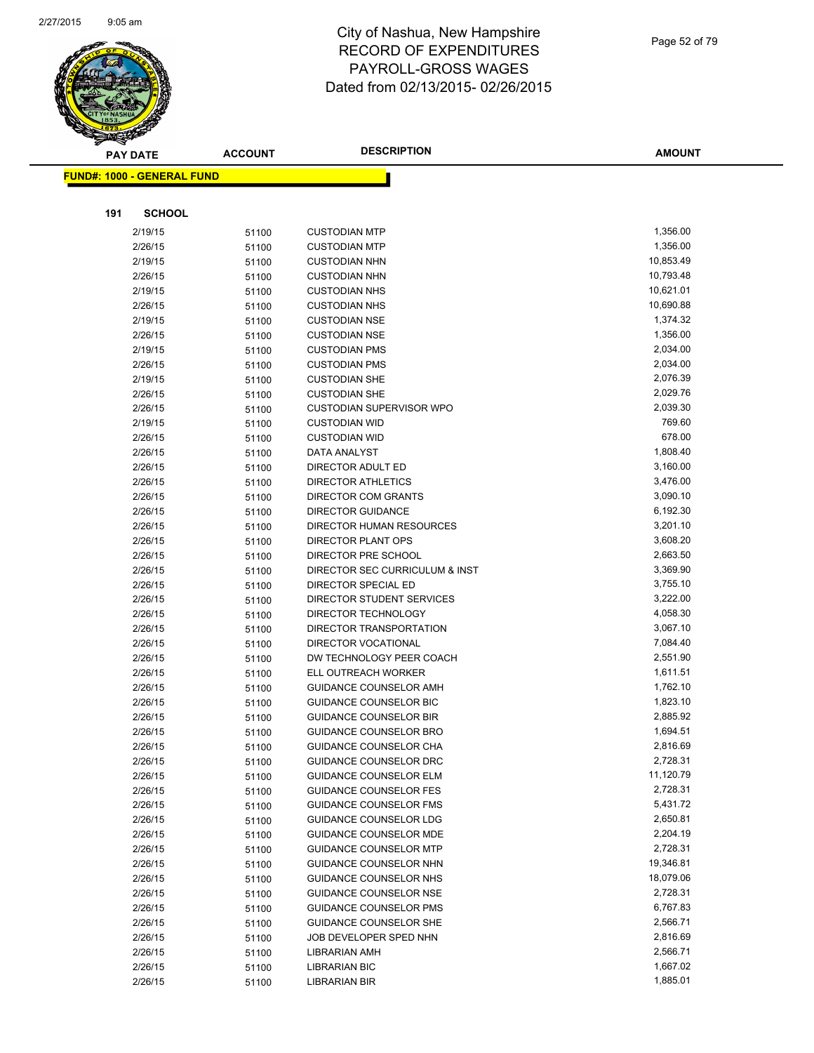# City of Nashua, New Hampshire
# RECORD OF EXPENDITURES
# PAYROLL-GROSS WAGES
# Dated from 02/13/2015- 02/26/2015

**FUND#: 1000 - GENERAL FUND**

**191 SCHOOL**

| PAY DATE | ACCOUNT | DESCRIPTION | AMOUNT |
|---|---|---|---|
| 2/19/15 | 51100 | CUSTODIAN MTP | 1,356.00 |
| 2/26/15 | 51100 | CUSTODIAN MTP | 1,356.00 |
| 2/19/15 | 51100 | CUSTODIAN NHN | 10,853.49 |
| 2/26/15 | 51100 | CUSTODIAN NHN | 10,793.48 |
| 2/19/15 | 51100 | CUSTODIAN NHS | 10,621.01 |
| 2/26/15 | 51100 | CUSTODIAN NHS | 10,690.88 |
| 2/19/15 | 51100 | CUSTODIAN NSE | 1,374.32 |
| 2/26/15 | 51100 | CUSTODIAN NSE | 1,356.00 |
| 2/19/15 | 51100 | CUSTODIAN PMS | 2,034.00 |
| 2/26/15 | 51100 | CUSTODIAN PMS | 2,034.00 |
| 2/19/15 | 51100 | CUSTODIAN SHE | 2,076.39 |
| 2/26/15 | 51100 | CUSTODIAN SHE | 2,029.76 |
| 2/26/15 | 51100 | CUSTODIAN SUPERVISOR WPO | 2,039.30 |
| 2/19/15 | 51100 | CUSTODIAN WID | 769.60 |
| 2/26/15 | 51100 | CUSTODIAN WID | 678.00 |
| 2/26/15 | 51100 | DATA ANALYST | 1,808.40 |
| 2/26/15 | 51100 | DIRECTOR ADULT ED | 3,160.00 |
| 2/26/15 | 51100 | DIRECTOR ATHLETICS | 3,476.00 |
| 2/26/15 | 51100 | DIRECTOR COM GRANTS | 3,090.10 |
| 2/26/15 | 51100 | DIRECTOR GUIDANCE | 6,192.30 |
| 2/26/15 | 51100 | DIRECTOR HUMAN RESOURCES | 3,201.10 |
| 2/26/15 | 51100 | DIRECTOR PLANT OPS | 3,608.20 |
| 2/26/15 | 51100 | DIRECTOR PRE SCHOOL | 2,663.50 |
| 2/26/15 | 51100 | DIRECTOR SEC CURRICULUM & INST | 3,369.90 |
| 2/26/15 | 51100 | DIRECTOR SPECIAL ED | 3,755.10 |
| 2/26/15 | 51100 | DIRECTOR STUDENT SERVICES | 3,222.00 |
| 2/26/15 | 51100 | DIRECTOR TECHNOLOGY | 4,058.30 |
| 2/26/15 | 51100 | DIRECTOR TRANSPORTATION | 3,067.10 |
| 2/26/15 | 51100 | DIRECTOR VOCATIONAL | 7,084.40 |
| 2/26/15 | 51100 | DW TECHNOLOGY PEER COACH | 2,551.90 |
| 2/26/15 | 51100 | ELL OUTREACH WORKER | 1,611.51 |
| 2/26/15 | 51100 | GUIDANCE COUNSELOR AMH | 1,762.10 |
| 2/26/15 | 51100 | GUIDANCE COUNSELOR BIC | 1,823.10 |
| 2/26/15 | 51100 | GUIDANCE COUNSELOR BIR | 2,885.92 |
| 2/26/15 | 51100 | GUIDANCE COUNSELOR BRO | 1,694.51 |
| 2/26/15 | 51100 | GUIDANCE COUNSELOR CHA | 2,816.69 |
| 2/26/15 | 51100 | GUIDANCE COUNSELOR DRC | 2,728.31 |
| 2/26/15 | 51100 | GUIDANCE COUNSELOR ELM | 11,120.79 |
| 2/26/15 | 51100 | GUIDANCE COUNSELOR FES | 2,728.31 |
| 2/26/15 | 51100 | GUIDANCE COUNSELOR FMS | 5,431.72 |
| 2/26/15 | 51100 | GUIDANCE COUNSELOR LDG | 2,650.81 |
| 2/26/15 | 51100 | GUIDANCE COUNSELOR MDE | 2,204.19 |
| 2/26/15 | 51100 | GUIDANCE COUNSELOR MTP | 2,728.31 |
| 2/26/15 | 51100 | GUIDANCE COUNSELOR NHN | 19,346.81 |
| 2/26/15 | 51100 | GUIDANCE COUNSELOR NHS | 18,079.06 |
| 2/26/15 | 51100 | GUIDANCE COUNSELOR NSE | 2,728.31 |
| 2/26/15 | 51100 | GUIDANCE COUNSELOR PMS | 6,767.83 |
| 2/26/15 | 51100 | GUIDANCE COUNSELOR SHE | 2,566.71 |
| 2/26/15 | 51100 | JOB DEVELOPER SPED NHN | 2,816.69 |
| 2/26/15 | 51100 | LIBRARIAN AMH | 2,566.71 |
| 2/26/15 | 51100 | LIBRARIAN BIC | 1,667.02 |
| 2/26/15 | 51100 | LIBRARIAN BIR | 1,885.01 |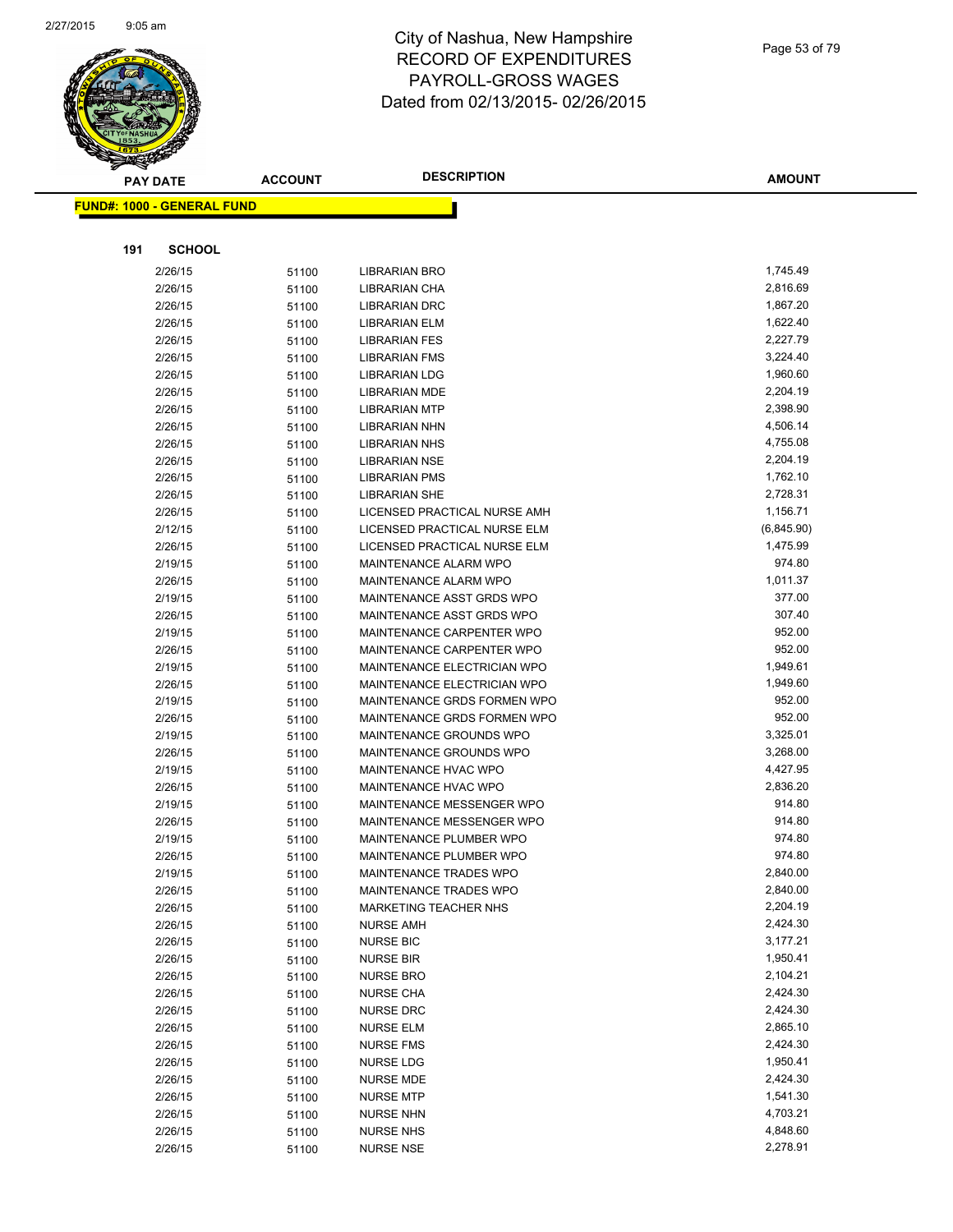# City of Nashua, New Hampshire
## RECORD OF EXPENDITURES
## PAYROLL-GROSS WAGES
## Dated from 02/13/2015- 02/26/2015

**FUND#: 1000 - GENERAL FUND**

**191 SCHOOL**

| PAY DATE | ACCOUNT | DESCRIPTION | AMOUNT |
|---|---|---|---|
| 2/26/15 | 51100 | LIBRARIAN BRO | 1,745.49 |
| 2/26/15 | 51100 | LIBRARIAN CHA | 2,816.69 |
| 2/26/15 | 51100 | LIBRARIAN DRC | 1,867.20 |
| 2/26/15 | 51100 | LIBRARIAN ELM | 1,622.40 |
| 2/26/15 | 51100 | LIBRARIAN FES | 2,227.79 |
| 2/26/15 | 51100 | LIBRARIAN FMS | 3,224.40 |
| 2/26/15 | 51100 | LIBRARIAN LDG | 1,960.60 |
| 2/26/15 | 51100 | LIBRARIAN MDE | 2,204.19 |
| 2/26/15 | 51100 | LIBRARIAN MTP | 2,398.90 |
| 2/26/15 | 51100 | LIBRARIAN NHN | 4,506.14 |
| 2/26/15 | 51100 | LIBRARIAN NHS | 4,755.08 |
| 2/26/15 | 51100 | LIBRARIAN NSE | 2,204.19 |
| 2/26/15 | 51100 | LIBRARIAN PMS | 1,762.10 |
| 2/26/15 | 51100 | LIBRARIAN SHE | 2,728.31 |
| 2/26/15 | 51100 | LICENSED PRACTICAL NURSE AMH | 1,156.71 |
| 2/12/15 | 51100 | LICENSED PRACTICAL NURSE ELM | (6,845.90) |
| 2/26/15 | 51100 | LICENSED PRACTICAL NURSE ELM | 1,475.99 |
| 2/19/15 | 51100 | MAINTENANCE ALARM WPO | 974.80 |
| 2/26/15 | 51100 | MAINTENANCE ALARM WPO | 1,011.37 |
| 2/19/15 | 51100 | MAINTENANCE ASST GRDS WPO | 377.00 |
| 2/26/15 | 51100 | MAINTENANCE ASST GRDS WPO | 307.40 |
| 2/19/15 | 51100 | MAINTENANCE CARPENTER WPO | 952.00 |
| 2/26/15 | 51100 | MAINTENANCE CARPENTER WPO | 952.00 |
| 2/19/15 | 51100 | MAINTENANCE ELECTRICIAN WPO | 1,949.61 |
| 2/26/15 | 51100 | MAINTENANCE ELECTRICIAN WPO | 1,949.60 |
| 2/19/15 | 51100 | MAINTENANCE GRDS FORMEN WPO | 952.00 |
| 2/26/15 | 51100 | MAINTENANCE GRDS FORMEN WPO | 952.00 |
| 2/19/15 | 51100 | MAINTENANCE GROUNDS WPO | 3,325.01 |
| 2/26/15 | 51100 | MAINTENANCE GROUNDS WPO | 3,268.00 |
| 2/19/15 | 51100 | MAINTENANCE HVAC WPO | 4,427.95 |
| 2/26/15 | 51100 | MAINTENANCE HVAC WPO | 2,836.20 |
| 2/19/15 | 51100 | MAINTENANCE MESSENGER WPO | 914.80 |
| 2/26/15 | 51100 | MAINTENANCE MESSENGER WPO | 914.80 |
| 2/19/15 | 51100 | MAINTENANCE PLUMBER WPO | 974.80 |
| 2/26/15 | 51100 | MAINTENANCE PLUMBER WPO | 974.80 |
| 2/19/15 | 51100 | MAINTENANCE TRADES WPO | 2,840.00 |
| 2/26/15 | 51100 | MAINTENANCE TRADES WPO | 2,840.00 |
| 2/26/15 | 51100 | MARKETING TEACHER NHS | 2,204.19 |
| 2/26/15 | 51100 | NURSE AMH | 2,424.30 |
| 2/26/15 | 51100 | NURSE BIC | 3,177.21 |
| 2/26/15 | 51100 | NURSE BIR | 1,950.41 |
| 2/26/15 | 51100 | NURSE BRO | 2,104.21 |
| 2/26/15 | 51100 | NURSE CHA | 2,424.30 |
| 2/26/15 | 51100 | NURSE DRC | 2,424.30 |
| 2/26/15 | 51100 | NURSE ELM | 2,865.10 |
| 2/26/15 | 51100 | NURSE FMS | 2,424.30 |
| 2/26/15 | 51100 | NURSE LDG | 1,950.41 |
| 2/26/15 | 51100 | NURSE MDE | 2,424.30 |
| 2/26/15 | 51100 | NURSE MTP | 1,541.30 |
| 2/26/15 | 51100 | NURSE NHN | 4,703.21 |
| 2/26/15 | 51100 | NURSE NHS | 4,848.60 |
| 2/26/15 | 51100 | NURSE NSE | 2,278.91 |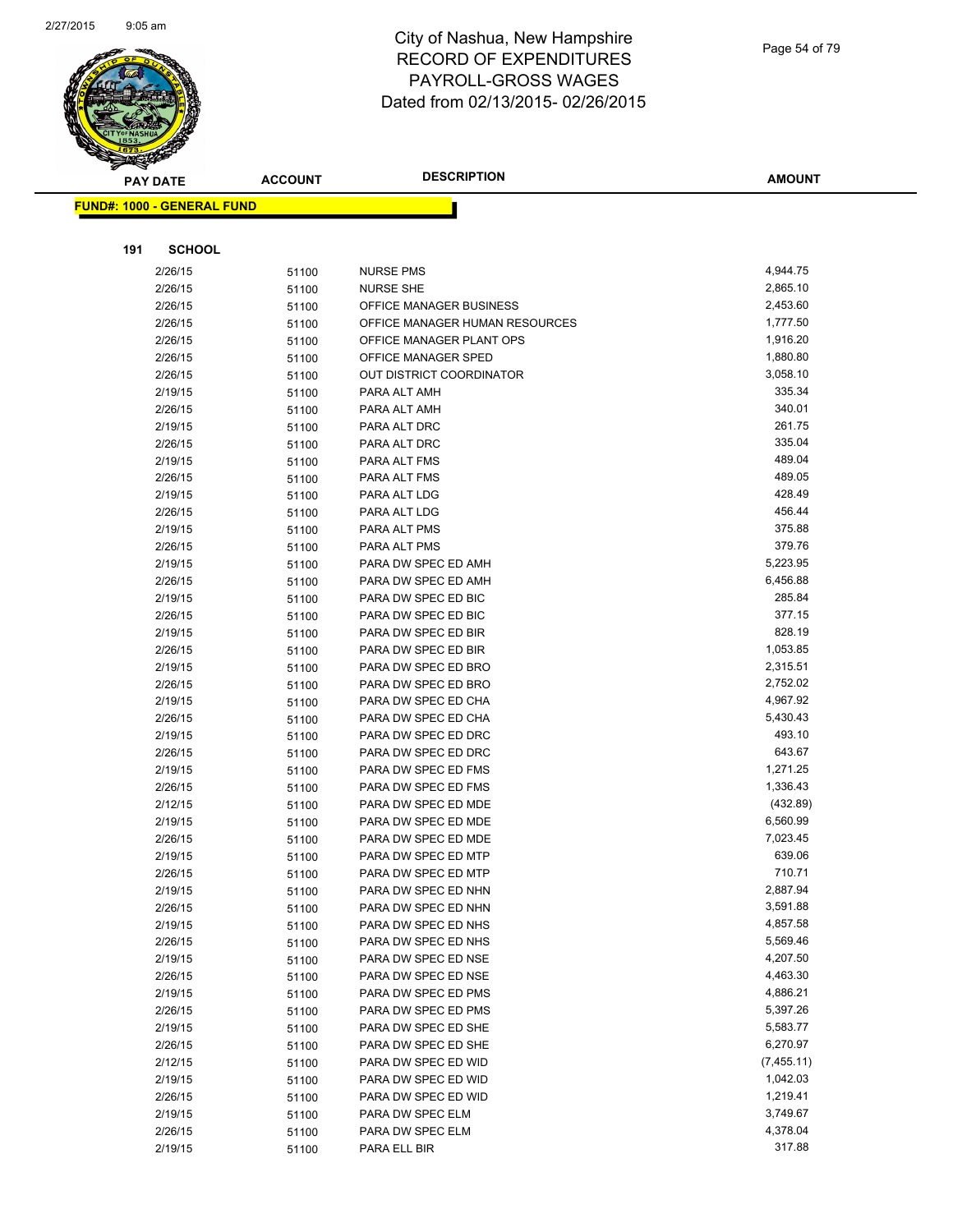# City of Nashua, New Hampshire
# RECORD OF EXPENDITURES
# PAYROLL-GROSS WAGES
# Dated from 02/13/2015- 02/26/2015

**FUND#: 1000 - GENERAL FUND**

**191 SCHOOL**

| PAY DATE | ACCOUNT | DESCRIPTION | AMOUNT |
|---|---|---|---|
| 2/26/15 | 51100 | NURSE PMS | 4,944.75 |
| 2/26/15 | 51100 | NURSE SHE | 2,865.10 |
| 2/26/15 | 51100 | OFFICE MANAGER BUSINESS | 2,453.60 |
| 2/26/15 | 51100 | OFFICE MANAGER HUMAN RESOURCES | 1,777.50 |
| 2/26/15 | 51100 | OFFICE MANAGER PLANT OPS | 1,916.20 |
| 2/26/15 | 51100 | OFFICE MANAGER SPED | 1,880.80 |
| 2/26/15 | 51100 | OUT DISTRICT COORDINATOR | 3,058.10 |
| 2/19/15 | 51100 | PARA ALT AMH | 335.34 |
| 2/26/15 | 51100 | PARA ALT AMH | 340.01 |
| 2/19/15 | 51100 | PARA ALT DRC | 261.75 |
| 2/26/15 | 51100 | PARA ALT DRC | 335.04 |
| 2/19/15 | 51100 | PARA ALT FMS | 489.04 |
| 2/26/15 | 51100 | PARA ALT FMS | 489.05 |
| 2/19/15 | 51100 | PARA ALT LDG | 428.49 |
| 2/26/15 | 51100 | PARA ALT LDG | 456.44 |
| 2/19/15 | 51100 | PARA ALT PMS | 375.88 |
| 2/26/15 | 51100 | PARA ALT PMS | 379.76 |
| 2/19/15 | 51100 | PARA DW SPEC ED AMH | 5,223.95 |
| 2/26/15 | 51100 | PARA DW SPEC ED AMH | 6,456.88 |
| 2/19/15 | 51100 | PARA DW SPEC ED BIC | 285.84 |
| 2/26/15 | 51100 | PARA DW SPEC ED BIC | 377.15 |
| 2/19/15 | 51100 | PARA DW SPEC ED BIR | 828.19 |
| 2/26/15 | 51100 | PARA DW SPEC ED BIR | 1,053.85 |
| 2/19/15 | 51100 | PARA DW SPEC ED BRO | 2,315.51 |
| 2/26/15 | 51100 | PARA DW SPEC ED BRO | 2,752.02 |
| 2/19/15 | 51100 | PARA DW SPEC ED CHA | 4,967.92 |
| 2/26/15 | 51100 | PARA DW SPEC ED CHA | 5,430.43 |
| 2/19/15 | 51100 | PARA DW SPEC ED DRC | 493.10 |
| 2/26/15 | 51100 | PARA DW SPEC ED DRC | 643.67 |
| 2/19/15 | 51100 | PARA DW SPEC ED FMS | 1,271.25 |
| 2/26/15 | 51100 | PARA DW SPEC ED FMS | 1,336.43 |
| 2/12/15 | 51100 | PARA DW SPEC ED MDE | (432.89) |
| 2/19/15 | 51100 | PARA DW SPEC ED MDE | 6,560.99 |
| 2/26/15 | 51100 | PARA DW SPEC ED MDE | 7,023.45 |
| 2/19/15 | 51100 | PARA DW SPEC ED MTP | 639.06 |
| 2/26/15 | 51100 | PARA DW SPEC ED MTP | 710.71 |
| 2/19/15 | 51100 | PARA DW SPEC ED NHN | 2,887.94 |
| 2/26/15 | 51100 | PARA DW SPEC ED NHN | 3,591.88 |
| 2/19/15 | 51100 | PARA DW SPEC ED NHS | 4,857.58 |
| 2/26/15 | 51100 | PARA DW SPEC ED NHS | 5,569.46 |
| 2/19/15 | 51100 | PARA DW SPEC ED NSE | 4,207.50 |
| 2/26/15 | 51100 | PARA DW SPEC ED NSE | 4,463.30 |
| 2/19/15 | 51100 | PARA DW SPEC ED PMS | 4,886.21 |
| 2/26/15 | 51100 | PARA DW SPEC ED PMS | 5,397.26 |
| 2/19/15 | 51100 | PARA DW SPEC ED SHE | 5,583.77 |
| 2/26/15 | 51100 | PARA DW SPEC ED SHE | 6,270.97 |
| 2/12/15 | 51100 | PARA DW SPEC ED WID | (7,455.11) |
| 2/19/15 | 51100 | PARA DW SPEC ED WID | 1,042.03 |
| 2/26/15 | 51100 | PARA DW SPEC ED WID | 1,219.41 |
| 2/19/15 | 51100 | PARA DW SPEC ELM | 3,749.67 |
| 2/26/15 | 51100 | PARA DW SPEC ELM | 4,378.04 |
| 2/19/15 | 51100 | PARA ELL BIR | 317.88 |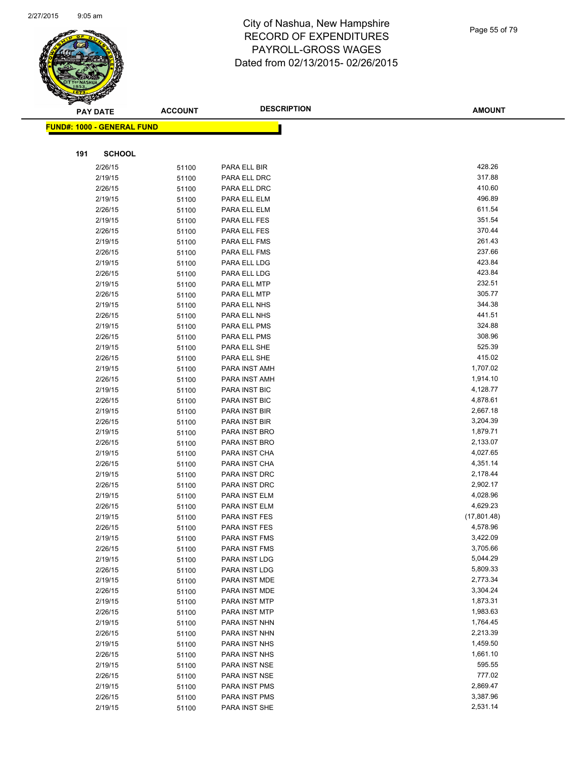# City of Nashua, New Hampshire
# RECORD OF EXPENDITURES
# PAYROLL-GROSS WAGES
# Dated from 02/13/2015- 02/26/2015

| PAY DATE | ACCOUNT | DESCRIPTION | AMOUNT |
|---|---|---|---|

**FUND#: 1000 - GENERAL FUND**

**191 SCHOOL**

| PAY DATE | ACCOUNT | DESCRIPTION | AMOUNT |
|---|---|---|---|
| 2/26/15 | 51100 | PARA ELL BIR | 428.26 |
| 2/19/15 | 51100 | PARA ELL DRC | 317.88 |
| 2/26/15 | 51100 | PARA ELL DRC | 410.60 |
| 2/19/15 | 51100 | PARA ELL ELM | 496.89 |
| 2/26/15 | 51100 | PARA ELL ELM | 611.54 |
| 2/19/15 | 51100 | PARA ELL FES | 351.54 |
| 2/26/15 | 51100 | PARA ELL FES | 370.44 |
| 2/19/15 | 51100 | PARA ELL FMS | 261.43 |
| 2/26/15 | 51100 | PARA ELL FMS | 237.66 |
| 2/19/15 | 51100 | PARA ELL LDG | 423.84 |
| 2/26/15 | 51100 | PARA ELL LDG | 423.84 |
| 2/19/15 | 51100 | PARA ELL MTP | 232.51 |
| 2/26/15 | 51100 | PARA ELL MTP | 305.77 |
| 2/19/15 | 51100 | PARA ELL NHS | 344.38 |
| 2/26/15 | 51100 | PARA ELL NHS | 441.51 |
| 2/19/15 | 51100 | PARA ELL PMS | 324.88 |
| 2/26/15 | 51100 | PARA ELL PMS | 308.96 |
| 2/19/15 | 51100 | PARA ELL SHE | 525.39 |
| 2/26/15 | 51100 | PARA ELL SHE | 415.02 |
| 2/19/15 | 51100 | PARA INST AMH | 1,707.02 |
| 2/26/15 | 51100 | PARA INST AMH | 1,914.10 |
| 2/19/15 | 51100 | PARA INST BIC | 4,128.77 |
| 2/26/15 | 51100 | PARA INST BIC | 4,878.61 |
| 2/19/15 | 51100 | PARA INST BIR | 2,667.18 |
| 2/26/15 | 51100 | PARA INST BIR | 3,204.39 |
| 2/19/15 | 51100 | PARA INST BRO | 1,879.71 |
| 2/26/15 | 51100 | PARA INST BRO | 2,133.07 |
| 2/19/15 | 51100 | PARA INST CHA | 4,027.65 |
| 2/26/15 | 51100 | PARA INST CHA | 4,351.14 |
| 2/19/15 | 51100 | PARA INST DRC | 2,178.44 |
| 2/26/15 | 51100 | PARA INST DRC | 2,902.17 |
| 2/19/15 | 51100 | PARA INST ELM | 4,028.96 |
| 2/26/15 | 51100 | PARA INST ELM | 4,629.23 |
| 2/19/15 | 51100 | PARA INST FES | (17,801.48) |
| 2/26/15 | 51100 | PARA INST FES | 4,578.96 |
| 2/19/15 | 51100 | PARA INST FMS | 3,422.09 |
| 2/26/15 | 51100 | PARA INST FMS | 3,705.66 |
| 2/19/15 | 51100 | PARA INST LDG | 5,044.29 |
| 2/26/15 | 51100 | PARA INST LDG | 5,809.33 |
| 2/19/15 | 51100 | PARA INST MDE | 2,773.34 |
| 2/26/15 | 51100 | PARA INST MDE | 3,304.24 |
| 2/19/15 | 51100 | PARA INST MTP | 1,873.31 |
| 2/26/15 | 51100 | PARA INST MTP | 1,983.63 |
| 2/19/15 | 51100 | PARA INST NHN | 1,764.45 |
| 2/26/15 | 51100 | PARA INST NHN | 2,213.39 |
| 2/19/15 | 51100 | PARA INST NHS | 1,459.50 |
| 2/26/15 | 51100 | PARA INST NHS | 1,661.10 |
| 2/19/15 | 51100 | PARA INST NSE | 595.55 |
| 2/26/15 | 51100 | PARA INST NSE | 777.02 |
| 2/19/15 | 51100 | PARA INST PMS | 2,869.47 |
| 2/26/15 | 51100 | PARA INST PMS | 3,387.96 |
| 2/19/15 | 51100 | PARA INST SHE | 2,531.14 |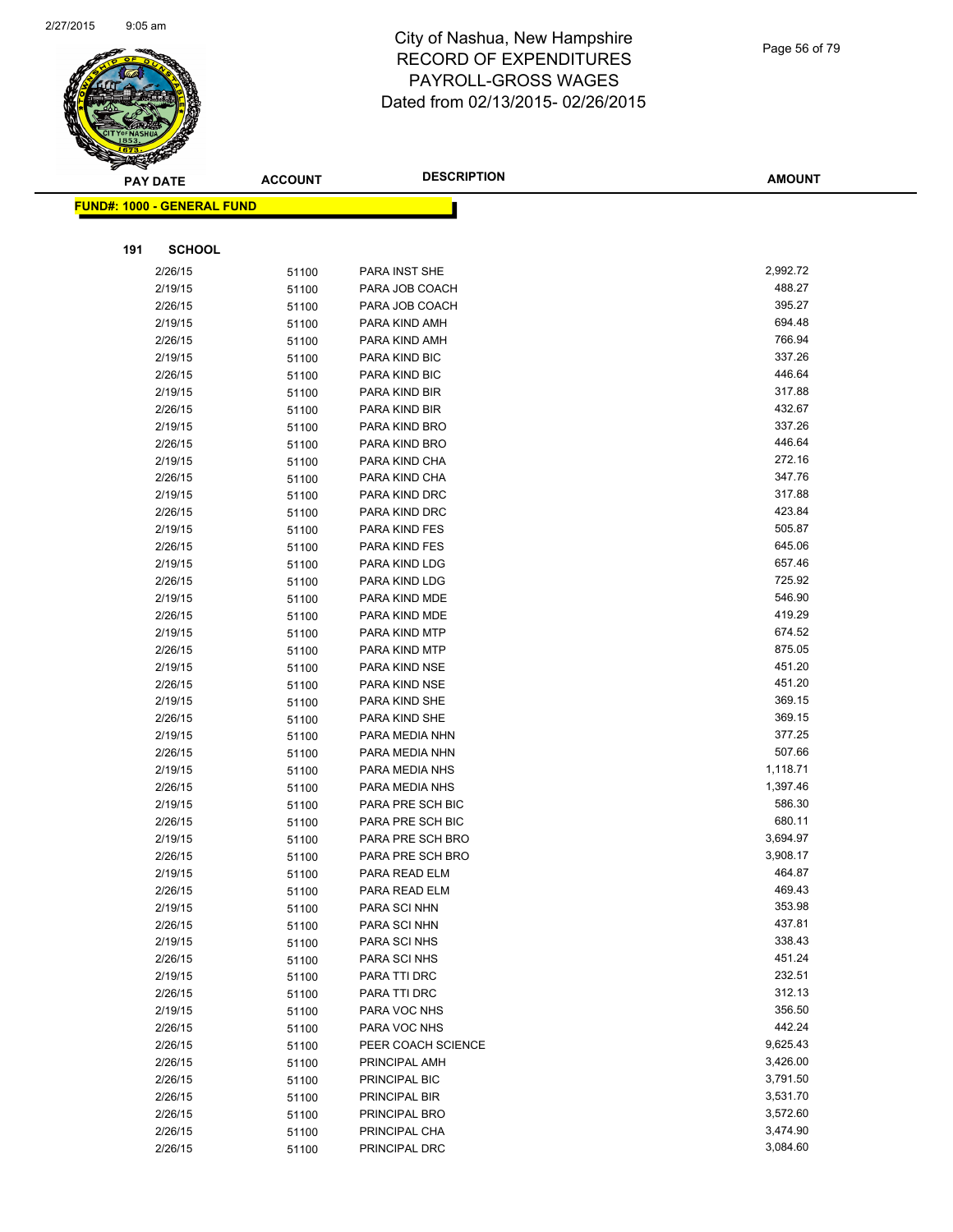# City of Nashua, New Hampshire
## RECORD OF EXPENDITURES
## PAYROLL-GROSS WAGES
## Dated from 02/13/2015- 02/26/2015

**FUND#: 1000 - GENERAL FUND**

**191 SCHOOL**

| PAY DATE | ACCOUNT | DESCRIPTION | AMOUNT |
|---|---|---|---|
| 2/26/15 | 51100 | PARA INST SHE | 2,992.72 |
| 2/19/15 | 51100 | PARA JOB COACH | 488.27 |
| 2/26/15 | 51100 | PARA JOB COACH | 395.27 |
| 2/19/15 | 51100 | PARA KIND AMH | 694.48 |
| 2/26/15 | 51100 | PARA KIND AMH | 766.94 |
| 2/19/15 | 51100 | PARA KIND BIC | 337.26 |
| 2/26/15 | 51100 | PARA KIND BIC | 446.64 |
| 2/19/15 | 51100 | PARA KIND BIR | 317.88 |
| 2/26/15 | 51100 | PARA KIND BIR | 432.67 |
| 2/19/15 | 51100 | PARA KIND BRO | 337.26 |
| 2/26/15 | 51100 | PARA KIND BRO | 446.64 |
| 2/19/15 | 51100 | PARA KIND CHA | 272.16 |
| 2/26/15 | 51100 | PARA KIND CHA | 347.76 |
| 2/19/15 | 51100 | PARA KIND DRC | 317.88 |
| 2/26/15 | 51100 | PARA KIND DRC | 423.84 |
| 2/19/15 | 51100 | PARA KIND FES | 505.87 |
| 2/26/15 | 51100 | PARA KIND FES | 645.06 |
| 2/19/15 | 51100 | PARA KIND LDG | 657.46 |
| 2/26/15 | 51100 | PARA KIND LDG | 725.92 |
| 2/19/15 | 51100 | PARA KIND MDE | 546.90 |
| 2/26/15 | 51100 | PARA KIND MDE | 419.29 |
| 2/19/15 | 51100 | PARA KIND MTP | 674.52 |
| 2/26/15 | 51100 | PARA KIND MTP | 875.05 |
| 2/19/15 | 51100 | PARA KIND NSE | 451.20 |
| 2/26/15 | 51100 | PARA KIND NSE | 451.20 |
| 2/19/15 | 51100 | PARA KIND SHE | 369.15 |
| 2/26/15 | 51100 | PARA KIND SHE | 369.15 |
| 2/19/15 | 51100 | PARA MEDIA NHN | 377.25 |
| 2/26/15 | 51100 | PARA MEDIA NHN | 507.66 |
| 2/19/15 | 51100 | PARA MEDIA NHS | 1,118.71 |
| 2/26/15 | 51100 | PARA MEDIA NHS | 1,397.46 |
| 2/19/15 | 51100 | PARA PRE SCH BIC | 586.30 |
| 2/26/15 | 51100 | PARA PRE SCH BIC | 680.11 |
| 2/19/15 | 51100 | PARA PRE SCH BRO | 3,694.97 |
| 2/26/15 | 51100 | PARA PRE SCH BRO | 3,908.17 |
| 2/19/15 | 51100 | PARA READ ELM | 464.87 |
| 2/26/15 | 51100 | PARA READ ELM | 469.43 |
| 2/19/15 | 51100 | PARA SCI NHN | 353.98 |
| 2/26/15 | 51100 | PARA SCI NHN | 437.81 |
| 2/19/15 | 51100 | PARA SCI NHS | 338.43 |
| 2/26/15 | 51100 | PARA SCI NHS | 451.24 |
| 2/19/15 | 51100 | PARA TTI DRC | 232.51 |
| 2/26/15 | 51100 | PARA TTI DRC | 312.13 |
| 2/19/15 | 51100 | PARA VOC NHS | 356.50 |
| 2/26/15 | 51100 | PARA VOC NHS | 442.24 |
| 2/26/15 | 51100 | PEER COACH SCIENCE | 9,625.43 |
| 2/26/15 | 51100 | PRINCIPAL AMH | 3,426.00 |
| 2/26/15 | 51100 | PRINCIPAL BIC | 3,791.50 |
| 2/26/15 | 51100 | PRINCIPAL BIR | 3,531.70 |
| 2/26/15 | 51100 | PRINCIPAL BRO | 3,572.60 |
| 2/26/15 | 51100 | PRINCIPAL CHA | 3,474.90 |
| 2/26/15 | 51100 | PRINCIPAL DRC | 3,084.60 |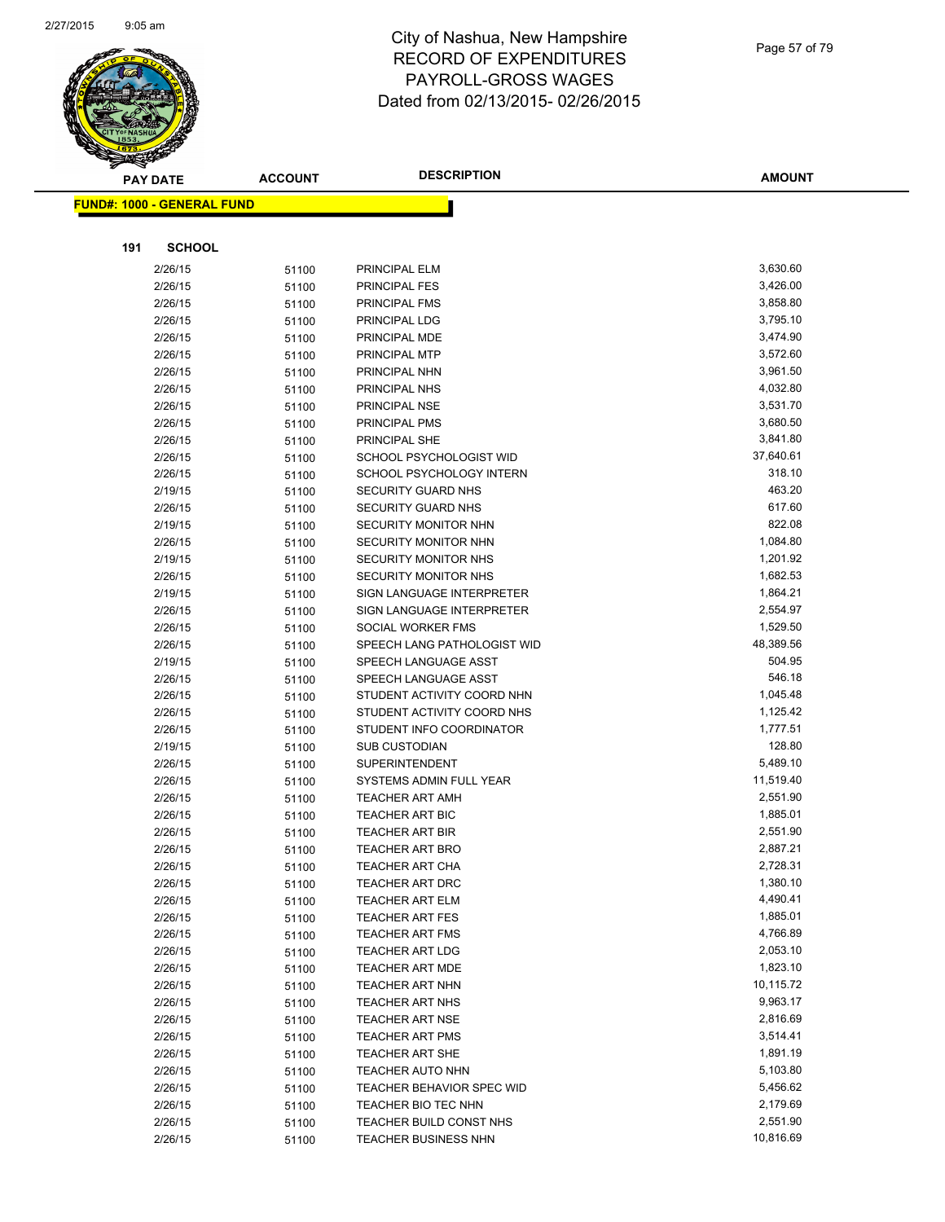# City of Nashua, New Hampshire
# RECORD OF EXPENDITURES
# PAYROLL-GROSS WAGES
# Dated from 02/13/2015- 02/26/2015

**FUND#: 1000 - GENERAL FUND**

**191 SCHOOL**

| PAY DATE | ACCOUNT | DESCRIPTION | AMOUNT |
|---|---|---|---|
| 2/26/15 | 51100 | PRINCIPAL ELM | 3,630.60 |
| 2/26/15 | 51100 | PRINCIPAL FES | 3,426.00 |
| 2/26/15 | 51100 | PRINCIPAL FMS | 3,858.80 |
| 2/26/15 | 51100 | PRINCIPAL LDG | 3,795.10 |
| 2/26/15 | 51100 | PRINCIPAL MDE | 3,474.90 |
| 2/26/15 | 51100 | PRINCIPAL MTP | 3,572.60 |
| 2/26/15 | 51100 | PRINCIPAL NHN | 3,961.50 |
| 2/26/15 | 51100 | PRINCIPAL NHS | 4,032.80 |
| 2/26/15 | 51100 | PRINCIPAL NSE | 3,531.70 |
| 2/26/15 | 51100 | PRINCIPAL PMS | 3,680.50 |
| 2/26/15 | 51100 | PRINCIPAL SHE | 3,841.80 |
| 2/26/15 | 51100 | SCHOOL PSYCHOLOGIST WID | 37,640.61 |
| 2/26/15 | 51100 | SCHOOL PSYCHOLOGY INTERN | 318.10 |
| 2/19/15 | 51100 | SECURITY GUARD NHS | 463.20 |
| 2/26/15 | 51100 | SECURITY GUARD NHS | 617.60 |
| 2/19/15 | 51100 | SECURITY MONITOR NHN | 822.08 |
| 2/26/15 | 51100 | SECURITY MONITOR NHN | 1,084.80 |
| 2/19/15 | 51100 | SECURITY MONITOR NHS | 1,201.92 |
| 2/26/15 | 51100 | SECURITY MONITOR NHS | 1,682.53 |
| 2/19/15 | 51100 | SIGN LANGUAGE INTERPRETER | 1,864.21 |
| 2/26/15 | 51100 | SIGN LANGUAGE INTERPRETER | 2,554.97 |
| 2/26/15 | 51100 | SOCIAL WORKER FMS | 1,529.50 |
| 2/26/15 | 51100 | SPEECH LANG PATHOLOGIST WID | 48,389.56 |
| 2/19/15 | 51100 | SPEECH LANGUAGE ASST | 504.95 |
| 2/26/15 | 51100 | SPEECH LANGUAGE ASST | 546.18 |
| 2/26/15 | 51100 | STUDENT ACTIVITY COORD NHN | 1,045.48 |
| 2/26/15 | 51100 | STUDENT ACTIVITY COORD NHS | 1,125.42 |
| 2/26/15 | 51100 | STUDENT INFO COORDINATOR | 1,777.51 |
| 2/19/15 | 51100 | SUB CUSTODIAN | 128.80 |
| 2/26/15 | 51100 | SUPERINTENDENT | 5,489.10 |
| 2/26/15 | 51100 | SYSTEMS ADMIN FULL YEAR | 11,519.40 |
| 2/26/15 | 51100 | TEACHER ART AMH | 2,551.90 |
| 2/26/15 | 51100 | TEACHER ART BIC | 1,885.01 |
| 2/26/15 | 51100 | TEACHER ART BIR | 2,551.90 |
| 2/26/15 | 51100 | TEACHER ART BRO | 2,887.21 |
| 2/26/15 | 51100 | TEACHER ART CHA | 2,728.31 |
| 2/26/15 | 51100 | TEACHER ART DRC | 1,380.10 |
| 2/26/15 | 51100 | TEACHER ART ELM | 4,490.41 |
| 2/26/15 | 51100 | TEACHER ART FES | 1,885.01 |
| 2/26/15 | 51100 | TEACHER ART FMS | 4,766.89 |
| 2/26/15 | 51100 | TEACHER ART LDG | 2,053.10 |
| 2/26/15 | 51100 | TEACHER ART MDE | 1,823.10 |
| 2/26/15 | 51100 | TEACHER ART NHN | 10,115.72 |
| 2/26/15 | 51100 | TEACHER ART NHS | 9,963.17 |
| 2/26/15 | 51100 | TEACHER ART NSE | 2,816.69 |
| 2/26/15 | 51100 | TEACHER ART PMS | 3,514.41 |
| 2/26/15 | 51100 | TEACHER ART SHE | 1,891.19 |
| 2/26/15 | 51100 | TEACHER AUTO NHN | 5,103.80 |
| 2/26/15 | 51100 | TEACHER BEHAVIOR SPEC WID | 5,456.62 |
| 2/26/15 | 51100 | TEACHER BIO TEC NHN | 2,179.69 |
| 2/26/15 | 51100 | TEACHER BUILD CONST NHS | 2,551.90 |
| 2/26/15 | 51100 | TEACHER BUSINESS NHN | 10,816.69 |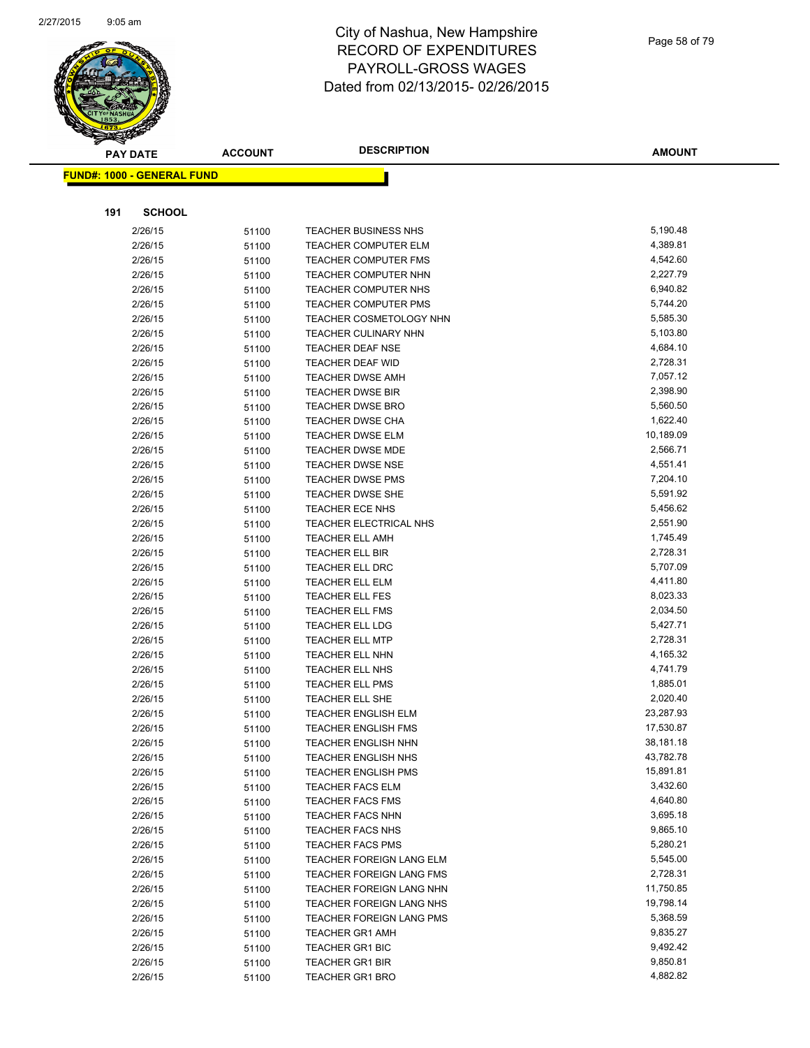# City of Nashua, New Hampshire
## RECORD OF EXPENDITURES
## PAYROLL-GROSS WAGES
## Dated from 02/13/2015- 02/26/2015

**FUND#: 1000 - GENERAL FUND**

**191 SCHOOL**

| PAY DATE | ACCOUNT | DESCRIPTION | AMOUNT |
|---|---|---|---|
| 2/26/15 | 51100 | TEACHER BUSINESS NHS | 5,190.48 |
| 2/26/15 | 51100 | TEACHER COMPUTER ELM | 4,389.81 |
| 2/26/15 | 51100 | TEACHER COMPUTER FMS | 4,542.60 |
| 2/26/15 | 51100 | TEACHER COMPUTER NHN | 2,227.79 |
| 2/26/15 | 51100 | TEACHER COMPUTER NHS | 6,940.82 |
| 2/26/15 | 51100 | TEACHER COMPUTER PMS | 5,744.20 |
| 2/26/15 | 51100 | TEACHER COSMETOLOGY NHN | 5,585.30 |
| 2/26/15 | 51100 | TEACHER CULINARY NHN | 5,103.80 |
| 2/26/15 | 51100 | TEACHER DEAF NSE | 4,684.10 |
| 2/26/15 | 51100 | TEACHER DEAF WID | 2,728.31 |
| 2/26/15 | 51100 | TEACHER DWSE AMH | 7,057.12 |
| 2/26/15 | 51100 | TEACHER DWSE BIR | 2,398.90 |
| 2/26/15 | 51100 | TEACHER DWSE BRO | 5,560.50 |
| 2/26/15 | 51100 | TEACHER DWSE CHA | 1,622.40 |
| 2/26/15 | 51100 | TEACHER DWSE ELM | 10,189.09 |
| 2/26/15 | 51100 | TEACHER DWSE MDE | 2,566.71 |
| 2/26/15 | 51100 | TEACHER DWSE NSE | 4,551.41 |
| 2/26/15 | 51100 | TEACHER DWSE PMS | 7,204.10 |
| 2/26/15 | 51100 | TEACHER DWSE SHE | 5,591.92 |
| 2/26/15 | 51100 | TEACHER ECE NHS | 5,456.62 |
| 2/26/15 | 51100 | TEACHER ELECTRICAL NHS | 2,551.90 |
| 2/26/15 | 51100 | TEACHER ELL AMH | 1,745.49 |
| 2/26/15 | 51100 | TEACHER ELL BIR | 2,728.31 |
| 2/26/15 | 51100 | TEACHER ELL DRC | 5,707.09 |
| 2/26/15 | 51100 | TEACHER ELL ELM | 4,411.80 |
| 2/26/15 | 51100 | TEACHER ELL FES | 8,023.33 |
| 2/26/15 | 51100 | TEACHER ELL FMS | 2,034.50 |
| 2/26/15 | 51100 | TEACHER ELL LDG | 5,427.71 |
| 2/26/15 | 51100 | TEACHER ELL MTP | 2,728.31 |
| 2/26/15 | 51100 | TEACHER ELL NHN | 4,165.32 |
| 2/26/15 | 51100 | TEACHER ELL NHS | 4,741.79 |
| 2/26/15 | 51100 | TEACHER ELL PMS | 1,885.01 |
| 2/26/15 | 51100 | TEACHER ELL SHE | 2,020.40 |
| 2/26/15 | 51100 | TEACHER ENGLISH ELM | 23,287.93 |
| 2/26/15 | 51100 | TEACHER ENGLISH FMS | 17,530.87 |
| 2/26/15 | 51100 | TEACHER ENGLISH NHN | 38,181.18 |
| 2/26/15 | 51100 | TEACHER ENGLISH NHS | 43,782.78 |
| 2/26/15 | 51100 | TEACHER ENGLISH PMS | 15,891.81 |
| 2/26/15 | 51100 | TEACHER FACS ELM | 3,432.60 |
| 2/26/15 | 51100 | TEACHER FACS FMS | 4,640.80 |
| 2/26/15 | 51100 | TEACHER FACS NHN | 3,695.18 |
| 2/26/15 | 51100 | TEACHER FACS NHS | 9,865.10 |
| 2/26/15 | 51100 | TEACHER FACS PMS | 5,280.21 |
| 2/26/15 | 51100 | TEACHER FOREIGN LANG ELM | 5,545.00 |
| 2/26/15 | 51100 | TEACHER FOREIGN LANG FMS | 2,728.31 |
| 2/26/15 | 51100 | TEACHER FOREIGN LANG NHN | 11,750.85 |
| 2/26/15 | 51100 | TEACHER FOREIGN LANG NHS | 19,798.14 |
| 2/26/15 | 51100 | TEACHER FOREIGN LANG PMS | 5,368.59 |
| 2/26/15 | 51100 | TEACHER GR1 AMH | 9,835.27 |
| 2/26/15 | 51100 | TEACHER GR1 BIC | 9,492.42 |
| 2/26/15 | 51100 | TEACHER GR1 BIR | 9,850.81 |
| 2/26/15 | 51100 | TEACHER GR1 BRO | 4,882.82 |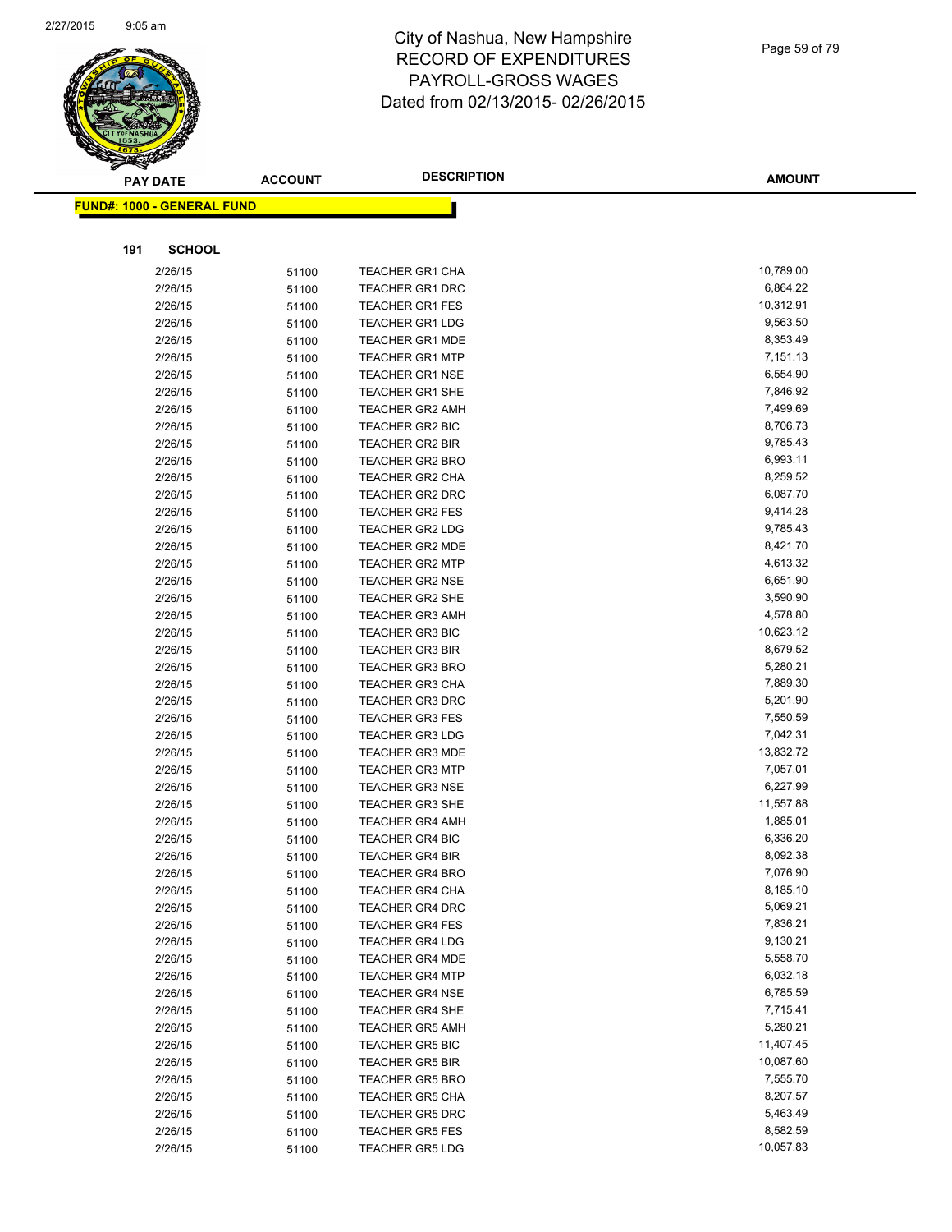# City of Nashua, New Hampshire
## RECORD OF EXPENDITURES
## PAYROLL-GROSS WAGES
## Dated from 02/13/2015- 02/26/2015

**FUND#: 1000 - GENERAL FUND**

**191 SCHOOL**

| PAY DATE | ACCOUNT | DESCRIPTION | AMOUNT |
|---|---|---|---|
| 2/26/15 | 51100 | TEACHER GR1 CHA | 10,789.00 |
| 2/26/15 | 51100 | TEACHER GR1 DRC | 6,864.22 |
| 2/26/15 | 51100 | TEACHER GR1 FES | 10,312.91 |
| 2/26/15 | 51100 | TEACHER GR1 LDG | 9,563.50 |
| 2/26/15 | 51100 | TEACHER GR1 MDE | 8,353.49 |
| 2/26/15 | 51100 | TEACHER GR1 MTP | 7,151.13 |
| 2/26/15 | 51100 | TEACHER GR1 NSE | 6,554.90 |
| 2/26/15 | 51100 | TEACHER GR1 SHE | 7,846.92 |
| 2/26/15 | 51100 | TEACHER GR2 AMH | 7,499.69 |
| 2/26/15 | 51100 | TEACHER GR2 BIC | 8,706.73 |
| 2/26/15 | 51100 | TEACHER GR2 BIR | 9,785.43 |
| 2/26/15 | 51100 | TEACHER GR2 BRO | 6,993.11 |
| 2/26/15 | 51100 | TEACHER GR2 CHA | 8,259.52 |
| 2/26/15 | 51100 | TEACHER GR2 DRC | 6,087.70 |
| 2/26/15 | 51100 | TEACHER GR2 FES | 9,414.28 |
| 2/26/15 | 51100 | TEACHER GR2 LDG | 9,785.43 |
| 2/26/15 | 51100 | TEACHER GR2 MDE | 8,421.70 |
| 2/26/15 | 51100 | TEACHER GR2 MTP | 4,613.32 |
| 2/26/15 | 51100 | TEACHER GR2 NSE | 6,651.90 |
| 2/26/15 | 51100 | TEACHER GR2 SHE | 3,590.90 |
| 2/26/15 | 51100 | TEACHER GR3 AMH | 4,578.80 |
| 2/26/15 | 51100 | TEACHER GR3 BIC | 10,623.12 |
| 2/26/15 | 51100 | TEACHER GR3 BIR | 8,679.52 |
| 2/26/15 | 51100 | TEACHER GR3 BRO | 5,280.21 |
| 2/26/15 | 51100 | TEACHER GR3 CHA | 7,889.30 |
| 2/26/15 | 51100 | TEACHER GR3 DRC | 5,201.90 |
| 2/26/15 | 51100 | TEACHER GR3 FES | 7,550.59 |
| 2/26/15 | 51100 | TEACHER GR3 LDG | 7,042.31 |
| 2/26/15 | 51100 | TEACHER GR3 MDE | 13,832.72 |
| 2/26/15 | 51100 | TEACHER GR3 MTP | 7,057.01 |
| 2/26/15 | 51100 | TEACHER GR3 NSE | 6,227.99 |
| 2/26/15 | 51100 | TEACHER GR3 SHE | 11,557.88 |
| 2/26/15 | 51100 | TEACHER GR4 AMH | 1,885.01 |
| 2/26/15 | 51100 | TEACHER GR4 BIC | 6,336.20 |
| 2/26/15 | 51100 | TEACHER GR4 BIR | 8,092.38 |
| 2/26/15 | 51100 | TEACHER GR4 BRO | 7,076.90 |
| 2/26/15 | 51100 | TEACHER GR4 CHA | 8,185.10 |
| 2/26/15 | 51100 | TEACHER GR4 DRC | 5,069.21 |
| 2/26/15 | 51100 | TEACHER GR4 FES | 7,836.21 |
| 2/26/15 | 51100 | TEACHER GR4 LDG | 9,130.21 |
| 2/26/15 | 51100 | TEACHER GR4 MDE | 5,558.70 |
| 2/26/15 | 51100 | TEACHER GR4 MTP | 6,032.18 |
| 2/26/15 | 51100 | TEACHER GR4 NSE | 6,785.59 |
| 2/26/15 | 51100 | TEACHER GR4 SHE | 7,715.41 |
| 2/26/15 | 51100 | TEACHER GR5 AMH | 5,280.21 |
| 2/26/15 | 51100 | TEACHER GR5 BIC | 11,407.45 |
| 2/26/15 | 51100 | TEACHER GR5 BIR | 10,087.60 |
| 2/26/15 | 51100 | TEACHER GR5 BRO | 7,555.70 |
| 2/26/15 | 51100 | TEACHER GR5 CHA | 8,207.57 |
| 2/26/15 | 51100 | TEACHER GR5 DRC | 5,463.49 |
| 2/26/15 | 51100 | TEACHER GR5 FES | 8,582.59 |
| 2/26/15 | 51100 | TEACHER GR5 LDG | 10,057.83 |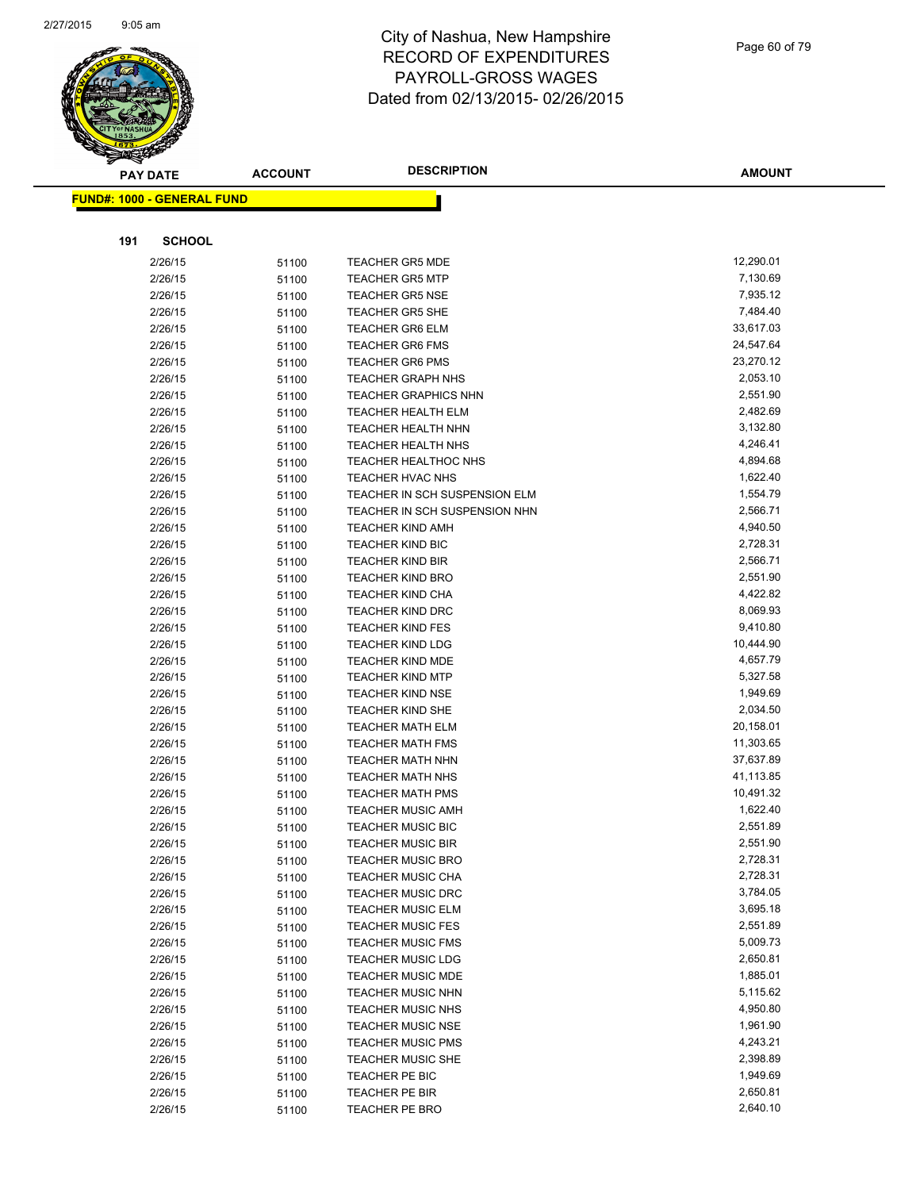# City of Nashua, New Hampshire
## RECORD OF EXPENDITURES
## PAYROLL-GROSS WAGES
## Dated from 02/13/2015- 02/26/2015

**FUND#: 1000 - GENERAL FUND**

**191 SCHOOL**

| PAY DATE | ACCOUNT | DESCRIPTION | AMOUNT |
|---|---|---|---|
| 2/26/15 | 51100 | TEACHER GR5 MDE | 12,290.01 |
| 2/26/15 | 51100 | TEACHER GR5 MTP | 7,130.69 |
| 2/26/15 | 51100 | TEACHER GR5 NSE | 7,935.12 |
| 2/26/15 | 51100 | TEACHER GR5 SHE | 7,484.40 |
| 2/26/15 | 51100 | TEACHER GR6 ELM | 33,617.03 |
| 2/26/15 | 51100 | TEACHER GR6 FMS | 24,547.64 |
| 2/26/15 | 51100 | TEACHER GR6 PMS | 23,270.12 |
| 2/26/15 | 51100 | TEACHER GRAPH NHS | 2,053.10 |
| 2/26/15 | 51100 | TEACHER GRAPHICS NHN | 2,551.90 |
| 2/26/15 | 51100 | TEACHER HEALTH ELM | 2,482.69 |
| 2/26/15 | 51100 | TEACHER HEALTH NHN | 3,132.80 |
| 2/26/15 | 51100 | TEACHER HEALTH NHS | 4,246.41 |
| 2/26/15 | 51100 | TEACHER HEALTHOC NHS | 4,894.68 |
| 2/26/15 | 51100 | TEACHER HVAC NHS | 1,622.40 |
| 2/26/15 | 51100 | TEACHER IN SCH SUSPENSION ELM | 1,554.79 |
| 2/26/15 | 51100 | TEACHER IN SCH SUSPENSION NHN | 2,566.71 |
| 2/26/15 | 51100 | TEACHER KIND AMH | 4,940.50 |
| 2/26/15 | 51100 | TEACHER KIND BIC | 2,728.31 |
| 2/26/15 | 51100 | TEACHER KIND BIR | 2,566.71 |
| 2/26/15 | 51100 | TEACHER KIND BRO | 2,551.90 |
| 2/26/15 | 51100 | TEACHER KIND CHA | 4,422.82 |
| 2/26/15 | 51100 | TEACHER KIND DRC | 8,069.93 |
| 2/26/15 | 51100 | TEACHER KIND FES | 9,410.80 |
| 2/26/15 | 51100 | TEACHER KIND LDG | 10,444.90 |
| 2/26/15 | 51100 | TEACHER KIND MDE | 4,657.79 |
| 2/26/15 | 51100 | TEACHER KIND MTP | 5,327.58 |
| 2/26/15 | 51100 | TEACHER KIND NSE | 1,949.69 |
| 2/26/15 | 51100 | TEACHER KIND SHE | 2,034.50 |
| 2/26/15 | 51100 | TEACHER MATH ELM | 20,158.01 |
| 2/26/15 | 51100 | TEACHER MATH FMS | 11,303.65 |
| 2/26/15 | 51100 | TEACHER MATH NHN | 37,637.89 |
| 2/26/15 | 51100 | TEACHER MATH NHS | 41,113.85 |
| 2/26/15 | 51100 | TEACHER MATH PMS | 10,491.32 |
| 2/26/15 | 51100 | TEACHER MUSIC AMH | 1,622.40 |
| 2/26/15 | 51100 | TEACHER MUSIC BIC | 2,551.89 |
| 2/26/15 | 51100 | TEACHER MUSIC BIR | 2,551.90 |
| 2/26/15 | 51100 | TEACHER MUSIC BRO | 2,728.31 |
| 2/26/15 | 51100 | TEACHER MUSIC CHA | 2,728.31 |
| 2/26/15 | 51100 | TEACHER MUSIC DRC | 3,784.05 |
| 2/26/15 | 51100 | TEACHER MUSIC ELM | 3,695.18 |
| 2/26/15 | 51100 | TEACHER MUSIC FES | 2,551.89 |
| 2/26/15 | 51100 | TEACHER MUSIC FMS | 5,009.73 |
| 2/26/15 | 51100 | TEACHER MUSIC LDG | 2,650.81 |
| 2/26/15 | 51100 | TEACHER MUSIC MDE | 1,885.01 |
| 2/26/15 | 51100 | TEACHER MUSIC NHN | 5,115.62 |
| 2/26/15 | 51100 | TEACHER MUSIC NHS | 4,950.80 |
| 2/26/15 | 51100 | TEACHER MUSIC NSE | 1,961.90 |
| 2/26/15 | 51100 | TEACHER MUSIC PMS | 4,243.21 |
| 2/26/15 | 51100 | TEACHER MUSIC SHE | 2,398.89 |
| 2/26/15 | 51100 | TEACHER PE BIC | 1,949.69 |
| 2/26/15 | 51100 | TEACHER PE BIR | 2,650.81 |
| 2/26/15 | 51100 | TEACHER PE BRO | 2,640.10 |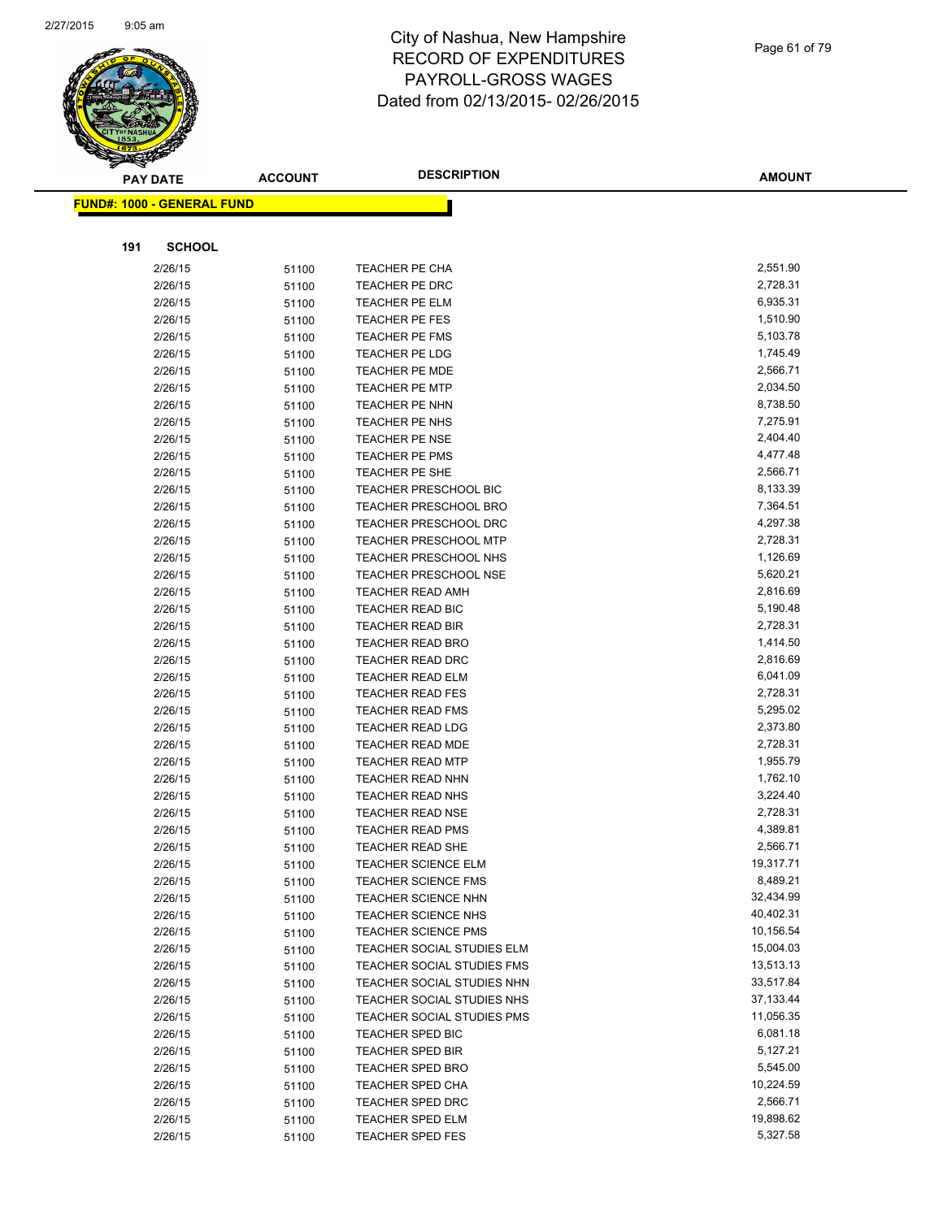# City of Nashua, New Hampshire
## RECORD OF EXPENDITURES
## PAYROLL-GROSS WAGES
## Dated from 02/13/2015- 02/26/2015

**FUND#: 1000 - GENERAL FUND**

**191 SCHOOL**

| PAY DATE | ACCOUNT | DESCRIPTION | AMOUNT |
|---|---|---|---|
| 2/26/15 | 51100 | TEACHER PE CHA | 2,551.90 |
| 2/26/15 | 51100 | TEACHER PE DRC | 2,728.31 |
| 2/26/15 | 51100 | TEACHER PE ELM | 6,935.31 |
| 2/26/15 | 51100 | TEACHER PE FES | 1,510.90 |
| 2/26/15 | 51100 | TEACHER PE FMS | 5,103.78 |
| 2/26/15 | 51100 | TEACHER PE LDG | 1,745.49 |
| 2/26/15 | 51100 | TEACHER PE MDE | 2,566.71 |
| 2/26/15 | 51100 | TEACHER PE MTP | 2,034.50 |
| 2/26/15 | 51100 | TEACHER PE NHN | 8,738.50 |
| 2/26/15 | 51100 | TEACHER PE NHS | 7,275.91 |
| 2/26/15 | 51100 | TEACHER PE NSE | 2,404.40 |
| 2/26/15 | 51100 | TEACHER PE PMS | 4,477.48 |
| 2/26/15 | 51100 | TEACHER PE SHE | 2,566.71 |
| 2/26/15 | 51100 | TEACHER PRESCHOOL BIC | 8,133.39 |
| 2/26/15 | 51100 | TEACHER PRESCHOOL BRO | 7,364.51 |
| 2/26/15 | 51100 | TEACHER PRESCHOOL DRC | 4,297.38 |
| 2/26/15 | 51100 | TEACHER PRESCHOOL MTP | 2,728.31 |
| 2/26/15 | 51100 | TEACHER PRESCHOOL NHS | 1,126.69 |
| 2/26/15 | 51100 | TEACHER PRESCHOOL NSE | 5,620.21 |
| 2/26/15 | 51100 | TEACHER READ AMH | 2,816.69 |
| 2/26/15 | 51100 | TEACHER READ BIC | 5,190.48 |
| 2/26/15 | 51100 | TEACHER READ BIR | 2,728.31 |
| 2/26/15 | 51100 | TEACHER READ BRO | 1,414.50 |
| 2/26/15 | 51100 | TEACHER READ DRC | 2,816.69 |
| 2/26/15 | 51100 | TEACHER READ ELM | 6,041.09 |
| 2/26/15 | 51100 | TEACHER READ FES | 2,728.31 |
| 2/26/15 | 51100 | TEACHER READ FMS | 5,295.02 |
| 2/26/15 | 51100 | TEACHER READ LDG | 2,373.80 |
| 2/26/15 | 51100 | TEACHER READ MDE | 2,728.31 |
| 2/26/15 | 51100 | TEACHER READ MTP | 1,955.79 |
| 2/26/15 | 51100 | TEACHER READ NHN | 1,762.10 |
| 2/26/15 | 51100 | TEACHER READ NHS | 3,224.40 |
| 2/26/15 | 51100 | TEACHER READ NSE | 2,728.31 |
| 2/26/15 | 51100 | TEACHER READ PMS | 4,389.81 |
| 2/26/15 | 51100 | TEACHER READ SHE | 2,566.71 |
| 2/26/15 | 51100 | TEACHER SCIENCE ELM | 19,317.71 |
| 2/26/15 | 51100 | TEACHER SCIENCE FMS | 8,489.21 |
| 2/26/15 | 51100 | TEACHER SCIENCE NHN | 32,434.99 |
| 2/26/15 | 51100 | TEACHER SCIENCE NHS | 40,402.31 |
| 2/26/15 | 51100 | TEACHER SCIENCE PMS | 10,156.54 |
| 2/26/15 | 51100 | TEACHER SOCIAL STUDIES ELM | 15,004.03 |
| 2/26/15 | 51100 | TEACHER SOCIAL STUDIES FMS | 13,513.13 |
| 2/26/15 | 51100 | TEACHER SOCIAL STUDIES NHN | 33,517.84 |
| 2/26/15 | 51100 | TEACHER SOCIAL STUDIES NHS | 37,133.44 |
| 2/26/15 | 51100 | TEACHER SOCIAL STUDIES PMS | 11,056.35 |
| 2/26/15 | 51100 | TEACHER SPED BIC | 6,081.18 |
| 2/26/15 | 51100 | TEACHER SPED BIR | 5,127.21 |
| 2/26/15 | 51100 | TEACHER SPED BRO | 5,545.00 |
| 2/26/15 | 51100 | TEACHER SPED CHA | 10,224.59 |
| 2/26/15 | 51100 | TEACHER SPED DRC | 2,566.71 |
| 2/26/15 | 51100 | TEACHER SPED ELM | 19,898.62 |
| 2/26/15 | 51100 | TEACHER SPED FES | 5,327.58 |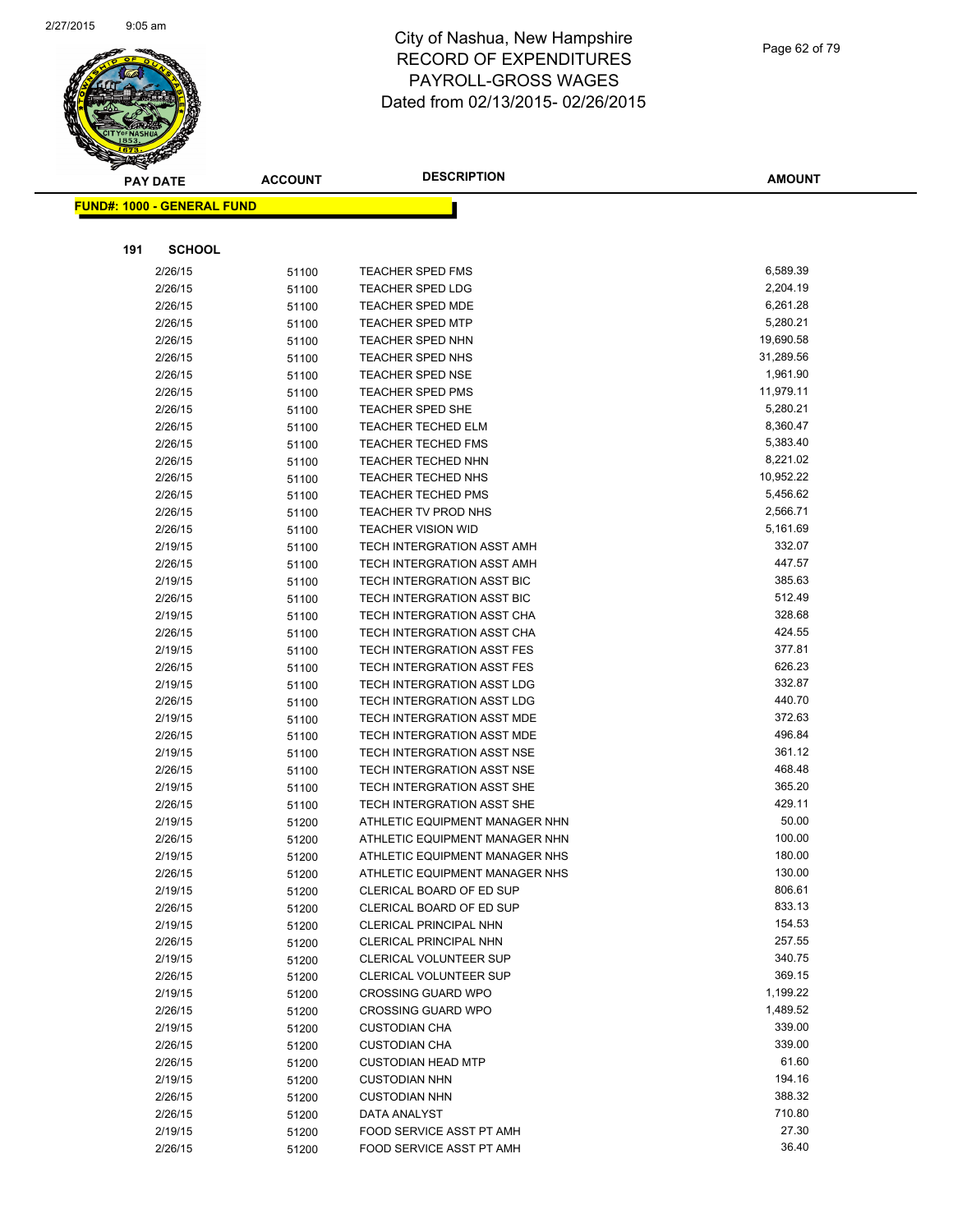# City of Nashua, New Hampshire
## RECORD OF EXPENDITURES
## PAYROLL-GROSS WAGES
## Dated from 02/13/2015- 02/26/2015

**FUND#: 1000 - GENERAL FUND**

**191 SCHOOL**

| PAY DATE | ACCOUNT | DESCRIPTION | AMOUNT |
|---|---|---|---|
| 2/26/15 | 51100 | TEACHER SPED FMS | 6,589.39 |
| 2/26/15 | 51100 | TEACHER SPED LDG | 2,204.19 |
| 2/26/15 | 51100 | TEACHER SPED MDE | 6,261.28 |
| 2/26/15 | 51100 | TEACHER SPED MTP | 5,280.21 |
| 2/26/15 | 51100 | TEACHER SPED NHN | 19,690.58 |
| 2/26/15 | 51100 | TEACHER SPED NHS | 31,289.56 |
| 2/26/15 | 51100 | TEACHER SPED NSE | 1,961.90 |
| 2/26/15 | 51100 | TEACHER SPED PMS | 11,979.11 |
| 2/26/15 | 51100 | TEACHER SPED SHE | 5,280.21 |
| 2/26/15 | 51100 | TEACHER TECHED ELM | 8,360.47 |
| 2/26/15 | 51100 | TEACHER TECHED FMS | 5,383.40 |
| 2/26/15 | 51100 | TEACHER TECHED NHN | 8,221.02 |
| 2/26/15 | 51100 | TEACHER TECHED NHS | 10,952.22 |
| 2/26/15 | 51100 | TEACHER TECHED PMS | 5,456.62 |
| 2/26/15 | 51100 | TEACHER TV PROD NHS | 2,566.71 |
| 2/26/15 | 51100 | TEACHER VISION WID | 5,161.69 |
| 2/19/15 | 51100 | TECH INTERGRATION ASST AMH | 332.07 |
| 2/26/15 | 51100 | TECH INTERGRATION ASST AMH | 447.57 |
| 2/19/15 | 51100 | TECH INTERGRATION ASST BIC | 385.63 |
| 2/26/15 | 51100 | TECH INTERGRATION ASST BIC | 512.49 |
| 2/19/15 | 51100 | TECH INTERGRATION ASST CHA | 328.68 |
| 2/26/15 | 51100 | TECH INTERGRATION ASST CHA | 424.55 |
| 2/19/15 | 51100 | TECH INTERGRATION ASST FES | 377.81 |
| 2/26/15 | 51100 | TECH INTERGRATION ASST FES | 626.23 |
| 2/19/15 | 51100 | TECH INTERGRATION ASST LDG | 332.87 |
| 2/26/15 | 51100 | TECH INTERGRATION ASST LDG | 440.70 |
| 2/19/15 | 51100 | TECH INTERGRATION ASST MDE | 372.63 |
| 2/26/15 | 51100 | TECH INTERGRATION ASST MDE | 496.84 |
| 2/19/15 | 51100 | TECH INTERGRATION ASST NSE | 361.12 |
| 2/26/15 | 51100 | TECH INTERGRATION ASST NSE | 468.48 |
| 2/19/15 | 51100 | TECH INTERGRATION ASST SHE | 365.20 |
| 2/26/15 | 51100 | TECH INTERGRATION ASST SHE | 429.11 |
| 2/19/15 | 51200 | ATHLETIC EQUIPMENT MANAGER NHN | 50.00 |
| 2/26/15 | 51200 | ATHLETIC EQUIPMENT MANAGER NHN | 100.00 |
| 2/19/15 | 51200 | ATHLETIC EQUIPMENT MANAGER NHS | 180.00 |
| 2/26/15 | 51200 | ATHLETIC EQUIPMENT MANAGER NHS | 130.00 |
| 2/19/15 | 51200 | CLERICAL BOARD OF ED SUP | 806.61 |
| 2/26/15 | 51200 | CLERICAL BOARD OF ED SUP | 833.13 |
| 2/19/15 | 51200 | CLERICAL PRINCIPAL NHN | 154.53 |
| 2/26/15 | 51200 | CLERICAL PRINCIPAL NHN | 257.55 |
| 2/19/15 | 51200 | CLERICAL VOLUNTEER SUP | 340.75 |
| 2/26/15 | 51200 | CLERICAL VOLUNTEER SUP | 369.15 |
| 2/19/15 | 51200 | CROSSING GUARD WPO | 1,199.22 |
| 2/26/15 | 51200 | CROSSING GUARD WPO | 1,489.52 |
| 2/19/15 | 51200 | CUSTODIAN CHA | 339.00 |
| 2/26/15 | 51200 | CUSTODIAN CHA | 339.00 |
| 2/26/15 | 51200 | CUSTODIAN HEAD MTP | 61.60 |
| 2/19/15 | 51200 | CUSTODIAN NHN | 194.16 |
| 2/26/15 | 51200 | CUSTODIAN NHN | 388.32 |
| 2/26/15 | 51200 | DATA ANALYST | 710.80 |
| 2/19/15 | 51200 | FOOD SERVICE ASST PT AMH | 27.30 |
| 2/26/15 | 51200 | FOOD SERVICE ASST PT AMH | 36.40 |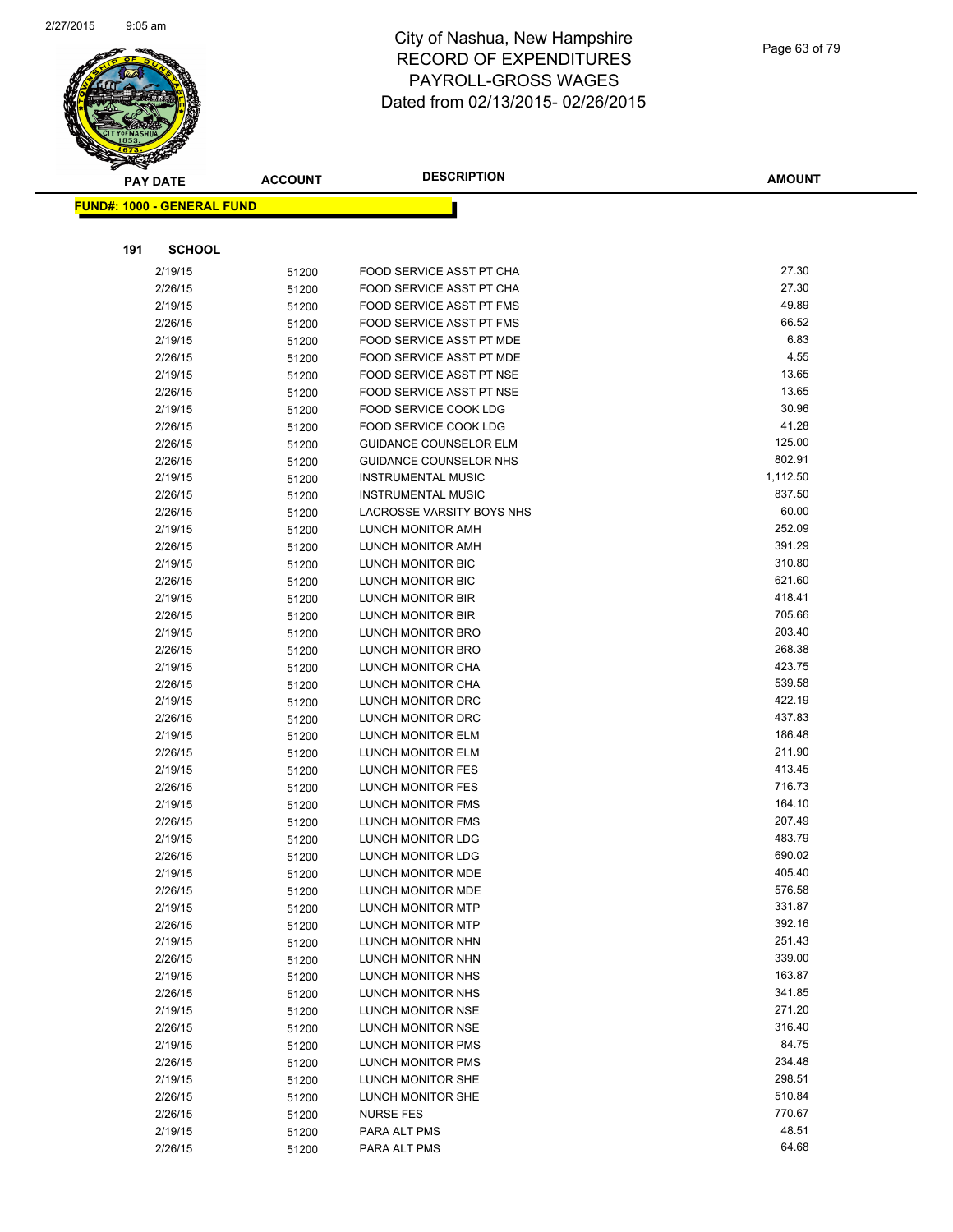# City of Nashua, New Hampshire
## RECORD OF EXPENDITURES
## PAYROLL-GROSS WAGES
## Dated from 02/13/2015- 02/26/2015

| PAY DATE | ACCOUNT | DESCRIPTION | AMOUNT |
|---|---|---|---|
| **FUND#: 1000 - GENERAL FUND** | | | |
| **191 SCHOOL** | | | |
| 2/19/15 | 51200 | FOOD SERVICE ASST PT CHA | 27.30 |
| 2/26/15 | 51200 | FOOD SERVICE ASST PT CHA | 27.30 |
| 2/19/15 | 51200 | FOOD SERVICE ASST PT FMS | 49.89 |
| 2/26/15 | 51200 | FOOD SERVICE ASST PT FMS | 66.52 |
| 2/19/15 | 51200 | FOOD SERVICE ASST PT MDE | 6.83 |
| 2/26/15 | 51200 | FOOD SERVICE ASST PT MDE | 4.55 |
| 2/19/15 | 51200 | FOOD SERVICE ASST PT NSE | 13.65 |
| 2/26/15 | 51200 | FOOD SERVICE ASST PT NSE | 13.65 |
| 2/19/15 | 51200 | FOOD SERVICE COOK LDG | 30.96 |
| 2/26/15 | 51200 | FOOD SERVICE COOK LDG | 41.28 |
| 2/26/15 | 51200 | GUIDANCE COUNSELOR ELM | 125.00 |
| 2/26/15 | 51200 | GUIDANCE COUNSELOR NHS | 802.91 |
| 2/19/15 | 51200 | INSTRUMENTAL MUSIC | 1,112.50 |
| 2/26/15 | 51200 | INSTRUMENTAL MUSIC | 837.50 |
| 2/26/15 | 51200 | LACROSSE VARSITY BOYS NHS | 60.00 |
| 2/19/15 | 51200 | LUNCH MONITOR AMH | 252.09 |
| 2/26/15 | 51200 | LUNCH MONITOR AMH | 391.29 |
| 2/19/15 | 51200 | LUNCH MONITOR BIC | 310.80 |
| 2/26/15 | 51200 | LUNCH MONITOR BIC | 621.60 |
| 2/19/15 | 51200 | LUNCH MONITOR BIR | 418.41 |
| 2/26/15 | 51200 | LUNCH MONITOR BIR | 705.66 |
| 2/19/15 | 51200 | LUNCH MONITOR BRO | 203.40 |
| 2/26/15 | 51200 | LUNCH MONITOR BRO | 268.38 |
| 2/19/15 | 51200 | LUNCH MONITOR CHA | 423.75 |
| 2/26/15 | 51200 | LUNCH MONITOR CHA | 539.58 |
| 2/19/15 | 51200 | LUNCH MONITOR DRC | 422.19 |
| 2/26/15 | 51200 | LUNCH MONITOR DRC | 437.83 |
| 2/19/15 | 51200 | LUNCH MONITOR ELM | 186.48 |
| 2/26/15 | 51200 | LUNCH MONITOR ELM | 211.90 |
| 2/19/15 | 51200 | LUNCH MONITOR FES | 413.45 |
| 2/26/15 | 51200 | LUNCH MONITOR FES | 716.73 |
| 2/19/15 | 51200 | LUNCH MONITOR FMS | 164.10 |
| 2/26/15 | 51200 | LUNCH MONITOR FMS | 207.49 |
| 2/19/15 | 51200 | LUNCH MONITOR LDG | 483.79 |
| 2/26/15 | 51200 | LUNCH MONITOR LDG | 690.02 |
| 2/19/15 | 51200 | LUNCH MONITOR MDE | 405.40 |
| 2/26/15 | 51200 | LUNCH MONITOR MDE | 576.58 |
| 2/19/15 | 51200 | LUNCH MONITOR MTP | 331.87 |
| 2/26/15 | 51200 | LUNCH MONITOR MTP | 392.16 |
| 2/19/15 | 51200 | LUNCH MONITOR NHN | 251.43 |
| 2/26/15 | 51200 | LUNCH MONITOR NHN | 339.00 |
| 2/19/15 | 51200 | LUNCH MONITOR NHS | 163.87 |
| 2/26/15 | 51200 | LUNCH MONITOR NHS | 341.85 |
| 2/19/15 | 51200 | LUNCH MONITOR NSE | 271.20 |
| 2/26/15 | 51200 | LUNCH MONITOR NSE | 316.40 |
| 2/19/15 | 51200 | LUNCH MONITOR PMS | 84.75 |
| 2/26/15 | 51200 | LUNCH MONITOR PMS | 234.48 |
| 2/19/15 | 51200 | LUNCH MONITOR SHE | 298.51 |
| 2/26/15 | 51200 | LUNCH MONITOR SHE | 510.84 |
| 2/26/15 | 51200 | NURSE FES | 770.67 |
| 2/19/15 | 51200 | PARA ALT PMS | 48.51 |
| 2/26/15 | 51200 | PARA ALT PMS | 64.68 |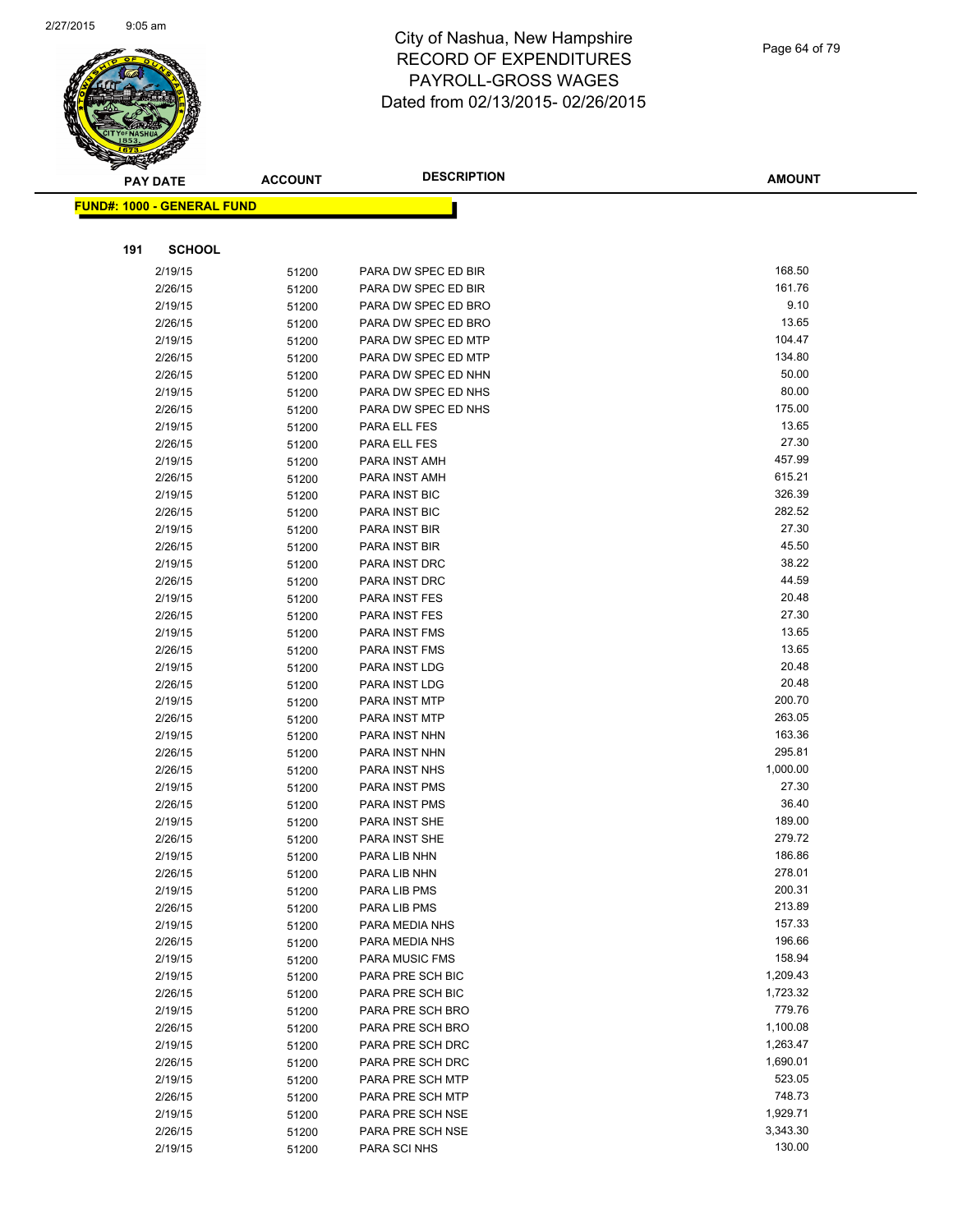# City of Nashua, New Hampshire
# RECORD OF EXPENDITURES
# PAYROLL-GROSS WAGES
# Dated from 02/13/2015- 02/26/2015

**FUND#: 1000 - GENERAL FUND**

**191 SCHOOL**

| PAY DATE | ACCOUNT | DESCRIPTION | AMOUNT |
|---|---|---|---|
| 2/19/15 | 51200 | PARA DW SPEC ED BIR | 168.50 |
| 2/26/15 | 51200 | PARA DW SPEC ED BIR | 161.76 |
| 2/19/15 | 51200 | PARA DW SPEC ED BRO | 9.10 |
| 2/26/15 | 51200 | PARA DW SPEC ED BRO | 13.65 |
| 2/19/15 | 51200 | PARA DW SPEC ED MTP | 104.47 |
| 2/26/15 | 51200 | PARA DW SPEC ED MTP | 134.80 |
| 2/26/15 | 51200 | PARA DW SPEC ED NHN | 50.00 |
| 2/19/15 | 51200 | PARA DW SPEC ED NHS | 80.00 |
| 2/26/15 | 51200 | PARA DW SPEC ED NHS | 175.00 |
| 2/19/15 | 51200 | PARA ELL FES | 13.65 |
| 2/26/15 | 51200 | PARA ELL FES | 27.30 |
| 2/19/15 | 51200 | PARA INST AMH | 457.99 |
| 2/26/15 | 51200 | PARA INST AMH | 615.21 |
| 2/19/15 | 51200 | PARA INST BIC | 326.39 |
| 2/26/15 | 51200 | PARA INST BIC | 282.52 |
| 2/19/15 | 51200 | PARA INST BIR | 27.30 |
| 2/26/15 | 51200 | PARA INST BIR | 45.50 |
| 2/19/15 | 51200 | PARA INST DRC | 38.22 |
| 2/26/15 | 51200 | PARA INST DRC | 44.59 |
| 2/19/15 | 51200 | PARA INST FES | 20.48 |
| 2/26/15 | 51200 | PARA INST FES | 27.30 |
| 2/19/15 | 51200 | PARA INST FMS | 13.65 |
| 2/26/15 | 51200 | PARA INST FMS | 13.65 |
| 2/19/15 | 51200 | PARA INST LDG | 20.48 |
| 2/26/15 | 51200 | PARA INST LDG | 20.48 |
| 2/19/15 | 51200 | PARA INST MTP | 200.70 |
| 2/26/15 | 51200 | PARA INST MTP | 263.05 |
| 2/19/15 | 51200 | PARA INST NHN | 163.36 |
| 2/26/15 | 51200 | PARA INST NHN | 295.81 |
| 2/26/15 | 51200 | PARA INST NHS | 1,000.00 |
| 2/19/15 | 51200 | PARA INST PMS | 27.30 |
| 2/26/15 | 51200 | PARA INST PMS | 36.40 |
| 2/19/15 | 51200 | PARA INST SHE | 189.00 |
| 2/26/15 | 51200 | PARA INST SHE | 279.72 |
| 2/19/15 | 51200 | PARA LIB NHN | 186.86 |
| 2/26/15 | 51200 | PARA LIB NHN | 278.01 |
| 2/19/15 | 51200 | PARA LIB PMS | 200.31 |
| 2/26/15 | 51200 | PARA LIB PMS | 213.89 |
| 2/19/15 | 51200 | PARA MEDIA NHS | 157.33 |
| 2/26/15 | 51200 | PARA MEDIA NHS | 196.66 |
| 2/19/15 | 51200 | PARA MUSIC FMS | 158.94 |
| 2/19/15 | 51200 | PARA PRE SCH BIC | 1,209.43 |
| 2/26/15 | 51200 | PARA PRE SCH BIC | 1,723.32 |
| 2/19/15 | 51200 | PARA PRE SCH BRO | 779.76 |
| 2/26/15 | 51200 | PARA PRE SCH BRO | 1,100.08 |
| 2/19/15 | 51200 | PARA PRE SCH DRC | 1,263.47 |
| 2/26/15 | 51200 | PARA PRE SCH DRC | 1,690.01 |
| 2/19/15 | 51200 | PARA PRE SCH MTP | 523.05 |
| 2/26/15 | 51200 | PARA PRE SCH MTP | 748.73 |
| 2/19/15 | 51200 | PARA PRE SCH NSE | 1,929.71 |
| 2/26/15 | 51200 | PARA PRE SCH NSE | 3,343.30 |
| 2/19/15 | 51200 | PARA SCI NHS | 130.00 |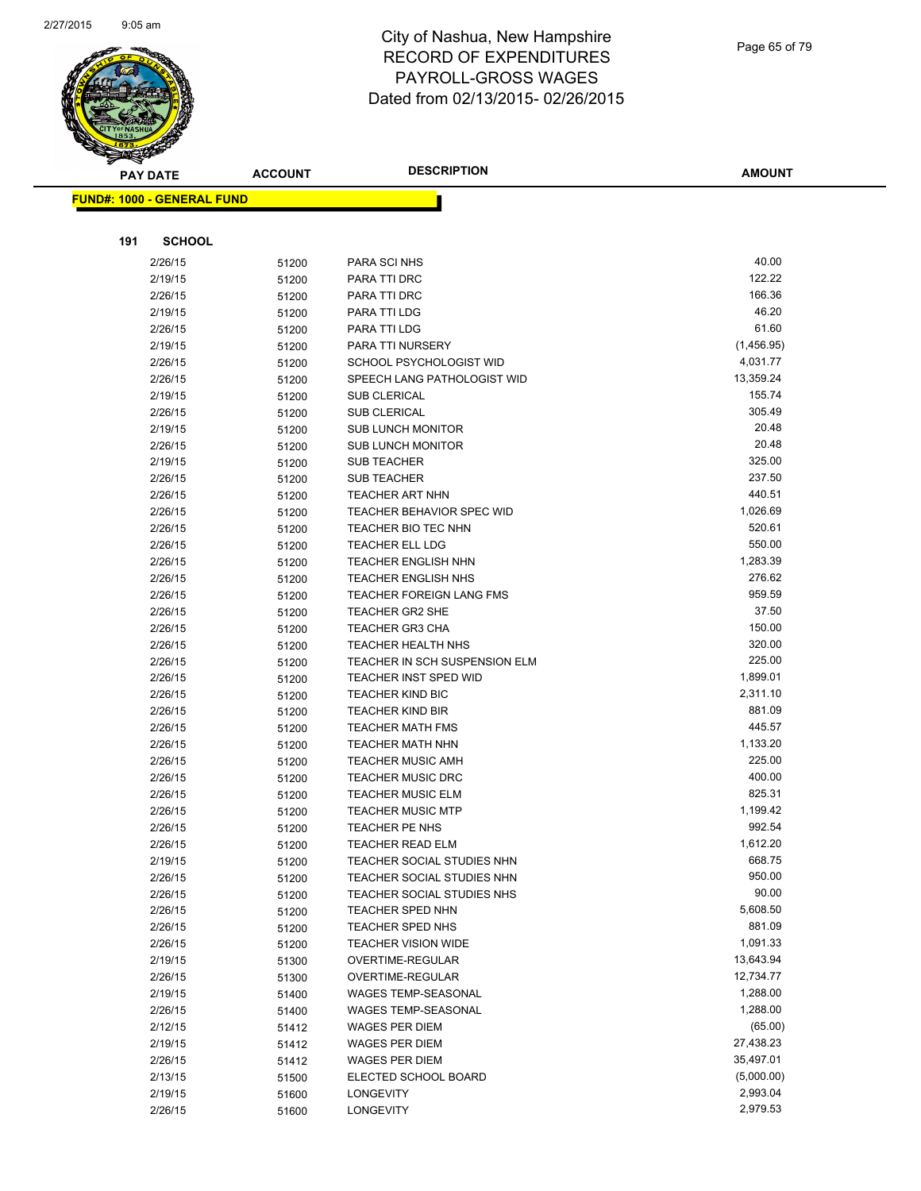# City of Nashua, New Hampshire
# RECORD OF EXPENDITURES
# PAYROLL-GROSS WAGES
# Dated from 02/13/2015- 02/26/2015

**FUND#: 1000 - GENERAL FUND**

**191 SCHOOL**

| PAY DATE | ACCOUNT | DESCRIPTION | AMOUNT |
|---|---|---|---|
| 2/26/15 | 51200 | PARA SCI NHS | 40.00 |
| 2/19/15 | 51200 | PARA TTI DRC | 122.22 |
| 2/26/15 | 51200 | PARA TTI DRC | 166.36 |
| 2/19/15 | 51200 | PARA TTI LDG | 46.20 |
| 2/26/15 | 51200 | PARA TTI LDG | 61.60 |
| 2/19/15 | 51200 | PARA TTI NURSERY | (1,456.95) |
| 2/26/15 | 51200 | SCHOOL PSYCHOLOGIST WID | 4,031.77 |
| 2/26/15 | 51200 | SPEECH LANG PATHOLOGIST WID | 13,359.24 |
| 2/19/15 | 51200 | SUB CLERICAL | 155.74 |
| 2/26/15 | 51200 | SUB CLERICAL | 305.49 |
| 2/19/15 | 51200 | SUB LUNCH MONITOR | 20.48 |
| 2/26/15 | 51200 | SUB LUNCH MONITOR | 20.48 |
| 2/19/15 | 51200 | SUB TEACHER | 325.00 |
| 2/26/15 | 51200 | SUB TEACHER | 237.50 |
| 2/26/15 | 51200 | TEACHER ART NHN | 440.51 |
| 2/26/15 | 51200 | TEACHER BEHAVIOR SPEC WID | 1,026.69 |
| 2/26/15 | 51200 | TEACHER BIO TEC NHN | 520.61 |
| 2/26/15 | 51200 | TEACHER ELL LDG | 550.00 |
| 2/26/15 | 51200 | TEACHER ENGLISH NHN | 1,283.39 |
| 2/26/15 | 51200 | TEACHER ENGLISH NHS | 276.62 |
| 2/26/15 | 51200 | TEACHER FOREIGN LANG FMS | 959.59 |
| 2/26/15 | 51200 | TEACHER GR2 SHE | 37.50 |
| 2/26/15 | 51200 | TEACHER GR3 CHA | 150.00 |
| 2/26/15 | 51200 | TEACHER HEALTH NHS | 320.00 |
| 2/26/15 | 51200 | TEACHER IN SCH SUSPENSION ELM | 225.00 |
| 2/26/15 | 51200 | TEACHER INST SPED WID | 1,899.01 |
| 2/26/15 | 51200 | TEACHER KIND BIC | 2,311.10 |
| 2/26/15 | 51200 | TEACHER KIND BIR | 881.09 |
| 2/26/15 | 51200 | TEACHER MATH FMS | 445.57 |
| 2/26/15 | 51200 | TEACHER MATH NHN | 1,133.20 |
| 2/26/15 | 51200 | TEACHER MUSIC AMH | 225.00 |
| 2/26/15 | 51200 | TEACHER MUSIC DRC | 400.00 |
| 2/26/15 | 51200 | TEACHER MUSIC ELM | 825.31 |
| 2/26/15 | 51200 | TEACHER MUSIC MTP | 1,199.42 |
| 2/26/15 | 51200 | TEACHER PE NHS | 992.54 |
| 2/26/15 | 51200 | TEACHER READ ELM | 1,612.20 |
| 2/19/15 | 51200 | TEACHER SOCIAL STUDIES NHN | 668.75 |
| 2/26/15 | 51200 | TEACHER SOCIAL STUDIES NHN | 950.00 |
| 2/26/15 | 51200 | TEACHER SOCIAL STUDIES NHS | 90.00 |
| 2/26/15 | 51200 | TEACHER SPED NHN | 5,608.50 |
| 2/26/15 | 51200 | TEACHER SPED NHS | 881.09 |
| 2/26/15 | 51200 | TEACHER VISION WIDE | 1,091.33 |
| 2/19/15 | 51300 | OVERTIME-REGULAR | 13,643.94 |
| 2/26/15 | 51300 | OVERTIME-REGULAR | 12,734.77 |
| 2/19/15 | 51400 | WAGES TEMP-SEASONAL | 1,288.00 |
| 2/26/15 | 51400 | WAGES TEMP-SEASONAL | 1,288.00 |
| 2/12/15 | 51412 | WAGES PER DIEM | (65.00) |
| 2/19/15 | 51412 | WAGES PER DIEM | 27,438.23 |
| 2/26/15 | 51412 | WAGES PER DIEM | 35,497.01 |
| 2/13/15 | 51500 | ELECTED SCHOOL BOARD | (5,000.00) |
| 2/19/15 | 51600 | LONGEVITY | 2,993.04 |
| 2/26/15 | 51600 | LONGEVITY | 2,979.53 |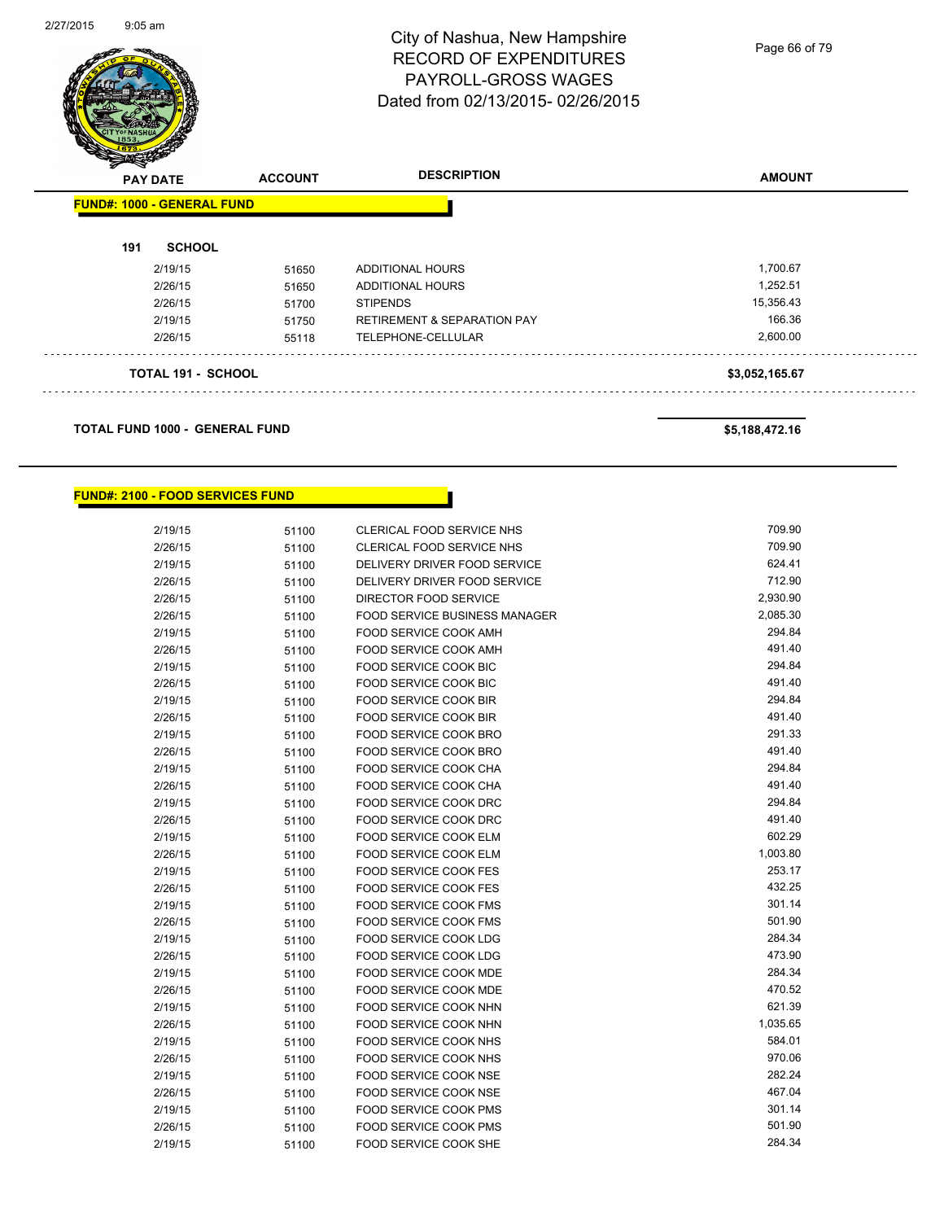# City of Nashua, New Hampshire
# RECORD OF EXPENDITURES
# PAYROLL-GROSS WAGES
# Dated from 02/13/2015- 02/26/2015

| PAY DATE | ACCOUNT | DESCRIPTION | AMOUNT |
|---|---|---|---|

**FUND#: 1000 - GENERAL FUND**

**191 SCHOOL**

| PAY DATE | ACCOUNT | DESCRIPTION | AMOUNT |
|---|---|---|---|
| 2/19/15 | 51650 | ADDITIONAL HOURS | 1,700.67 |
| 2/26/15 | 51650 | ADDITIONAL HOURS | 1,252.51 |
| 2/26/15 | 51700 | STIPENDS | 15,356.43 |
| 2/19/15 | 51750 | RETIREMENT & SEPARATION PAY | 166.36 |
| 2/26/15 | 55118 | TELEPHONE-CELLULAR | 2,600.00 |
| **TOTAL 191 - SCHOOL** | | | **$3,052,165.67** |

**TOTAL FUND 1000 - GENERAL FUND** **$5,188,472.16**

**FUND#: 2100 - FOOD SERVICES FUND**

| PAY DATE | ACCOUNT | DESCRIPTION | AMOUNT |
|---|---|---|---|
| 2/19/15 | 51100 | CLERICAL FOOD SERVICE NHS | 709.90 |
| 2/26/15 | 51100 | CLERICAL FOOD SERVICE NHS | 709.90 |
| 2/19/15 | 51100 | DELIVERY DRIVER FOOD SERVICE | 624.41 |
| 2/26/15 | 51100 | DELIVERY DRIVER FOOD SERVICE | 712.90 |
| 2/26/15 | 51100 | DIRECTOR FOOD SERVICE | 2,930.90 |
| 2/26/15 | 51100 | FOOD SERVICE BUSINESS MANAGER | 2,085.30 |
| 2/19/15 | 51100 | FOOD SERVICE COOK AMH | 294.84 |
| 2/26/15 | 51100 | FOOD SERVICE COOK AMH | 491.40 |
| 2/19/15 | 51100 | FOOD SERVICE COOK BIC | 294.84 |
| 2/26/15 | 51100 | FOOD SERVICE COOK BIC | 491.40 |
| 2/19/15 | 51100 | FOOD SERVICE COOK BIR | 294.84 |
| 2/26/15 | 51100 | FOOD SERVICE COOK BIR | 491.40 |
| 2/19/15 | 51100 | FOOD SERVICE COOK BRO | 291.33 |
| 2/26/15 | 51100 | FOOD SERVICE COOK BRO | 491.40 |
| 2/19/15 | 51100 | FOOD SERVICE COOK CHA | 294.84 |
| 2/26/15 | 51100 | FOOD SERVICE COOK CHA | 491.40 |
| 2/19/15 | 51100 | FOOD SERVICE COOK DRC | 294.84 |
| 2/26/15 | 51100 | FOOD SERVICE COOK DRC | 491.40 |
| 2/19/15 | 51100 | FOOD SERVICE COOK ELM | 602.29 |
| 2/26/15 | 51100 | FOOD SERVICE COOK ELM | 1,003.80 |
| 2/19/15 | 51100 | FOOD SERVICE COOK FES | 253.17 |
| 2/26/15 | 51100 | FOOD SERVICE COOK FES | 432.25 |
| 2/19/15 | 51100 | FOOD SERVICE COOK FMS | 301.14 |
| 2/26/15 | 51100 | FOOD SERVICE COOK FMS | 501.90 |
| 2/19/15 | 51100 | FOOD SERVICE COOK LDG | 284.34 |
| 2/26/15 | 51100 | FOOD SERVICE COOK LDG | 473.90 |
| 2/19/15 | 51100 | FOOD SERVICE COOK MDE | 284.34 |
| 2/26/15 | 51100 | FOOD SERVICE COOK MDE | 470.52 |
| 2/19/15 | 51100 | FOOD SERVICE COOK NHN | 621.39 |
| 2/26/15 | 51100 | FOOD SERVICE COOK NHN | 1,035.65 |
| 2/19/15 | 51100 | FOOD SERVICE COOK NHS | 584.01 |
| 2/26/15 | 51100 | FOOD SERVICE COOK NHS | 970.06 |
| 2/19/15 | 51100 | FOOD SERVICE COOK NSE | 282.24 |
| 2/26/15 | 51100 | FOOD SERVICE COOK NSE | 467.04 |
| 2/19/15 | 51100 | FOOD SERVICE COOK PMS | 301.14 |
| 2/26/15 | 51100 | FOOD SERVICE COOK PMS | 501.90 |
| 2/19/15 | 51100 | FOOD SERVICE COOK SHE | 284.34 |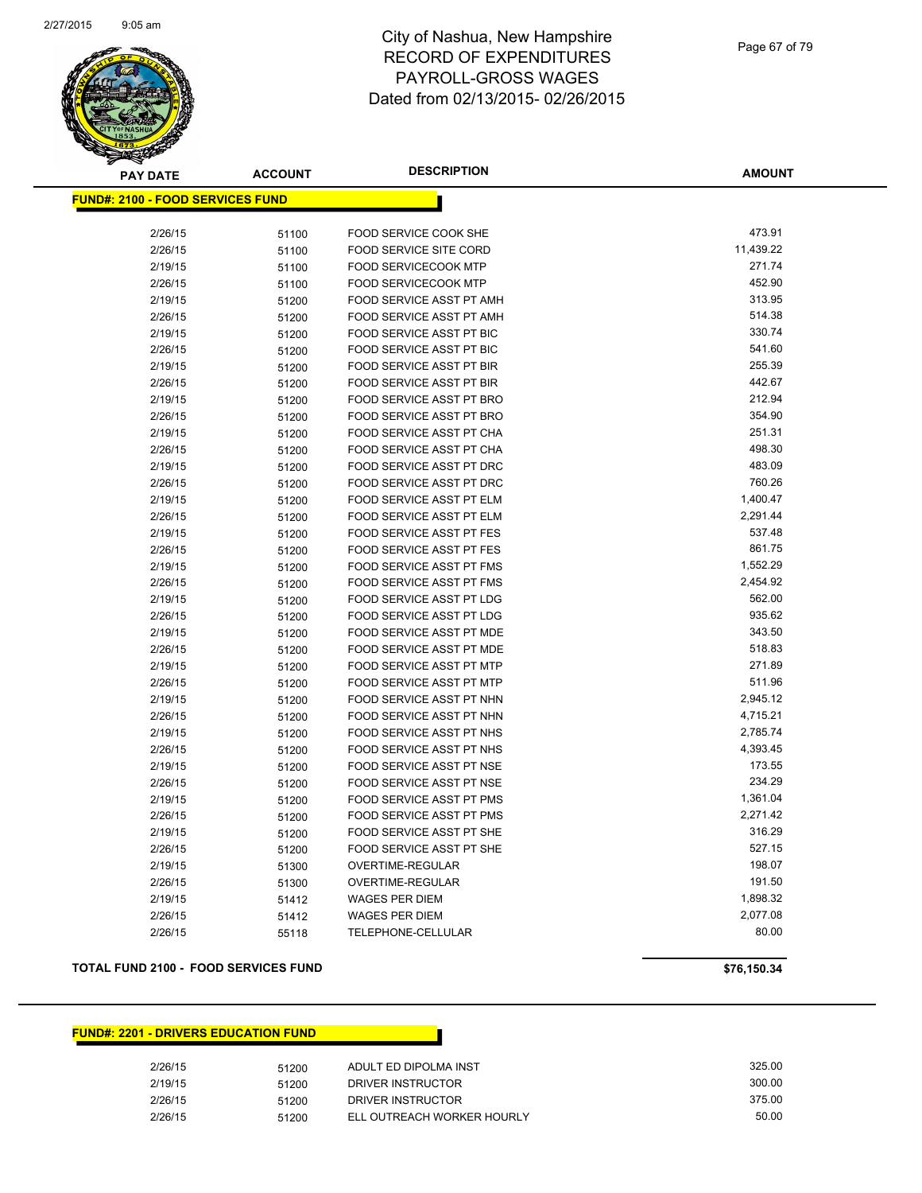# City of Nashua, New Hampshire
## RECORD OF EXPENDITURES
## PAYROLL-GROSS WAGES
## Dated from 02/13/2015- 02/26/2015

| PAY DATE | ACCOUNT | DESCRIPTION | AMOUNT |
|---|---|---|---|

**FUND#: 2100 - FOOD SERVICES FUND**

| PAY DATE | ACCOUNT | DESCRIPTION | AMOUNT |
|---|---|---|---|
| 2/26/15 | 51100 | FOOD SERVICE COOK SHE | 473.91 |
| 2/26/15 | 51100 | FOOD SERVICE SITE CORD | 11,439.22 |
| 2/19/15 | 51100 | FOOD SERVICECOOK MTP | 271.74 |
| 2/26/15 | 51100 | FOOD SERVICECOOK MTP | 452.90 |
| 2/19/15 | 51200 | FOOD SERVICE ASST PT AMH | 313.95 |
| 2/26/15 | 51200 | FOOD SERVICE ASST PT AMH | 514.38 |
| 2/19/15 | 51200 | FOOD SERVICE ASST PT BIC | 330.74 |
| 2/26/15 | 51200 | FOOD SERVICE ASST PT BIC | 541.60 |
| 2/19/15 | 51200 | FOOD SERVICE ASST PT BIR | 255.39 |
| 2/26/15 | 51200 | FOOD SERVICE ASST PT BIR | 442.67 |
| 2/19/15 | 51200 | FOOD SERVICE ASST PT BRO | 212.94 |
| 2/26/15 | 51200 | FOOD SERVICE ASST PT BRO | 354.90 |
| 2/19/15 | 51200 | FOOD SERVICE ASST PT CHA | 251.31 |
| 2/26/15 | 51200 | FOOD SERVICE ASST PT CHA | 498.30 |
| 2/19/15 | 51200 | FOOD SERVICE ASST PT DRC | 483.09 |
| 2/26/15 | 51200 | FOOD SERVICE ASST PT DRC | 760.26 |
| 2/19/15 | 51200 | FOOD SERVICE ASST PT ELM | 1,400.47 |
| 2/26/15 | 51200 | FOOD SERVICE ASST PT ELM | 2,291.44 |
| 2/19/15 | 51200 | FOOD SERVICE ASST PT FES | 537.48 |
| 2/26/15 | 51200 | FOOD SERVICE ASST PT FES | 861.75 |
| 2/19/15 | 51200 | FOOD SERVICE ASST PT FMS | 1,552.29 |
| 2/26/15 | 51200 | FOOD SERVICE ASST PT FMS | 2,454.92 |
| 2/19/15 | 51200 | FOOD SERVICE ASST PT LDG | 562.00 |
| 2/26/15 | 51200 | FOOD SERVICE ASST PT LDG | 935.62 |
| 2/19/15 | 51200 | FOOD SERVICE ASST PT MDE | 343.50 |
| 2/26/15 | 51200 | FOOD SERVICE ASST PT MDE | 518.83 |
| 2/19/15 | 51200 | FOOD SERVICE ASST PT MTP | 271.89 |
| 2/26/15 | 51200 | FOOD SERVICE ASST PT MTP | 511.96 |
| 2/19/15 | 51200 | FOOD SERVICE ASST PT NHN | 2,945.12 |
| 2/26/15 | 51200 | FOOD SERVICE ASST PT NHN | 4,715.21 |
| 2/19/15 | 51200 | FOOD SERVICE ASST PT NHS | 2,785.74 |
| 2/26/15 | 51200 | FOOD SERVICE ASST PT NHS | 4,393.45 |
| 2/19/15 | 51200 | FOOD SERVICE ASST PT NSE | 173.55 |
| 2/26/15 | 51200 | FOOD SERVICE ASST PT NSE | 234.29 |
| 2/19/15 | 51200 | FOOD SERVICE ASST PT PMS | 1,361.04 |
| 2/26/15 | 51200 | FOOD SERVICE ASST PT PMS | 2,271.42 |
| 2/19/15 | 51200 | FOOD SERVICE ASST PT SHE | 316.29 |
| 2/26/15 | 51200 | FOOD SERVICE ASST PT SHE | 527.15 |
| 2/19/15 | 51300 | OVERTIME-REGULAR | 198.07 |
| 2/26/15 | 51300 | OVERTIME-REGULAR | 191.50 |
| 2/19/15 | 51412 | WAGES PER DIEM | 1,898.32 |
| 2/26/15 | 51412 | WAGES PER DIEM | 2,077.08 |
| 2/26/15 | 55118 | TELEPHONE-CELLULAR | 80.00 |

**TOTAL FUND 2100 - FOOD SERVICES FUND** **$76,150.34**

**FUND#: 2201 - DRIVERS EDUCATION FUND**

| PAY DATE | ACCOUNT | DESCRIPTION | AMOUNT |
|---|---|---|---|
| 2/26/15 | 51200 | ADULT ED DIPOLMA INST | 325.00 |
| 2/19/15 | 51200 | DRIVER INSTRUCTOR | 300.00 |
| 2/26/15 | 51200 | DRIVER INSTRUCTOR | 375.00 |
| 2/26/15 | 51200 | ELL OUTREACH WORKER HOURLY | 50.00 |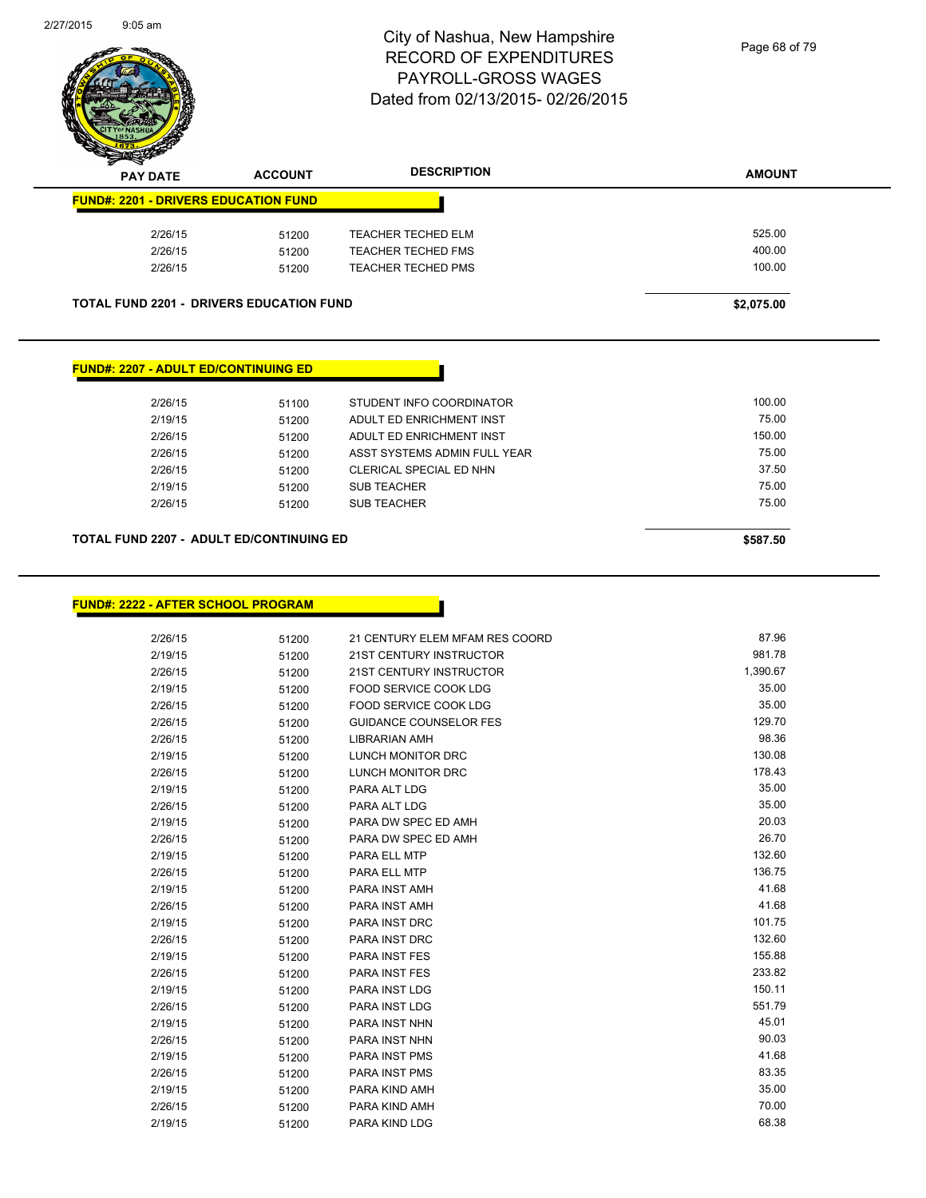# City of Nashua, New Hampshire
## RECORD OF EXPENDITURES
## PAYROLL-GROSS WAGES
## Dated from 02/13/2015- 02/26/2015

2/27/2015 9:05 am

**FUND#: 2201 - DRIVERS EDUCATION FUND**

| PAY DATE | ACCOUNT | DESCRIPTION | AMOUNT |
|---|---|---|---|
| 2/26/15 | 51200 | TEACHER TECHED ELM | 525.00 |
| 2/26/15 | 51200 | TEACHER TECHED FMS | 400.00 |
| 2/26/15 | 51200 | TEACHER TECHED PMS | 100.00 |

**TOTAL FUND 2201 - DRIVERS EDUCATION FUND** **$2,075.00**

**FUND#: 2207 - ADULT ED/CONTINUING ED**

| PAY DATE | ACCOUNT | DESCRIPTION | AMOUNT |
|---|---|---|---|
| 2/26/15 | 51100 | STUDENT INFO COORDINATOR | 100.00 |
| 2/19/15 | 51200 | ADULT ED ENRICHMENT INST | 75.00 |
| 2/26/15 | 51200 | ADULT ED ENRICHMENT INST | 150.00 |
| 2/26/15 | 51200 | ASST SYSTEMS ADMIN FULL YEAR | 75.00 |
| 2/26/15 | 51200 | CLERICAL SPECIAL ED NHN | 37.50 |
| 2/19/15 | 51200 | SUB TEACHER | 75.00 |
| 2/26/15 | 51200 | SUB TEACHER | 75.00 |

**TOTAL FUND 2207 - ADULT ED/CONTINUING ED** **$587.50**

**FUND#: 2222 - AFTER SCHOOL PROGRAM**

| PAY DATE | ACCOUNT | DESCRIPTION | AMOUNT |
|---|---|---|---|
| 2/26/15 | 51200 | 21 CENTURY ELEM MFAM RES COORD | 87.96 |
| 2/19/15 | 51200 | 21ST CENTURY INSTRUCTOR | 981.78 |
| 2/26/15 | 51200 | 21ST CENTURY INSTRUCTOR | 1,390.67 |
| 2/19/15 | 51200 | FOOD SERVICE COOK LDG | 35.00 |
| 2/26/15 | 51200 | FOOD SERVICE COOK LDG | 35.00 |
| 2/26/15 | 51200 | GUIDANCE COUNSELOR FES | 129.70 |
| 2/26/15 | 51200 | LIBRARIAN AMH | 98.36 |
| 2/19/15 | 51200 | LUNCH MONITOR DRC | 130.08 |
| 2/26/15 | 51200 | LUNCH MONITOR DRC | 178.43 |
| 2/19/15 | 51200 | PARA ALT LDG | 35.00 |
| 2/26/15 | 51200 | PARA ALT LDG | 35.00 |
| 2/19/15 | 51200 | PARA DW SPEC ED AMH | 20.03 |
| 2/26/15 | 51200 | PARA DW SPEC ED AMH | 26.70 |
| 2/19/15 | 51200 | PARA ELL MTP | 132.60 |
| 2/26/15 | 51200 | PARA ELL MTP | 136.75 |
| 2/19/15 | 51200 | PARA INST AMH | 41.68 |
| 2/26/15 | 51200 | PARA INST AMH | 41.68 |
| 2/19/15 | 51200 | PARA INST DRC | 101.75 |
| 2/26/15 | 51200 | PARA INST DRC | 132.60 |
| 2/19/15 | 51200 | PARA INST FES | 155.88 |
| 2/26/15 | 51200 | PARA INST FES | 233.82 |
| 2/19/15 | 51200 | PARA INST LDG | 150.11 |
| 2/26/15 | 51200 | PARA INST LDG | 551.79 |
| 2/19/15 | 51200 | PARA INST NHN | 45.01 |
| 2/26/15 | 51200 | PARA INST NHN | 90.03 |
| 2/19/15 | 51200 | PARA INST PMS | 41.68 |
| 2/26/15 | 51200 | PARA INST PMS | 83.35 |
| 2/19/15 | 51200 | PARA KIND AMH | 35.00 |
| 2/26/15 | 51200 | PARA KIND AMH | 70.00 |
| 2/19/15 | 51200 | PARA KIND LDG | 68.38 |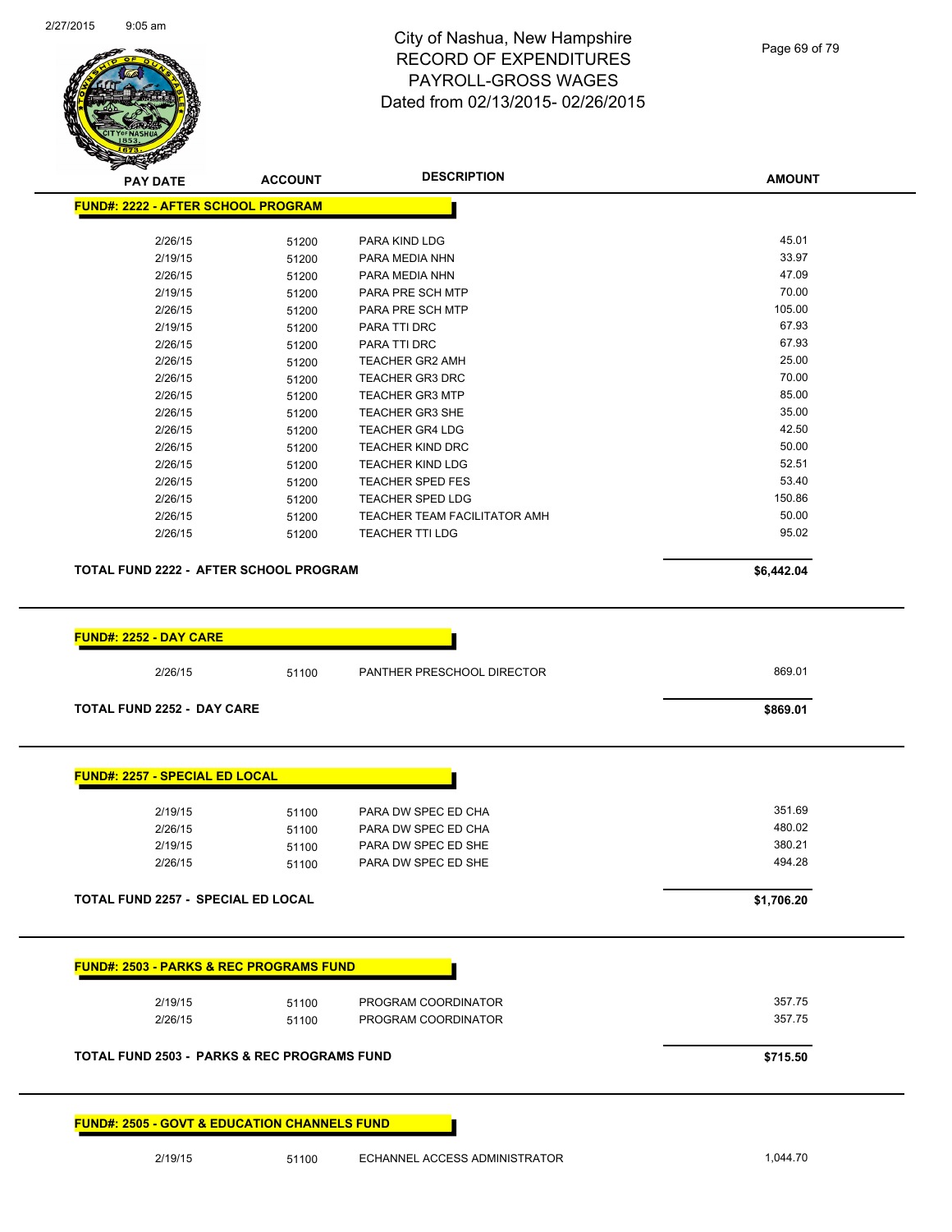City of Nashua, New Hampshire
RECORD OF EXPENDITURES
PAYROLL-GROSS WAGES
Dated from 02/13/2015- 02/26/2015

| PAY DATE | ACCOUNT | DESCRIPTION | AMOUNT |
|---|---|---|---|
| **FUND#: 2222 - AFTER SCHOOL PROGRAM** | | | |
| 2/26/15 | 51200 | PARA KIND LDG | 45.01 |
| 2/19/15 | 51200 | PARA MEDIA NHN | 33.97 |
| 2/26/15 | 51200 | PARA MEDIA NHN | 47.09 |
| 2/19/15 | 51200 | PARA PRE SCH MTP | 70.00 |
| 2/26/15 | 51200 | PARA PRE SCH MTP | 105.00 |
| 2/19/15 | 51200 | PARA TTI DRC | 67.93 |
| 2/26/15 | 51200 | PARA TTI DRC | 67.93 |
| 2/26/15 | 51200 | TEACHER GR2 AMH | 25.00 |
| 2/26/15 | 51200 | TEACHER GR3 DRC | 70.00 |
| 2/26/15 | 51200 | TEACHER GR3 MTP | 85.00 |
| 2/26/15 | 51200 | TEACHER GR3 SHE | 35.00 |
| 2/26/15 | 51200 | TEACHER GR4 LDG | 42.50 |
| 2/26/15 | 51200 | TEACHER KIND DRC | 50.00 |
| 2/26/15 | 51200 | TEACHER KIND LDG | 52.51 |
| 2/26/15 | 51200 | TEACHER SPED FES | 53.40 |
| 2/26/15 | 51200 | TEACHER SPED LDG | 150.86 |
| 2/26/15 | 51200 | TEACHER TEAM FACILITATOR AMH | 50.00 |
| 2/26/15 | 51200 | TEACHER TTI LDG | 95.02 |
| **TOTAL FUND 2222 - AFTER SCHOOL PROGRAM** | | | **$6,442.04** |
| **FUND#: 2252 - DAY CARE** | | | |
| 2/26/15 | 51100 | PANTHER PRESCHOOL DIRECTOR | 869.01 |
| **TOTAL FUND 2252 - DAY CARE** | | | **$869.01** |
| **FUND#: 2257 - SPECIAL ED LOCAL** | | | |
| 2/19/15 | 51100 | PARA DW SPEC ED CHA | 351.69 |
| 2/26/15 | 51100 | PARA DW SPEC ED CHA | 480.02 |
| 2/19/15 | 51100 | PARA DW SPEC ED SHE | 380.21 |
| 2/26/15 | 51100 | PARA DW SPEC ED SHE | 494.28 |
| **TOTAL FUND 2257 - SPECIAL ED LOCAL** | | | **$1,706.20** |
| **FUND#: 2503 - PARKS & REC PROGRAMS FUND** | | | |
| 2/19/15 | 51100 | PROGRAM COORDINATOR | 357.75 |
| 2/26/15 | 51100 | PROGRAM COORDINATOR | 357.75 |
| **TOTAL FUND 2503 - PARKS & REC PROGRAMS FUND** | | | **$715.50** |
| **FUND#: 2505 - GOVT & EDUCATION CHANNELS FUND** | | | |
| 2/19/15 | 51100 | ECHANNEL ACCESS ADMINISTRATOR | 1,044.70 |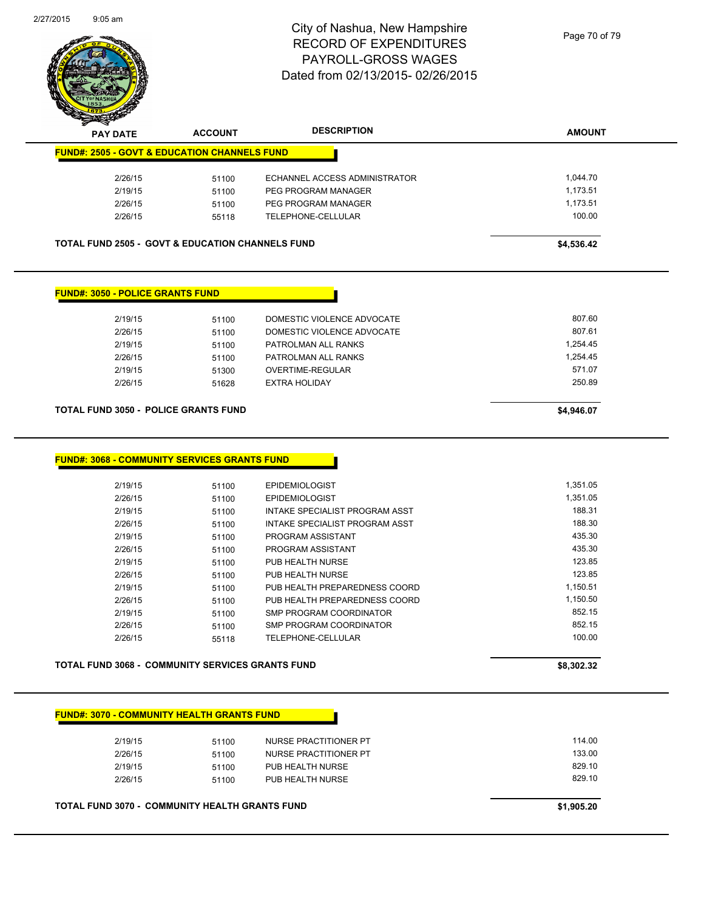# City of Nashua, New Hampshire
# RECORD OF EXPENDITURES
# PAYROLL-GROSS WAGES
# Dated from 02/13/2015- 02/26/2015

## FUND#: 2505 - GOVT & EDUCATION CHANNELS FUND

| PAY DATE | ACCOUNT | DESCRIPTION | AMOUNT |
|---|---|---|---|
| 2/26/15 | 51100 | ECHANNEL ACCESS ADMINISTRATOR | 1,044.70 |
| 2/19/15 | 51100 | PEG PROGRAM MANAGER | 1,173.51 |
| 2/26/15 | 51100 | PEG PROGRAM MANAGER | 1,173.51 |
| 2/26/15 | 55118 | TELEPHONE-CELLULAR | 100.00 |
| **TOTAL FUND 2505 - GOVT & EDUCATION CHANNELS FUND** | | | **$4,536.42** |

## FUND#: 3050 - POLICE GRANTS FUND

| PAY DATE | ACCOUNT | DESCRIPTION | AMOUNT |
|---|---|---|---|
| 2/19/15 | 51100 | DOMESTIC VIOLENCE ADVOCATE | 807.60 |
| 2/26/15 | 51100 | DOMESTIC VIOLENCE ADVOCATE | 807.61 |
| 2/19/15 | 51100 | PATROLMAN ALL RANKS | 1,254.45 |
| 2/26/15 | 51100 | PATROLMAN ALL RANKS | 1,254.45 |
| 2/19/15 | 51300 | OVERTIME-REGULAR | 571.07 |
| 2/26/15 | 51628 | EXTRA HOLIDAY | 250.89 |
| **TOTAL FUND 3050 - POLICE GRANTS FUND** | | | **$4,946.07** |

## FUND#: 3068 - COMMUNITY SERVICES GRANTS FUND

| PAY DATE | ACCOUNT | DESCRIPTION | AMOUNT |
|---|---|---|---|
| 2/19/15 | 51100 | EPIDEMIOLOGIST | 1,351.05 |
| 2/26/15 | 51100 | EPIDEMIOLOGIST | 1,351.05 |
| 2/19/15 | 51100 | INTAKE SPECIALIST PROGRAM ASST | 188.31 |
| 2/26/15 | 51100 | INTAKE SPECIALIST PROGRAM ASST | 188.30 |
| 2/19/15 | 51100 | PROGRAM ASSISTANT | 435.30 |
| 2/26/15 | 51100 | PROGRAM ASSISTANT | 435.30 |
| 2/19/15 | 51100 | PUB HEALTH NURSE | 123.85 |
| 2/26/15 | 51100 | PUB HEALTH NURSE | 123.85 |
| 2/19/15 | 51100 | PUB HEALTH PREPAREDNESS COORD | 1,150.51 |
| 2/26/15 | 51100 | PUB HEALTH PREPAREDNESS COORD | 1,150.50 |
| 2/19/15 | 51100 | SMP PROGRAM COORDINATOR | 852.15 |
| 2/26/15 | 51100 | SMP PROGRAM COORDINATOR | 852.15 |
| 2/26/15 | 55118 | TELEPHONE-CELLULAR | 100.00 |
| **TOTAL FUND 3068 - COMMUNITY SERVICES GRANTS FUND** | | | **$8,302.32** |

## FUND#: 3070 - COMMUNITY HEALTH GRANTS FUND

| PAY DATE | ACCOUNT | DESCRIPTION | AMOUNT |
|---|---|---|---|
| 2/19/15 | 51100 | NURSE PRACTITIONER PT | 114.00 |
| 2/26/15 | 51100 | NURSE PRACTITIONER PT | 133.00 |
| 2/19/15 | 51100 | PUB HEALTH NURSE | 829.10 |
| 2/26/15 | 51100 | PUB HEALTH NURSE | 829.10 |
| **TOTAL FUND 3070 - COMMUNITY HEALTH GRANTS FUND** | | | **$1,905.20** |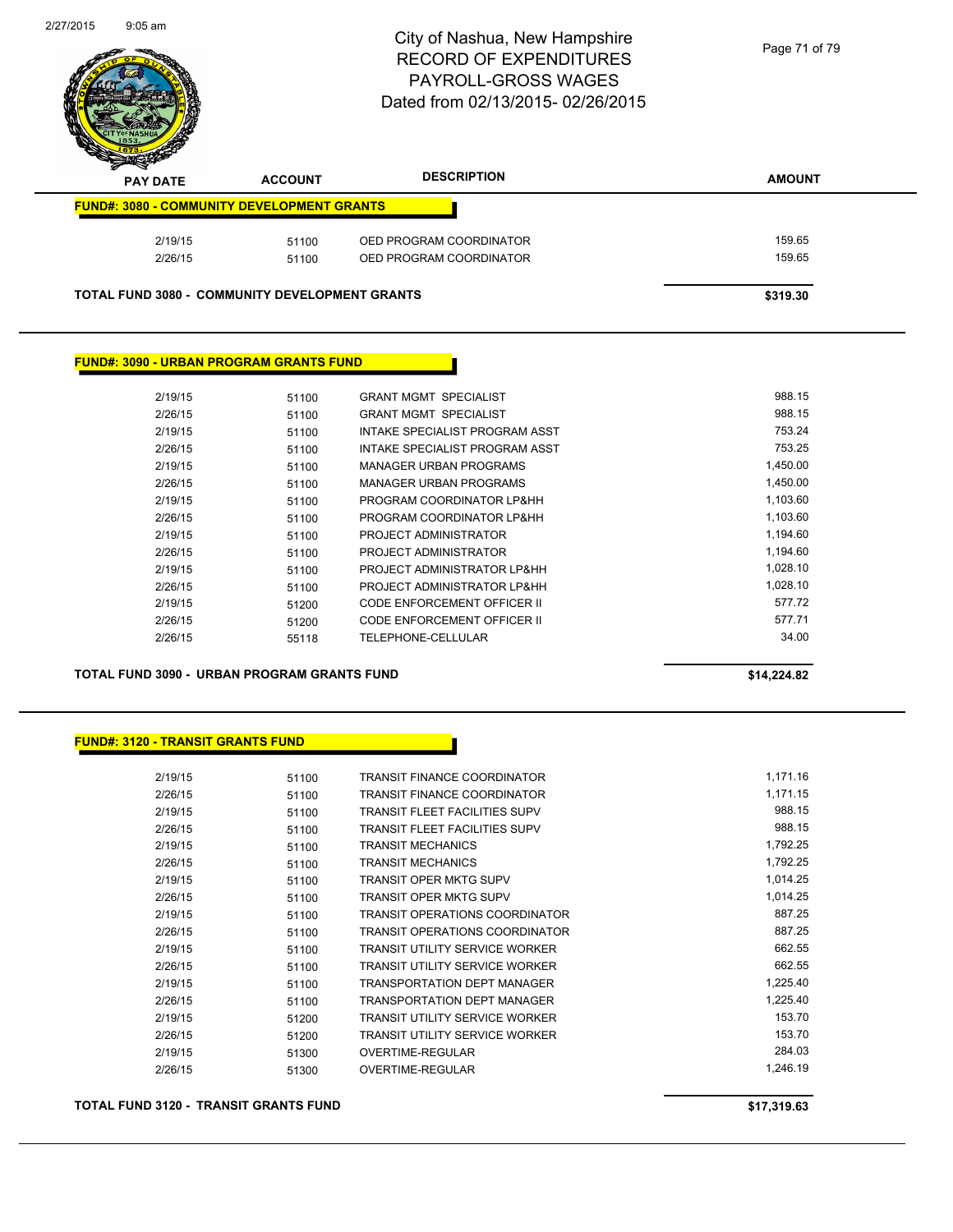# City of Nashua, New Hampshire
# RECORD OF EXPENDITURES
# PAYROLL-GROSS WAGES
# Dated from 02/13/2015- 02/26/2015

| PAY DATE | ACCOUNT | DESCRIPTION | AMOUNT |
|---|---|---|---|
| **FUND#: 3080 - COMMUNITY DEVELOPMENT GRANTS** | | | |
| 2/19/15 | 51100 | OED PROGRAM COORDINATOR | 159.65 |
| 2/26/15 | 51100 | OED PROGRAM COORDINATOR | 159.65 |
| **TOTAL FUND 3080 - COMMUNITY DEVELOPMENT GRANTS** | | | **$319.30** |

| PAY DATE | ACCOUNT | DESCRIPTION | AMOUNT |
|---|---|---|---|
| **FUND#: 3090 - URBAN PROGRAM GRANTS FUND** | | | |
| 2/19/15 | 51100 | GRANT MGMT SPECIALIST | 988.15 |
| 2/26/15 | 51100 | GRANT MGMT SPECIALIST | 988.15 |
| 2/19/15 | 51100 | INTAKE SPECIALIST PROGRAM ASST | 753.24 |
| 2/26/15 | 51100 | INTAKE SPECIALIST PROGRAM ASST | 753.25 |
| 2/19/15 | 51100 | MANAGER URBAN PROGRAMS | 1,450.00 |
| 2/26/15 | 51100 | MANAGER URBAN PROGRAMS | 1,450.00 |
| 2/19/15 | 51100 | PROGRAM COORDINATOR LP&HH | 1,103.60 |
| 2/26/15 | 51100 | PROGRAM COORDINATOR LP&HH | 1,103.60 |
| 2/19/15 | 51100 | PROJECT ADMINISTRATOR | 1,194.60 |
| 2/26/15 | 51100 | PROJECT ADMINISTRATOR | 1,194.60 |
| 2/19/15 | 51100 | PROJECT ADMINISTRATOR LP&HH | 1,028.10 |
| 2/26/15 | 51100 | PROJECT ADMINISTRATOR LP&HH | 1,028.10 |
| 2/19/15 | 51200 | CODE ENFORCEMENT OFFICER II | 577.72 |
| 2/26/15 | 51200 | CODE ENFORCEMENT OFFICER II | 577.71 |
| 2/26/15 | 55118 | TELEPHONE-CELLULAR | 34.00 |
| **TOTAL FUND 3090 - URBAN PROGRAM GRANTS FUND** | | | **$14,224.82** |

| PAY DATE | ACCOUNT | DESCRIPTION | AMOUNT |
|---|---|---|---|
| **FUND#: 3120 - TRANSIT GRANTS FUND** | | | |
| 2/19/15 | 51100 | TRANSIT FINANCE COORDINATOR | 1,171.16 |
| 2/26/15 | 51100 | TRANSIT FINANCE COORDINATOR | 1,171.15 |
| 2/19/15 | 51100 | TRANSIT FLEET FACILITIES SUPV | 988.15 |
| 2/26/15 | 51100 | TRANSIT FLEET FACILITIES SUPV | 988.15 |
| 2/19/15 | 51100 | TRANSIT MECHANICS | 1,792.25 |
| 2/26/15 | 51100 | TRANSIT MECHANICS | 1,792.25 |
| 2/19/15 | 51100 | TRANSIT OPER MKTG SUPV | 1,014.25 |
| 2/26/15 | 51100 | TRANSIT OPER MKTG SUPV | 1,014.25 |
| 2/19/15 | 51100 | TRANSIT OPERATIONS COORDINATOR | 887.25 |
| 2/26/15 | 51100 | TRANSIT OPERATIONS COORDINATOR | 887.25 |
| 2/19/15 | 51100 | TRANSIT UTILITY SERVICE WORKER | 662.55 |
| 2/26/15 | 51100 | TRANSIT UTILITY SERVICE WORKER | 662.55 |
| 2/19/15 | 51100 | TRANSPORTATION DEPT MANAGER | 1,225.40 |
| 2/26/15 | 51100 | TRANSPORTATION DEPT MANAGER | 1,225.40 |
| 2/19/15 | 51200 | TRANSIT UTILITY SERVICE WORKER | 153.70 |
| 2/26/15 | 51200 | TRANSIT UTILITY SERVICE WORKER | 153.70 |
| 2/19/15 | 51300 | OVERTIME-REGULAR | 284.03 |
| 2/26/15 | 51300 | OVERTIME-REGULAR | 1,246.19 |
| **TOTAL FUND 3120 - TRANSIT GRANTS FUND** | | | **$17,319.63** |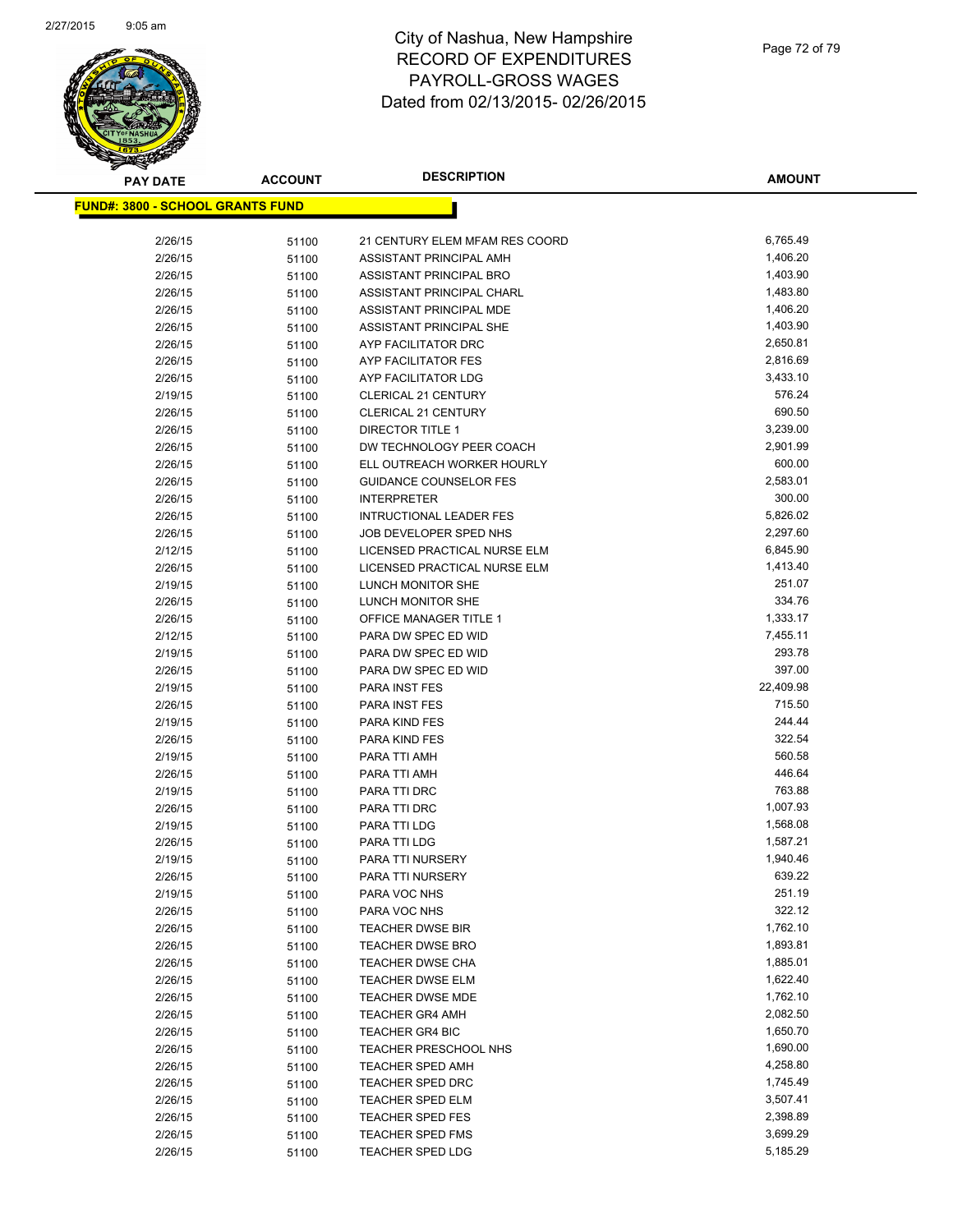# City of Nashua, New Hampshire
# RECORD OF EXPENDITURES
# PAYROLL-GROSS WAGES
# Dated from 02/13/2015- 02/26/2015

**FUND#: 3800 - SCHOOL GRANTS FUND**

| PAY DATE | ACCOUNT | DESCRIPTION | AMOUNT |
|---|---|---|---|
| 2/26/15 | 51100 | 21 CENTURY ELEM MFAM RES COORD | 6,765.49 |
| 2/26/15 | 51100 | ASSISTANT PRINCIPAL AMH | 1,406.20 |
| 2/26/15 | 51100 | ASSISTANT PRINCIPAL BRO | 1,403.90 |
| 2/26/15 | 51100 | ASSISTANT PRINCIPAL CHARL | 1,483.80 |
| 2/26/15 | 51100 | ASSISTANT PRINCIPAL MDE | 1,406.20 |
| 2/26/15 | 51100 | ASSISTANT PRINCIPAL SHE | 1,403.90 |
| 2/26/15 | 51100 | AYP FACILITATOR DRC | 2,650.81 |
| 2/26/15 | 51100 | AYP FACILITATOR FES | 2,816.69 |
| 2/26/15 | 51100 | AYP FACILITATOR LDG | 3,433.10 |
| 2/19/15 | 51100 | CLERICAL 21 CENTURY | 576.24 |
| 2/26/15 | 51100 | CLERICAL 21 CENTURY | 690.50 |
| 2/26/15 | 51100 | DIRECTOR TITLE 1 | 3,239.00 |
| 2/26/15 | 51100 | DW TECHNOLOGY PEER COACH | 2,901.99 |
| 2/26/15 | 51100 | ELL OUTREACH WORKER HOURLY | 600.00 |
| 2/26/15 | 51100 | GUIDANCE COUNSELOR FES | 2,583.01 |
| 2/26/15 | 51100 | INTERPRETER | 300.00 |
| 2/26/15 | 51100 | INTRUCTIONAL LEADER FES | 5,826.02 |
| 2/26/15 | 51100 | JOB DEVELOPER SPED NHS | 2,297.60 |
| 2/12/15 | 51100 | LICENSED PRACTICAL NURSE ELM | 6,845.90 |
| 2/26/15 | 51100 | LICENSED PRACTICAL NURSE ELM | 1,413.40 |
| 2/19/15 | 51100 | LUNCH MONITOR SHE | 251.07 |
| 2/26/15 | 51100 | LUNCH MONITOR SHE | 334.76 |
| 2/26/15 | 51100 | OFFICE MANAGER TITLE 1 | 1,333.17 |
| 2/12/15 | 51100 | PARA DW SPEC ED WID | 7,455.11 |
| 2/19/15 | 51100 | PARA DW SPEC ED WID | 293.78 |
| 2/26/15 | 51100 | PARA DW SPEC ED WID | 397.00 |
| 2/19/15 | 51100 | PARA INST FES | 22,409.98 |
| 2/26/15 | 51100 | PARA INST FES | 715.50 |
| 2/19/15 | 51100 | PARA KIND FES | 244.44 |
| 2/26/15 | 51100 | PARA KIND FES | 322.54 |
| 2/19/15 | 51100 | PARA TTI AMH | 560.58 |
| 2/26/15 | 51100 | PARA TTI AMH | 446.64 |
| 2/19/15 | 51100 | PARA TTI DRC | 763.88 |
| 2/26/15 | 51100 | PARA TTI DRC | 1,007.93 |
| 2/19/15 | 51100 | PARA TTI LDG | 1,568.08 |
| 2/26/15 | 51100 | PARA TTI LDG | 1,587.21 |
| 2/19/15 | 51100 | PARA TTI NURSERY | 1,940.46 |
| 2/26/15 | 51100 | PARA TTI NURSERY | 639.22 |
| 2/19/15 | 51100 | PARA VOC NHS | 251.19 |
| 2/26/15 | 51100 | PARA VOC NHS | 322.12 |
| 2/26/15 | 51100 | TEACHER DWSE BIR | 1,762.10 |
| 2/26/15 | 51100 | TEACHER DWSE BRO | 1,893.81 |
| 2/26/15 | 51100 | TEACHER DWSE CHA | 1,885.01 |
| 2/26/15 | 51100 | TEACHER DWSE ELM | 1,622.40 |
| 2/26/15 | 51100 | TEACHER DWSE MDE | 1,762.10 |
| 2/26/15 | 51100 | TEACHER GR4 AMH | 2,082.50 |
| 2/26/15 | 51100 | TEACHER GR4 BIC | 1,650.70 |
| 2/26/15 | 51100 | TEACHER PRESCHOOL NHS | 1,690.00 |
| 2/26/15 | 51100 | TEACHER SPED AMH | 4,258.80 |
| 2/26/15 | 51100 | TEACHER SPED DRC | 1,745.49 |
| 2/26/15 | 51100 | TEACHER SPED ELM | 3,507.41 |
| 2/26/15 | 51100 | TEACHER SPED FES | 2,398.89 |
| 2/26/15 | 51100 | TEACHER SPED FMS | 3,699.29 |
| 2/26/15 | 51100 | TEACHER SPED LDG | 5,185.29 |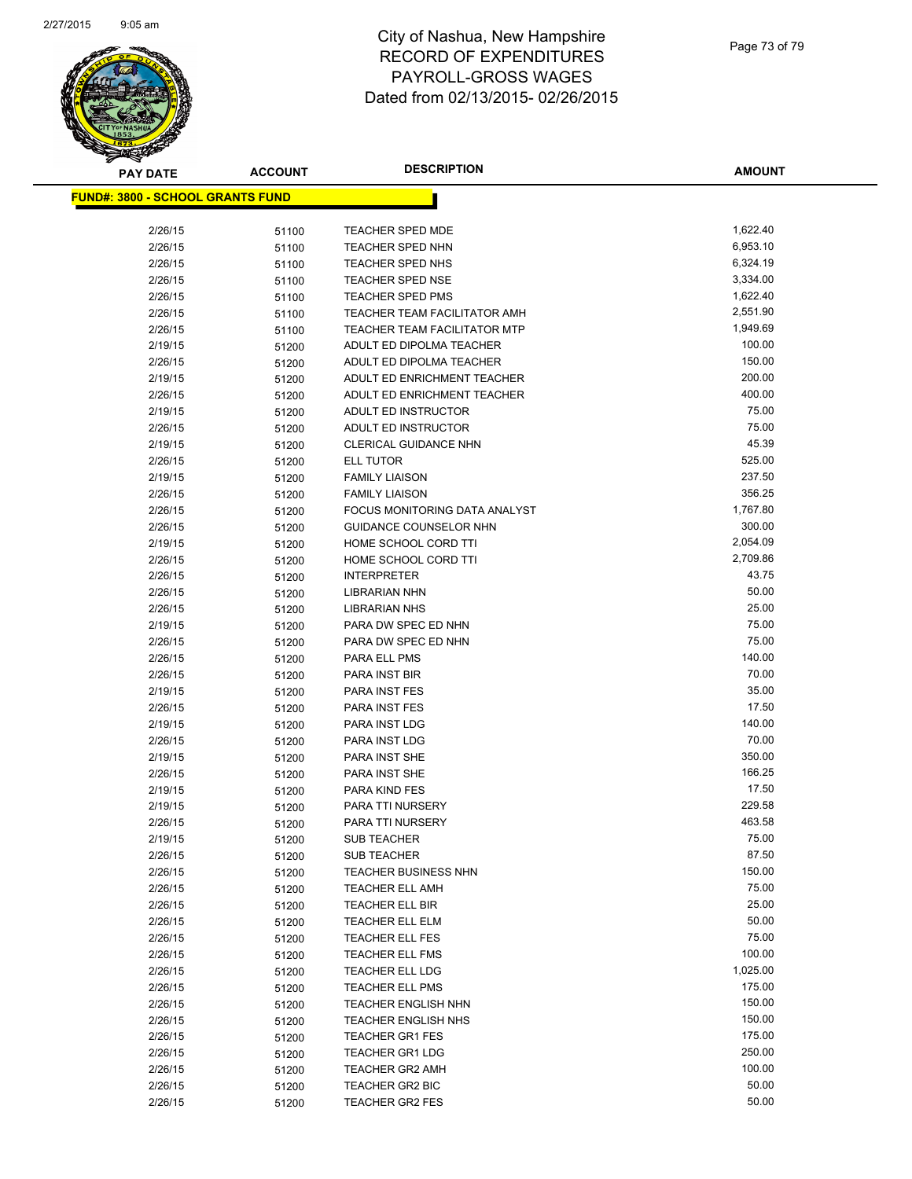# City of Nashua, New Hampshire
## RECORD OF EXPENDITURES
## PAYROLL-GROSS WAGES
## Dated from 02/13/2015- 02/26/2015

**FUND#: 3800 - SCHOOL GRANTS FUND**

| PAY DATE | ACCOUNT | DESCRIPTION | AMOUNT |
|---|---|---|---|
| 2/26/15 | 51100 | TEACHER SPED MDE | 1,622.40 |
| 2/26/15 | 51100 | TEACHER SPED NHN | 6,953.10 |
| 2/26/15 | 51100 | TEACHER SPED NHS | 6,324.19 |
| 2/26/15 | 51100 | TEACHER SPED NSE | 3,334.00 |
| 2/26/15 | 51100 | TEACHER SPED PMS | 1,622.40 |
| 2/26/15 | 51100 | TEACHER TEAM FACILITATOR AMH | 2,551.90 |
| 2/26/15 | 51100 | TEACHER TEAM FACILITATOR MTP | 1,949.69 |
| 2/19/15 | 51200 | ADULT ED DIPOLMA TEACHER | 100.00 |
| 2/26/15 | 51200 | ADULT ED DIPOLMA TEACHER | 150.00 |
| 2/19/15 | 51200 | ADULT ED ENRICHMENT TEACHER | 200.00 |
| 2/26/15 | 51200 | ADULT ED ENRICHMENT TEACHER | 400.00 |
| 2/19/15 | 51200 | ADULT ED INSTRUCTOR | 75.00 |
| 2/26/15 | 51200 | ADULT ED INSTRUCTOR | 75.00 |
| 2/19/15 | 51200 | CLERICAL GUIDANCE NHN | 45.39 |
| 2/26/15 | 51200 | ELL TUTOR | 525.00 |
| 2/19/15 | 51200 | FAMILY LIAISON | 237.50 |
| 2/26/15 | 51200 | FAMILY LIAISON | 356.25 |
| 2/26/15 | 51200 | FOCUS MONITORING DATA ANALYST | 1,767.80 |
| 2/26/15 | 51200 | GUIDANCE COUNSELOR NHN | 300.00 |
| 2/19/15 | 51200 | HOME SCHOOL CORD TTI | 2,054.09 |
| 2/26/15 | 51200 | HOME SCHOOL CORD TTI | 2,709.86 |
| 2/26/15 | 51200 | INTERPRETER | 43.75 |
| 2/26/15 | 51200 | LIBRARIAN NHN | 50.00 |
| 2/26/15 | 51200 | LIBRARIAN NHS | 25.00 |
| 2/19/15 | 51200 | PARA DW SPEC ED NHN | 75.00 |
| 2/26/15 | 51200 | PARA DW SPEC ED NHN | 75.00 |
| 2/26/15 | 51200 | PARA ELL PMS | 140.00 |
| 2/26/15 | 51200 | PARA INST BIR | 70.00 |
| 2/19/15 | 51200 | PARA INST FES | 35.00 |
| 2/26/15 | 51200 | PARA INST FES | 17.50 |
| 2/19/15 | 51200 | PARA INST LDG | 140.00 |
| 2/26/15 | 51200 | PARA INST LDG | 70.00 |
| 2/19/15 | 51200 | PARA INST SHE | 350.00 |
| 2/26/15 | 51200 | PARA INST SHE | 166.25 |
| 2/19/15 | 51200 | PARA KIND FES | 17.50 |
| 2/19/15 | 51200 | PARA TTI NURSERY | 229.58 |
| 2/26/15 | 51200 | PARA TTI NURSERY | 463.58 |
| 2/19/15 | 51200 | SUB TEACHER | 75.00 |
| 2/26/15 | 51200 | SUB TEACHER | 87.50 |
| 2/26/15 | 51200 | TEACHER BUSINESS NHN | 150.00 |
| 2/26/15 | 51200 | TEACHER ELL AMH | 75.00 |
| 2/26/15 | 51200 | TEACHER ELL BIR | 25.00 |
| 2/26/15 | 51200 | TEACHER ELL ELM | 50.00 |
| 2/26/15 | 51200 | TEACHER ELL FES | 75.00 |
| 2/26/15 | 51200 | TEACHER ELL FMS | 100.00 |
| 2/26/15 | 51200 | TEACHER ELL LDG | 1,025.00 |
| 2/26/15 | 51200 | TEACHER ELL PMS | 175.00 |
| 2/26/15 | 51200 | TEACHER ENGLISH NHN | 150.00 |
| 2/26/15 | 51200 | TEACHER ENGLISH NHS | 150.00 |
| 2/26/15 | 51200 | TEACHER GR1 FES | 175.00 |
| 2/26/15 | 51200 | TEACHER GR1 LDG | 250.00 |
| 2/26/15 | 51200 | TEACHER GR2 AMH | 100.00 |
| 2/26/15 | 51200 | TEACHER GR2 BIC | 50.00 |
| 2/26/15 | 51200 | TEACHER GR2 FES | 50.00 |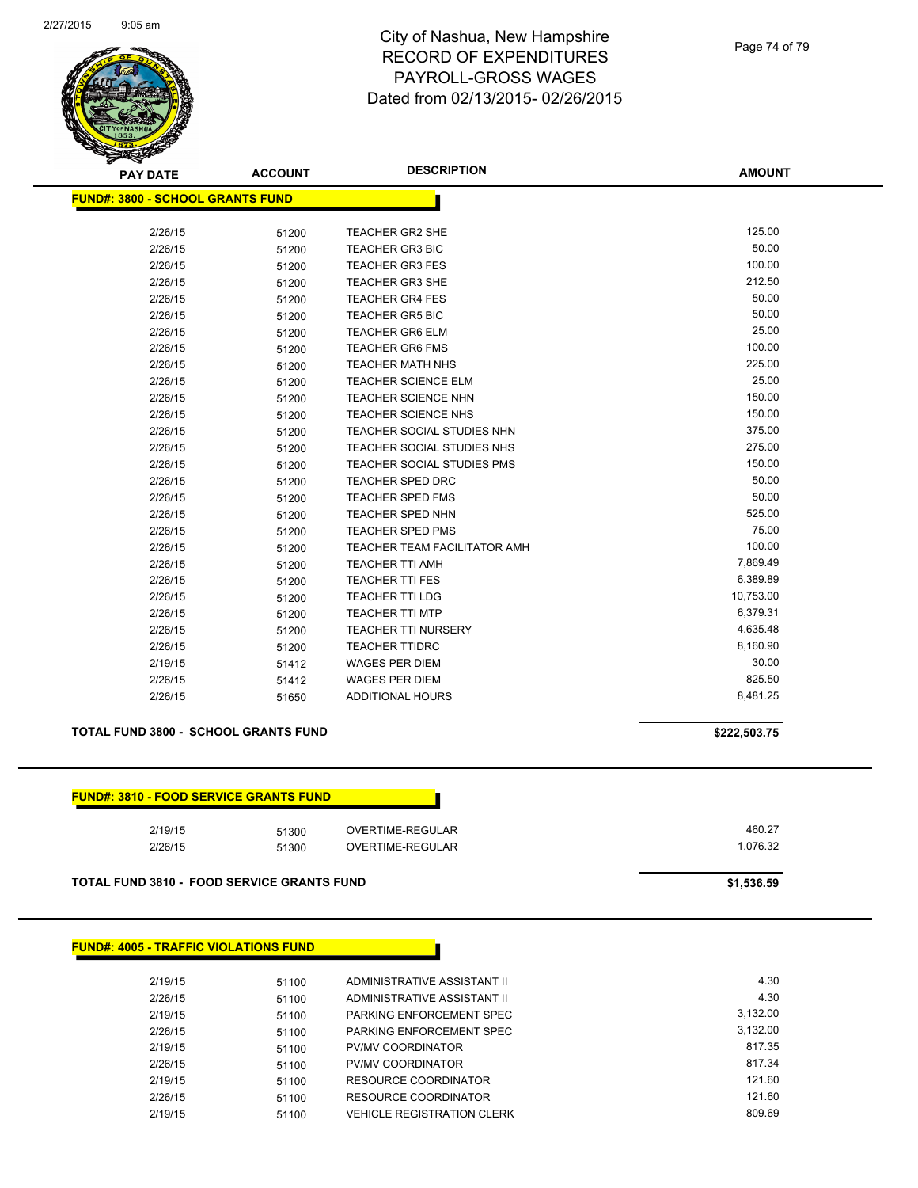# City of Nashua, New Hampshire
## RECORD OF EXPENDITURES
## PAYROLL-GROSS WAGES
## Dated from 02/13/2015- 02/26/2015

| PAY DATE | ACCOUNT | DESCRIPTION | AMOUNT |
|---|---|---|---|
| **FUND#: 3800 - SCHOOL GRANTS FUND** | | | |
| 2/26/15 | 51200 | TEACHER GR2 SHE | 125.00 |
| 2/26/15 | 51200 | TEACHER GR3 BIC | 50.00 |
| 2/26/15 | 51200 | TEACHER GR3 FES | 100.00 |
| 2/26/15 | 51200 | TEACHER GR3 SHE | 212.50 |
| 2/26/15 | 51200 | TEACHER GR4 FES | 50.00 |
| 2/26/15 | 51200 | TEACHER GR5 BIC | 50.00 |
| 2/26/15 | 51200 | TEACHER GR6 ELM | 25.00 |
| 2/26/15 | 51200 | TEACHER GR6 FMS | 100.00 |
| 2/26/15 | 51200 | TEACHER MATH NHS | 225.00 |
| 2/26/15 | 51200 | TEACHER SCIENCE ELM | 25.00 |
| 2/26/15 | 51200 | TEACHER SCIENCE NHN | 150.00 |
| 2/26/15 | 51200 | TEACHER SCIENCE NHS | 150.00 |
| 2/26/15 | 51200 | TEACHER SOCIAL STUDIES NHN | 375.00 |
| 2/26/15 | 51200 | TEACHER SOCIAL STUDIES NHS | 275.00 |
| 2/26/15 | 51200 | TEACHER SOCIAL STUDIES PMS | 150.00 |
| 2/26/15 | 51200 | TEACHER SPED DRC | 50.00 |
| 2/26/15 | 51200 | TEACHER SPED FMS | 50.00 |
| 2/26/15 | 51200 | TEACHER SPED NHN | 525.00 |
| 2/26/15 | 51200 | TEACHER SPED PMS | 75.00 |
| 2/26/15 | 51200 | TEACHER TEAM FACILITATOR AMH | 100.00 |
| 2/26/15 | 51200 | TEACHER TTI AMH | 7,869.49 |
| 2/26/15 | 51200 | TEACHER TTI FES | 6,389.89 |
| 2/26/15 | 51200 | TEACHER TTI LDG | 10,753.00 |
| 2/26/15 | 51200 | TEACHER TTI MTP | 6,379.31 |
| 2/26/15 | 51200 | TEACHER TTI NURSERY | 4,635.48 |
| 2/26/15 | 51200 | TEACHER TTIDRC | 8,160.90 |
| 2/19/15 | 51412 | WAGES PER DIEM | 30.00 |
| 2/26/15 | 51412 | WAGES PER DIEM | 825.50 |
| 2/26/15 | 51650 | ADDITIONAL HOURS | 8,481.25 |
| **TOTAL FUND 3800 - SCHOOL GRANTS FUND** | | | **$222,503.75** |

| PAY DATE | ACCOUNT | DESCRIPTION | AMOUNT |
|---|---|---|---|
| **FUND#: 3810 - FOOD SERVICE GRANTS FUND** | | | |
| 2/19/15 | 51300 | OVERTIME-REGULAR | 460.27 |
| 2/26/15 | 51300 | OVERTIME-REGULAR | 1,076.32 |
| **TOTAL FUND 3810 - FOOD SERVICE GRANTS FUND** | | | **$1,536.59** |

| PAY DATE | ACCOUNT | DESCRIPTION | AMOUNT |
|---|---|---|---|
| **FUND#: 4005 - TRAFFIC VIOLATIONS FUND** | | | |
| 2/19/15 | 51100 | ADMINISTRATIVE ASSISTANT II | 4.30 |
| 2/26/15 | 51100 | ADMINISTRATIVE ASSISTANT II | 4.30 |
| 2/19/15 | 51100 | PARKING ENFORCEMENT SPEC | 3,132.00 |
| 2/26/15 | 51100 | PARKING ENFORCEMENT SPEC | 3,132.00 |
| 2/19/15 | 51100 | PV/MV COORDINATOR | 817.35 |
| 2/26/15 | 51100 | PV/MV COORDINATOR | 817.34 |
| 2/19/15 | 51100 | RESOURCE COORDINATOR | 121.60 |
| 2/26/15 | 51100 | RESOURCE COORDINATOR | 121.60 |
| 2/19/15 | 51100 | VEHICLE REGISTRATION CLERK | 809.69 |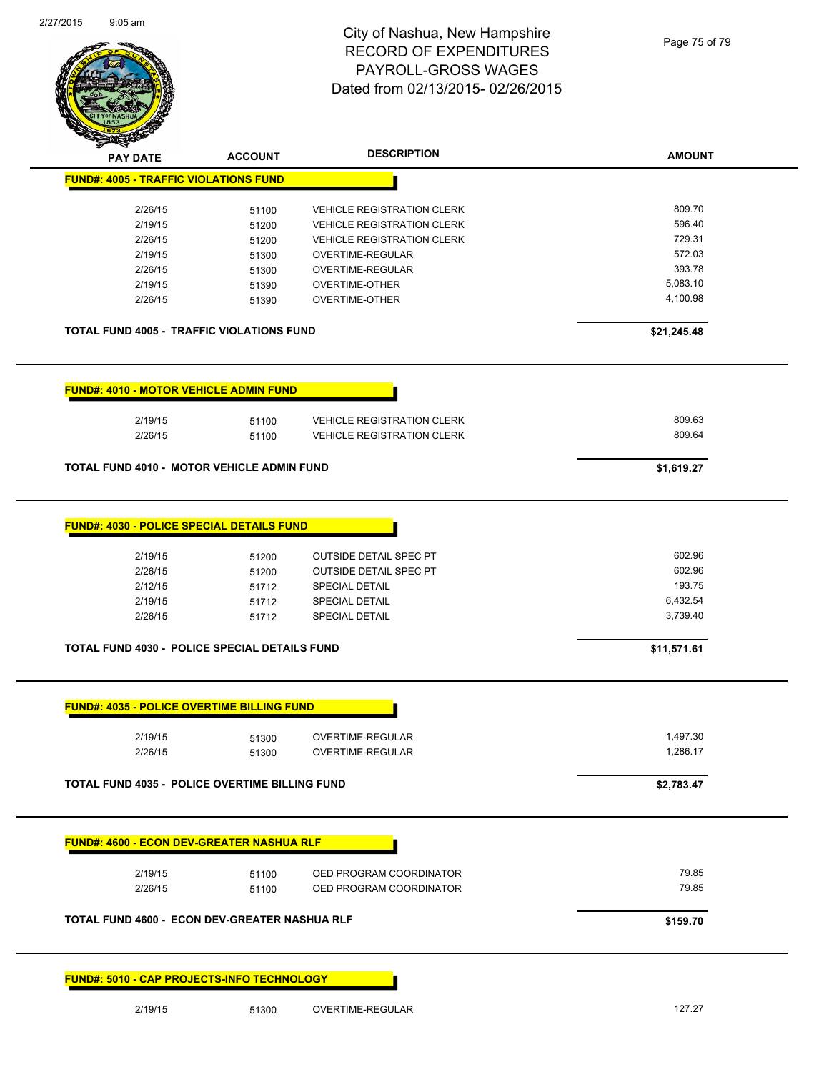# City of Nashua, New Hampshire
## RECORD OF EXPENDITURES
## PAYROLL-GROSS WAGES
## Dated from 02/13/2015- 02/26/2015

### FUND#: 4005 - TRAFFIC VIOLATIONS FUND

| PAY DATE | ACCOUNT | DESCRIPTION | AMOUNT |
|---|---|---|---|
| 2/26/15 | 51100 | VEHICLE REGISTRATION CLERK | 809.70 |
| 2/19/15 | 51200 | VEHICLE REGISTRATION CLERK | 596.40 |
| 2/26/15 | 51200 | VEHICLE REGISTRATION CLERK | 729.31 |
| 2/19/15 | 51300 | OVERTIME-REGULAR | 572.03 |
| 2/26/15 | 51300 | OVERTIME-REGULAR | 393.78 |
| 2/19/15 | 51390 | OVERTIME-OTHER | 5,083.10 |
| 2/26/15 | 51390 | OVERTIME-OTHER | 4,100.98 |

**TOTAL FUND 4005 - TRAFFIC VIOLATIONS FUND** **$21,245.48**

### FUND#: 4010 - MOTOR VEHICLE ADMIN FUND

| PAY DATE | ACCOUNT | DESCRIPTION | AMOUNT |
|---|---|---|---|
| 2/19/15 | 51100 | VEHICLE REGISTRATION CLERK | 809.63 |
| 2/26/15 | 51100 | VEHICLE REGISTRATION CLERK | 809.64 |

**TOTAL FUND 4010 - MOTOR VEHICLE ADMIN FUND** **$1,619.27**

### FUND#: 4030 - POLICE SPECIAL DETAILS FUND

| PAY DATE | ACCOUNT | DESCRIPTION | AMOUNT |
|---|---|---|---|
| 2/19/15 | 51200 | OUTSIDE DETAIL SPEC PT | 602.96 |
| 2/26/15 | 51200 | OUTSIDE DETAIL SPEC PT | 602.96 |
| 2/12/15 | 51712 | SPECIAL DETAIL | 193.75 |
| 2/19/15 | 51712 | SPECIAL DETAIL | 6,432.54 |
| 2/26/15 | 51712 | SPECIAL DETAIL | 3,739.40 |

**TOTAL FUND 4030 - POLICE SPECIAL DETAILS FUND** **$11,571.61**

### FUND#: 4035 - POLICE OVERTIME BILLING FUND

| PAY DATE | ACCOUNT | DESCRIPTION | AMOUNT |
|---|---|---|---|
| 2/19/15 | 51300 | OVERTIME-REGULAR | 1,497.30 |
| 2/26/15 | 51300 | OVERTIME-REGULAR | 1,286.17 |

**TOTAL FUND 4035 - POLICE OVERTIME BILLING FUND** **$2,783.47**

### FUND#: 4600 - ECON DEV-GREATER NASHUA RLF

| PAY DATE | ACCOUNT | DESCRIPTION | AMOUNT |
|---|---|---|---|
| 2/19/15 | 51100 | OED PROGRAM COORDINATOR | 79.85 |
| 2/26/15 | 51100 | OED PROGRAM COORDINATOR | 79.85 |

**TOTAL FUND 4600 - ECON DEV-GREATER NASHUA RLF** **$159.70**

### FUND#: 5010 - CAP PROJECTS-INFO TECHNOLOGY

| PAY DATE | ACCOUNT | DESCRIPTION | AMOUNT |
|---|---|---|---|
| 2/19/15 | 51300 | OVERTIME-REGULAR | 127.27 |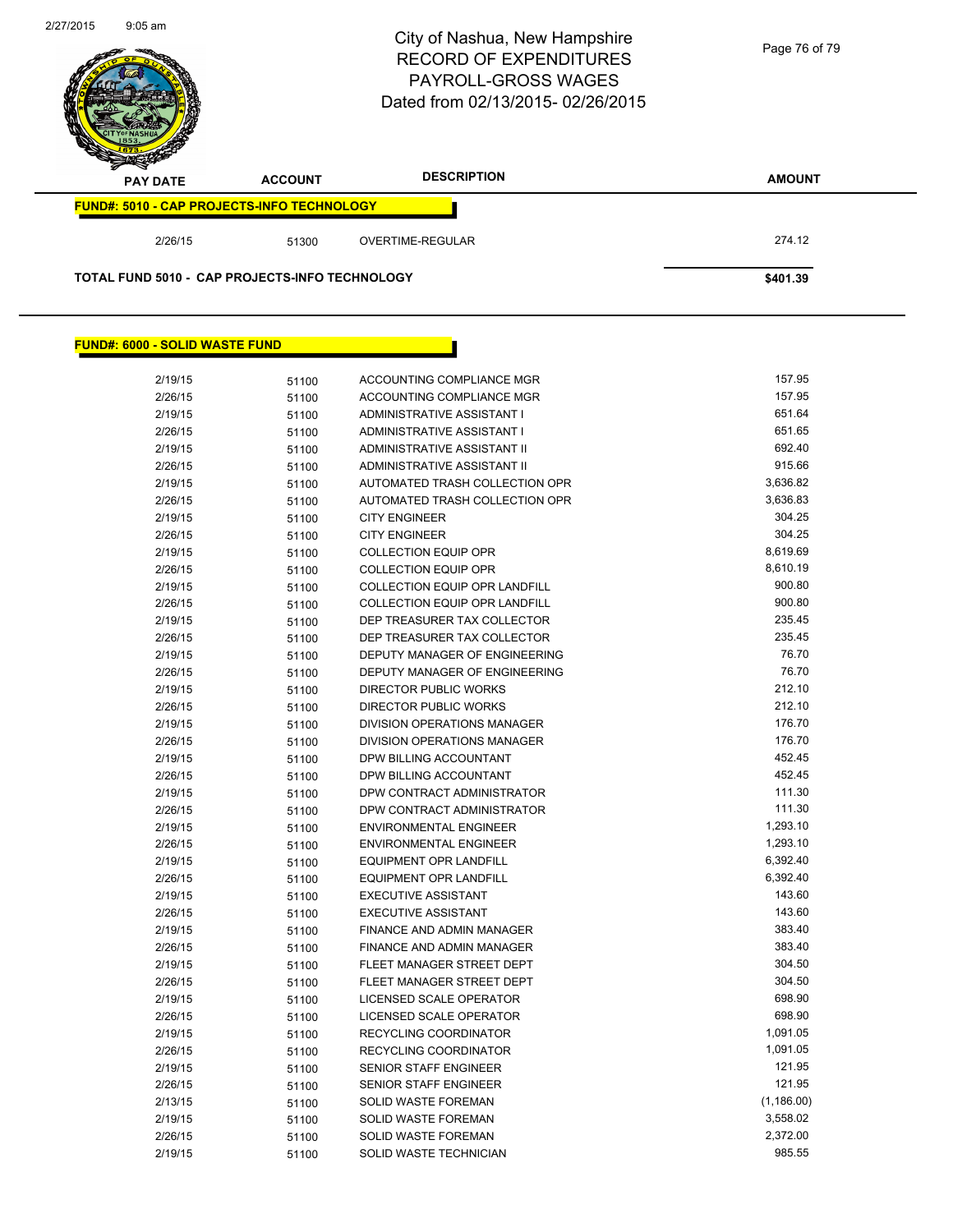# City of Nashua, New Hampshire
## RECORD OF EXPENDITURES
## PAYROLL-GROSS WAGES
## Dated from 02/13/2015- 02/26/2015

| PAY DATE | ACCOUNT | DESCRIPTION | AMOUNT |
|---|---|---|---|
| **FUND#: 5010 - CAP PROJECTS-INFO TECHNOLOGY** | | | |
| 2/26/15 | 51300 | OVERTIME-REGULAR | 274.12 |
| **TOTAL FUND 5010 - CAP PROJECTS-INFO TECHNOLOGY** | | | **$401.39** |

**FUND#: 6000 - SOLID WASTE FUND**

| PAY DATE | ACCOUNT | DESCRIPTION | AMOUNT |
|---|---|---|---|
| 2/19/15 | 51100 | ACCOUNTING COMPLIANCE MGR | 157.95 |
| 2/26/15 | 51100 | ACCOUNTING COMPLIANCE MGR | 157.95 |
| 2/19/15 | 51100 | ADMINISTRATIVE ASSISTANT I | 651.64 |
| 2/26/15 | 51100 | ADMINISTRATIVE ASSISTANT I | 651.65 |
| 2/19/15 | 51100 | ADMINISTRATIVE ASSISTANT II | 692.40 |
| 2/26/15 | 51100 | ADMINISTRATIVE ASSISTANT II | 915.66 |
| 2/19/15 | 51100 | AUTOMATED TRASH COLLECTION OPR | 3,636.82 |
| 2/26/15 | 51100 | AUTOMATED TRASH COLLECTION OPR | 3,636.83 |
| 2/19/15 | 51100 | CITY ENGINEER | 304.25 |
| 2/26/15 | 51100 | CITY ENGINEER | 304.25 |
| 2/19/15 | 51100 | COLLECTION EQUIP OPR | 8,619.69 |
| 2/26/15 | 51100 | COLLECTION EQUIP OPR | 8,610.19 |
| 2/19/15 | 51100 | COLLECTION EQUIP OPR LANDFILL | 900.80 |
| 2/26/15 | 51100 | COLLECTION EQUIP OPR LANDFILL | 900.80 |
| 2/19/15 | 51100 | DEP TREASURER TAX COLLECTOR | 235.45 |
| 2/26/15 | 51100 | DEP TREASURER TAX COLLECTOR | 235.45 |
| 2/19/15 | 51100 | DEPUTY MANAGER OF ENGINEERING | 76.70 |
| 2/26/15 | 51100 | DEPUTY MANAGER OF ENGINEERING | 76.70 |
| 2/19/15 | 51100 | DIRECTOR PUBLIC WORKS | 212.10 |
| 2/26/15 | 51100 | DIRECTOR PUBLIC WORKS | 212.10 |
| 2/19/15 | 51100 | DIVISION OPERATIONS MANAGER | 176.70 |
| 2/26/15 | 51100 | DIVISION OPERATIONS MANAGER | 176.70 |
| 2/19/15 | 51100 | DPW BILLING ACCOUNTANT | 452.45 |
| 2/26/15 | 51100 | DPW BILLING ACCOUNTANT | 452.45 |
| 2/19/15 | 51100 | DPW CONTRACT ADMINISTRATOR | 111.30 |
| 2/26/15 | 51100 | DPW CONTRACT ADMINISTRATOR | 111.30 |
| 2/19/15 | 51100 | ENVIRONMENTAL ENGINEER | 1,293.10 |
| 2/26/15 | 51100 | ENVIRONMENTAL ENGINEER | 1,293.10 |
| 2/19/15 | 51100 | EQUIPMENT OPR LANDFILL | 6,392.40 |
| 2/26/15 | 51100 | EQUIPMENT OPR LANDFILL | 6,392.40 |
| 2/19/15 | 51100 | EXECUTIVE ASSISTANT | 143.60 |
| 2/26/15 | 51100 | EXECUTIVE ASSISTANT | 143.60 |
| 2/19/15 | 51100 | FINANCE AND ADMIN MANAGER | 383.40 |
| 2/26/15 | 51100 | FINANCE AND ADMIN MANAGER | 383.40 |
| 2/19/15 | 51100 | FLEET MANAGER STREET DEPT | 304.50 |
| 2/26/15 | 51100 | FLEET MANAGER STREET DEPT | 304.50 |
| 2/19/15 | 51100 | LICENSED SCALE OPERATOR | 698.90 |
| 2/26/15 | 51100 | LICENSED SCALE OPERATOR | 698.90 |
| 2/19/15 | 51100 | RECYCLING COORDINATOR | 1,091.05 |
| 2/26/15 | 51100 | RECYCLING COORDINATOR | 1,091.05 |
| 2/19/15 | 51100 | SENIOR STAFF ENGINEER | 121.95 |
| 2/26/15 | 51100 | SENIOR STAFF ENGINEER | 121.95 |
| 2/13/15 | 51100 | SOLID WASTE FOREMAN | (1,186.00) |
| 2/19/15 | 51100 | SOLID WASTE FOREMAN | 3,558.02 |
| 2/26/15 | 51100 | SOLID WASTE FOREMAN | 2,372.00 |
| 2/19/15 | 51100 | SOLID WASTE TECHNICIAN | 985.55 |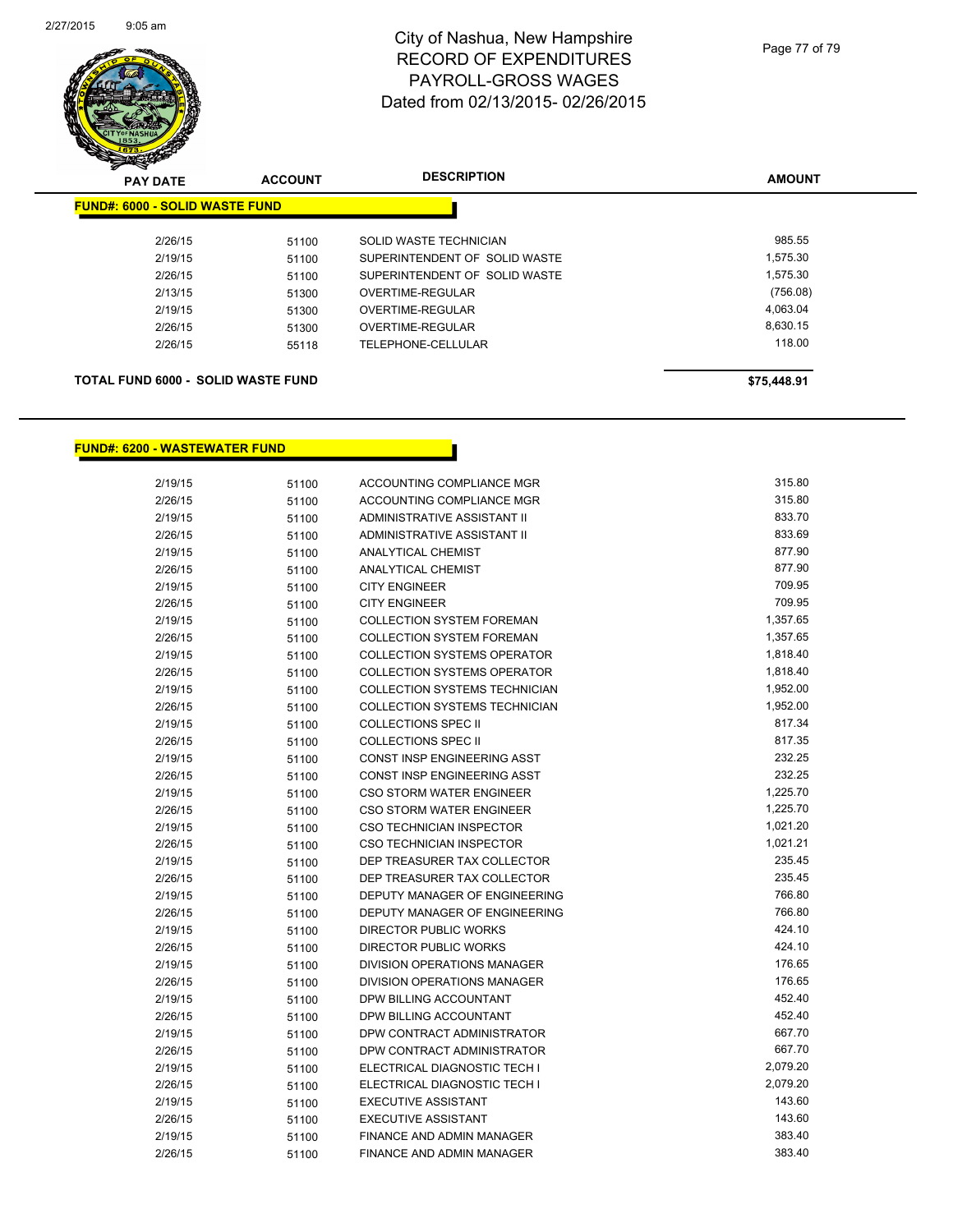# City of Nashua, New Hampshire
# RECORD OF EXPENDITURES
# PAYROLL-GROSS WAGES
# Dated from 02/13/2015- 02/26/2015

| PAY DATE | ACCOUNT | DESCRIPTION | AMOUNT |
|---|---|---|---|

**FUND#: 6000 - SOLID WASTE FUND**

| PAY DATE | ACCOUNT | DESCRIPTION | AMOUNT |
|---|---|---|---|
| 2/26/15 | 51100 | SOLID WASTE TECHNICIAN | 985.55 |
| 2/19/15 | 51100 | SUPERINTENDENT OF SOLID WASTE | 1,575.30 |
| 2/26/15 | 51100 | SUPERINTENDENT OF SOLID WASTE | 1,575.30 |
| 2/13/15 | 51300 | OVERTIME-REGULAR | (756.08) |
| 2/19/15 | 51300 | OVERTIME-REGULAR | 4,063.04 |
| 2/26/15 | 51300 | OVERTIME-REGULAR | 8,630.15 |
| 2/26/15 | 55118 | TELEPHONE-CELLULAR | 118.00 |

**TOTAL FUND 6000 - SOLID WASTE FUND** **$75,448.91**

**FUND#: 6200 - WASTEWATER FUND**

| PAY DATE | ACCOUNT | DESCRIPTION | AMOUNT |
|---|---|---|---|
| 2/19/15 | 51100 | ACCOUNTING COMPLIANCE MGR | 315.80 |
| 2/26/15 | 51100 | ACCOUNTING COMPLIANCE MGR | 315.80 |
| 2/19/15 | 51100 | ADMINISTRATIVE ASSISTANT II | 833.70 |
| 2/26/15 | 51100 | ADMINISTRATIVE ASSISTANT II | 833.69 |
| 2/19/15 | 51100 | ANALYTICAL CHEMIST | 877.90 |
| 2/26/15 | 51100 | ANALYTICAL CHEMIST | 877.90 |
| 2/19/15 | 51100 | CITY ENGINEER | 709.95 |
| 2/26/15 | 51100 | CITY ENGINEER | 709.95 |
| 2/19/15 | 51100 | COLLECTION SYSTEM FOREMAN | 1,357.65 |
| 2/26/15 | 51100 | COLLECTION SYSTEM FOREMAN | 1,357.65 |
| 2/19/15 | 51100 | COLLECTION SYSTEMS OPERATOR | 1,818.40 |
| 2/26/15 | 51100 | COLLECTION SYSTEMS OPERATOR | 1,818.40 |
| 2/19/15 | 51100 | COLLECTION SYSTEMS TECHNICIAN | 1,952.00 |
| 2/26/15 | 51100 | COLLECTION SYSTEMS TECHNICIAN | 1,952.00 |
| 2/19/15 | 51100 | COLLECTIONS SPEC II | 817.34 |
| 2/26/15 | 51100 | COLLECTIONS SPEC II | 817.35 |
| 2/19/15 | 51100 | CONST INSP ENGINEERING ASST | 232.25 |
| 2/26/15 | 51100 | CONST INSP ENGINEERING ASST | 232.25 |
| 2/19/15 | 51100 | CSO STORM WATER ENGINEER | 1,225.70 |
| 2/26/15 | 51100 | CSO STORM WATER ENGINEER | 1,225.70 |
| 2/19/15 | 51100 | CSO TECHNICIAN INSPECTOR | 1,021.20 |
| 2/26/15 | 51100 | CSO TECHNICIAN INSPECTOR | 1,021.21 |
| 2/19/15 | 51100 | DEP TREASURER TAX COLLECTOR | 235.45 |
| 2/26/15 | 51100 | DEP TREASURER TAX COLLECTOR | 235.45 |
| 2/19/15 | 51100 | DEPUTY MANAGER OF ENGINEERING | 766.80 |
| 2/26/15 | 51100 | DEPUTY MANAGER OF ENGINEERING | 766.80 |
| 2/19/15 | 51100 | DIRECTOR PUBLIC WORKS | 424.10 |
| 2/26/15 | 51100 | DIRECTOR PUBLIC WORKS | 424.10 |
| 2/19/15 | 51100 | DIVISION OPERATIONS MANAGER | 176.65 |
| 2/26/15 | 51100 | DIVISION OPERATIONS MANAGER | 176.65 |
| 2/19/15 | 51100 | DPW BILLING ACCOUNTANT | 452.40 |
| 2/26/15 | 51100 | DPW BILLING ACCOUNTANT | 452.40 |
| 2/19/15 | 51100 | DPW CONTRACT ADMINISTRATOR | 667.70 |
| 2/26/15 | 51100 | DPW CONTRACT ADMINISTRATOR | 667.70 |
| 2/19/15 | 51100 | ELECTRICAL DIAGNOSTIC TECH I | 2,079.20 |
| 2/26/15 | 51100 | ELECTRICAL DIAGNOSTIC TECH I | 2,079.20 |
| 2/19/15 | 51100 | EXECUTIVE ASSISTANT | 143.60 |
| 2/26/15 | 51100 | EXECUTIVE ASSISTANT | 143.60 |
| 2/19/15 | 51100 | FINANCE AND ADMIN MANAGER | 383.40 |
| 2/26/15 | 51100 | FINANCE AND ADMIN MANAGER | 383.40 |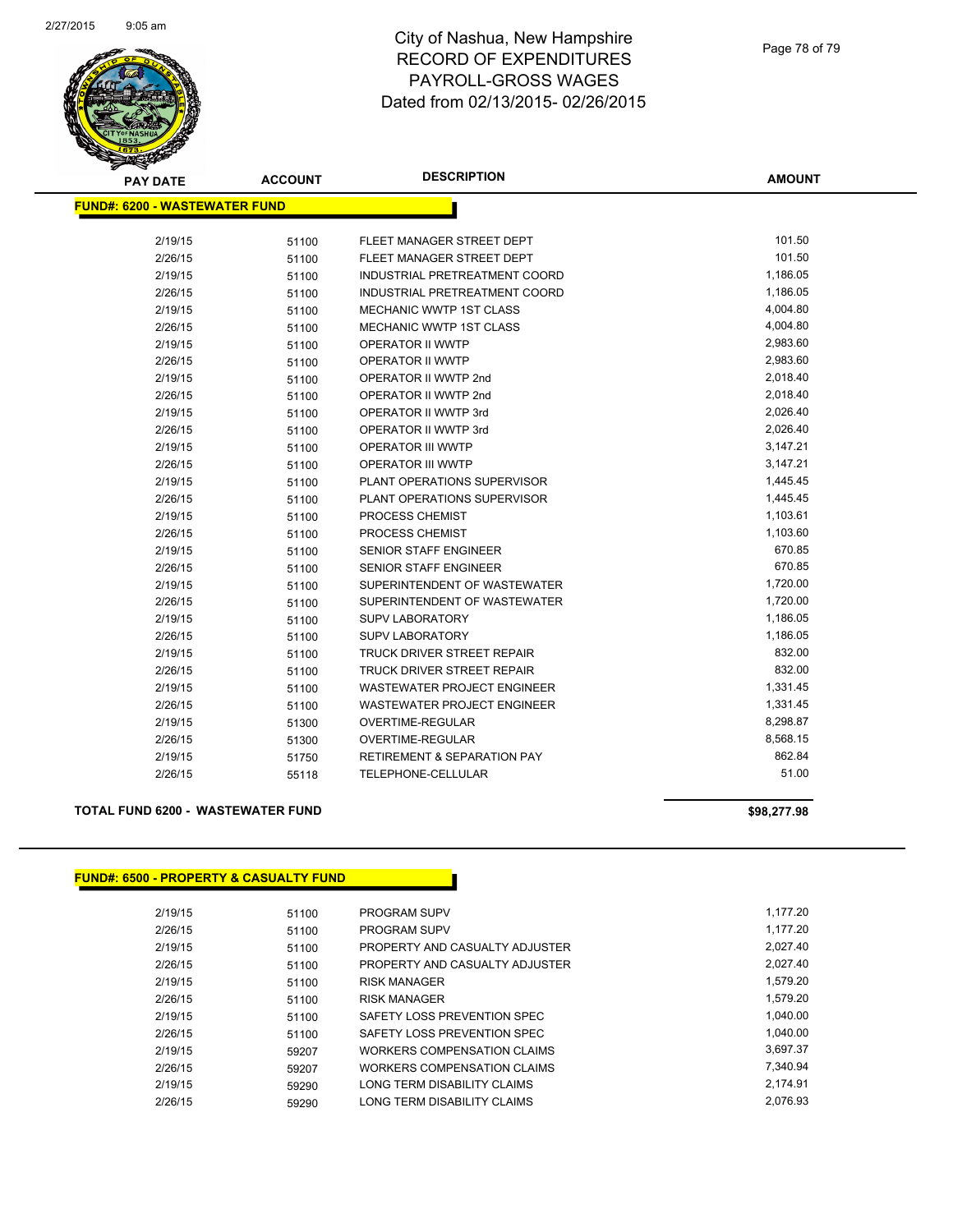# City of Nashua, New Hampshire
# RECORD OF EXPENDITURES
# PAYROLL-GROSS WAGES
# Dated from 02/13/2015- 02/26/2015

| PAY DATE | ACCOUNT | DESCRIPTION | AMOUNT |
|---|---|---|---|
| **FUND#: 6200 - WASTEWATER FUND** | | | |
| 2/19/15 | 51100 | FLEET MANAGER STREET DEPT | 101.50 |
| 2/26/15 | 51100 | FLEET MANAGER STREET DEPT | 101.50 |
| 2/19/15 | 51100 | INDUSTRIAL PRETREATMENT COORD | 1,186.05 |
| 2/26/15 | 51100 | INDUSTRIAL PRETREATMENT COORD | 1,186.05 |
| 2/19/15 | 51100 | MECHANIC WWTP 1ST CLASS | 4,004.80 |
| 2/26/15 | 51100 | MECHANIC WWTP 1ST CLASS | 4,004.80 |
| 2/19/15 | 51100 | OPERATOR II WWTP | 2,983.60 |
| 2/26/15 | 51100 | OPERATOR II WWTP | 2,983.60 |
| 2/19/15 | 51100 | OPERATOR II WWTP 2nd | 2,018.40 |
| 2/26/15 | 51100 | OPERATOR II WWTP 2nd | 2,018.40 |
| 2/19/15 | 51100 | OPERATOR II WWTP 3rd | 2,026.40 |
| 2/26/15 | 51100 | OPERATOR II WWTP 3rd | 2,026.40 |
| 2/19/15 | 51100 | OPERATOR III WWTP | 3,147.21 |
| 2/26/15 | 51100 | OPERATOR III WWTP | 3,147.21 |
| 2/19/15 | 51100 | PLANT OPERATIONS SUPERVISOR | 1,445.45 |
| 2/26/15 | 51100 | PLANT OPERATIONS SUPERVISOR | 1,445.45 |
| 2/19/15 | 51100 | PROCESS CHEMIST | 1,103.61 |
| 2/26/15 | 51100 | PROCESS CHEMIST | 1,103.60 |
| 2/19/15 | 51100 | SENIOR STAFF ENGINEER | 670.85 |
| 2/26/15 | 51100 | SENIOR STAFF ENGINEER | 670.85 |
| 2/19/15 | 51100 | SUPERINTENDENT OF WASTEWATER | 1,720.00 |
| 2/26/15 | 51100 | SUPERINTENDENT OF WASTEWATER | 1,720.00 |
| 2/19/15 | 51100 | SUPV LABORATORY | 1,186.05 |
| 2/26/15 | 51100 | SUPV LABORATORY | 1,186.05 |
| 2/19/15 | 51100 | TRUCK DRIVER STREET REPAIR | 832.00 |
| 2/26/15 | 51100 | TRUCK DRIVER STREET REPAIR | 832.00 |
| 2/19/15 | 51100 | WASTEWATER PROJECT ENGINEER | 1,331.45 |
| 2/26/15 | 51100 | WASTEWATER PROJECT ENGINEER | 1,331.45 |
| 2/19/15 | 51300 | OVERTIME-REGULAR | 8,298.87 |
| 2/26/15 | 51300 | OVERTIME-REGULAR | 8,568.15 |
| 2/19/15 | 51750 | RETIREMENT & SEPARATION PAY | 862.84 |
| 2/26/15 | 55118 | TELEPHONE-CELLULAR | 51.00 |
| **TOTAL FUND 6200 - WASTEWATER FUND** | | | **$98,277.98** |

| PAY DATE | ACCOUNT | DESCRIPTION | AMOUNT |
|---|---|---|---|
| **FUND#: 6500 - PROPERTY & CASUALTY FUND** | | | |
| 2/19/15 | 51100 | PROGRAM SUPV | 1,177.20 |
| 2/26/15 | 51100 | PROGRAM SUPV | 1,177.20 |
| 2/19/15 | 51100 | PROPERTY AND CASUALTY ADJUSTER | 2,027.40 |
| 2/26/15 | 51100 | PROPERTY AND CASUALTY ADJUSTER | 2,027.40 |
| 2/19/15 | 51100 | RISK MANAGER | 1,579.20 |
| 2/26/15 | 51100 | RISK MANAGER | 1,579.20 |
| 2/19/15 | 51100 | SAFETY LOSS PREVENTION SPEC | 1,040.00 |
| 2/26/15 | 51100 | SAFETY LOSS PREVENTION SPEC | 1,040.00 |
| 2/19/15 | 59207 | WORKERS COMPENSATION CLAIMS | 3,697.37 |
| 2/26/15 | 59207 | WORKERS COMPENSATION CLAIMS | 7,340.94 |
| 2/19/15 | 59290 | LONG TERM DISABILITY CLAIMS | 2,174.91 |
| 2/26/15 | 59290 | LONG TERM DISABILITY CLAIMS | 2,076.93 |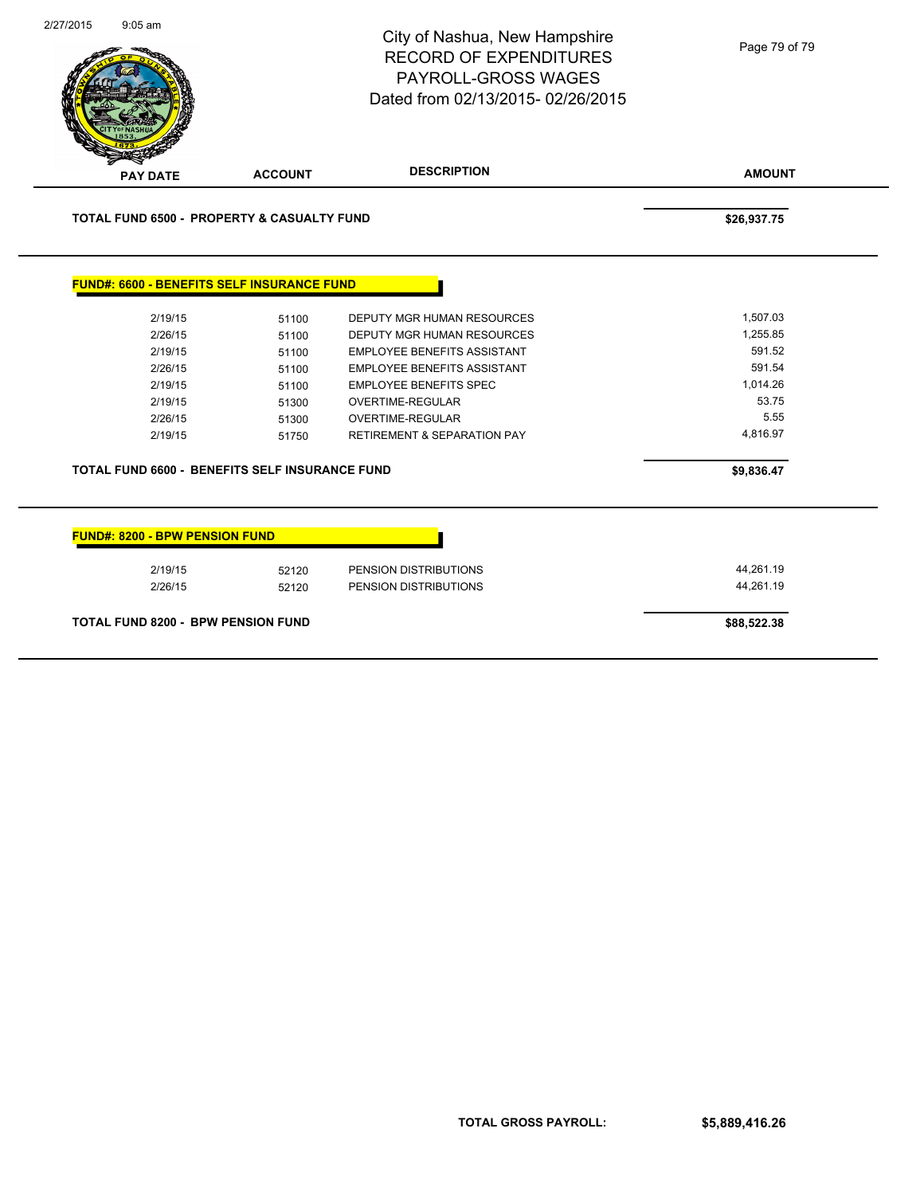# City of Nashua, New Hampshire
## RECORD OF EXPENDITURES
## PAYROLL-GROSS WAGES
### Dated from 02/13/2015- 02/26/2015

| PAY DATE | ACCOUNT | DESCRIPTION | AMOUNT |
|---|---|---|---|
| **TOTAL FUND 6500 - PROPERTY & CASUALTY FUND** | | | **$26,937.75** |

**FUND#: 6600 - BENEFITS SELF INSURANCE FUND**

| PAY DATE | ACCOUNT | DESCRIPTION | AMOUNT |
|---|---|---|---|
| 2/19/15 | 51100 | DEPUTY MGR HUMAN RESOURCES | 1,507.03 |
| 2/26/15 | 51100 | DEPUTY MGR HUMAN RESOURCES | 1,255.85 |
| 2/19/15 | 51100 | EMPLOYEE BENEFITS ASSISTANT | 591.52 |
| 2/26/15 | 51100 | EMPLOYEE BENEFITS ASSISTANT | 591.54 |
| 2/19/15 | 51100 | EMPLOYEE BENEFITS SPEC | 1,014.26 |
| 2/19/15 | 51300 | OVERTIME-REGULAR | 53.75 |
| 2/26/15 | 51300 | OVERTIME-REGULAR | 5.55 |
| 2/19/15 | 51750 | RETIREMENT & SEPARATION PAY | 4,816.97 |
| **TOTAL FUND 6600 - BENEFITS SELF INSURANCE FUND** | | | **$9,836.47** |

**FUND#: 8200 - BPW PENSION FUND**

| PAY DATE | ACCOUNT | DESCRIPTION | AMOUNT |
|---|---|---|---|
| 2/19/15 | 52120 | PENSION DISTRIBUTIONS | 44,261.19 |
| 2/26/15 | 52120 | PENSION DISTRIBUTIONS | 44,261.19 |
| **TOTAL FUND 8200 - BPW PENSION FUND** | | | **$88,522.38** |

**TOTAL GROSS PAYROLL: $5,889,416.26**